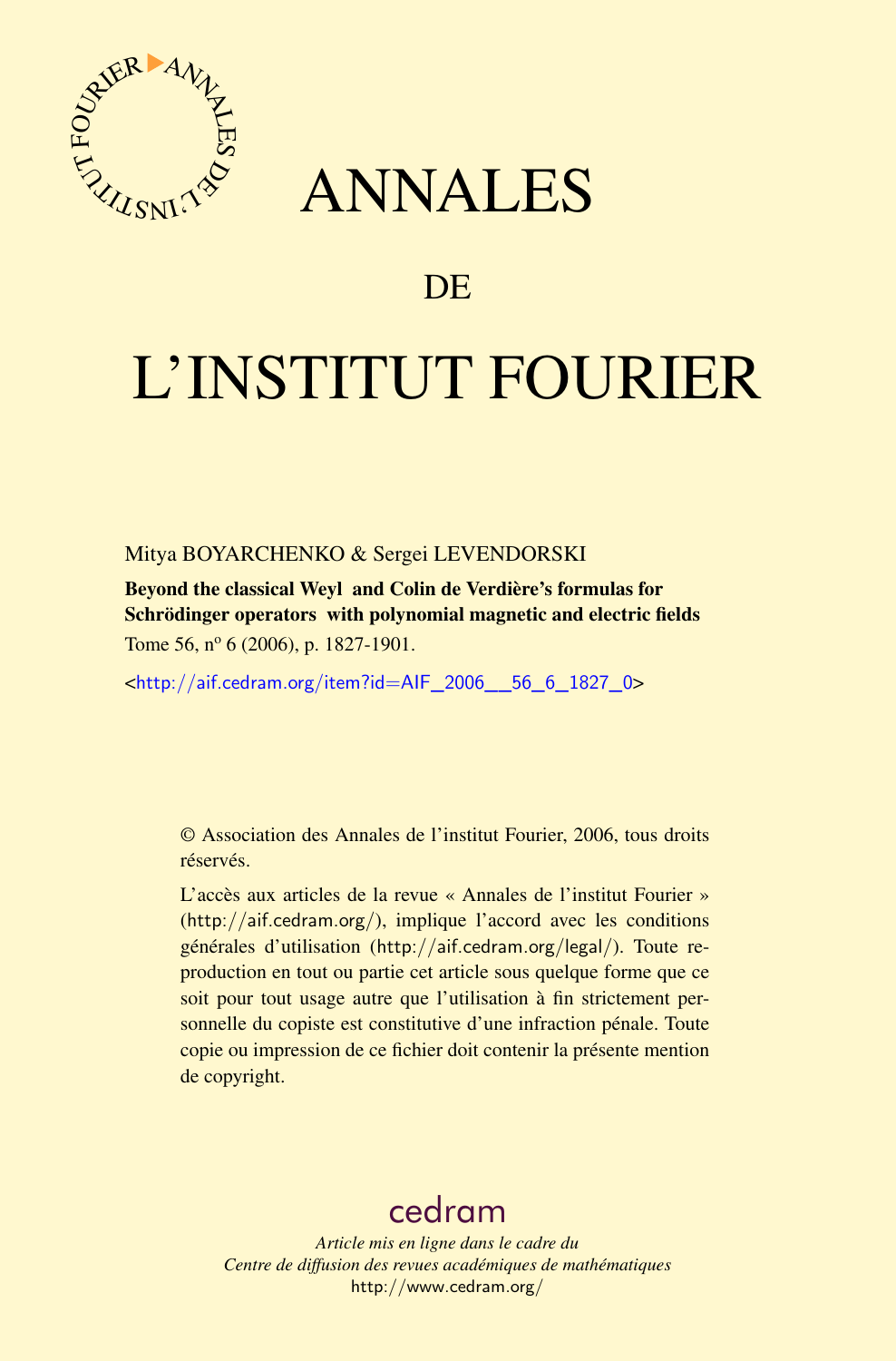# ANNALES

## DE

# L'INSTITUT FOURIER

Mitya BOYARCHENKO & Sergei LEVENDORSKI

**Beyond the classical Weyl and Colin de Verdière's formulas for Schrödinger operators with polynomial magnetic and electric fields**

Tome 56, nº 6 (2006), p. 1827-1901.

<http://aif.cedram.org/item?id=AIF_2006__56_6_1827_0>

© Association des Annales de l'institut Fourier, 2006, tous droits réservés.

L'accès aux articles de la revue « Annales de l'institut Fourier » (http://aif.cedram.org/), implique l'accord avec les conditions générales d'utilisation (http://aif.cedram.org/legal/). Toute reproduction en tout ou partie cet article sous quelque forme que ce soit pour tout usage autre que l'utilisation à fin strictement personnelle du copiste est constitutive d'une infraction pénale. Toute copie ou impression de ce fichier doit contenir la présente mention de copyright.

cedram

*Article mis en ligne dans le cadre du*
*Centre de diffusion des revues académiques de mathématiques*
http://www.cedram.org/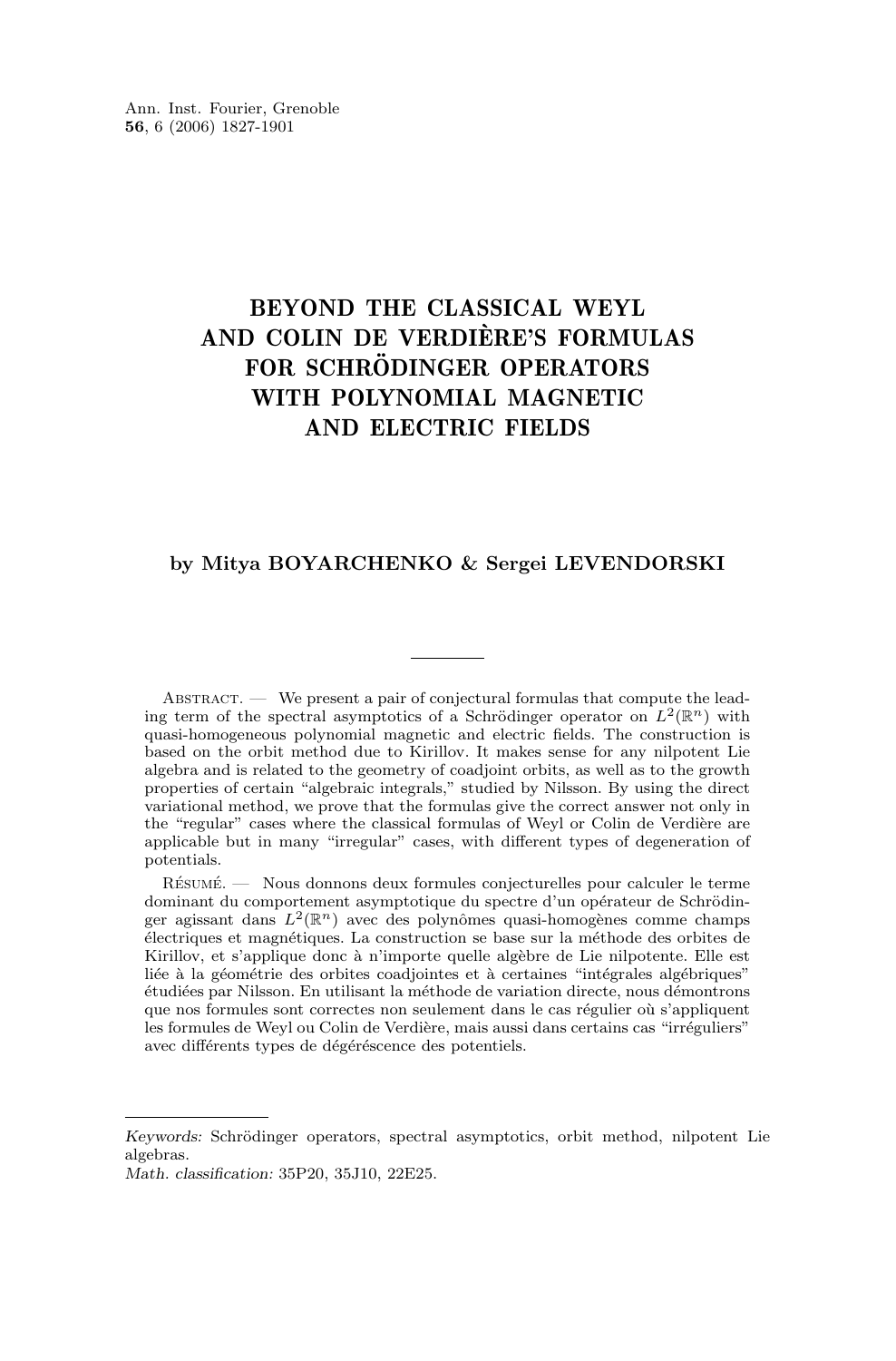# BEYOND THE CLASSICAL WEYL AND COLIN DE VERDIÈRE'S FORMULAS FOR SCHRÖDINGER OPERATORS WITH POLYNOMIAL MAGNETIC AND ELECTRIC FIELDS

**by Mitya BOYARCHENKO & Sergei LEVENDORSKI**

---

Abstract. — We present a pair of conjectural formulas that compute the leading term of the spectral asymptotics of a Schrödinger operator on $L^2(\mathbb{R}^n)$ with quasi-homogeneous polynomial magnetic and electric fields. The construction is based on the orbit method due to Kirillov. It makes sense for any nilpotent Lie algebra and is related to the geometry of coadjoint orbits, as well as to the growth properties of certain "algebraic integrals," studied by Nilsson. By using the direct variational method, we prove that the formulas give the correct answer not only in the "regular" cases where the classical formulas of Weyl or Colin de Verdière are applicable but in many "irregular" cases, with different types of degeneration of potentials.

Résumé. — Nous donnons deux formules conjecturelles pour calculer le terme dominant du comportement asymptotique du spectre d'un opérateur de Schrödinger agissant dans $L^2(\mathbb{R}^n)$ avec des polynômes quasi-homogènes comme champs électriques et magnétiques. La construction se base sur la méthode des orbites de Kirillov, et s'applique donc à n'importe quelle algèbre de Lie nilpotente. Elle est liée à la géométrie des orbites coadjointes et à certaines "intégrales algébriques" étudiées par Nilsson. En utilisant la méthode de variation directe, nous démontrons que nos formules sont correctes non seulement dans le cas régulier où s'appliquent les formules de Weyl ou Colin de Verdière, mais aussi dans certains cas "irréguliers" avec différents types de dégéréscence des potentiels.

---

*Keywords:* Schrödinger operators, spectral asymptotics, orbit method, nilpotent Lie algebras.
*Math. classification:* 35P20, 35J10, 22E25.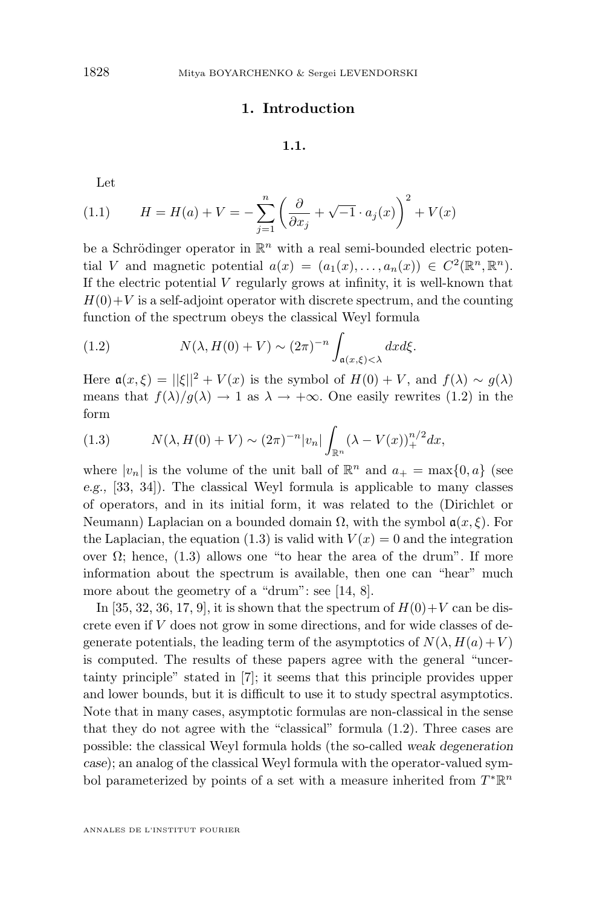## 1. Introduction

### 1.1.

Let

$$H = H(a) + V = -\sum_{j=1}^{n}\left(\frac{\partial}{\partial x_j} + \sqrt{-1}\cdot a_j(x)\right)^2 + V(x) \tag{1.1}$$

be a Schrödinger operator in $\mathbb{R}^n$ with a real semi-bounded electric potential $V$ and magnetic potential $a(x) = (a_1(x), \dots, a_n(x)) \in C^2(\mathbb{R}^n, \mathbb{R}^n)$. If the electric potential $V$ regularly grows at infinity, it is well-known that $H(0)+V$ is a self-adjoint operator with discrete spectrum, and the counting function of the spectrum obeys the classical Weyl formula

$$N(\lambda, H(0) + V) \sim (2\pi)^{-n}\int_{\mathfrak{a}(x,\xi)<\lambda} dx d\xi. \tag{1.2}$$

Here $\mathfrak{a}(x, \xi) = ||\xi||^2 + V(x)$ is the symbol of $H(0) + V$, and $f(\lambda) \sim g(\lambda)$ means that $f(\lambda)/g(\lambda) \to 1$ as $\lambda \to +\infty$. One easily rewrites (1.2) in the form

$$N(\lambda, H(0) + V) \sim (2\pi)^{-n}|v_n|\int_{\mathbb{R}^n}(\lambda - V(x))_+^{n/2}dx, \tag{1.3}$$

where $|v_n|$ is the volume of the unit ball of $\mathbb{R}^n$ and $a_+ = \max\{0, a\}$ (see *e.g.*, [33, 34]). The classical Weyl formula is applicable to many classes of operators, and in its initial form, it was related to the (Dirichlet or Neumann) Laplacian on a bounded domain $\Omega$, with the symbol $\mathfrak{a}(x, \xi)$. For the Laplacian, the equation (1.3) is valid with $V(x) = 0$ and the integration over $\Omega$; hence, (1.3) allows one "to hear the area of the drum". If more information about the spectrum is available, then one can "hear" much more about the geometry of a "drum": see [14, 8].

In [35, 32, 36, 17, 9], it is shown that the spectrum of $H(0)+V$ can be discrete even if $V$ does not grow in some directions, and for wide classes of degenerate potentials, the leading term of the asymptotics of $N(\lambda, H(a)+V)$ is computed. The results of these papers agree with the general "uncertainty principle" stated in [7]; it seems that this principle provides upper and lower bounds, but it is difficult to use it to study spectral asymptotics. Note that in many cases, asymptotic formulas are non-classical in the sense that they do not agree with the "classical" formula (1.2). Three cases are possible: the classical Weyl formula holds (the so-called *weak degeneration case*); an analog of the classical Weyl formula with the operator-valued symbol parameterized by points of a set with a measure inherited from $T^*\mathbb{R}^n$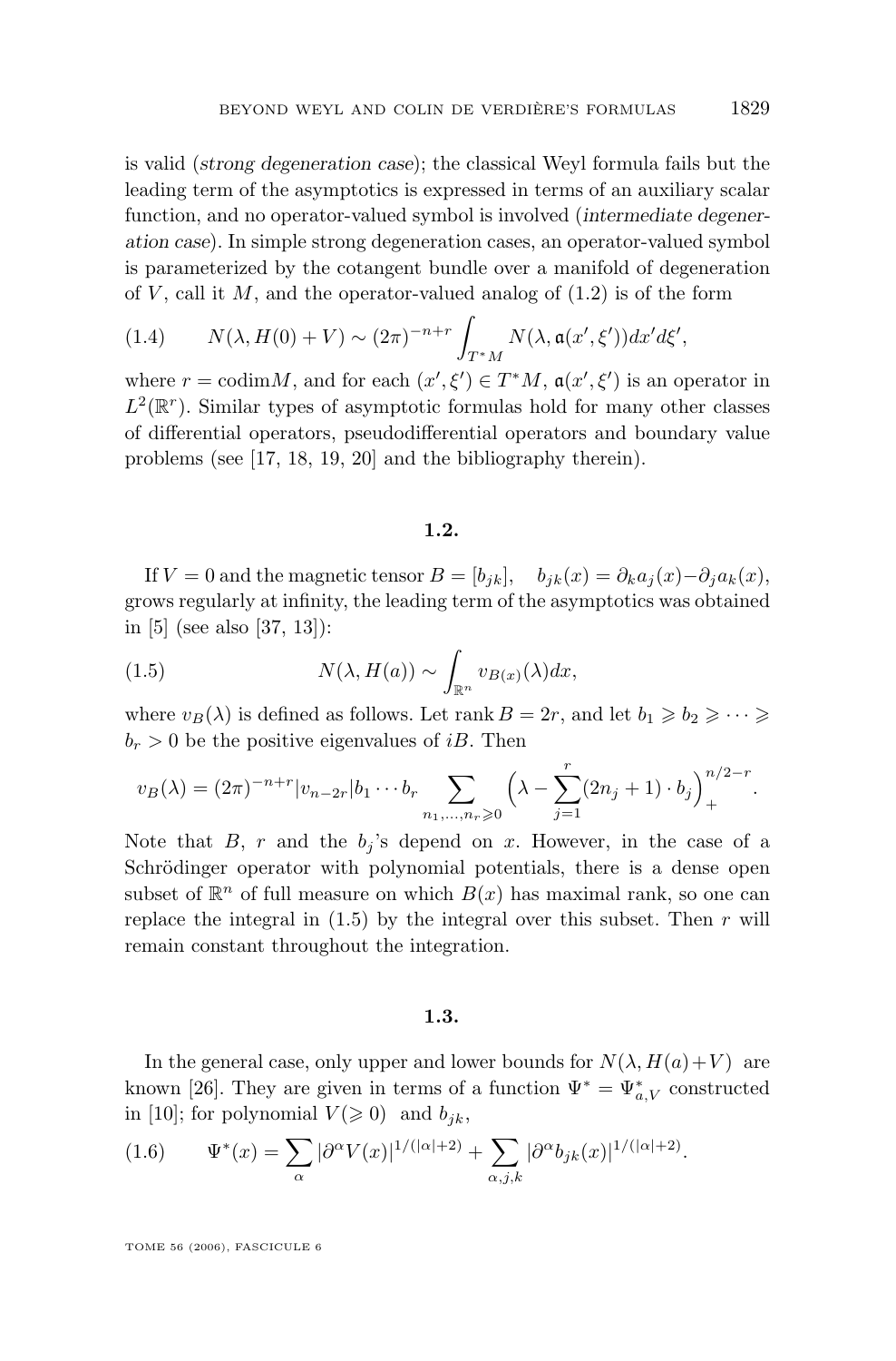is valid (*strong degeneration case*); the classical Weyl formula fails but the leading term of the asymptotics is expressed in terms of an auxiliary scalar function, and no operator-valued symbol is involved (*intermediate degeneration case*). In simple strong degeneration cases, an operator-valued symbol is parameterized by the cotangent bundle over a manifold of degeneration of $V$, call it $M$, and the operator-valued analog of (1.2) is of the form

$$N(\lambda, H(0)+V) \sim (2\pi)^{-n+r} \int_{T^*M} N(\lambda, \mathfrak{a}(x', \xi'))dx'd\xi', \tag{1.4}$$

where $r = \operatorname{codim} M$, and for each $(x', \xi') \in T^*M$, $\mathfrak{a}(x', \xi')$ is an operator in $L^2(\mathbb{R}^r)$. Similar types of asymptotic formulas hold for many other classes of differential operators, pseudodifferential operators and boundary value problems (see [17, 18, 19, 20] and the bibliography therein).

## 1.2.

If $V = 0$ and the magnetic tensor $B = [b_{jk}]$, $\quad b_{jk}(x) = \partial_k a_j(x) - \partial_j a_k(x)$, grows regularly at infinity, the leading term of the asymptotics was obtained in [5] (see also [37, 13]):

$$N(\lambda, H(a)) \sim \int_{\mathbb{R}^n} v_{B(x)}(\lambda)dx, \tag{1.5}$$

where $v_B(\lambda)$ is defined as follows. Let $\operatorname{rank} B = 2r$, and let $b_1 \geqslant b_2 \geqslant \cdots \geqslant b_r > 0$ be the positive eigenvalues of $iB$. Then

$$v_B(\lambda) = (2\pi)^{-n+r}|v_{n-2r}|b_1 \cdots b_r \sum_{n_1,\ldots,n_r \geqslant 0} \Big(\lambda - \sum_{j=1}^{r}(2n_j+1)\cdot b_j\Big)_+^{n/2-r}.$$

Note that $B$, $r$ and the $b_j$'s depend on $x$. However, in the case of a Schrödinger operator with polynomial potentials, there is a dense open subset of $\mathbb{R}^n$ of full measure on which $B(x)$ has maximal rank, so one can replace the integral in (1.5) by the integral over this subset. Then $r$ will remain constant throughout the integration.

## 1.3.

In the general case, only upper and lower bounds for $N(\lambda, H(a)+V)$ are known [26]. They are given in terms of a function $\Psi^* = \Psi^*_{a,V}$ constructed in [10]; for polynomial $V(\geqslant 0)$ and $b_{jk}$,

$$\Psi^*(x) = \sum_{\alpha} |\partial^\alpha V(x)|^{1/(|\alpha|+2)} + \sum_{\alpha,j,k} |\partial^\alpha b_{jk}(x)|^{1/(|\alpha|+2)}. \tag{1.6}$$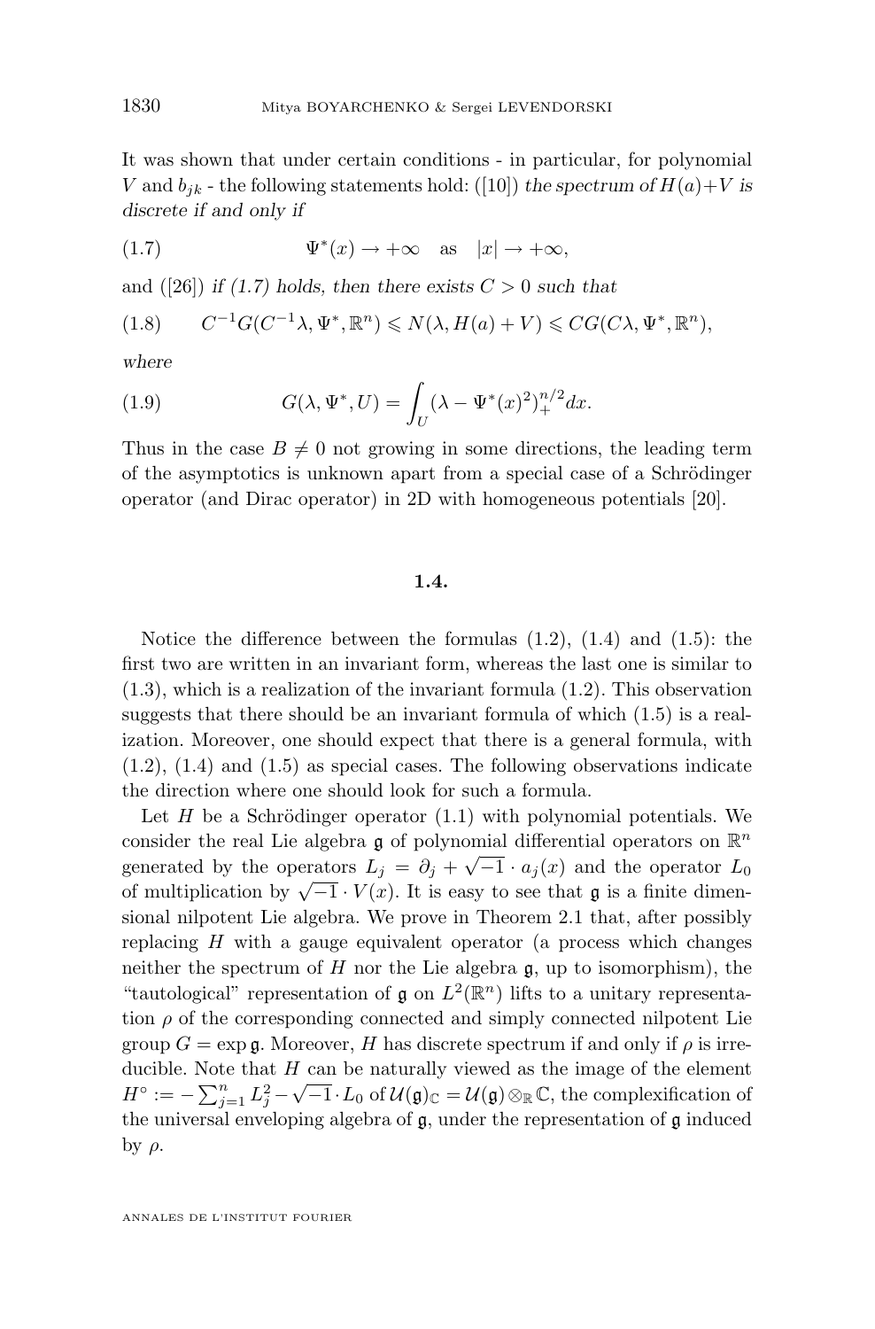It was shown that under certain conditions - in particular, for polynomial $V$ and $b_{jk}$ - the following statements hold: ([10]) *the spectrum of $H(a)+V$ is discrete if and only if*

$$\Psi^*(x) \to +\infty \quad \text{as} \quad |x| \to +\infty, \tag{1.7}$$

and ([26]) *if (1.7) holds, then there exists $C > 0$ such that*

$$C^{-1}G(C^{-1}\lambda, \Psi^*, \mathbb{R}^n) \leqslant N(\lambda, H(a)+V) \leqslant CG(C\lambda, \Psi^*, \mathbb{R}^n), \tag{1.8}$$

*where*

$$G(\lambda, \Psi^*, U) = \int_U (\lambda - \Psi^*(x)^2)_+^{n/2} dx. \tag{1.9}$$

Thus in the case $B \neq 0$ not growing in some directions, the leading term of the asymptotics is unknown apart from a special case of a Schrödinger operator (and Dirac operator) in 2D with homogeneous potentials [20].

### 1.4.

Notice the difference between the formulas (1.2), (1.4) and (1.5): the first two are written in an invariant form, whereas the last one is similar to (1.3), which is a realization of the invariant formula (1.2). This observation suggests that there should be an invariant formula of which (1.5) is a realization. Moreover, one should expect that there is a general formula, with (1.2), (1.4) and (1.5) as special cases. The following observations indicate the direction where one should look for such a formula.

Let $H$ be a Schrödinger operator (1.1) with polynomial potentials. We consider the real Lie algebra $\mathfrak{g}$ of polynomial differential operators on $\mathbb{R}^n$ generated by the operators $L_j = \partial_j + \sqrt{-1} \cdot a_j(x)$ and the operator $L_0$ of multiplication by $\sqrt{-1} \cdot V(x)$. It is easy to see that $\mathfrak{g}$ is a finite dimensional nilpotent Lie algebra. We prove in Theorem 2.1 that, after possibly replacing $H$ with a gauge equivalent operator (a process which changes neither the spectrum of $H$ nor the Lie algebra $\mathfrak{g}$, up to isomorphism), the "tautological" representation of $\mathfrak{g}$ on $L^2(\mathbb{R}^n)$ lifts to a unitary representation $\rho$ of the corresponding connected and simply connected nilpotent Lie group $G = \exp \mathfrak{g}$. Moreover, $H$ has discrete spectrum if and only if $\rho$ is irreducible. Note that $H$ can be naturally viewed as the image of the element $H^\circ := -\sum_{j=1}^n L_j^2 - \sqrt{-1} \cdot L_0$ of $\mathcal{U}(\mathfrak{g})_\mathbb{C} = \mathcal{U}(\mathfrak{g}) \otimes_\mathbb{R} \mathbb{C}$, the complexification of the universal enveloping algebra of $\mathfrak{g}$, under the representation of $\mathfrak{g}$ induced by $\rho$.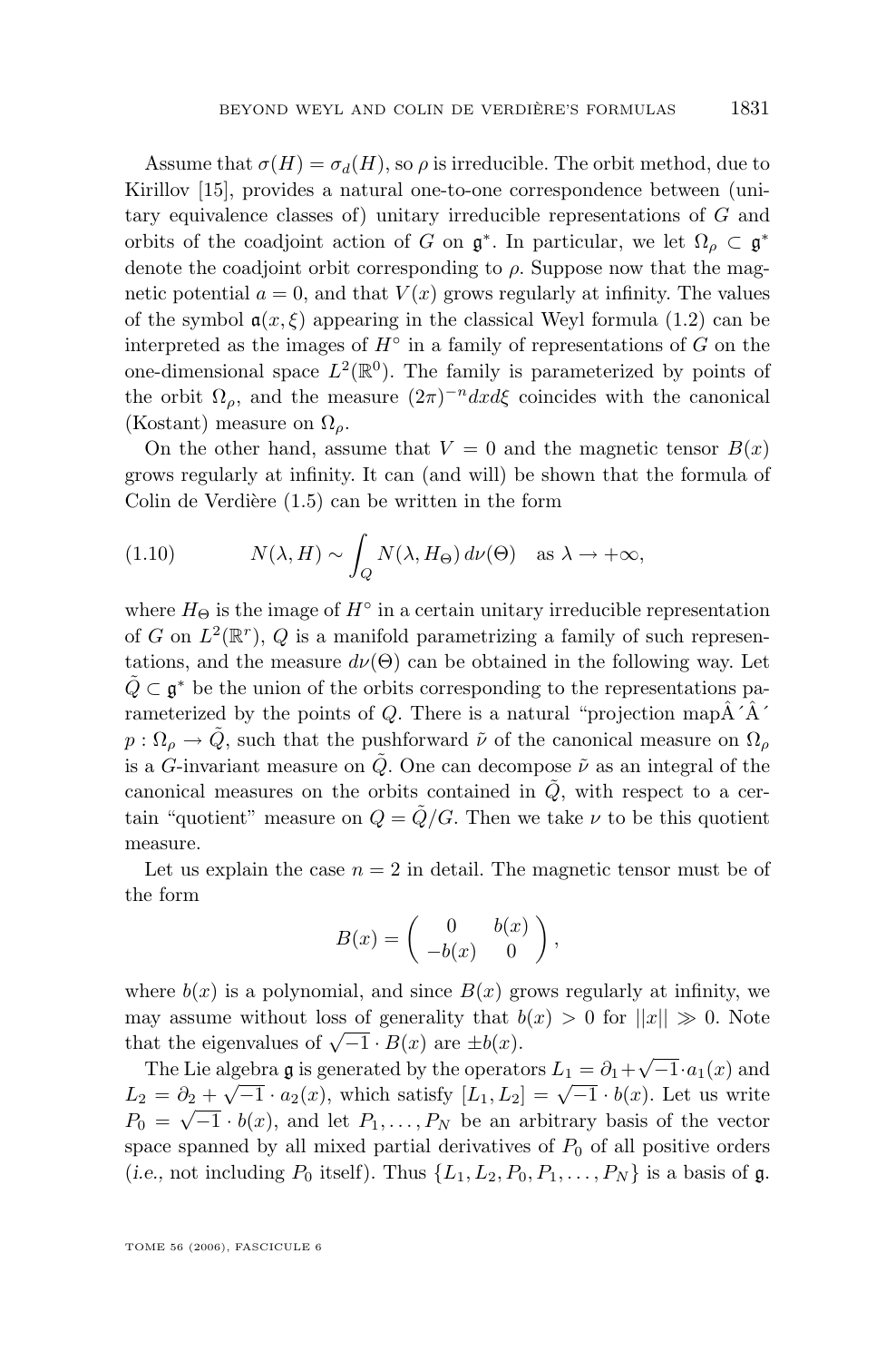Assume that $\sigma(H) = \sigma_d(H)$, so $\rho$ is irreducible. The orbit method, due to Kirillov [15], provides a natural one-to-one correspondence between (unitary equivalence classes of) unitary irreducible representations of $G$ and orbits of the coadjoint action of $G$ on $\mathfrak{g}^*$. In particular, we let $\Omega_\rho \subset \mathfrak{g}^*$ denote the coadjoint orbit corresponding to $\rho$. Suppose now that the magnetic potential $a = 0$, and that $V(x)$ grows regularly at infinity. The values of the symbol $\mathfrak{a}(x, \xi)$ appearing in the classical Weyl formula (1.2) can be interpreted as the images of $H^\circ$ in a family of representations of $G$ on the one-dimensional space $L^2(\mathbb{R}^0)$. The family is parameterized by points of the orbit $\Omega_\rho$, and the measure $(2\pi)^{-n} dx d\xi$ coincides with the canonical (Kostant) measure on $\Omega_\rho$.

On the other hand, assume that $V = 0$ and the magnetic tensor $B(x)$ grows regularly at infinity. It can (and will) be shown that the formula of Colin de Verdière (1.5) can be written in the form

$$N(\lambda, H) \sim \int_Q N(\lambda, H_\Theta)\, d\nu(\Theta) \quad \text{as } \lambda \to +\infty, \tag{1.10}$$

where $H_\Theta$ is the image of $H^\circ$ in a certain unitary irreducible representation of $G$ on $L^2(\mathbb{R}^r)$, $Q$ is a manifold parametrizing a family of such representations, and the measure $d\nu(\Theta)$ can be obtained in the following way. Let $\tilde{Q} \subset \mathfrak{g}^*$ be the union of the orbits corresponding to the representations parameterized by the points of $Q$. There is a natural "projection mapÂ´Â´ $p : \Omega_\rho \to \tilde{Q}$, such that the pushforward $\tilde{\nu}$ of the canonical measure on $\Omega_\rho$ is a $G$-invariant measure on $\tilde{Q}$. One can decompose $\tilde{\nu}$ as an integral of the canonical measures on the orbits contained in $\tilde{Q}$, with respect to a certain "quotient" measure on $Q = \tilde{Q}/G$. Then we take $\nu$ to be this quotient measure.

Let us explain the case $n = 2$ in detail. The magnetic tensor must be of the form

$$B(x) = \begin{pmatrix} 0 & b(x) \\ -b(x) & 0 \end{pmatrix},$$

where $b(x)$ is a polynomial, and since $B(x)$ grows regularly at infinity, we may assume without loss of generality that $b(x) > 0$ for $\|x\| \gg 0$. Note that the eigenvalues of $\sqrt{-1} \cdot B(x)$ are $\pm b(x)$.

The Lie algebra $\mathfrak{g}$ is generated by the operators $L_1 = \partial_1 + \sqrt{-1} \cdot a_1(x)$ and $L_2 = \partial_2 + \sqrt{-1} \cdot a_2(x)$, which satisfy $[L_1, L_2] = \sqrt{-1} \cdot b(x)$. Let us write $P_0 = \sqrt{-1} \cdot b(x)$, and let $P_1, \ldots, P_N$ be an arbitrary basis of the vector space spanned by all mixed partial derivatives of $P_0$ of all positive orders (*i.e.*, not including $P_0$ itself). Thus $\{L_1, L_2, P_0, P_1, \ldots, P_N\}$ is a basis of $\mathfrak{g}$.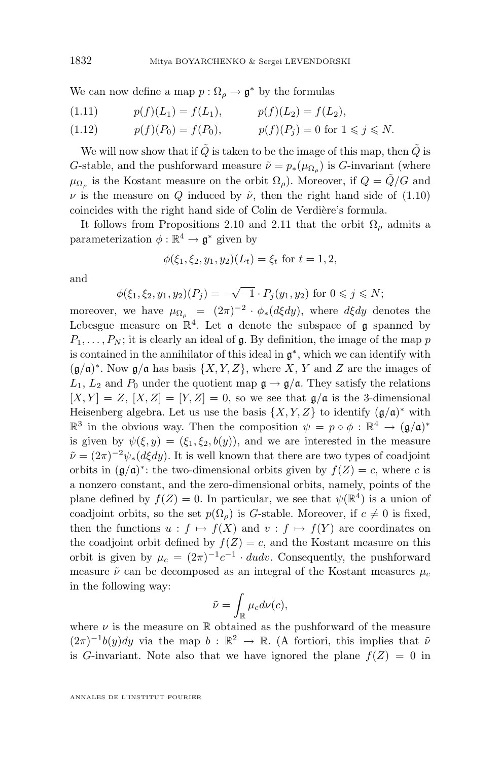We can now define a map $p : \Omega_\rho \to \mathfrak{g}^*$ by the formulas

$$p(f)(L_1) = f(L_1), \qquad p(f)(L_2) = f(L_2), \tag{1.11}$$

$$p(f)(P_0) = f(P_0), \qquad p(f)(P_j) = 0 \text{ for } 1 \leqslant j \leqslant N. \tag{1.12}$$

We will now show that if $\tilde{Q}$ is taken to be the image of this map, then $\tilde{Q}$ is $G$-stable, and the pushforward measure $\tilde{\nu} = p_*(\mu_{\Omega_\rho})$ is $G$-invariant (where $\mu_{\Omega_\rho}$ is the Kostant measure on the orbit $\Omega_\rho$). Moreover, if $Q = \tilde{Q}/G$ and $\nu$ is the measure on $Q$ induced by $\tilde{\nu}$, then the right hand side of (1.10) coincides with the right hand side of Colin de Verdière's formula.

It follows from Propositions 2.10 and 2.11 that the orbit $\Omega_\rho$ admits a parameterization $\phi : \mathbb{R}^4 \to \mathfrak{g}^*$ given by

$$\phi(\xi_1, \xi_2, y_1, y_2)(L_t) = \xi_t \text{ for } t = 1, 2,$$

and

$$\phi(\xi_1, \xi_2, y_1, y_2)(P_j) = -\sqrt{-1} \cdot P_j(y_1, y_2) \text{ for } 0 \leqslant j \leqslant N;$$

moreover, we have $\mu_{\Omega_\rho} = (2\pi)^{-2} \cdot \phi_*(d\xi dy)$, where $d\xi dy$ denotes the Lebesgue measure on $\mathbb{R}^4$. Let $\mathfrak{a}$ denote the subspace of $\mathfrak{g}$ spanned by $P_1, \ldots, P_N$; it is clearly an ideal of $\mathfrak{g}$. By definition, the image of the map $p$ is contained in the annihilator of this ideal in $\mathfrak{g}^*$, which we can identify with $(\mathfrak{g}/\mathfrak{a})^*$. Now $\mathfrak{g}/\mathfrak{a}$ has basis $\{X, Y, Z\}$, where $X$, $Y$ and $Z$ are the images of $L_1$, $L_2$ and $P_0$ under the quotient map $\mathfrak{g} \to \mathfrak{g}/\mathfrak{a}$. They satisfy the relations $[X, Y] = Z$, $[X, Z] = [Y, Z] = 0$, so we see that $\mathfrak{g}/\mathfrak{a}$ is the 3-dimensional Heisenberg algebra. Let us use the basis $\{X, Y, Z\}$ to identify $(\mathfrak{g}/\mathfrak{a})^*$ with $\mathbb{R}^3$ in the obvious way. Then the composition $\psi = p \circ \phi : \mathbb{R}^4 \to (\mathfrak{g}/\mathfrak{a})^*$ is given by $\psi(\xi, y) = (\xi_1, \xi_2, b(y))$, and we are interested in the measure $\tilde{\nu} = (2\pi)^{-2}\psi_*(d\xi dy)$. It is well known that there are two types of coadjoint orbits in $(\mathfrak{g}/\mathfrak{a})^*$: the two-dimensional orbits given by $f(Z) = c$, where $c$ is a nonzero constant, and the zero-dimensional orbits, namely, points of the plane defined by $f(Z) = 0$. In particular, we see that $\psi(\mathbb{R}^4)$ is a union of coadjoint orbits, so the set $p(\Omega_\rho)$ is $G$-stable. Moreover, if $c \neq 0$ is fixed, then the functions $u : f \mapsto f(X)$ and $v : f \mapsto f(Y)$ are coordinates on the coadjoint orbit defined by $f(Z) = c$, and the Kostant measure on this orbit is given by $\mu_c = (2\pi)^{-1}c^{-1} \cdot dudv$. Consequently, the pushforward measure $\tilde{\nu}$ can be decomposed as an integral of the Kostant measures $\mu_c$ in the following way:

$$\tilde{\nu} = \int_{\mathbb{R}} \mu_c d\nu(c),$$

where $\nu$ is the measure on $\mathbb{R}$ obtained as the pushforward of the measure $(2\pi)^{-1}b(y)dy$ via the map $b : \mathbb{R}^2 \to \mathbb{R}$. (A fortiori, this implies that $\tilde{\nu}$ is $G$-invariant. Note also that we have ignored the plane $f(Z) = 0$ in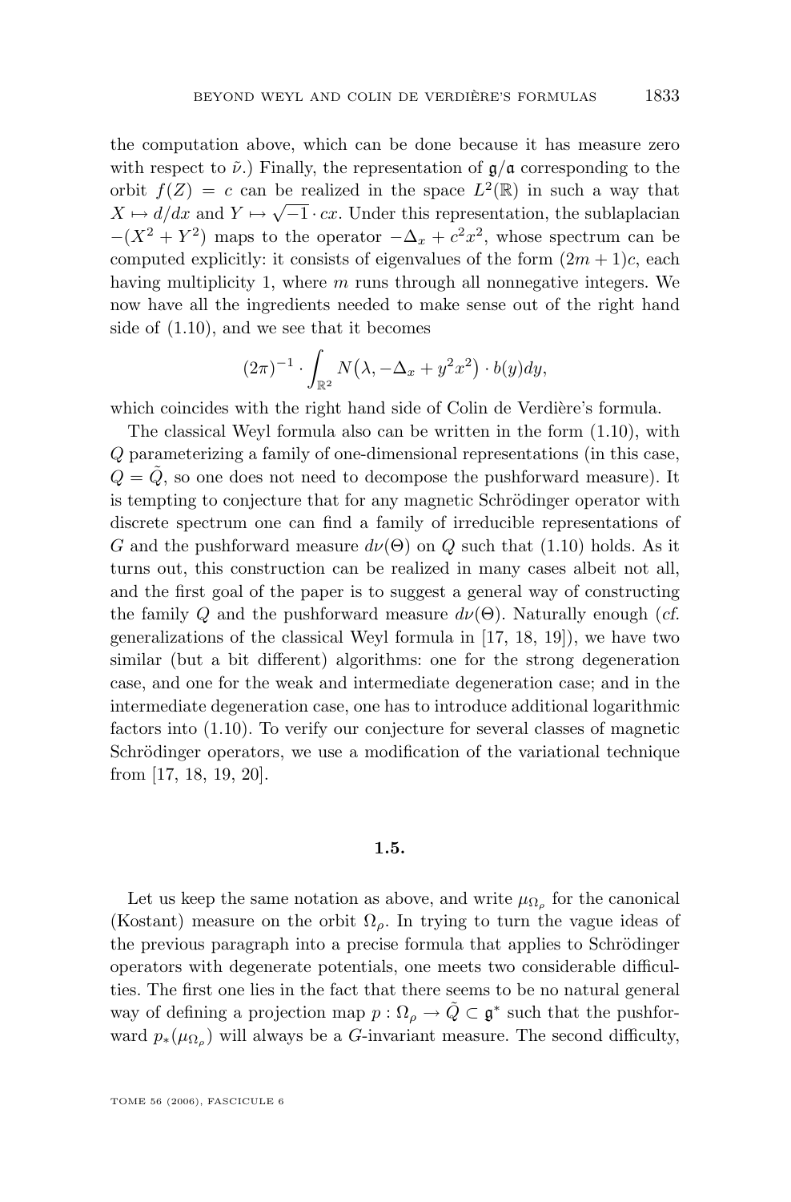the computation above, which can be done because it has measure zero with respect to $\tilde{\nu}$.) Finally, the representation of $\mathfrak{g}/\mathfrak{a}$ corresponding to the orbit $f(Z) = c$ can be realized in the space $L^2(\mathbb{R})$ in such a way that $X \mapsto d/dx$ and $Y \mapsto \sqrt{-1} \cdot cx$. Under this representation, the sublaplacian $-(X^2 + Y^2)$ maps to the operator $-\Delta_x + c^2x^2$, whose spectrum can be computed explicitly: it consists of eigenvalues of the form $(2m+1)c$, each having multiplicity 1, where $m$ runs through all nonnegative integers. We now have all the ingredients needed to make sense out of the right hand side of (1.10), and we see that it becomes

$$(2\pi)^{-1} \cdot \int_{\mathbb{R}^2} N\big(\lambda, -\Delta_x + y^2x^2\big) \cdot b(y)dy,$$

which coincides with the right hand side of Colin de Verdière's formula.

The classical Weyl formula also can be written in the form (1.10), with $Q$ parameterizing a family of one-dimensional representations (in this case, $Q = \tilde{Q}$, so one does not need to decompose the pushforward measure). It is tempting to conjecture that for any magnetic Schrödinger operator with discrete spectrum one can find a family of irreducible representations of $G$ and the pushforward measure $d\nu(\Theta)$ on $Q$ such that (1.10) holds. As it turns out, this construction can be realized in many cases albeit not all, and the first goal of the paper is to suggest a general way of constructing the family $Q$ and the pushforward measure $d\nu(\Theta)$. Naturally enough (*cf.* generalizations of the classical Weyl formula in [17, 18, 19]), we have two similar (but a bit different) algorithms: one for the strong degeneration case, and one for the weak and intermediate degeneration case; and in the intermediate degeneration case, one has to introduce additional logarithmic factors into (1.10). To verify our conjecture for several classes of magnetic Schrödinger operators, we use a modification of the variational technique from [17, 18, 19, 20].

### 1.5.

Let us keep the same notation as above, and write $\mu_{\Omega_\rho}$ for the canonical (Kostant) measure on the orbit $\Omega_\rho$. In trying to turn the vague ideas of the previous paragraph into a precise formula that applies to Schrödinger operators with degenerate potentials, one meets two considerable difficulties. The first one lies in the fact that there seems to be no natural general way of defining a projection map $p : \Omega_\rho \to \tilde{Q} \subset \mathfrak{g}^*$ such that the pushforward $p_*(\mu_{\Omega_\rho})$ will always be a $G$-invariant measure. The second difficulty,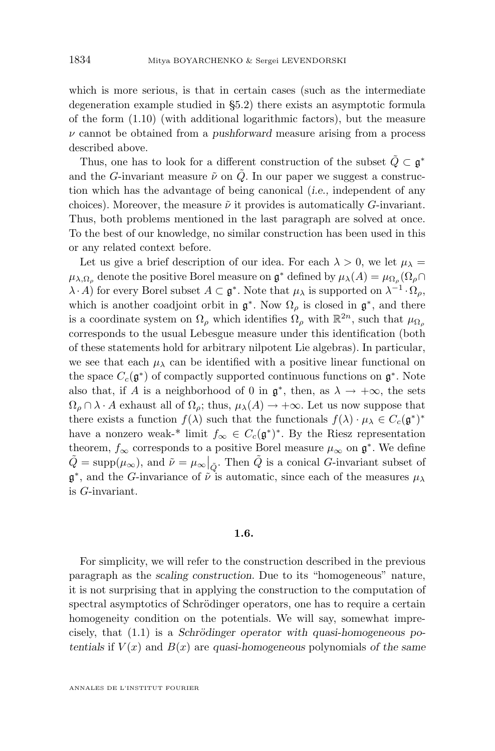which is more serious, is that in certain cases (such as the intermediate degeneration example studied in §5.2) there exists an asymptotic formula of the form (1.10) (with additional logarithmic factors), but the measure $\nu$ cannot be obtained from a *pushforward* measure arising from a process described above.

Thus, one has to look for a different construction of the subset $\tilde{Q} \subset \mathfrak{g}^*$ and the $G$-invariant measure $\tilde{\nu}$ on $\tilde{Q}$. In our paper we suggest a construction which has the advantage of being canonical (*i.e.,* independent of any choices). Moreover, the measure $\tilde{\nu}$ it provides is automatically $G$-invariant. Thus, both problems mentioned in the last paragraph are solved at once. To the best of our knowledge, no similar construction has been used in this or any related context before.

Let us give a brief description of our idea. For each $\lambda > 0$, we let $\mu_\lambda = \mu_{\lambda,\Omega_\rho}$ denote the positive Borel measure on $\mathfrak{g}^*$ defined by $\mu_\lambda(A) = \mu_{\Omega_\rho}(\Omega_\rho \cap \lambda \cdot A)$ for every Borel subset $A \subset \mathfrak{g}^*$. Note that $\mu_\lambda$ is supported on $\lambda^{-1} \cdot \Omega_\rho$, which is another coadjoint orbit in $\mathfrak{g}^*$. Now $\Omega_\rho$ is closed in $\mathfrak{g}^*$, and there is a coordinate system on $\Omega_\rho$ which identifies $\Omega_\rho$ with $\mathbb{R}^{2n}$, such that $\mu_{\Omega_\rho}$ corresponds to the usual Lebesgue measure under this identification (both of these statements hold for arbitrary nilpotent Lie algebras). In particular, we see that each $\mu_\lambda$ can be identified with a positive linear functional on the space $C_c(\mathfrak{g}^*)$ of compactly supported continuous functions on $\mathfrak{g}^*$. Note also that, if $A$ is a neighborhood of 0 in $\mathfrak{g}^*$, then, as $\lambda \to +\infty$, the sets $\Omega_\rho \cap \lambda \cdot A$ exhaust all of $\Omega_\rho$; thus, $\mu_\lambda(A) \to +\infty$. Let us now suppose that there exists a function $f(\lambda)$ such that the functionals $f(\lambda) \cdot \mu_\lambda \in C_c(\mathfrak{g}^*)^*$ have a nonzero weak-* limit $f_\infty \in C_c(\mathfrak{g}^*)^*$. By the Riesz representation theorem, $f_\infty$ corresponds to a positive Borel measure $\mu_\infty$ on $\mathfrak{g}^*$. We define $\tilde{Q} = \operatorname{supp}(\mu_\infty)$, and $\tilde{\nu} = \mu_\infty\big|_{\tilde{Q}}$. Then $\tilde{Q}$ is a conical $G$-invariant subset of $\mathfrak{g}^*$, and the $G$-invariance of $\tilde{\nu}$ is automatic, since each of the measures $\mu_\lambda$ is $G$-invariant.

### 1.6.

For simplicity, we will refer to the construction described in the previous paragraph as the *scaling construction*. Due to its "homogeneous" nature, it is not surprising that in applying the construction to the computation of spectral asymptotics of Schrödinger operators, one has to require a certain homogeneity condition on the potentials. We will say, somewhat imprecisely, that (1.1) is a *Schrödinger operator with quasi-homogeneous potentials* if $V(x)$ and $B(x)$ are *quasi-homogeneous* polynomials *of the same*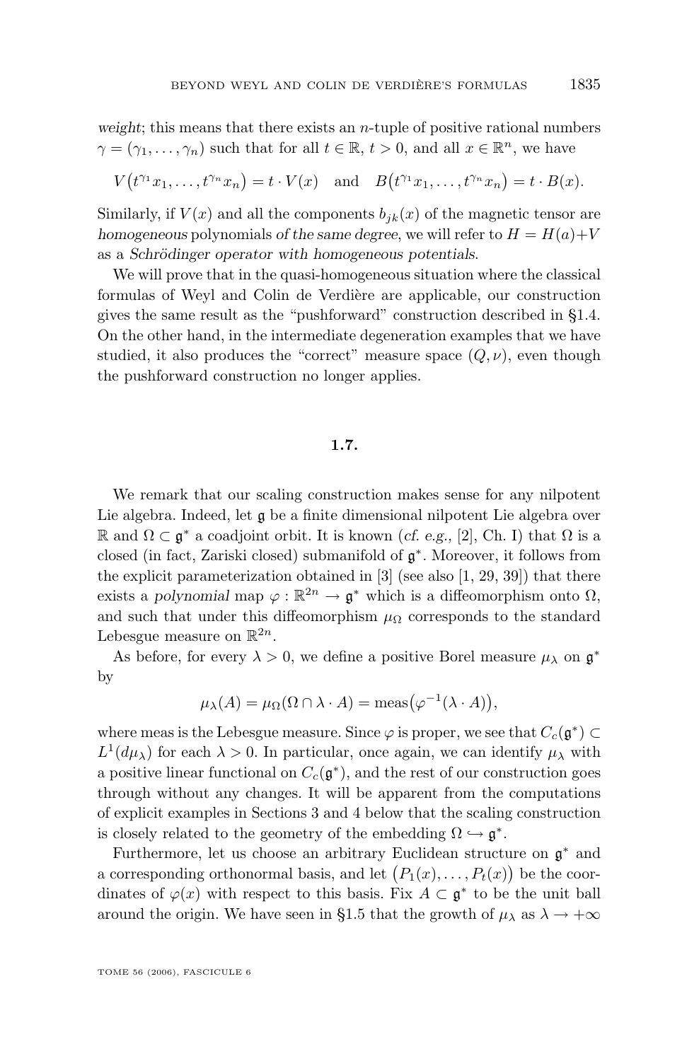*weight*; this means that there exists an $n$-tuple of positive rational numbers $\gamma = (\gamma_1, \dots, \gamma_n)$ such that for all $t \in \mathbb{R}$, $t > 0$, and all $x \in \mathbb{R}^n$, we have

$$V\big(t^{\gamma_1} x_1, \dots, t^{\gamma_n} x_n\big) = t \cdot V(x) \quad \text{and} \quad B\big(t^{\gamma_1} x_1, \dots, t^{\gamma_n} x_n\big) = t \cdot B(x).$$

Similarly, if $V(x)$ and all the components $b_{jk}(x)$ of the magnetic tensor are *homogeneous* polynomials *of the same degree*, we will refer to $H = H(a)+V$ as a *Schrödinger operator with homogeneous potentials*.

We will prove that in the quasi-homogeneous situation where the classical formulas of Weyl and Colin de Verdière are applicable, our construction gives the same result as the "pushforward" construction described in §1.4. On the other hand, in the intermediate degeneration examples that we have studied, it also produces the "correct" measure space $(Q, \nu)$, even though the pushforward construction no longer applies.

## 1.7.

We remark that our scaling construction makes sense for any nilpotent Lie algebra. Indeed, let $\mathfrak{g}$ be a finite dimensional nilpotent Lie algebra over $\mathbb{R}$ and $\Omega \subset \mathfrak{g}^*$ a coadjoint orbit. It is known (*cf. e.g.,* [2], Ch. I) that $\Omega$ is a closed (in fact, Zariski closed) submanifold of $\mathfrak{g}^*$. Moreover, it follows from the explicit parameterization obtained in [3] (see also [1, 29, 39]) that there exists a *polynomial* map $\varphi : \mathbb{R}^{2n} \to \mathfrak{g}^*$ which is a diffeomorphism onto $\Omega$, and such that under this diffeomorphism $\mu_\Omega$ corresponds to the standard Lebesgue measure on $\mathbb{R}^{2n}$.

As before, for every $\lambda > 0$, we define a positive Borel measure $\mu_\lambda$ on $\mathfrak{g}^*$ by

$$\mu_\lambda(A) = \mu_\Omega(\Omega \cap \lambda \cdot A) = \operatorname{meas}\big(\varphi^{-1}(\lambda \cdot A)\big),$$

where meas is the Lebesgue measure. Since $\varphi$ is proper, we see that $C_c(\mathfrak{g}^*) \subset L^1(d\mu_\lambda)$ for each $\lambda > 0$. In particular, once again, we can identify $\mu_\lambda$ with a positive linear functional on $C_c(\mathfrak{g}^*)$, and the rest of our construction goes through without any changes. It will be apparent from the computations of explicit examples in Sections 3 and 4 below that the scaling construction is closely related to the geometry of the embedding $\Omega \hookrightarrow \mathfrak{g}^*$.

Furthermore, let us choose an arbitrary Euclidean structure on $\mathfrak{g}^*$ and a corresponding orthonormal basis, and let $\big(P_1(x), \dots, P_t(x)\big)$ be the coordinates of $\varphi(x)$ with respect to this basis. Fix $A \subset \mathfrak{g}^*$ to be the unit ball around the origin. We have seen in §1.5 that the growth of $\mu_\lambda$ as $\lambda \to +\infty$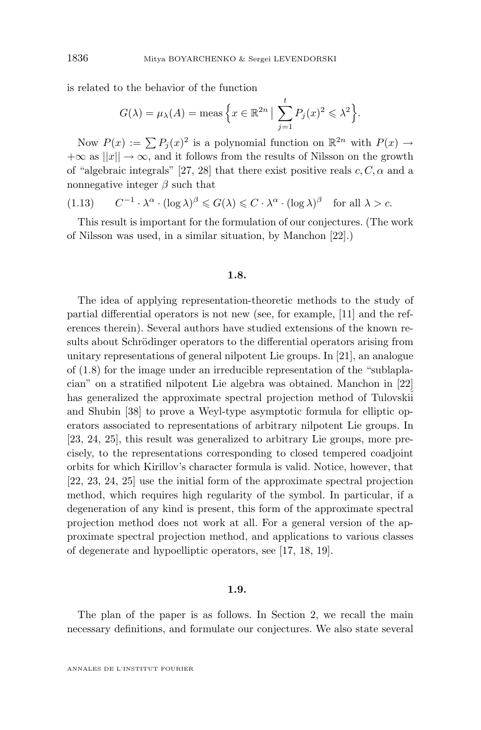is related to the behavior of the function

$$G(\lambda) = \mu_\lambda(A) = \operatorname{meas}\Big\{x \in \mathbb{R}^{2n} \mid \sum_{j=1}^{t} P_j(x)^2 \leqslant \lambda^2\Big\}.$$

Now $P(x) := \sum P_j(x)^2$ is a polynomial function on $\mathbb{R}^{2n}$ with $P(x) \to +\infty$ as $||x|| \to \infty$, and it follows from the results of Nilsson on the growth of "algebraic integrals" [27, 28] that there exist positive reals $c, C, \alpha$ and a nonnegative integer $\beta$ such that

$$C^{-1} \cdot \lambda^\alpha \cdot (\log \lambda)^\beta \leqslant G(\lambda) \leqslant C \cdot \lambda^\alpha \cdot (\log \lambda)^\beta \quad \text{for all } \lambda > c. \tag{1.13}$$

This result is important for the formulation of our conjectures. (The work of Nilsson was used, in a similar situation, by Manchon [22].)

## 1.8.

The idea of applying representation-theoretic methods to the study of partial differential operators is not new (see, for example, [11] and the references therein). Several authors have studied extensions of the known results about Schrödinger operators to the differential operators arising from unitary representations of general nilpotent Lie groups. In [21], an analogue of (1.8) for the image under an irreducible representation of the "sublaplacian" on a stratified nilpotent Lie algebra was obtained. Manchon in [22] has generalized the approximate spectral projection method of Tulovskiĭ and Shubin [38] to prove a Weyl-type asymptotic formula for elliptic operators associated to representations of arbitrary nilpotent Lie groups. In [23, 24, 25], this result was generalized to arbitrary Lie groups, more precisely, to the representations corresponding to closed tempered coadjoint orbits for which Kirillov's character formula is valid. Notice, however, that [22, 23, 24, 25] use the initial form of the approximate spectral projection method, which requires high regularity of the symbol. In particular, if a degeneration of any kind is present, this form of the approximate spectral projection method does not work at all. For a general version of the approximate spectral projection method, and applications to various classes of degenerate and hypoelliptic operators, see [17, 18, 19].

## 1.9.

The plan of the paper is as follows. In Section 2, we recall the main necessary definitions, and formulate our conjectures. We also state several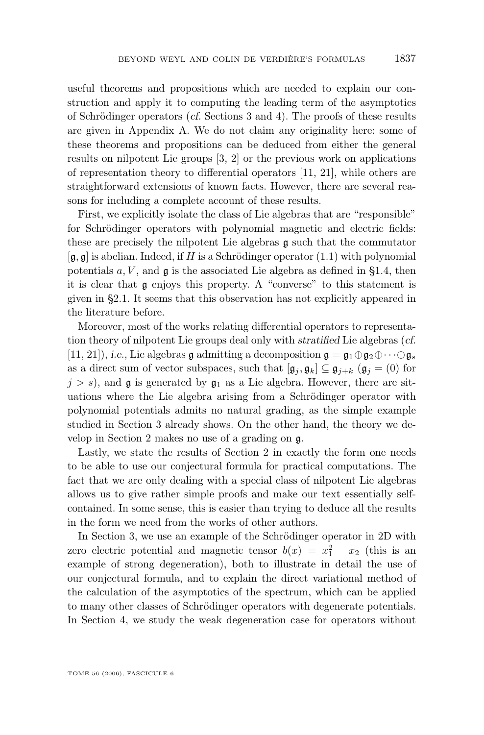useful theorems and propositions which are needed to explain our construction and apply it to computing the leading term of the asymptotics of Schrödinger operators (*cf.* Sections 3 and 4). The proofs of these results are given in Appendix A. We do not claim any originality here: some of these theorems and propositions can be deduced from either the general results on nilpotent Lie groups [3, 2] or the previous work on applications of representation theory to differential operators [11, 21], while others are straightforward extensions of known facts. However, there are several reasons for including a complete account of these results.

First, we explicitly isolate the class of Lie algebras that are "responsible" for Schrödinger operators with polynomial magnetic and electric fields: these are precisely the nilpotent Lie algebras $\mathfrak{g}$ such that the commutator $[\mathfrak{g}, \mathfrak{g}]$ is abelian. Indeed, if $H$ is a Schrödinger operator (1.1) with polynomial potentials $a, V$, and $\mathfrak{g}$ is the associated Lie algebra as defined in §1.4, then it is clear that $\mathfrak{g}$ enjoys this property. A "converse" to this statement is given in §2.1. It seems that this observation has not explicitly appeared in the literature before.

Moreover, most of the works relating differential operators to representation theory of nilpotent Lie groups deal only with *stratified* Lie algebras (*cf.* [11, 21]), *i.e.,* Lie algebras $\mathfrak{g}$ admitting a decomposition $\mathfrak{g} = \mathfrak{g}_1 \oplus \mathfrak{g}_2 \oplus \cdots \oplus \mathfrak{g}_s$ as a direct sum of vector subspaces, such that $[\mathfrak{g}_j, \mathfrak{g}_k] \subseteq \mathfrak{g}_{j+k}$ ($\mathfrak{g}_j = (0)$ for $j > s$), and $\mathfrak{g}$ is generated by $\mathfrak{g}_1$ as a Lie algebra. However, there are situations where the Lie algebra arising from a Schrödinger operator with polynomial potentials admits no natural grading, as the simple example studied in Section 3 already shows. On the other hand, the theory we develop in Section 2 makes no use of a grading on $\mathfrak{g}$.

Lastly, we state the results of Section 2 in exactly the form one needs to be able to use our conjectural formula for practical computations. The fact that we are only dealing with a special class of nilpotent Lie algebras allows us to give rather simple proofs and make our text essentially self-contained. In some sense, this is easier than trying to deduce all the results in the form we need from the works of other authors.

In Section 3, we use an example of the Schrödinger operator in 2D with zero electric potential and magnetic tensor $b(x) = x_1^2 - x_2$ (this is an example of strong degeneration), both to illustrate in detail the use of our conjectural formula, and to explain the direct variational method of the calculation of the asymptotics of the spectrum, which can be applied to many other classes of Schrödinger operators with degenerate potentials. In Section 4, we study the weak degeneration case for operators without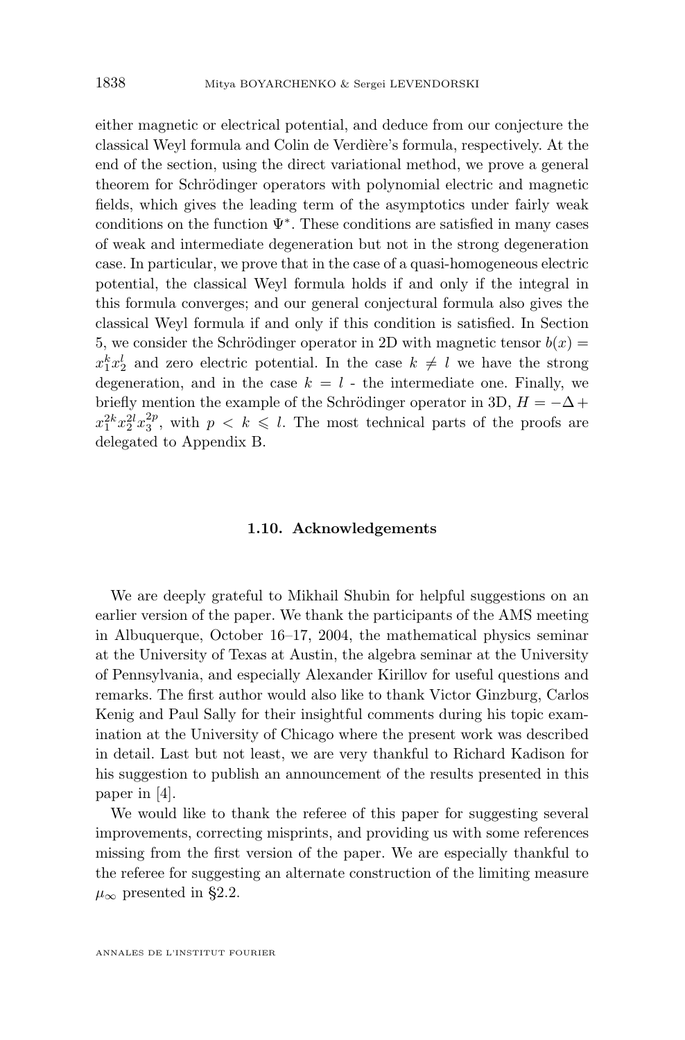either magnetic or electrical potential, and deduce from our conjecture the classical Weyl formula and Colin de Verdière's formula, respectively. At the end of the section, using the direct variational method, we prove a general theorem for Schrödinger operators with polynomial electric and magnetic fields, which gives the leading term of the asymptotics under fairly weak conditions on the function $\Psi^*$. These conditions are satisfied in many cases of weak and intermediate degeneration but not in the strong degeneration case. In particular, we prove that in the case of a quasi-homogeneous electric potential, the classical Weyl formula holds if and only if the integral in this formula converges; and our general conjectural formula also gives the classical Weyl formula if and only if this condition is satisfied. In Section 5, we consider the Schrödinger operator in 2D with magnetic tensor $b(x) = x_1^k x_2^l$ and zero electric potential. In the case $k \neq l$ we have the strong degeneration, and in the case $k = l$ - the intermediate one. Finally, we briefly mention the example of the Schrödinger operator in 3D, $H = -\Delta + x_1^{2k} x_2^{2l} x_3^{2p}$, with $p < k \leqslant l$. The most technical parts of the proofs are delegated to Appendix B.

### 1.10. Acknowledgements

We are deeply grateful to Mikhail Shubin for helpful suggestions on an earlier version of the paper. We thank the participants of the AMS meeting in Albuquerque, October 16–17, 2004, the mathematical physics seminar at the University of Texas at Austin, the algebra seminar at the University of Pennsylvania, and especially Alexander Kirillov for useful questions and remarks. The first author would also like to thank Victor Ginzburg, Carlos Kenig and Paul Sally for their insightful comments during his topic examination at the University of Chicago where the present work was described in detail. Last but not least, we are very thankful to Richard Kadison for his suggestion to publish an announcement of the results presented in this paper in [4].

We would like to thank the referee of this paper for suggesting several improvements, correcting misprints, and providing us with some references missing from the first version of the paper. We are especially thankful to the referee for suggesting an alternate construction of the limiting measure $\mu_\infty$ presented in §2.2.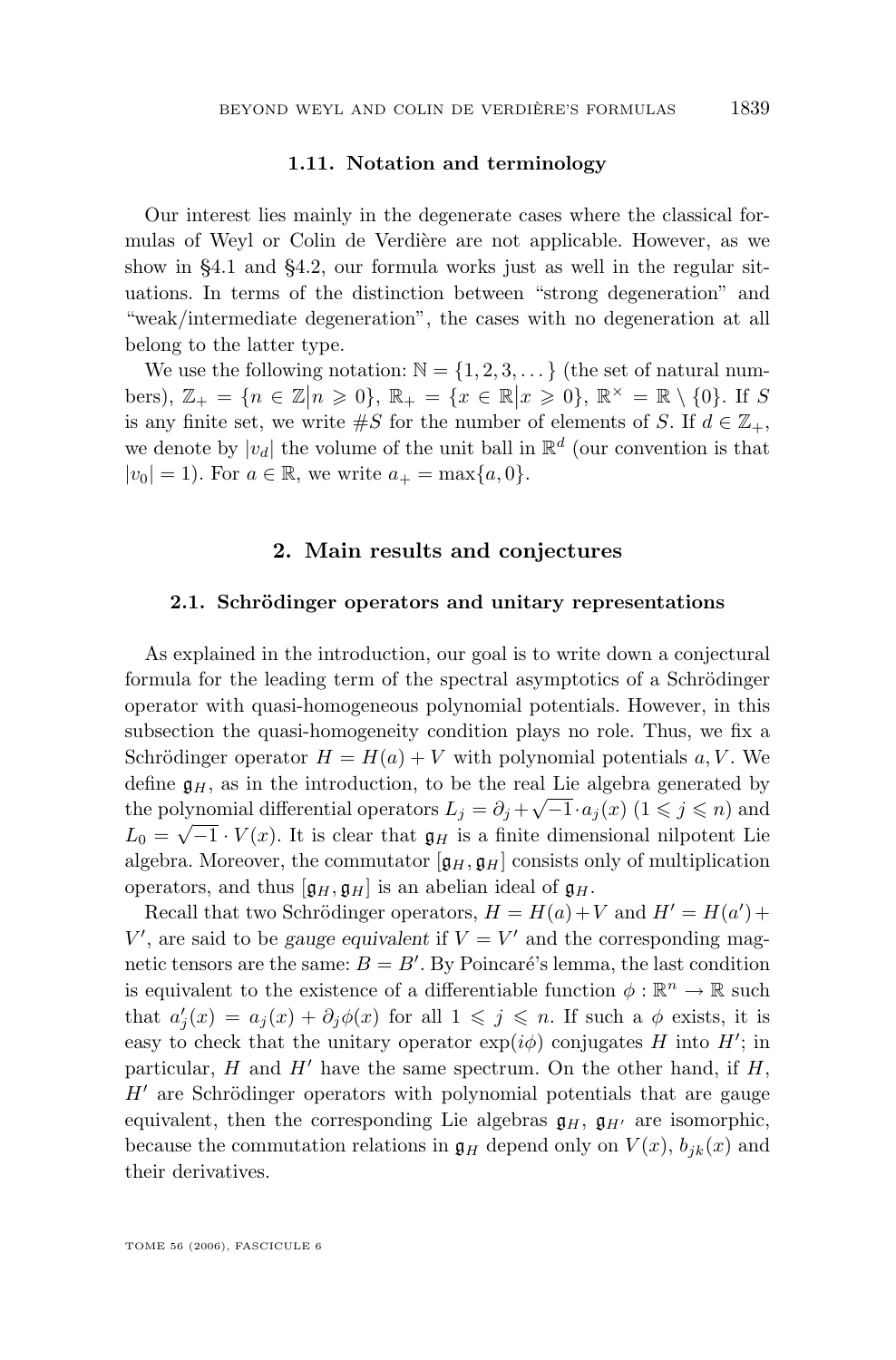### 1.11. Notation and terminology

Our interest lies mainly in the degenerate cases where the classical formulas of Weyl or Colin de Verdière are not applicable. However, as we show in §4.1 and §4.2, our formula works just as well in the regular situations. In terms of the distinction between "strong degeneration" and "weak/intermediate degeneration", the cases with no degeneration at all belong to the latter type.

We use the following notation: $\mathbb{N} = \{1, 2, 3, \dots\}$ (the set of natural numbers), $\mathbb{Z}_+ = \{n \in \mathbb{Z} \big| n \geqslant 0\}$, $\mathbb{R}_+ = \{x \in \mathbb{R} \big| x \geqslant 0\}$, $\mathbb{R}^\times = \mathbb{R} \setminus \{0\}$. If $S$ is any finite set, we write $\#S$ for the number of elements of $S$. If $d \in \mathbb{Z}_+$, we denote by $|v_d|$ the volume of the unit ball in $\mathbb{R}^d$ (our convention is that $|v_0| = 1$). For $a \in \mathbb{R}$, we write $a_+ = \max\{a, 0\}$.

## 2. Main results and conjectures

### 2.1. Schrödinger operators and unitary representations

As explained in the introduction, our goal is to write down a conjectural formula for the leading term of the spectral asymptotics of a Schrödinger operator with quasi-homogeneous polynomial potentials. However, in this subsection the quasi-homogeneity condition plays no role. Thus, we fix a Schrödinger operator $H = H(a) + V$ with polynomial potentials $a, V$. We define $\mathfrak{g}_H$, as in the introduction, to be the real Lie algebra generated by the polynomial differential operators $L_j = \partial_j + \sqrt{-1} \cdot a_j(x)$ ($1 \leqslant j \leqslant n$) and $L_0 = \sqrt{-1} \cdot V(x)$. It is clear that $\mathfrak{g}_H$ is a finite dimensional nilpotent Lie algebra. Moreover, the commutator $[\mathfrak{g}_H, \mathfrak{g}_H]$ consists only of multiplication operators, and thus $[\mathfrak{g}_H, \mathfrak{g}_H]$ is an abelian ideal of $\mathfrak{g}_H$.

Recall that two Schrödinger operators, $H = H(a) + V$ and $H' = H(a') + V'$, are said to be *gauge equivalent* if $V = V'$ and the corresponding magnetic tensors are the same: $B = B'$. By Poincaré's lemma, the last condition is equivalent to the existence of a differentiable function $\phi : \mathbb{R}^n \to \mathbb{R}$ such that $a'_j(x) = a_j(x) + \partial_j \phi(x)$ for all $1 \leqslant j \leqslant n$. If such a $\phi$ exists, it is easy to check that the unitary operator $\exp(i\phi)$ conjugates $H$ into $H'$; in particular, $H$ and $H'$ have the same spectrum. On the other hand, if $H$, $H'$ are Schrödinger operators with polynomial potentials that are gauge equivalent, then the corresponding Lie algebras $\mathfrak{g}_H$, $\mathfrak{g}_{H'}$ are isomorphic, because the commutation relations in $\mathfrak{g}_H$ depend only on $V(x)$, $b_{jk}(x)$ and their derivatives.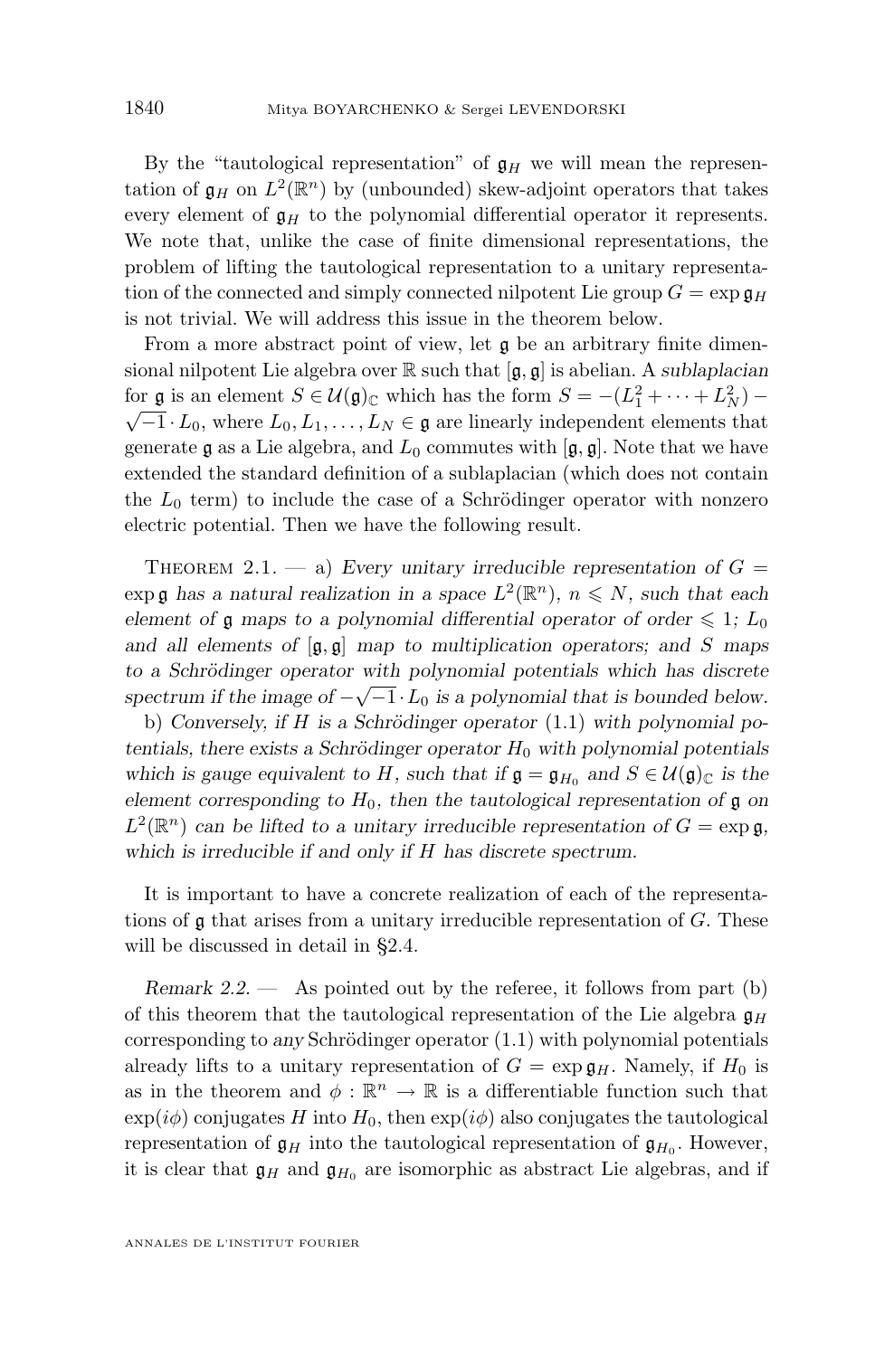By the "tautological representation" of $\mathfrak{g}_H$ we will mean the representation of $\mathfrak{g}_H$ on $L^2(\mathbb{R}^n)$ by (unbounded) skew-adjoint operators that takes every element of $\mathfrak{g}_H$ to the polynomial differential operator it represents. We note that, unlike the case of finite dimensional representations, the problem of lifting the tautological representation to a unitary representation of the connected and simply connected nilpotent Lie group $G = \exp \mathfrak{g}_H$ is not trivial. We will address this issue in the theorem below.

From a more abstract point of view, let $\mathfrak{g}$ be an arbitrary finite dimensional nilpotent Lie algebra over $\mathbb{R}$ such that $[\mathfrak{g}, \mathfrak{g}]$ is abelian. A *sublaplacian* for $\mathfrak{g}$ is an element $S \in \mathcal{U}(\mathfrak{g})_{\mathbb{C}}$ which has the form $S = -(L_1^2 + \cdots + L_N^2) - \sqrt{-1} \cdot L_0$, where $L_0, L_1, \ldots, L_N \in \mathfrak{g}$ are linearly independent elements that generate $\mathfrak{g}$ as a Lie algebra, and $L_0$ commutes with $[\mathfrak{g}, \mathfrak{g}]$. Note that we have extended the standard definition of a sublaplacian (which does not contain the $L_0$ term) to include the case of a Schrödinger operator with nonzero electric potential. Then we have the following result.

Theorem 2.1. — a) *Every unitary irreducible representation of $G = \exp \mathfrak{g}$ has a natural realization in a space $L^2(\mathbb{R}^n)$, $n \leqslant N$, such that each element of $\mathfrak{g}$ maps to a polynomial differential operator of order $\leqslant 1$; $L_0$ and all elements of $[\mathfrak{g}, \mathfrak{g}]$ map to multiplication operators; and $S$ maps to a Schrödinger operator with polynomial potentials which has discrete spectrum if the image of $-\sqrt{-1} \cdot L_0$ is a polynomial that is bounded below.*

b) *Conversely, if $H$ is a Schrödinger operator* (1.1) *with polynomial potentials, there exists a Schrödinger operator $H_0$ with polynomial potentials which is gauge equivalent to $H$, such that if $\mathfrak{g} = \mathfrak{g}_{H_0}$ and $S \in \mathcal{U}(\mathfrak{g})_{\mathbb{C}}$ is the element corresponding to $H_0$, then the tautological representation of $\mathfrak{g}$ on $L^2(\mathbb{R}^n)$ can be lifted to a unitary irreducible representation of $G = \exp \mathfrak{g}$, which is irreducible if and only if $H$ has discrete spectrum.*

It is important to have a concrete realization of each of the representations of $\mathfrak{g}$ that arises from a unitary irreducible representation of $G$. These will be discussed in detail in §2.4.

*Remark 2.2.* — As pointed out by the referee, it follows from part (b) of this theorem that the tautological representation of the Lie algebra $\mathfrak{g}_H$ corresponding to *any* Schrödinger operator (1.1) with polynomial potentials already lifts to a unitary representation of $G = \exp \mathfrak{g}_H$. Namely, if $H_0$ is as in the theorem and $\phi : \mathbb{R}^n \to \mathbb{R}$ is a differentiable function such that $\exp(i\phi)$ conjugates $H$ into $H_0$, then $\exp(i\phi)$ also conjugates the tautological representation of $\mathfrak{g}_H$ into the tautological representation of $\mathfrak{g}_{H_0}$. However, it is clear that $\mathfrak{g}_H$ and $\mathfrak{g}_{H_0}$ are isomorphic as abstract Lie algebras, and if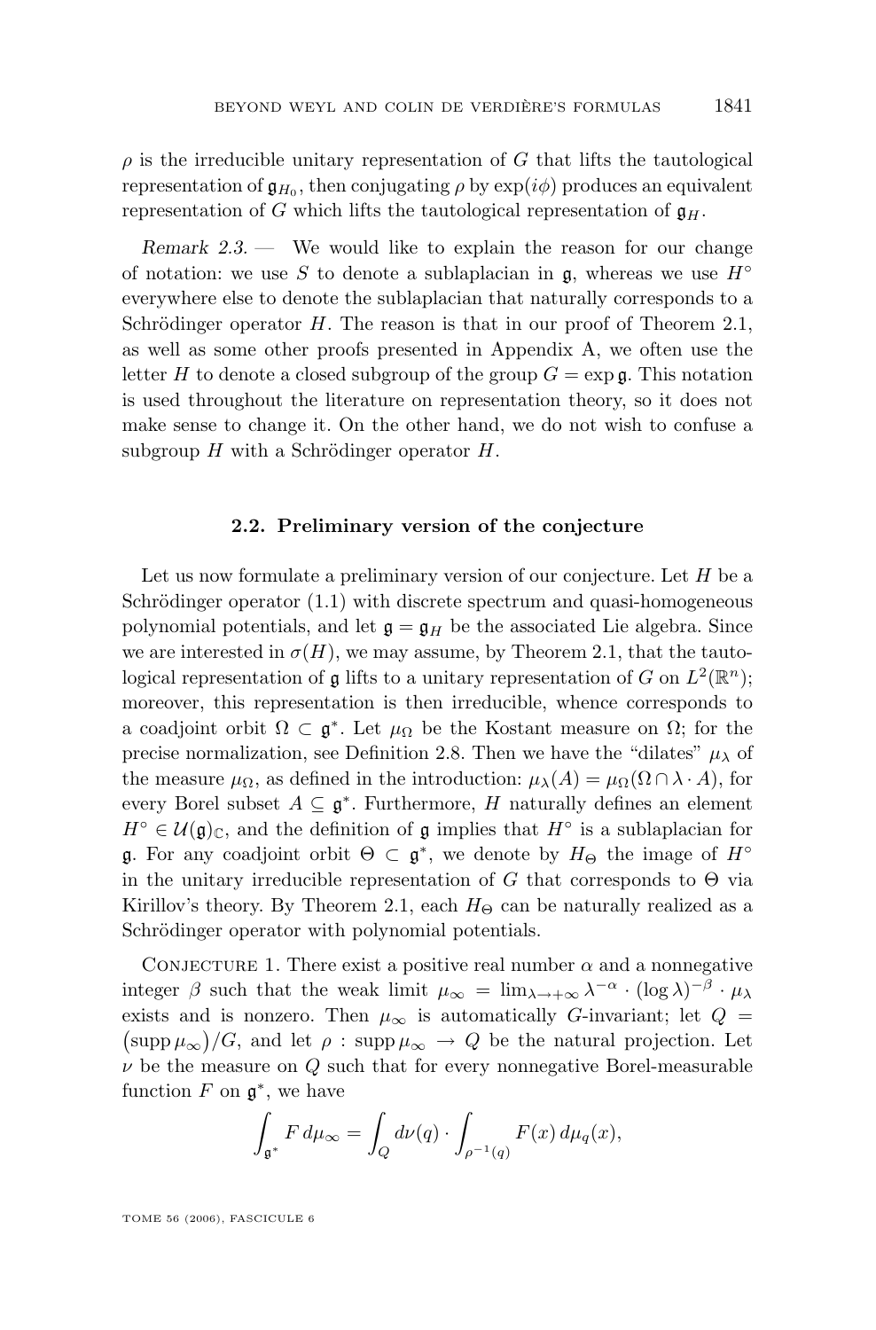$\rho$ is the irreducible unitary representation of $G$ that lifts the tautological representation of $\mathfrak{g}_{H_0}$, then conjugating $\rho$ by $\exp(i\phi)$ produces an equivalent representation of $G$ which lifts the tautological representation of $\mathfrak{g}_H$.

*Remark 2.3.* — We would like to explain the reason for our change of notation: we use $S$ to denote a sublaplacian in $\mathfrak{g}$, whereas we use $H^\circ$ everywhere else to denote the sublaplacian that naturally corresponds to a Schrödinger operator $H$. The reason is that in our proof of Theorem 2.1, as well as some other proofs presented in Appendix A, we often use the letter $H$ to denote a closed subgroup of the group $G = \exp \mathfrak{g}$. This notation is used throughout the literature on representation theory, so it does not make sense to change it. On the other hand, we do not wish to confuse a subgroup $H$ with a Schrödinger operator $H$.

### 2.2. Preliminary version of the conjecture

Let us now formulate a preliminary version of our conjecture. Let $H$ be a Schrödinger operator (1.1) with discrete spectrum and quasi-homogeneous polynomial potentials, and let $\mathfrak{g} = \mathfrak{g}_H$ be the associated Lie algebra. Since we are interested in $\sigma(H)$, we may assume, by Theorem 2.1, that the tautological representation of $\mathfrak{g}$ lifts to a unitary representation of $G$ on $L^2(\mathbb{R}^n)$; moreover, this representation is then irreducible, whence corresponds to a coadjoint orbit $\Omega \subset \mathfrak{g}^*$. Let $\mu_\Omega$ be the Kostant measure on $\Omega$; for the precise normalization, see Definition 2.8. Then we have the "dilates" $\mu_\lambda$ of the measure $\mu_\Omega$, as defined in the introduction: $\mu_\lambda(A) = \mu_\Omega(\Omega \cap \lambda \cdot A)$, for every Borel subset $A \subseteq \mathfrak{g}^*$. Furthermore, $H$ naturally defines an element $H^\circ \in \mathcal{U}(\mathfrak{g})_{\mathbb{C}}$, and the definition of $\mathfrak{g}$ implies that $H^\circ$ is a sublaplacian for $\mathfrak{g}$. For any coadjoint orbit $\Theta \subset \mathfrak{g}^*$, we denote by $H_\Theta$ the image of $H^\circ$ in the unitary irreducible representation of $G$ that corresponds to $\Theta$ via Kirillov's theory. By Theorem 2.1, each $H_\Theta$ can be naturally realized as a Schrödinger operator with polynomial potentials.

Conjecture 1. There exist a positive real number $\alpha$ and a nonnegative integer $\beta$ such that the weak limit $\mu_\infty = \lim_{\lambda \to +\infty} \lambda^{-\alpha} \cdot (\log \lambda)^{-\beta} \cdot \mu_\lambda$ exists and is nonzero. Then $\mu_\infty$ is automatically $G$-invariant; let $Q = \big(\operatorname{supp} \mu_\infty\big)/G$, and let $\rho : \operatorname{supp} \mu_\infty \to Q$ be the natural projection. Let $\nu$ be the measure on $Q$ such that for every nonnegative Borel-measurable function $F$ on $\mathfrak{g}^*$, we have

$$\int_{\mathfrak{g}^*} F \, d\mu_\infty = \int_Q d\nu(q) \cdot \int_{\rho^{-1}(q)} F(x) \, d\mu_q(x),$$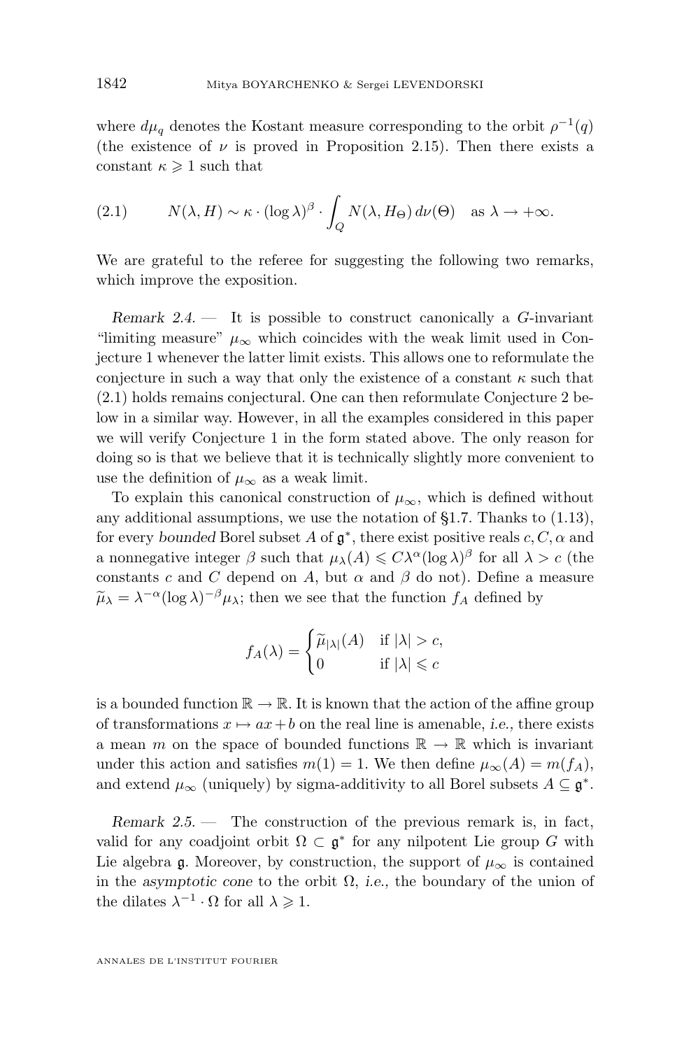where $d\mu_q$ denotes the Kostant measure corresponding to the orbit $\rho^{-1}(q)$ (the existence of $\nu$ is proved in Proposition 2.15). Then there exists a constant $\kappa \geqslant 1$ such that

$$N(\lambda, H) \sim \kappa \cdot (\log \lambda)^{\beta} \cdot \int_Q N(\lambda, H_\Theta)\, d\nu(\Theta) \quad \text{as } \lambda \to +\infty. \tag{2.1}$$

We are grateful to the referee for suggesting the following two remarks, which improve the exposition.

*Remark 2.4.* — It is possible to construct canonically a $G$-invariant "limiting measure" $\mu_\infty$ which coincides with the weak limit used in Conjecture 1 whenever the latter limit exists. This allows one to reformulate the conjecture in such a way that only the existence of a constant $\kappa$ such that (2.1) holds remains conjectural. One can then reformulate Conjecture 2 below in a similar way. However, in all the examples considered in this paper we will verify Conjecture 1 in the form stated above. The only reason for doing so is that we believe that it is technically slightly more convenient to use the definition of $\mu_\infty$ as a weak limit.

To explain this canonical construction of $\mu_\infty$, which is defined without any additional assumptions, we use the notation of §1.7. Thanks to (1.13), for every *bounded* Borel subset $A$ of $\mathfrak{g}^*$, there exist positive reals $c, C, \alpha$ and a nonnegative integer $\beta$ such that $\mu_\lambda(A) \leqslant C\lambda^{\alpha}(\log \lambda)^{\beta}$ for all $\lambda > c$ (the constants $c$ and $C$ depend on $A$, but $\alpha$ and $\beta$ do not). Define a measure $\widetilde{\mu}_\lambda = \lambda^{-\alpha}(\log \lambda)^{-\beta}\mu_\lambda$; then we see that the function $f_A$ defined by

$$f_A(\lambda) = \begin{cases} \widetilde{\mu}_{|\lambda|}(A) & \text{if } |\lambda| > c, \\ 0 & \text{if } |\lambda| \leqslant c \end{cases}$$

is a bounded function $\mathbb{R} \to \mathbb{R}$. It is known that the action of the affine group of transformations $x \mapsto ax + b$ on the real line is amenable, *i.e.*, there exists a mean $m$ on the space of bounded functions $\mathbb{R} \to \mathbb{R}$ which is invariant under this action and satisfies $m(1) = 1$. We then define $\mu_\infty(A) = m(f_A)$, and extend $\mu_\infty$ (uniquely) by sigma-additivity to all Borel subsets $A \subseteq \mathfrak{g}^*$.

*Remark 2.5.* — The construction of the previous remark is, in fact, valid for any coadjoint orbit $\Omega \subset \mathfrak{g}^*$ for any nilpotent Lie group $G$ with Lie algebra $\mathfrak{g}$. Moreover, by construction, the support of $\mu_\infty$ is contained in the *asymptotic cone* to the orbit $\Omega$, *i.e.*, the boundary of the union of the dilates $\lambda^{-1} \cdot \Omega$ for all $\lambda \geqslant 1$.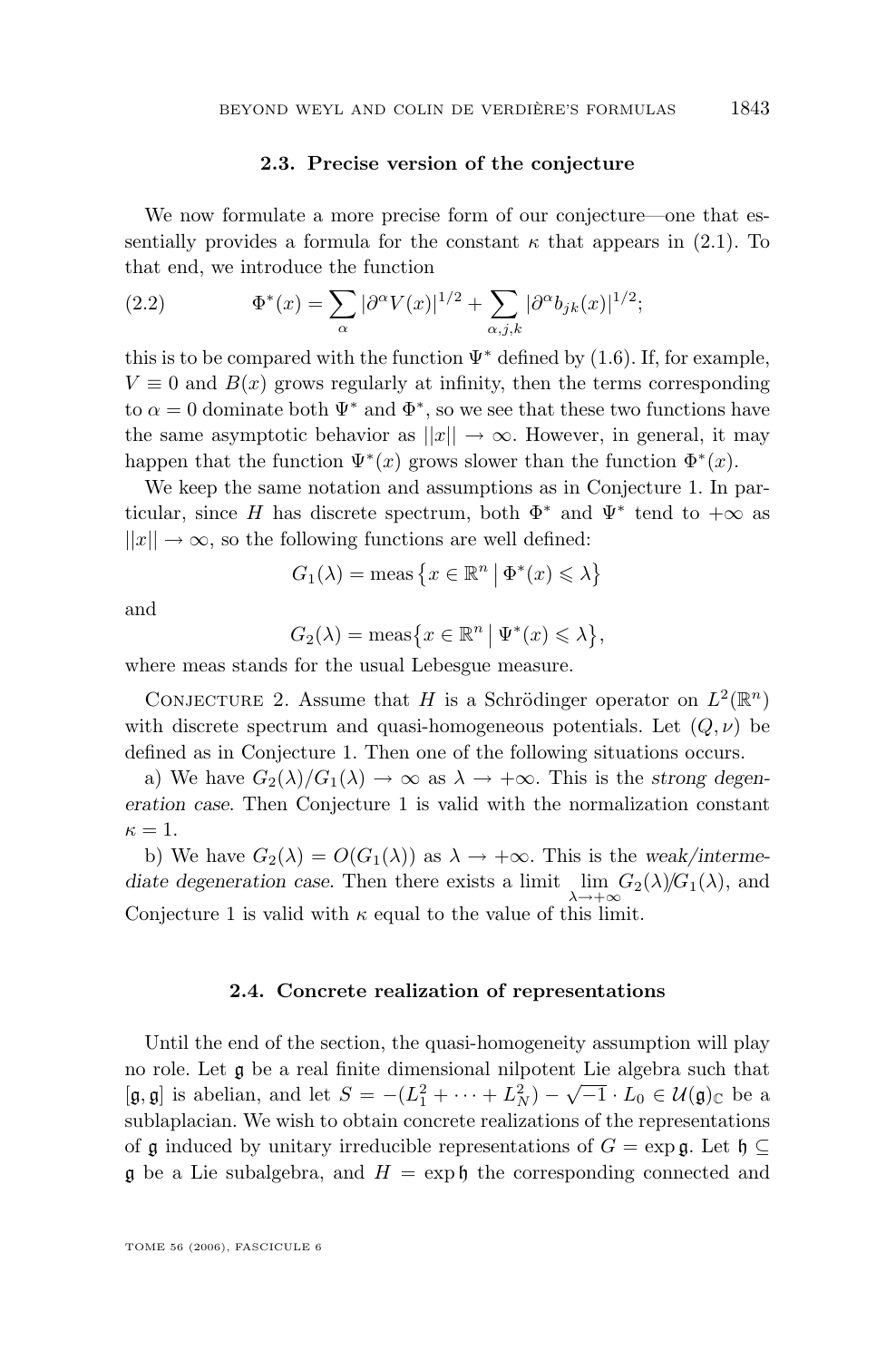### 2.3. Precise version of the conjecture

We now formulate a more precise form of our conjecture—one that essentially provides a formula for the constant $\kappa$ that appears in (2.1). To that end, we introduce the function

$$\Phi^*(x) = \sum_{\alpha} |\partial^\alpha V(x)|^{1/2} + \sum_{\alpha,j,k} |\partial^\alpha b_{jk}(x)|^{1/2}; \tag{2.2}$$

this is to be compared with the function $\Psi^*$ defined by (1.6). If, for example, $V \equiv 0$ and $B(x)$ grows regularly at infinity, then the terms corresponding to $\alpha = 0$ dominate both $\Psi^*$ and $\Phi^*$, so we see that these two functions have the same asymptotic behavior as $||x|| \to \infty$. However, in general, it may happen that the function $\Psi^*(x)$ grows slower than the function $\Phi^*(x)$.

We keep the same notation and assumptions as in Conjecture 1. In particular, since $H$ has discrete spectrum, both $\Phi^*$ and $\Psi^*$ tend to $+\infty$ as $||x|| \to \infty$, so the following functions are well defined:

$$G_1(\lambda) = \operatorname{meas}\{x \in \mathbb{R}^n \mid \Phi^*(x) \leqslant \lambda\}$$

and

$$G_2(\lambda) = \operatorname{meas}\{x \in \mathbb{R}^n \mid \Psi^*(x) \leqslant \lambda\},$$

where meas stands for the usual Lebesgue measure.

Conjecture 2. Assume that $H$ is a Schrödinger operator on $L^2(\mathbb{R}^n)$ with discrete spectrum and quasi-homogeneous potentials. Let $(Q, \nu)$ be defined as in Conjecture 1. Then one of the following situations occurs.

a) We have $G_2(\lambda)/G_1(\lambda) \to \infty$ as $\lambda \to +\infty$. This is the *strong degeneration case*. Then Conjecture 1 is valid with the normalization constant $\kappa = 1$.

b) We have $G_2(\lambda) = O(G_1(\lambda))$ as $\lambda \to +\infty$. This is the *weak/intermediate degeneration case.* Then there exists a limit $\lim_{\lambda \to +\infty} G_2(\lambda)/G_1(\lambda)$, and Conjecture 1 is valid with $\kappa$ equal to the value of this limit.

### 2.4. Concrete realization of representations

Until the end of the section, the quasi-homogeneity assumption will play no role. Let $\mathfrak{g}$ be a real finite dimensional nilpotent Lie algebra such that $[\mathfrak{g}, \mathfrak{g}]$ is abelian, and let $S = -(L_1^2 + \cdots + L_N^2) - \sqrt{-1} \cdot L_0 \in \mathcal{U}(\mathfrak{g})_{\mathbb{C}}$ be a sublaplacian. We wish to obtain concrete realizations of the representations of $\mathfrak{g}$ induced by unitary irreducible representations of $G = \exp \mathfrak{g}$. Let $\mathfrak{h} \subseteq \mathfrak{g}$ be a Lie subalgebra, and $H = \exp \mathfrak{h}$ the corresponding connected and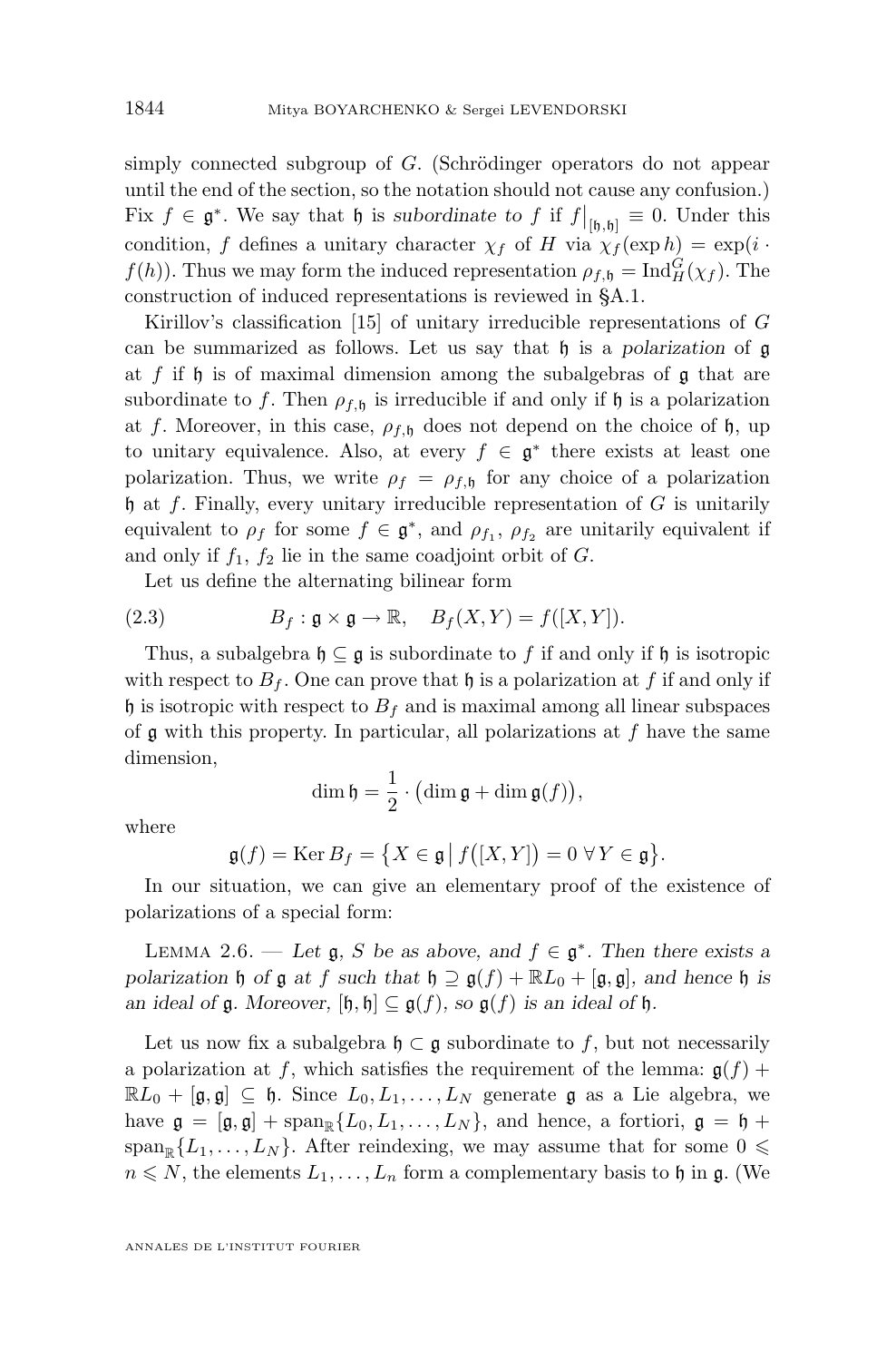simply connected subgroup of $G$. (Schrödinger operators do not appear until the end of the section, so the notation should not cause any confusion.) Fix $f \in \mathfrak{g}^*$. We say that $\mathfrak{h}$ is *subordinate to* $f$ if $f\big|_{[\mathfrak{h},\mathfrak{h}]} \equiv 0$. Under this condition, $f$ defines a unitary character $\chi_f$ of $H$ via $\chi_f(\exp h) = \exp(i \cdot f(h))$. Thus we may form the induced representation $\rho_{f,\mathfrak{h}} = \operatorname{Ind}_H^G(\chi_f)$. The construction of induced representations is reviewed in §A.1.

Kirillov's classification [15] of unitary irreducible representations of $G$ can be summarized as follows. Let us say that $\mathfrak{h}$ is a *polarization* of $\mathfrak{g}$ at $f$ if $\mathfrak{h}$ is of maximal dimension among the subalgebras of $\mathfrak{g}$ that are subordinate to $f$. Then $\rho_{f,\mathfrak{h}}$ is irreducible if and only if $\mathfrak{h}$ is a polarization at $f$. Moreover, in this case, $\rho_{f,\mathfrak{h}}$ does not depend on the choice of $\mathfrak{h}$, up to unitary equivalence. Also, at every $f \in \mathfrak{g}^*$ there exists at least one polarization. Thus, we write $\rho_f = \rho_{f,\mathfrak{h}}$ for any choice of a polarization $\mathfrak{h}$ at $f$. Finally, every unitary irreducible representation of $G$ is unitarily equivalent to $\rho_f$ for some $f \in \mathfrak{g}^*$, and $\rho_{f_1}$, $\rho_{f_2}$ are unitarily equivalent if and only if $f_1$, $f_2$ lie in the same coadjoint orbit of $G$.

Let us define the alternating bilinear form

$$B_f : \mathfrak{g} \times \mathfrak{g} \to \mathbb{R}, \quad B_f(X,Y) = f([X,Y]). \tag{2.3}$$

Thus, a subalgebra $\mathfrak{h} \subseteq \mathfrak{g}$ is subordinate to $f$ if and only if $\mathfrak{h}$ is isotropic with respect to $B_f$. One can prove that $\mathfrak{h}$ is a polarization at $f$ if and only if $\mathfrak{h}$ is isotropic with respect to $B_f$ and is maximal among all linear subspaces of $\mathfrak{g}$ with this property. In particular, all polarizations at $f$ have the same dimension,

$$\dim \mathfrak{h} = \frac{1}{2} \cdot \big(\dim \mathfrak{g} + \dim \mathfrak{g}(f)\big),$$

where

$$\mathfrak{g}(f) = \operatorname{Ker} B_f = \big\{ X \in \mathfrak{g} \,\big|\, f\big([X,Y]\big) = 0 \ \forall\, Y \in \mathfrak{g} \big\}.$$

In our situation, we can give an elementary proof of the existence of polarizations of a special form:

Lemma 2.6. — *Let $\mathfrak{g}$, $S$ be as above, and $f \in \mathfrak{g}^*$. Then there exists a polarization $\mathfrak{h}$ of $\mathfrak{g}$ at $f$ such that $\mathfrak{h} \supseteq \mathfrak{g}(f) + \mathbb{R}L_0 + [\mathfrak{g},\mathfrak{g}]$, and hence $\mathfrak{h}$ is an ideal of $\mathfrak{g}$. Moreover, $[\mathfrak{h},\mathfrak{h}] \subseteq \mathfrak{g}(f)$, so $\mathfrak{g}(f)$ is an ideal of $\mathfrak{h}$.*

Let us now fix a subalgebra $\mathfrak{h} \subset \mathfrak{g}$ subordinate to $f$, but not necessarily a polarization at $f$, which satisfies the requirement of the lemma: $\mathfrak{g}(f) + \mathbb{R}L_0 + [\mathfrak{g},\mathfrak{g}] \subseteq \mathfrak{h}$. Since $L_0, L_1, \ldots, L_N$ generate $\mathfrak{g}$ as a Lie algebra, we have $\mathfrak{g} = [\mathfrak{g},\mathfrak{g}] + \operatorname{span}_{\mathbb{R}}\{L_0, L_1, \ldots, L_N\}$, and hence, a fortiori, $\mathfrak{g} = \mathfrak{h} + \operatorname{span}_{\mathbb{R}}\{L_1, \ldots, L_N\}$. After reindexing, we may assume that for some $0 \leqslant n \leqslant N$, the elements $L_1, \ldots, L_n$ form a complementary basis to $\mathfrak{h}$ in $\mathfrak{g}$. (We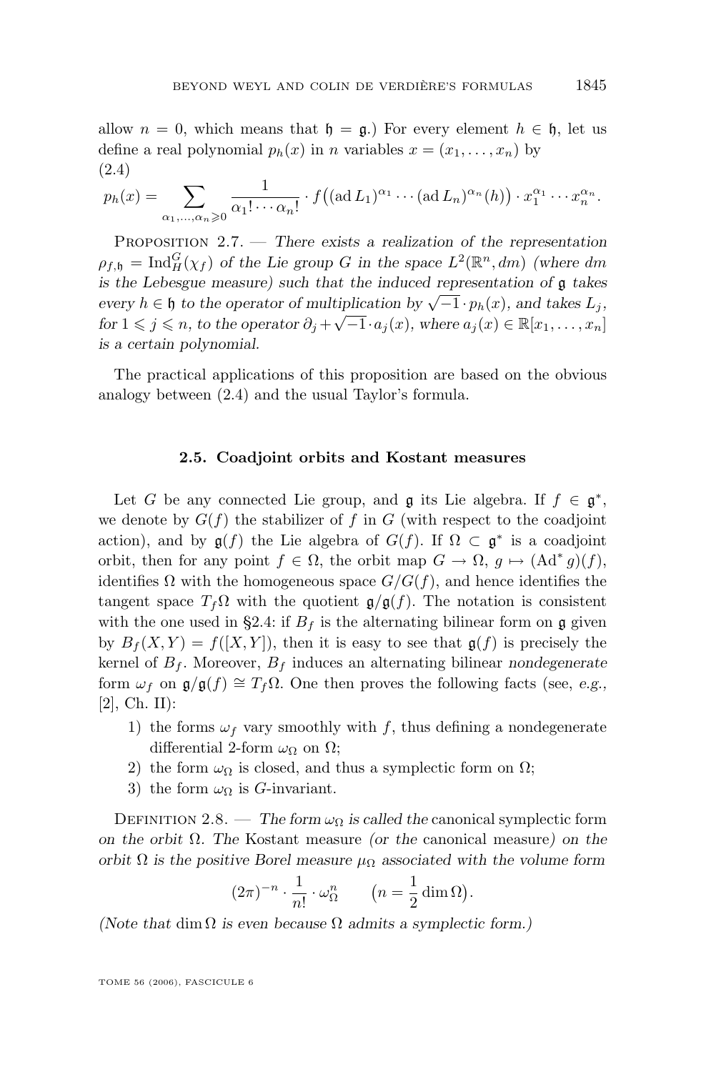allow $n = 0$, which means that $\mathfrak{h} = \mathfrak{g}$.) For every element $h \in \mathfrak{h}$, let us define a real polynomial $p_h(x)$ in $n$ variables $x = (x_1, \ldots, x_n)$ by

(2.4)
$$p_h(x) = \sum_{\alpha_1,\ldots,\alpha_n \geqslant 0} \frac{1}{\alpha_1! \cdots \alpha_n!} \cdot f\big((\operatorname{ad} L_1)^{\alpha_1} \cdots (\operatorname{ad} L_n)^{\alpha_n}(h)\big) \cdot x_1^{\alpha_1} \cdots x_n^{\alpha_n}.$$

Proposition 2.7. — *There exists a realization of the representation $\rho_{f,\mathfrak{h}} = \operatorname{Ind}_H^G(\chi_f)$ of the Lie group $G$ in the space $L^2(\mathbb{R}^n, dm)$ (where $dm$ is the Lebesgue measure) such that the induced representation of $\mathfrak{g}$ takes every $h \in \mathfrak{h}$ to the operator of multiplication by $\sqrt{-1} \cdot p_h(x)$, and takes $L_j$, for $1 \leqslant j \leqslant n$, to the operator $\partial_j + \sqrt{-1} \cdot a_j(x)$, where $a_j(x) \in \mathbb{R}[x_1, \ldots, x_n]$ is a certain polynomial.*

The practical applications of this proposition are based on the obvious analogy between (2.4) and the usual Taylor's formula.

### 2.5. Coadjoint orbits and Kostant measures

Let $G$ be any connected Lie group, and $\mathfrak{g}$ its Lie algebra. If $f \in \mathfrak{g}^*$, we denote by $G(f)$ the stabilizer of $f$ in $G$ (with respect to the coadjoint action), and by $\mathfrak{g}(f)$ the Lie algebra of $G(f)$. If $\Omega \subset \mathfrak{g}^*$ is a coadjoint orbit, then for any point $f \in \Omega$, the orbit map $G \to \Omega$, $g \mapsto (\operatorname{Ad}^* g)(f)$, identifies $\Omega$ with the homogeneous space $G/G(f)$, and hence identifies the tangent space $T_f\Omega$ with the quotient $\mathfrak{g}/\mathfrak{g}(f)$. The notation is consistent with the one used in §2.4: if $B_f$ is the alternating bilinear form on $\mathfrak{g}$ given by $B_f(X, Y) = f([X, Y])$, then it is easy to see that $\mathfrak{g}(f)$ is precisely the kernel of $B_f$. Moreover, $B_f$ induces an alternating bilinear *nondegenerate* form $\omega_f$ on $\mathfrak{g}/\mathfrak{g}(f) \cong T_f\Omega$. One then proves the following facts (see, *e.g.*, [2], Ch. II):

1) the forms $\omega_f$ vary smoothly with $f$, thus defining a nondegenerate differential 2-form $\omega_\Omega$ on $\Omega$;
2) the form $\omega_\Omega$ is closed, and thus a symplectic form on $\Omega$;
3) the form $\omega_\Omega$ is $G$-invariant.

Definition 2.8. — *The form $\omega_\Omega$ is called the* canonical symplectic form *on the orbit $\Omega$. The* Kostant measure *(or the* canonical measure*) on the orbit $\Omega$ is the positive Borel measure $\mu_\Omega$ associated with the volume form*

$$(2\pi)^{-n} \cdot \frac{1}{n!} \cdot \omega_\Omega^n \qquad \big(n = \frac{1}{2} \dim \Omega\big).$$

*(Note that $\dim \Omega$ is even because $\Omega$ admits a symplectic form.)*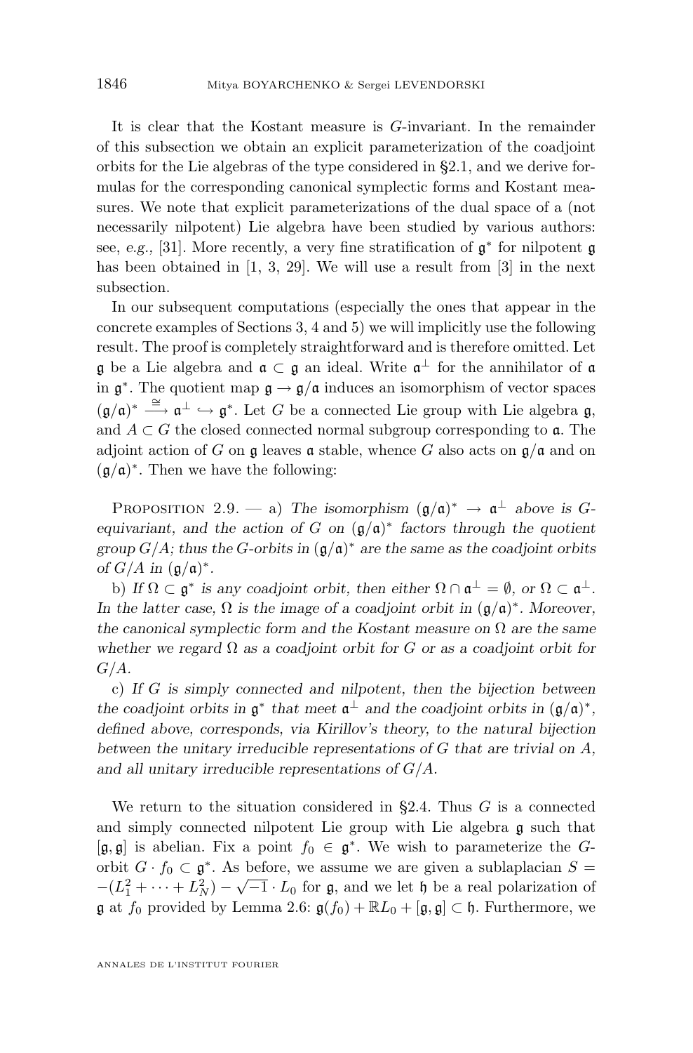It is clear that the Kostant measure is $G$-invariant. In the remainder of this subsection we obtain an explicit parameterization of the coadjoint orbits for the Lie algebras of the type considered in §2.1, and we derive formulas for the corresponding canonical symplectic forms and Kostant measures. We note that explicit parameterizations of the dual space of a (not necessarily nilpotent) Lie algebra have been studied by various authors: see, *e.g.*, [31]. More recently, a very fine stratification of $\mathfrak{g}^*$ for nilpotent $\mathfrak{g}$ has been obtained in [1, 3, 29]. We will use a result from [3] in the next subsection.

In our subsequent computations (especially the ones that appear in the concrete examples of Sections 3, 4 and 5) we will implicitly use the following result. The proof is completely straightforward and is therefore omitted. Let $\mathfrak{g}$ be a Lie algebra and $\mathfrak{a} \subset \mathfrak{g}$ an ideal. Write $\mathfrak{a}^\perp$ for the annihilator of $\mathfrak{a}$ in $\mathfrak{g}^*$. The quotient map $\mathfrak{g} \to \mathfrak{g}/\mathfrak{a}$ induces an isomorphism of vector spaces $(\mathfrak{g}/\mathfrak{a})^* \xrightarrow{\cong} \mathfrak{a}^\perp \hookrightarrow \mathfrak{g}^*$. Let $G$ be a connected Lie group with Lie algebra $\mathfrak{g}$, and $A \subset G$ the closed connected normal subgroup corresponding to $\mathfrak{a}$. The adjoint action of $G$ on $\mathfrak{g}$ leaves $\mathfrak{a}$ stable, whence $G$ also acts on $\mathfrak{g}/\mathfrak{a}$ and on $(\mathfrak{g}/\mathfrak{a})^*$. Then we have the following:

Proposition 2.9. — a) *The isomorphism $(\mathfrak{g}/\mathfrak{a})^* \to \mathfrak{a}^\perp$ above is $G$-equivariant, and the action of $G$ on $(\mathfrak{g}/\mathfrak{a})^*$ factors through the quotient group $G/A$; thus the $G$-orbits in $(\mathfrak{g}/\mathfrak{a})^*$ are the same as the coadjoint orbits of $G/A$ in $(\mathfrak{g}/\mathfrak{a})^*$.*

b) *If $\Omega \subset \mathfrak{g}^*$ is any coadjoint orbit, then either $\Omega \cap \mathfrak{a}^\perp = \emptyset$, or $\Omega \subset \mathfrak{a}^\perp$. In the latter case, $\Omega$ is the image of a coadjoint orbit in $(\mathfrak{g}/\mathfrak{a})^*$. Moreover, the canonical symplectic form and the Kostant measure on $\Omega$ are the same whether we regard $\Omega$ as a coadjoint orbit for $G$ or as a coadjoint orbit for $G/A$.*

c) *If $G$ is simply connected and nilpotent, then the bijection between the coadjoint orbits in $\mathfrak{g}^*$ that meet $\mathfrak{a}^\perp$ and the coadjoint orbits in $(\mathfrak{g}/\mathfrak{a})^*$, defined above, corresponds, via Kirillov's theory, to the natural bijection between the unitary irreducible representations of $G$ that are trivial on $A$, and all unitary irreducible representations of $G/A$.*

We return to the situation considered in §2.4. Thus $G$ is a connected and simply connected nilpotent Lie group with Lie algebra $\mathfrak{g}$ such that $[\mathfrak{g},\mathfrak{g}]$ is abelian. Fix a point $f_0 \in \mathfrak{g}^*$. We wish to parameterize the $G$-orbit $G \cdot f_0 \subset \mathfrak{g}^*$. As before, we assume we are given a sublaplacian $S = -(L_1^2 + \cdots + L_N^2) - \sqrt{-1} \cdot L_0$ for $\mathfrak{g}$, and we let $\mathfrak{h}$ be a real polarization of $\mathfrak{g}$ at $f_0$ provided by Lemma 2.6: $\mathfrak{g}(f_0) + \mathbb{R}L_0 + [\mathfrak{g},\mathfrak{g}] \subset \mathfrak{h}$. Furthermore, we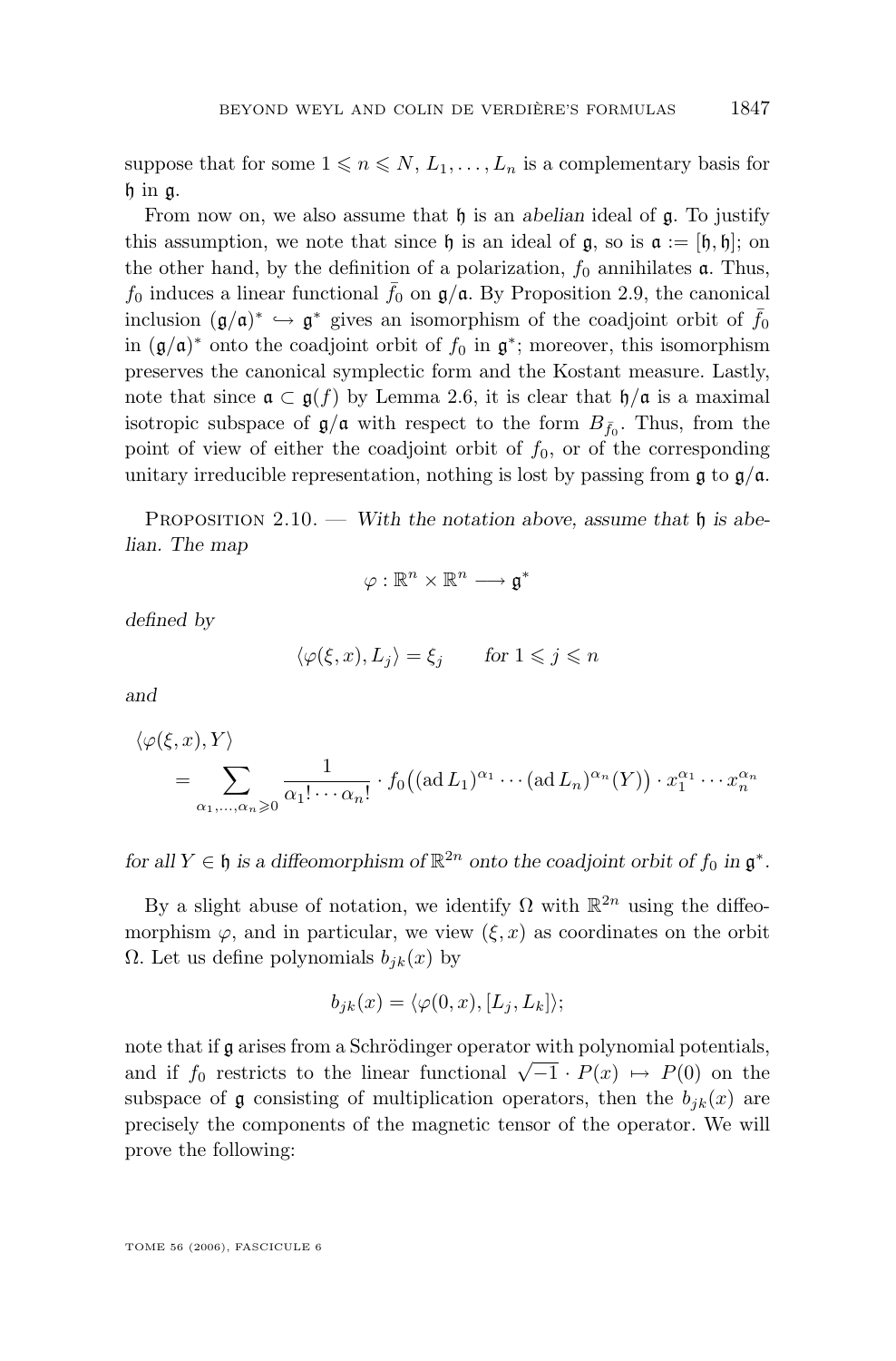suppose that for some $1 \leqslant n \leqslant N$, $L_1, \ldots, L_n$ is a complementary basis for $\mathfrak{h}$ in $\mathfrak{g}$.

From now on, we also assume that $\mathfrak{h}$ is an *abelian* ideal of $\mathfrak{g}$. To justify this assumption, we note that since $\mathfrak{h}$ is an ideal of $\mathfrak{g}$, so is $\mathfrak{a} := [\mathfrak{h}, \mathfrak{h}]$; on the other hand, by the definition of a polarization, $f_0$ annihilates $\mathfrak{a}$. Thus, $f_0$ induces a linear functional $\bar{f}_0$ on $\mathfrak{g}/\mathfrak{a}$. By Proposition 2.9, the canonical inclusion $(\mathfrak{g}/\mathfrak{a})^* \hookrightarrow \mathfrak{g}^*$ gives an isomorphism of the coadjoint orbit of $\bar{f}_0$ in $(\mathfrak{g}/\mathfrak{a})^*$ onto the coadjoint orbit of $f_0$ in $\mathfrak{g}^*$; moreover, this isomorphism preserves the canonical symplectic form and the Kostant measure. Lastly, note that since $\mathfrak{a} \subset \mathfrak{g}(f)$ by Lemma 2.6, it is clear that $\mathfrak{h}/\mathfrak{a}$ is a maximal isotropic subspace of $\mathfrak{g}/\mathfrak{a}$ with respect to the form $B_{\bar{f}_0}$. Thus, from the point of view of either the coadjoint orbit of $f_0$, or of the corresponding unitary irreducible representation, nothing is lost by passing from $\mathfrak{g}$ to $\mathfrak{g}/\mathfrak{a}$.

Proposition 2.10. — *With the notation above, assume that $\mathfrak{h}$ is abelian. The map*

$$\varphi : \mathbb{R}^n \times \mathbb{R}^n \longrightarrow \mathfrak{g}^*$$

*defined by*

$$\langle \varphi(\xi, x), L_j \rangle = \xi_j \qquad \text{for } 1 \leqslant j \leqslant n$$

*and*

$$\langle \varphi(\xi, x), Y \rangle = \sum_{\alpha_1, \ldots, \alpha_n \geqslant 0} \frac{1}{\alpha_1! \cdots \alpha_n!} \cdot f_0\big((\operatorname{ad} L_1)^{\alpha_1} \cdots (\operatorname{ad} L_n)^{\alpha_n}(Y)\big) \cdot x_1^{\alpha_1} \cdots x_n^{\alpha_n}$$

*for all $Y \in \mathfrak{h}$ is a diffeomorphism of $\mathbb{R}^{2n}$ onto the coadjoint orbit of $f_0$ in $\mathfrak{g}^*$.*

By a slight abuse of notation, we identify $\Omega$ with $\mathbb{R}^{2n}$ using the diffeomorphism $\varphi$, and in particular, we view $(\xi, x)$ as coordinates on the orbit $\Omega$. Let us define polynomials $b_{jk}(x)$ by

$$b_{jk}(x) = \langle \varphi(0, x), [L_j, L_k] \rangle;$$

note that if $\mathfrak{g}$ arises from a Schrödinger operator with polynomial potentials, and if $f_0$ restricts to the linear functional $\sqrt{-1} \cdot P(x) \mapsto P(0)$ on the subspace of $\mathfrak{g}$ consisting of multiplication operators, then the $b_{jk}(x)$ are precisely the components of the magnetic tensor of the operator. We will prove the following: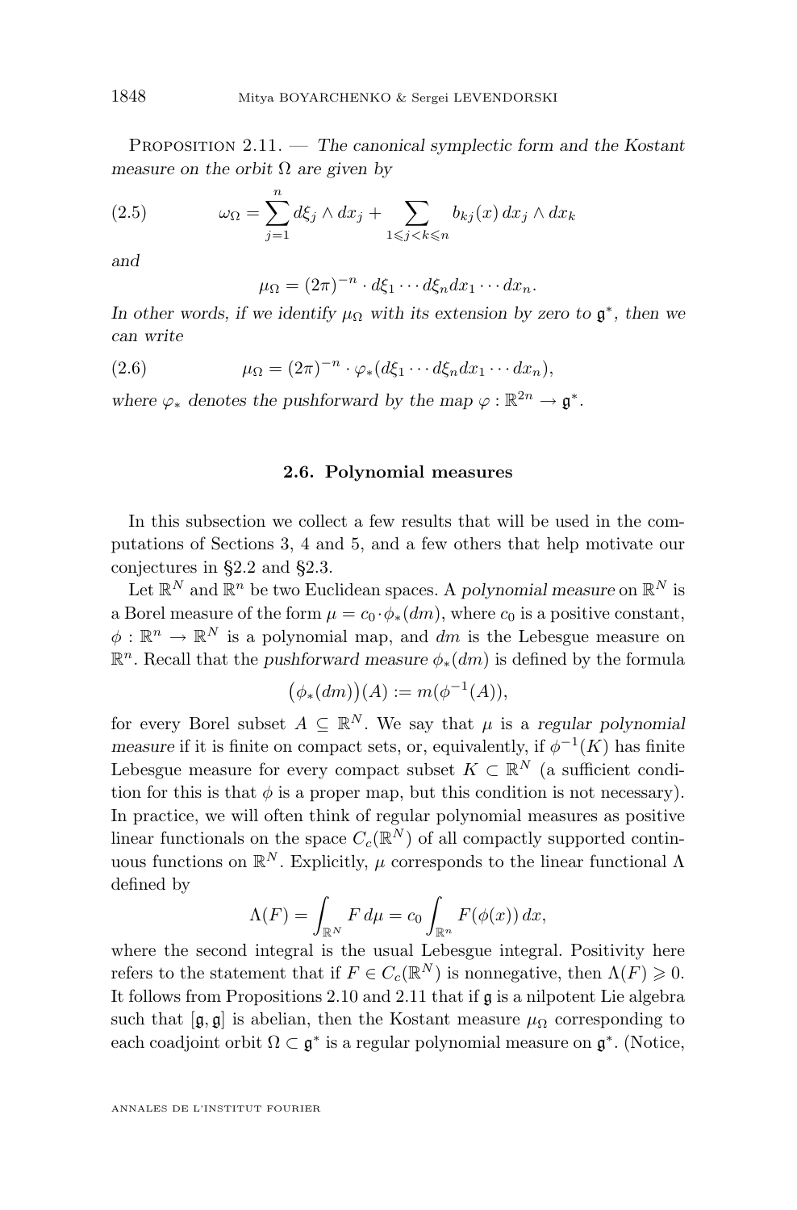Proposition 2.11. — *The canonical symplectic form and the Kostant measure on the orbit $\Omega$ are given by*

$$\omega_\Omega = \sum_{j=1}^{n} d\xi_j \wedge dx_j + \sum_{1\leqslant j<k\leqslant n} b_{kj}(x)\, dx_j \wedge dx_k \tag{2.5}$$

*and*

$$\mu_\Omega = (2\pi)^{-n} \cdot d\xi_1 \cdots d\xi_n dx_1 \cdots dx_n.$$

*In other words, if we identify $\mu_\Omega$ with its extension by zero to $\mathfrak{g}^*$, then we can write*

$$\mu_\Omega = (2\pi)^{-n} \cdot \varphi_*(d\xi_1 \cdots d\xi_n dx_1 \cdots dx_n), \tag{2.6}$$

*where $\varphi_*$ denotes the pushforward by the map $\varphi : \mathbb{R}^{2n} \to \mathfrak{g}^*$.*

### 2.6. Polynomial measures

In this subsection we collect a few results that will be used in the computations of Sections 3, 4 and 5, and a few others that help motivate our conjectures in §2.2 and §2.3.

Let $\mathbb{R}^N$ and $\mathbb{R}^n$ be two Euclidean spaces. A *polynomial measure* on $\mathbb{R}^N$ is a Borel measure of the form $\mu = c_0 \cdot \phi_*(dm)$, where $c_0$ is a positive constant, $\phi : \mathbb{R}^n \to \mathbb{R}^N$ is a polynomial map, and $dm$ is the Lebesgue measure on $\mathbb{R}^n$. Recall that the *pushforward measure* $\phi_*(dm)$ is defined by the formula

$$\big(\phi_*(dm)\big)(A) := m(\phi^{-1}(A)),$$

for every Borel subset $A \subseteq \mathbb{R}^N$. We say that $\mu$ is a *regular polynomial measure* if it is finite on compact sets, or, equivalently, if $\phi^{-1}(K)$ has finite Lebesgue measure for every compact subset $K \subset \mathbb{R}^N$ (a sufficient condition for this is that $\phi$ is a proper map, but this condition is not necessary). In practice, we will often think of regular polynomial measures as positive linear functionals on the space $C_c(\mathbb{R}^N)$ of all compactly supported continuous functions on $\mathbb{R}^N$. Explicitly, $\mu$ corresponds to the linear functional $\Lambda$ defined by

$$\Lambda(F) = \int_{\mathbb{R}^N} F\, d\mu = c_0 \int_{\mathbb{R}^n} F(\phi(x))\, dx,$$

where the second integral is the usual Lebesgue integral. Positivity here refers to the statement that if $F \in C_c(\mathbb{R}^N)$ is nonnegative, then $\Lambda(F) \geqslant 0$. It follows from Propositions 2.10 and 2.11 that if $\mathfrak{g}$ is a nilpotent Lie algebra such that $[\mathfrak{g}, \mathfrak{g}]$ is abelian, then the Kostant measure $\mu_\Omega$ corresponding to each coadjoint orbit $\Omega \subset \mathfrak{g}^*$ is a regular polynomial measure on $\mathfrak{g}^*$. (Notice,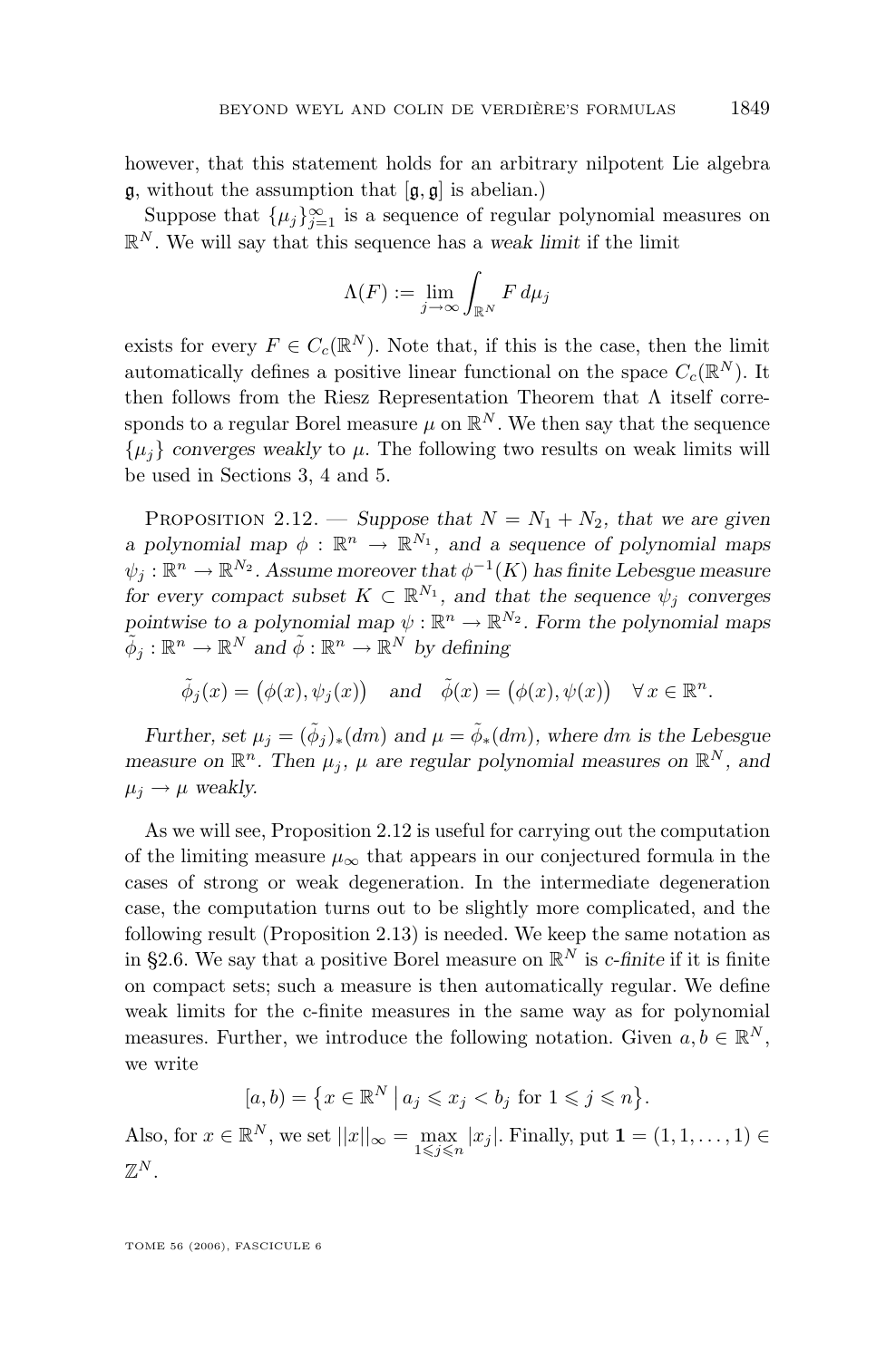however, that this statement holds for an arbitrary nilpotent Lie algebra $\mathfrak{g}$, without the assumption that $[\mathfrak{g}, \mathfrak{g}]$ is abelian.)

Suppose that $\{\mu_j\}_{j=1}^{\infty}$ is a sequence of regular polynomial measures on $\mathbb{R}^N$. We will say that this sequence has a *weak limit* if the limit

$$\Lambda(F) := \lim_{j \to \infty} \int_{\mathbb{R}^N} F \, d\mu_j$$

exists for every $F \in C_c(\mathbb{R}^N)$. Note that, if this is the case, then the limit automatically defines a positive linear functional on the space $C_c(\mathbb{R}^N)$. It then follows from the Riesz Representation Theorem that $\Lambda$ itself corresponds to a regular Borel measure $\mu$ on $\mathbb{R}^N$. We then say that the sequence $\{\mu_j\}$ *converges weakly* to $\mu$. The following two results on weak limits will be used in Sections 3, 4 and 5.

Proposition 2.12. — *Suppose that $N = N_1 + N_2$, that we are given a polynomial map $\phi : \mathbb{R}^n \to \mathbb{R}^{N_1}$, and a sequence of polynomial maps $\psi_j : \mathbb{R}^n \to \mathbb{R}^{N_2}$. Assume moreover that $\phi^{-1}(K)$ has finite Lebesgue measure for every compact subset $K \subset \mathbb{R}^{N_1}$, and that the sequence $\psi_j$ converges pointwise to a polynomial map $\psi : \mathbb{R}^n \to \mathbb{R}^{N_2}$. Form the polynomial maps $\tilde{\phi}_j : \mathbb{R}^n \to \mathbb{R}^N$ and $\tilde{\phi} : \mathbb{R}^n \to \mathbb{R}^N$ by defining*

$$\tilde{\phi}_j(x) = \big(\phi(x), \psi_j(x)\big) \quad \text{and} \quad \tilde{\phi}(x) = \big(\phi(x), \psi(x)\big) \quad \forall\, x \in \mathbb{R}^n.$$

*Further, set $\mu_j = (\tilde{\phi}_j)_*(dm)$ and $\mu = \tilde{\phi}_*(dm)$, where $dm$ is the Lebesgue measure on $\mathbb{R}^n$. Then $\mu_j$, $\mu$ are regular polynomial measures on $\mathbb{R}^N$, and $\mu_j \to \mu$ weakly.*

As we will see, Proposition 2.12 is useful for carrying out the computation of the limiting measure $\mu_\infty$ that appears in our conjectured formula in the cases of strong or weak degeneration. In the intermediate degeneration case, the computation turns out to be slightly more complicated, and the following result (Proposition 2.13) is needed. We keep the same notation as in §2.6. We say that a positive Borel measure on $\mathbb{R}^N$ is *c-finite* if it is finite on compact sets; such a measure is then automatically regular. We define weak limits for the c-finite measures in the same way as for polynomial measures. Further, we introduce the following notation. Given $a, b \in \mathbb{R}^N$, we write

$$[a, b) = \big\{x \in \mathbb{R}^N \,\big|\, a_j \leqslant x_j < b_j \text{ for } 1 \leqslant j \leqslant n\big\}.$$

Also, for $x \in \mathbb{R}^N$, we set $||x||_\infty = \max_{1 \leqslant j \leqslant n} |x_j|$. Finally, put $\mathbf{1} = (1, 1, \ldots, 1) \in \mathbb{Z}^N$.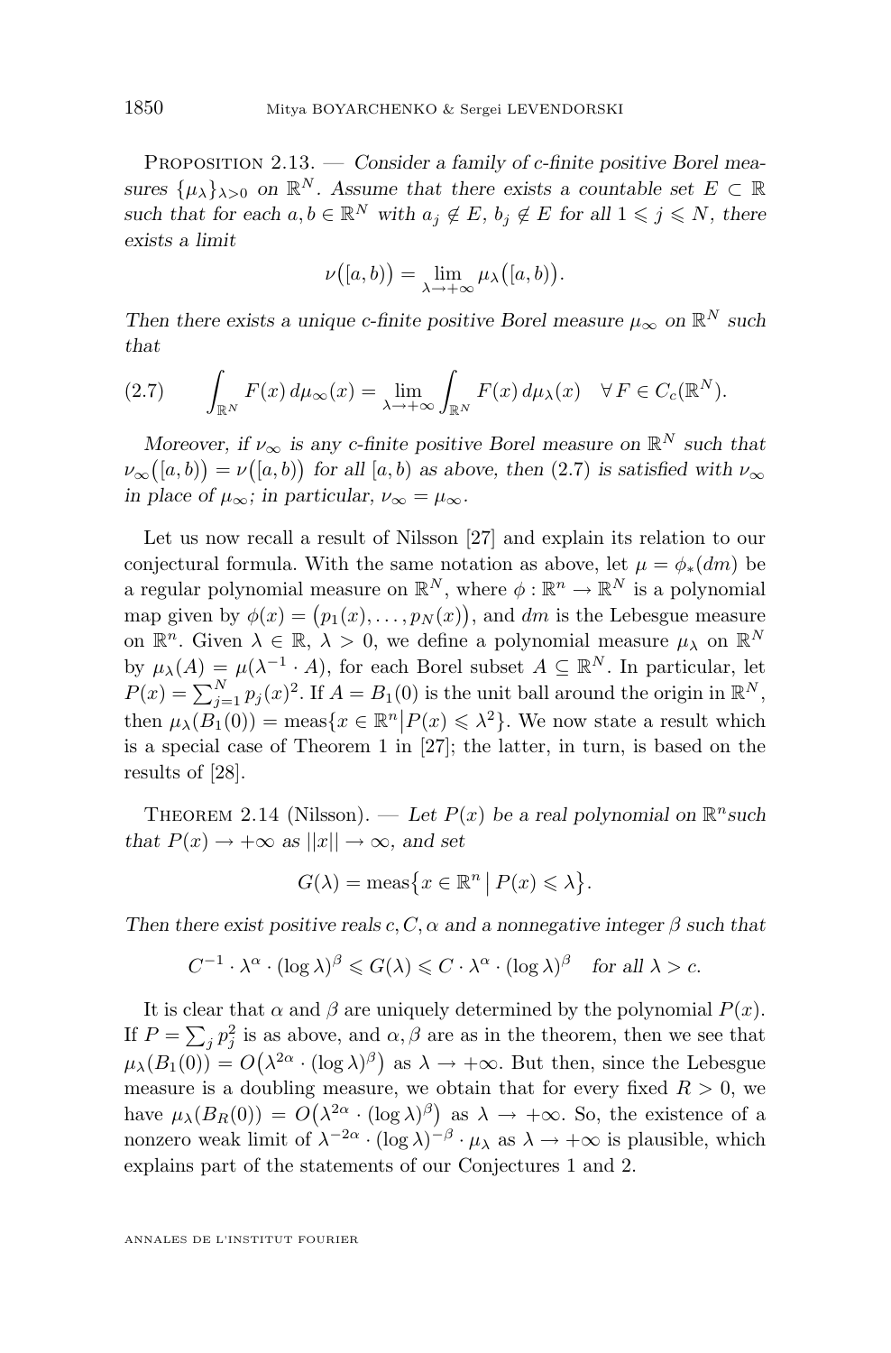Proposition 2.13. — *Consider a family of c-finite positive Borel measures $\{\mu_\lambda\}_{\lambda>0}$ on $\mathbb{R}^N$. Assume that there exists a countable set $E \subset \mathbb{R}$ such that for each $a, b \in \mathbb{R}^N$ with $a_j \notin E$, $b_j \notin E$ for all $1 \leqslant j \leqslant N$, there exists a limit*

$$\nu\big([a,b)\big) = \lim_{\lambda\to+\infty} \mu_\lambda\big([a,b)\big).$$

*Then there exists a unique c-finite positive Borel measure $\mu_\infty$ on $\mathbb{R}^N$ such that*

$$\int_{\mathbb{R}^N} F(x)\, d\mu_\infty(x) = \lim_{\lambda\to+\infty} \int_{\mathbb{R}^N} F(x)\, d\mu_\lambda(x) \quad \forall\, F \in C_c(\mathbb{R}^N). \tag{2.7}$$

*Moreover, if $\nu_\infty$ is any c-finite positive Borel measure on $\mathbb{R}^N$ such that $\nu_\infty\big([a,b)\big) = \nu\big([a,b)\big)$ for all $[a,b)$ as above, then (2.7) is satisfied with $\nu_\infty$ in place of $\mu_\infty$; in particular, $\nu_\infty = \mu_\infty$.*

Let us now recall a result of Nilsson [27] and explain its relation to our conjectural formula. With the same notation as above, let $\mu = \phi_*(dm)$ be a regular polynomial measure on $\mathbb{R}^N$, where $\phi : \mathbb{R}^n \to \mathbb{R}^N$ is a polynomial map given by $\phi(x) = \big(p_1(x), \ldots, p_N(x)\big)$, and $dm$ is the Lebesgue measure on $\mathbb{R}^n$. Given $\lambda \in \mathbb{R}$, $\lambda > 0$, we define a polynomial measure $\mu_\lambda$ on $\mathbb{R}^N$ by $\mu_\lambda(A) = \mu(\lambda^{-1} \cdot A)$, for each Borel subset $A \subseteq \mathbb{R}^N$. In particular, let $P(x) = \sum_{j=1}^N p_j(x)^2$. If $A = B_1(0)$ is the unit ball around the origin in $\mathbb{R}^N$, then $\mu_\lambda(B_1(0)) = \operatorname{meas}\{x \in \mathbb{R}^n | P(x) \leqslant \lambda^2\}$. We now state a result which is a special case of Theorem 1 in [27]; the latter, in turn, is based on the results of [28].

Theorem 2.14 (Nilsson). — *Let $P(x)$ be a real polynomial on $\mathbb{R}^n$such that $P(x) \to +\infty$ as $||x|| \to \infty$, and set*

$$G(\lambda) = \operatorname{meas}\big\{x \in \mathbb{R}^n \;\big|\; P(x) \leqslant \lambda\big\}.$$

*Then there exist positive reals $c, C, \alpha$ and a nonnegative integer $\beta$ such that*

$$C^{-1} \cdot \lambda^\alpha \cdot (\log \lambda)^\beta \leqslant G(\lambda) \leqslant C \cdot \lambda^\alpha \cdot (\log \lambda)^\beta \quad \text{for all } \lambda > c.$$

It is clear that $\alpha$ and $\beta$ are uniquely determined by the polynomial $P(x)$. If $P = \sum_j p_j^2$ is as above, and $\alpha, \beta$ are as in the theorem, then we see that $\mu_\lambda(B_1(0)) = O\big(\lambda^{2\alpha} \cdot (\log \lambda)^\beta\big)$ as $\lambda \to +\infty$. But then, since the Lebesgue measure is a doubling measure, we obtain that for every fixed $R > 0$, we have $\mu_\lambda(B_R(0)) = O\big(\lambda^{2\alpha} \cdot (\log \lambda)^\beta\big)$ as $\lambda \to +\infty$. So, the existence of a nonzero weak limit of $\lambda^{-2\alpha} \cdot (\log \lambda)^{-\beta} \cdot \mu_\lambda$ as $\lambda \to +\infty$ is plausible, which explains part of the statements of our Conjectures 1 and 2.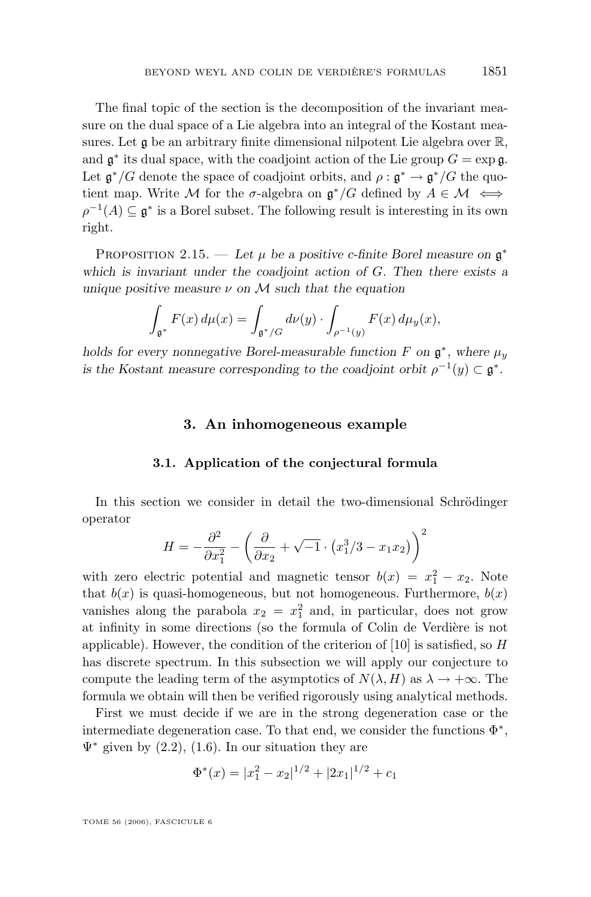The final topic of the section is the decomposition of the invariant measure on the dual space of a Lie algebra into an integral of the Kostant measures. Let $\mathfrak{g}$ be an arbitrary finite dimensional nilpotent Lie algebra over $\mathbb{R}$, and $\mathfrak{g}^*$ its dual space, with the coadjoint action of the Lie group $G = \exp \mathfrak{g}$. Let $\mathfrak{g}^*/G$ denote the space of coadjoint orbits, and $\rho : \mathfrak{g}^* \to \mathfrak{g}^*/G$ the quotient map. Write $\mathcal{M}$ for the $\sigma$-algebra on $\mathfrak{g}^*/G$ defined by $A \in \mathcal{M} \iff \rho^{-1}(A) \subseteq \mathfrak{g}^*$ is a Borel subset. The following result is interesting in its own right.

Proposition 2.15. — *Let $\mu$ be a positive c-finite Borel measure on $\mathfrak{g}^*$ which is invariant under the coadjoint action of $G$. Then there exists a unique positive measure $\nu$ on $\mathcal{M}$ such that the equation*

$$\int_{\mathfrak{g}^*} F(x)\, d\mu(x) = \int_{\mathfrak{g}^*/G} d\nu(y) \cdot \int_{\rho^{-1}(y)} F(x)\, d\mu_y(x),$$

*holds for every nonnegative Borel-measurable function $F$ on $\mathfrak{g}^*$, where $\mu_y$ is the Kostant measure corresponding to the coadjoint orbit $\rho^{-1}(y) \subset \mathfrak{g}^*$.*

## 3. An inhomogeneous example

### 3.1. Application of the conjectural formula

In this section we consider in detail the two-dimensional Schrödinger operator

$$H = -\frac{\partial^2}{\partial x_1^2} - \left( \frac{\partial}{\partial x_2} + \sqrt{-1} \cdot \left( x_1^3/3 - x_1 x_2 \right) \right)^2$$

with zero electric potential and magnetic tensor $b(x) = x_1^2 - x_2$. Note that $b(x)$ is quasi-homogeneous, but not homogeneous. Furthermore, $b(x)$ vanishes along the parabola $x_2 = x_1^2$ and, in particular, does not grow at infinity in some directions (so the formula of Colin de Verdière is not applicable). However, the condition of the criterion of [10] is satisfied, so $H$ has discrete spectrum. In this subsection we will apply our conjecture to compute the leading term of the asymptotics of $N(\lambda, H)$ as $\lambda \to +\infty$. The formula we obtain will then be verified rigorously using analytical methods.

First we must decide if we are in the strong degeneration case or the intermediate degeneration case. To that end, we consider the functions $\Phi^*$, $\Psi^*$ given by (2.2), (1.6). In our situation they are

$$\Phi^*(x) = |x_1^2 - x_2|^{1/2} + |2x_1|^{1/2} + c_1$$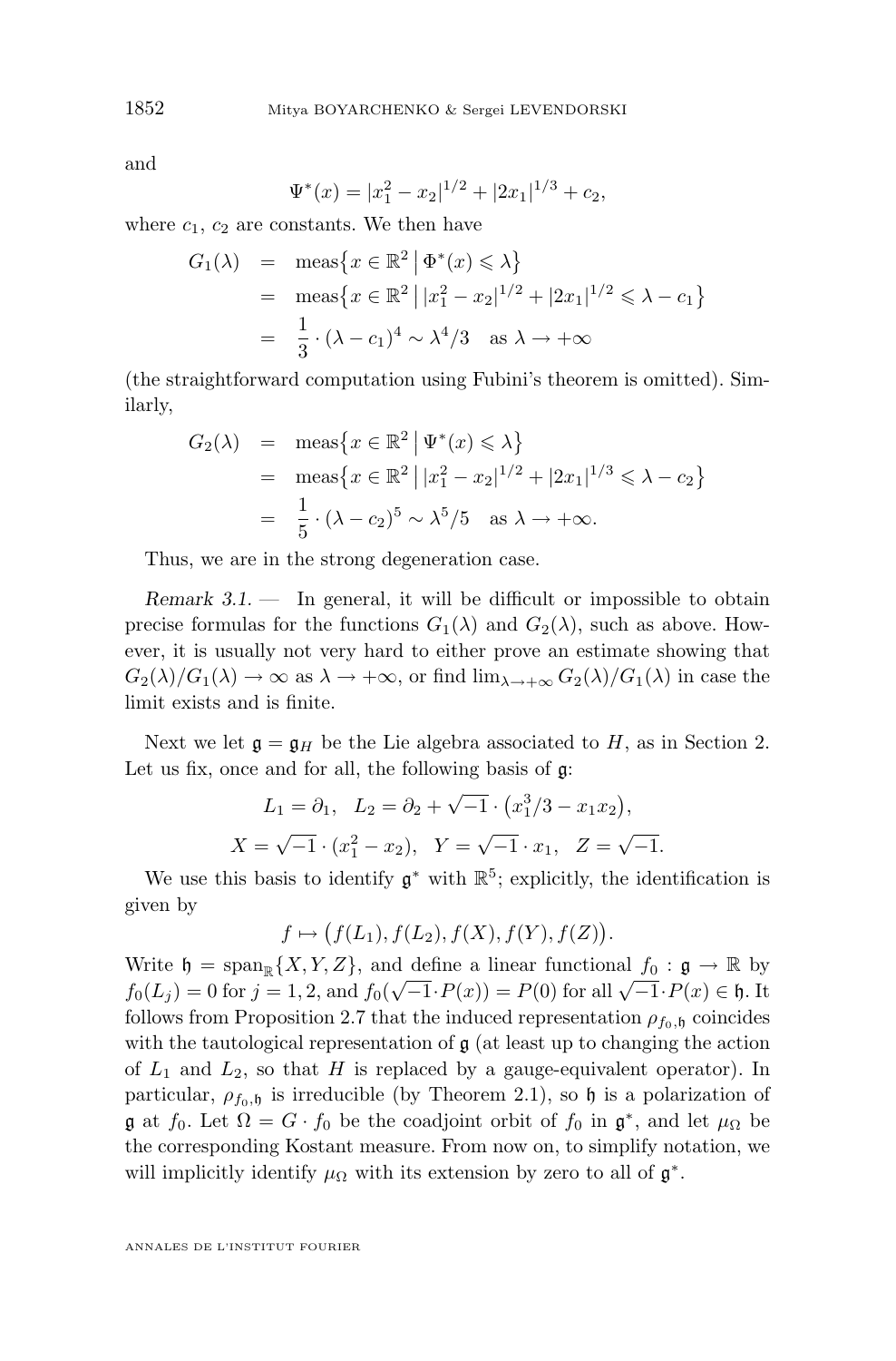and

$$\Psi^*(x) = |x_1^2 - x_2|^{1/2} + |2x_1|^{1/3} + c_2,$$

where $c_1$, $c_2$ are constants. We then have

$$\begin{aligned} G_1(\lambda) &= \operatorname{meas}\bigl\{x \in \mathbb{R}^2 \bigm| \Phi^*(x) \leqslant \lambda\bigr\} \\ &= \operatorname{meas}\bigl\{x \in \mathbb{R}^2 \bigm| |x_1^2 - x_2|^{1/2} + |2x_1|^{1/2} \leqslant \lambda - c_1\bigr\} \\ &= \frac{1}{3} \cdot (\lambda - c_1)^4 \sim \lambda^4/3 \quad \text{as } \lambda \to +\infty \end{aligned}$$

(the straightforward computation using Fubini's theorem is omitted). Similarly,

$$\begin{aligned} G_2(\lambda) &= \operatorname{meas}\bigl\{x \in \mathbb{R}^2 \bigm| \Psi^*(x) \leqslant \lambda\bigr\} \\ &= \operatorname{meas}\bigl\{x \in \mathbb{R}^2 \bigm| |x_1^2 - x_2|^{1/2} + |2x_1|^{1/3} \leqslant \lambda - c_2\bigr\} \\ &= \frac{1}{5} \cdot (\lambda - c_2)^5 \sim \lambda^5/5 \quad \text{as } \lambda \to +\infty. \end{aligned}$$

Thus, we are in the strong degeneration case.

*Remark 3.1.* — In general, it will be difficult or impossible to obtain precise formulas for the functions $G_1(\lambda)$ and $G_2(\lambda)$, such as above. However, it is usually not very hard to either prove an estimate showing that $G_2(\lambda)/G_1(\lambda) \to \infty$ as $\lambda \to +\infty$, or find $\lim_{\lambda\to+\infty} G_2(\lambda)/G_1(\lambda)$ in case the limit exists and is finite.

Next we let $\mathfrak{g} = \mathfrak{g}_H$ be the Lie algebra associated to $H$, as in Section 2. Let us fix, once and for all, the following basis of $\mathfrak{g}$:

$$L_1 = \partial_1, \quad L_2 = \partial_2 + \sqrt{-1} \cdot \bigl(x_1^3/3 - x_1 x_2\bigr),$$
$$X = \sqrt{-1} \cdot (x_1^2 - x_2), \quad Y = \sqrt{-1} \cdot x_1, \quad Z = \sqrt{-1}.$$

We use this basis to identify $\mathfrak{g}^*$ with $\mathbb{R}^5$; explicitly, the identification is given by

$$f \mapsto \bigl(f(L_1), f(L_2), f(X), f(Y), f(Z)\bigr).$$

Write $\mathfrak{h} = \operatorname{span}_{\mathbb{R}}\{X, Y, Z\}$, and define a linear functional $f_0 : \mathfrak{g} \to \mathbb{R}$ by $f_0(L_j) = 0$ for $j = 1, 2$, and $f_0(\sqrt{-1}\cdot P(x)) = P(0)$ for all $\sqrt{-1}\cdot P(x) \in \mathfrak{h}$. It follows from Proposition 2.7 that the induced representation $\rho_{f_0,\mathfrak{h}}$ coincides with the tautological representation of $\mathfrak{g}$ (at least up to changing the action of $L_1$ and $L_2$, so that $H$ is replaced by a gauge-equivalent operator). In particular, $\rho_{f_0,\mathfrak{h}}$ is irreducible (by Theorem 2.1), so $\mathfrak{h}$ is a polarization of $\mathfrak{g}$ at $f_0$. Let $\Omega = G \cdot f_0$ be the coadjoint orbit of $f_0$ in $\mathfrak{g}^*$, and let $\mu_\Omega$ be the corresponding Kostant measure. From now on, to simplify notation, we will implicitly identify $\mu_\Omega$ with its extension by zero to all of $\mathfrak{g}^*$.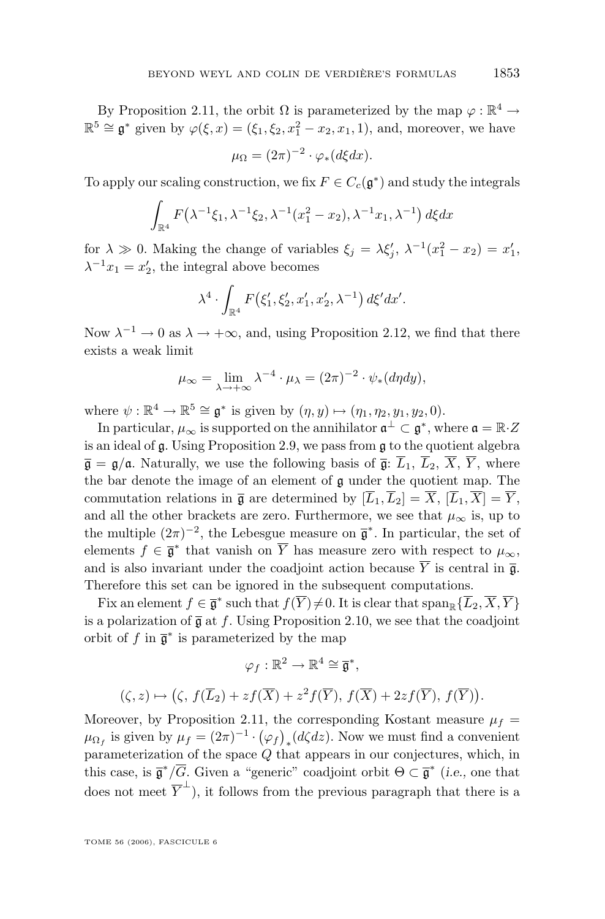By Proposition 2.11, the orbit $\Omega$ is parameterized by the map $\varphi : \mathbb{R}^4 \to \mathbb{R}^5 \cong \mathfrak{g}^*$ given by $\varphi(\xi, x) = (\xi_1, \xi_2, x_1^2 - x_2, x_1, 1)$, and, moreover, we have

$$\mu_\Omega = (2\pi)^{-2} \cdot \varphi_*(d\xi dx).$$

To apply our scaling construction, we fix $F \in C_c(\mathfrak{g}^*)$ and study the integrals

$$\int_{\mathbb{R}^4} F\big(\lambda^{-1}\xi_1, \lambda^{-1}\xi_2, \lambda^{-1}(x_1^2 - x_2), \lambda^{-1}x_1, \lambda^{-1}\big)\, d\xi dx$$

for $\lambda \gg 0$. Making the change of variables $\xi_j = \lambda\xi_j'$, $\lambda^{-1}(x_1^2 - x_2) = x_1'$, $\lambda^{-1}x_1 = x_2'$, the integral above becomes

$$\lambda^4 \cdot \int_{\mathbb{R}^4} F\big(\xi_1', \xi_2', x_1', x_2', \lambda^{-1}\big)\, d\xi' dx'.$$

Now $\lambda^{-1} \to 0$ as $\lambda \to +\infty$, and, using Proposition 2.12, we find that there exists a weak limit

$$\mu_\infty = \lim_{\lambda \to +\infty} \lambda^{-4} \cdot \mu_\lambda = (2\pi)^{-2} \cdot \psi_*(d\eta dy),$$

where $\psi : \mathbb{R}^4 \to \mathbb{R}^5 \cong \mathfrak{g}^*$ is given by $(\eta, y) \mapsto (\eta_1, \eta_2, y_1, y_2, 0)$.

In particular, $\mu_\infty$ is supported on the annihilator $\mathfrak{a}^\perp \subset \mathfrak{g}^*$, where $\mathfrak{a} = \mathbb{R}\cdot Z$ is an ideal of $\mathfrak{g}$. Using Proposition 2.9, we pass from $\mathfrak{g}$ to the quotient algebra $\overline{\mathfrak{g}} = \mathfrak{g}/\mathfrak{a}$. Naturally, we use the following basis of $\overline{\mathfrak{g}}$: $\overline{L}_1$, $\overline{L}_2$, $\overline{X}$, $\overline{Y}$, where the bar denote the image of an element of $\mathfrak{g}$ under the quotient map. The commutation relations in $\overline{\mathfrak{g}}$ are determined by $[\overline{L}_1, \overline{L}_2] = \overline{X}$, $[\overline{L}_1, \overline{X}] = \overline{Y}$, and all the other brackets are zero. Furthermore, we see that $\mu_\infty$ is, up to the multiple $(2\pi)^{-2}$, the Lebesgue measure on $\overline{\mathfrak{g}}^*$. In particular, the set of elements $f \in \overline{\mathfrak{g}}^*$ that vanish on $\overline{Y}$ has measure zero with respect to $\mu_\infty$, and is also invariant under the coadjoint action because $\overline{Y}$ is central in $\overline{\mathfrak{g}}$. Therefore this set can be ignored in the subsequent computations.

Fix an element $f \in \overline{\mathfrak{g}}^*$ such that $f(\overline{Y}) \neq 0$. It is clear that $\operatorname{span}_{\mathbb{R}}\{\overline{L}_2, \overline{X}, \overline{Y}\}$ is a polarization of $\overline{\mathfrak{g}}$ at $f$. Using Proposition 2.10, we see that the coadjoint orbit of $f$ in $\overline{\mathfrak{g}}^*$ is parameterized by the map

$$\varphi_f : \mathbb{R}^2 \to \mathbb{R}^4 \cong \overline{\mathfrak{g}}^*,$$

$$(\zeta, z) \mapsto \big(\zeta,\ f(\overline{L}_2) + z f(\overline{X}) + z^2 f(\overline{Y}),\ f(\overline{X}) + 2z f(\overline{Y}),\ f(\overline{Y})\big).$$

Moreover, by Proposition 2.11, the corresponding Kostant measure $\mu_f = \mu_{\Omega_f}$ is given by $\mu_f = (2\pi)^{-1} \cdot \big(\varphi_f\big)_*(d\zeta dz)$. Now we must find a convenient parameterization of the space $Q$ that appears in our conjectures, which, in this case, is $\overline{\mathfrak{g}}^*/\overline{G}$. Given a "generic" coadjoint orbit $\Theta \subset \overline{\mathfrak{g}}^*$ (*i.e.*, one that does not meet $\overline{Y}^\perp$), it follows from the previous paragraph that there is a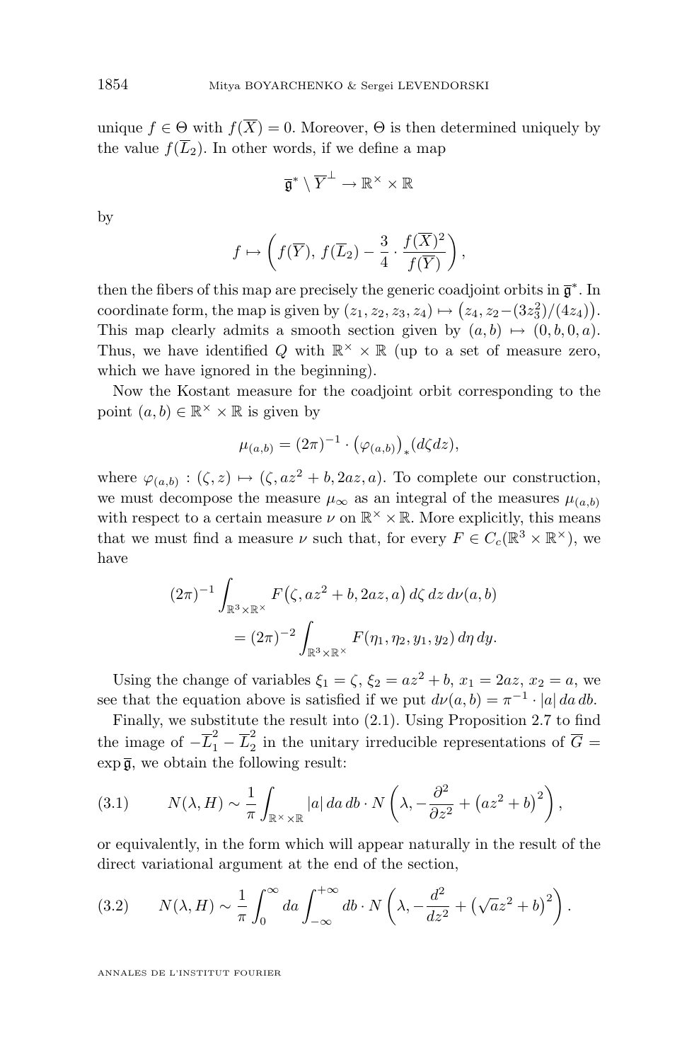unique $f \in \Theta$ with $f(\overline{X}) = 0$. Moreover, $\Theta$ is then determined uniquely by the value $f(\overline{L}_2)$. In other words, if we define a map

$$\overline{\mathfrak{g}}^* \setminus \overline{Y}^\perp \to \mathbb{R}^\times \times \mathbb{R}$$

by

$$f \mapsto \left( f(\overline{Y}),\, f(\overline{L}_2) - \frac{3}{4} \cdot \frac{f(\overline{X})^2}{f(\overline{Y})} \right),$$

then the fibers of this map are precisely the generic coadjoint orbits in $\overline{\mathfrak{g}}^*$. In coordinate form, the map is given by $(z_1, z_2, z_3, z_4) \mapsto \big(z_4, z_2 - (3z_3^2)/(4z_4)\big)$. This map clearly admits a smooth section given by $(a, b) \mapsto (0, b, 0, a)$. Thus, we have identified $Q$ with $\mathbb{R}^\times \times \mathbb{R}$ (up to a set of measure zero, which we have ignored in the beginning).

Now the Kostant measure for the coadjoint orbit corresponding to the point $(a, b) \in \mathbb{R}^\times \times \mathbb{R}$ is given by

$$\mu_{(a,b)} = (2\pi)^{-1} \cdot \big(\varphi_{(a,b)}\big)_* (d\zeta dz),$$

where $\varphi_{(a,b)} : (\zeta, z) \mapsto (\zeta, az^2 + b, 2az, a)$. To complete our construction, we must decompose the measure $\mu_\infty$ as an integral of the measures $\mu_{(a,b)}$ with respect to a certain measure $\nu$ on $\mathbb{R}^\times \times \mathbb{R}$. More explicitly, this means that we must find a measure $\nu$ such that, for every $F \in C_c(\mathbb{R}^3 \times \mathbb{R}^\times)$, we have

$$\begin{aligned}(2\pi)^{-1} \int_{\mathbb{R}^3 \times \mathbb{R}^\times} & F\big(\zeta, az^2 + b, 2az, a\big)\, d\zeta\, dz\, d\nu(a, b) \\ &= (2\pi)^{-2} \int_{\mathbb{R}^3 \times \mathbb{R}^\times} F(\eta_1, \eta_2, y_1, y_2)\, d\eta\, dy.\end{aligned}$$

Using the change of variables $\xi_1 = \zeta$, $\xi_2 = az^2 + b$, $x_1 = 2az$, $x_2 = a$, we see that the equation above is satisfied if we put $d\nu(a, b) = \pi^{-1} \cdot |a|\, da\, db$.

Finally, we substitute the result into (2.1). Using Proposition 2.7 to find the image of $-\overline{L}_1^2 - \overline{L}_2^2$ in the unitary irreducible representations of $\overline{G} = \exp \overline{\mathfrak{g}}$, we obtain the following result:

$$N(\lambda, H) \sim \frac{1}{\pi} \int_{\mathbb{R}^\times \times \mathbb{R}} |a|\, da\, db \cdot N\left(\lambda, -\frac{\partial^2}{\partial z^2} + \big(az^2 + b\big)^2\right), \tag{3.1}$$

or equivalently, in the form which will appear naturally in the result of the direct variational argument at the end of the section,

$$N(\lambda, H) \sim \frac{1}{\pi} \int_0^\infty da \int_{-\infty}^{+\infty} db \cdot N\left(\lambda, -\frac{d^2}{dz^2} + \big(\sqrt{a} z^2 + b\big)^2\right). \tag{3.2}$$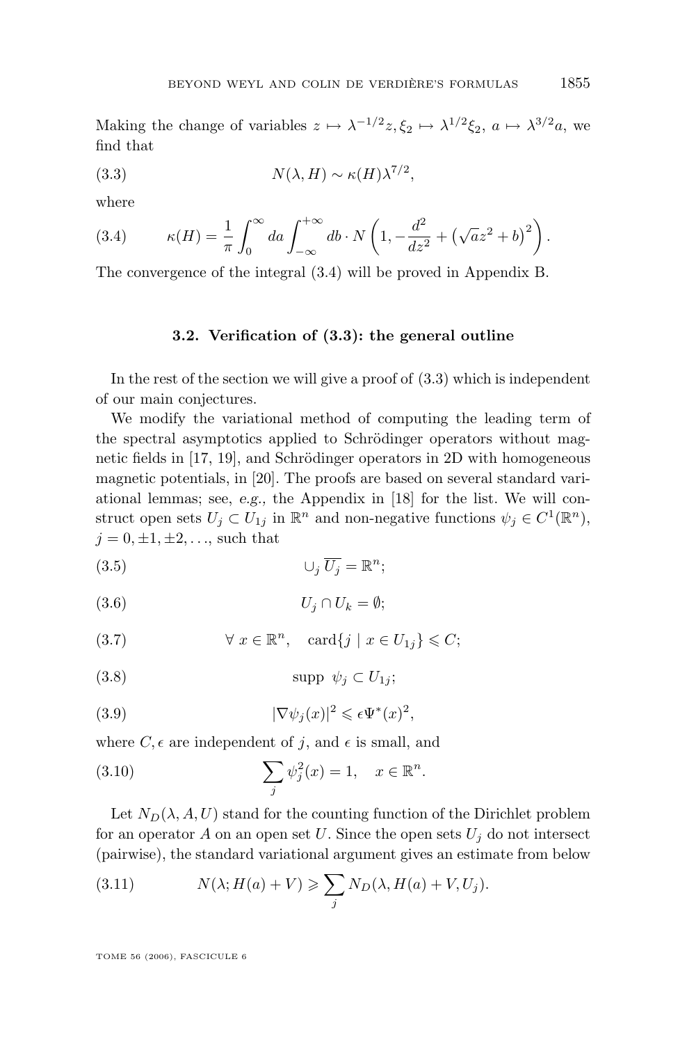Making the change of variables $z \mapsto \lambda^{-1/2}z, \xi_2 \mapsto \lambda^{1/2}\xi_2$, $a \mapsto \lambda^{3/2}a$, we find that

$$N(\lambda, H) \sim \kappa(H)\lambda^{7/2}, \tag{3.3}$$

where

$$\kappa(H) = \frac{1}{\pi}\int_0^{\infty} da \int_{-\infty}^{+\infty} db \cdot N\left(1, -\frac{d^2}{dz^2} + \left(\sqrt{a}z^2 + b\right)^2\right). \tag{3.4}$$

The convergence of the integral (3.4) will be proved in Appendix B.

### 3.2. Verification of (3.3): the general outline

In the rest of the section we will give a proof of (3.3) which is independent of our main conjectures.

We modify the variational method of computing the leading term of the spectral asymptotics applied to Schrödinger operators without magnetic fields in [17, 19], and Schrödinger operators in 2D with homogeneous magnetic potentials, in [20]. The proofs are based on several standard variational lemmas; see, *e.g.,* the Appendix in [18] for the list. We will construct open sets $U_j \subset U_{1j}$ in $\mathbb{R}^n$ and non-negative functions $\psi_j \in C^1(\mathbb{R}^n)$, $j = 0, \pm 1, \pm 2, \ldots$, such that

$$\cup_j \overline{U_j} = \mathbb{R}^n; \tag{3.5}$$

$$U_j \cap U_k = \emptyset; \tag{3.6}$$

$$\forall\, x \in \mathbb{R}^n, \quad \operatorname{card}\{j \mid x \in U_{1j}\} \leqslant C; \tag{3.7}$$

$$\operatorname{supp}\ \psi_j \subset U_{1j}; \tag{3.8}$$

$$|\nabla \psi_j(x)|^2 \leqslant \epsilon \Psi^*(x)^2, \tag{3.9}$$

where $C, \epsilon$ are independent of $j$, and $\epsilon$ is small, and

$$\sum_j \psi_j^2(x) = 1, \quad x \in \mathbb{R}^n. \tag{3.10}$$

Let $N_D(\lambda, A, U)$ stand for the counting function of the Dirichlet problem for an operator $A$ on an open set $U$. Since the open sets $U_j$ do not intersect (pairwise), the standard variational argument gives an estimate from below

$$N(\lambda; H(a) + V) \geqslant \sum_j N_D(\lambda, H(a) + V, U_j). \tag{3.11}$$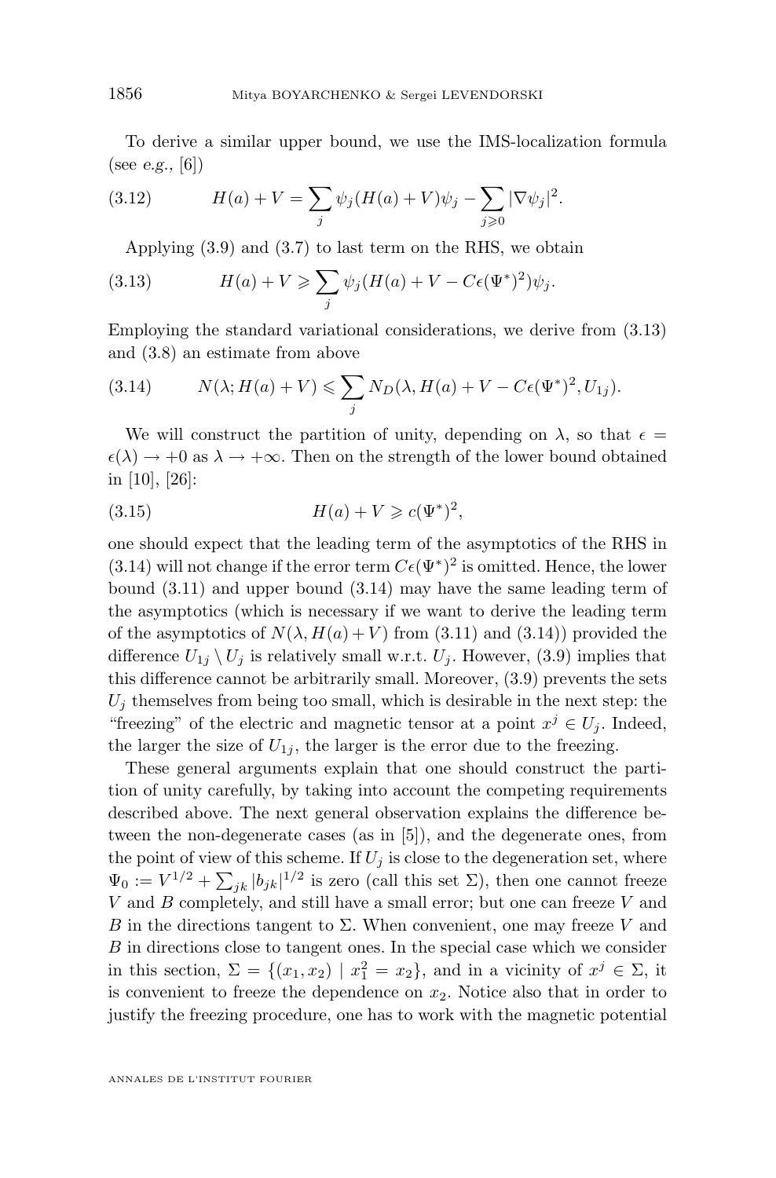To derive a similar upper bound, we use the IMS-localization formula (see *e.g.*, [6])

$$H(a) + V = \sum_j \psi_j (H(a) + V)\psi_j - \sum_{j \geqslant 0} |\nabla \psi_j|^2. \tag{3.12}$$

Applying (3.9) and (3.7) to last term on the RHS, we obtain

$$H(a) + V \geqslant \sum_j \psi_j (H(a) + V - C\epsilon(\Psi^*)^2)\psi_j. \tag{3.13}$$

Employing the standard variational considerations, we derive from (3.13) and (3.8) an estimate from above

$$N(\lambda; H(a) + V) \leqslant \sum_j N_D(\lambda, H(a) + V - C\epsilon(\Psi^*)^2, U_{1j}). \tag{3.14}$$

We will construct the partition of unity, depending on $\lambda$, so that $\epsilon = \epsilon(\lambda) \to +0$ as $\lambda \to +\infty$. Then on the strength of the lower bound obtained in [10], [26]:

$$H(a) + V \geqslant c(\Psi^*)^2, \tag{3.15}$$

one should expect that the leading term of the asymptotics of the RHS in (3.14) will not change if the error term $C\epsilon(\Psi^*)^2$ is omitted. Hence, the lower bound (3.11) and upper bound (3.14) may have the same leading term of the asymptotics (which is necessary if we want to derive the leading term of the asymptotics of $N(\lambda, H(a) + V)$ from (3.11) and (3.14)) provided the difference $U_{1j} \setminus U_j$ is relatively small w.r.t. $U_j$. However, (3.9) implies that this difference cannot be arbitrarily small. Moreover, (3.9) prevents the sets $U_j$ themselves from being too small, which is desirable in the next step: the "freezing" of the electric and magnetic tensor at a point $x^j \in U_j$. Indeed, the larger the size of $U_{1j}$, the larger is the error due to the freezing.

These general arguments explain that one should construct the partition of unity carefully, by taking into account the competing requirements described above. The next general observation explains the difference between the non-degenerate cases (as in [5]), and the degenerate ones, from the point of view of this scheme. If $U_j$ is close to the degeneration set, where $\Psi_0 := V^{1/2} + \sum_{jk} |b_{jk}|^{1/2}$ is zero (call this set $\Sigma$), then one cannot freeze $V$ and $B$ completely, and still have a small error; but one can freeze $V$ and $B$ in the directions tangent to $\Sigma$. When convenient, one may freeze $V$ and $B$ in directions close to tangent ones. In the special case which we consider in this section, $\Sigma = \{(x_1, x_2) \mid x_1^2 = x_2\}$, and in a vicinity of $x^j \in \Sigma$, it is convenient to freeze the dependence on $x_2$. Notice also that in order to justify the freezing procedure, one has to work with the magnetic potential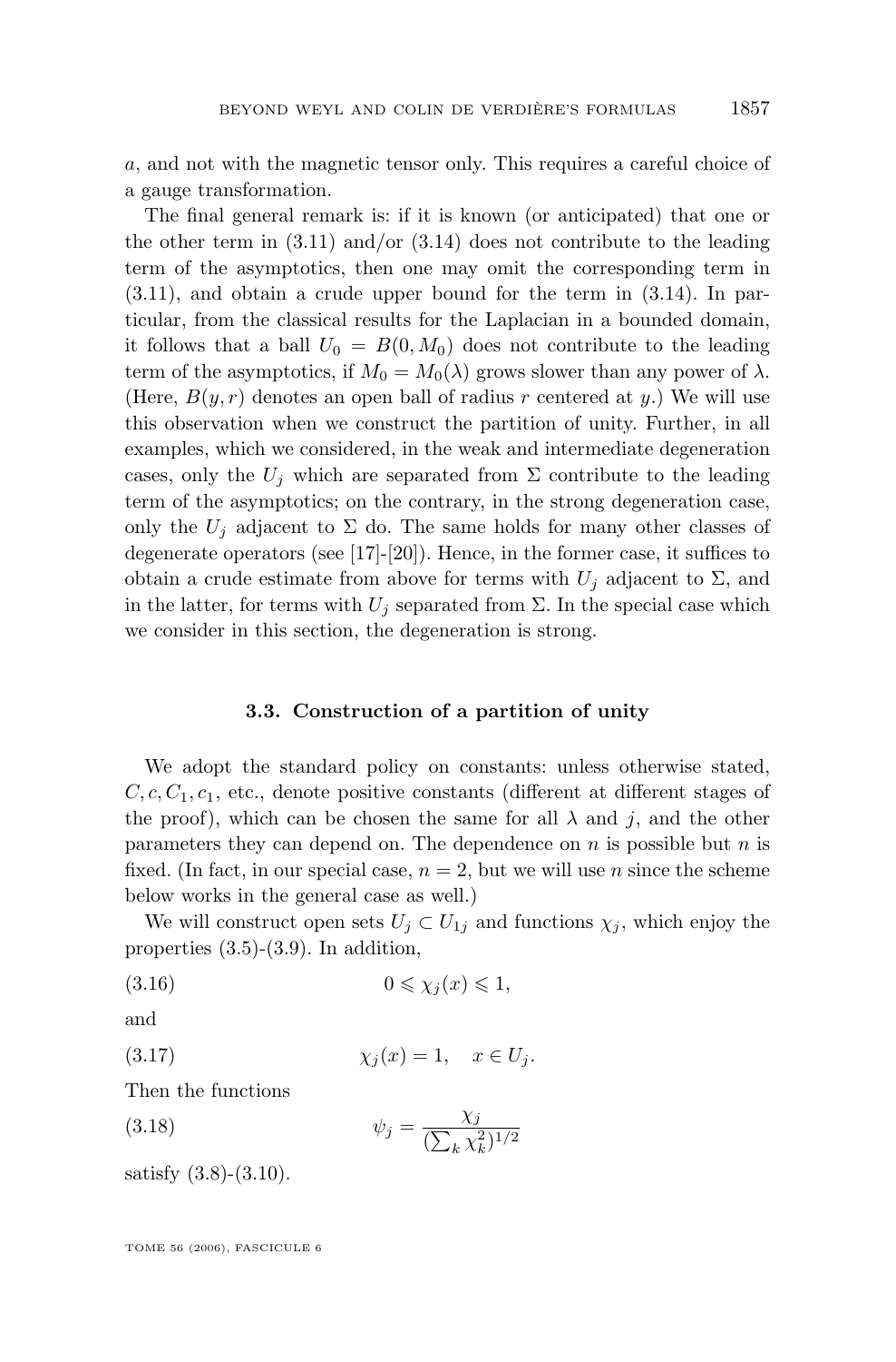$a$, and not with the magnetic tensor only. This requires a careful choice of a gauge transformation.

The final general remark is: if it is known (or anticipated) that one or the other term in (3.11) and/or (3.14) does not contribute to the leading term of the asymptotics, then one may omit the corresponding term in (3.11), and obtain a crude upper bound for the term in (3.14). In particular, from the classical results for the Laplacian in a bounded domain, it follows that a ball $U_0 = B(0, M_0)$ does not contribute to the leading term of the asymptotics, if $M_0 = M_0(\lambda)$ grows slower than any power of $\lambda$. (Here, $B(y, r)$ denotes an open ball of radius $r$ centered at $y$.) We will use this observation when we construct the partition of unity. Further, in all examples, which we considered, in the weak and intermediate degeneration cases, only the $U_j$ which are separated from $\Sigma$ contribute to the leading term of the asymptotics; on the contrary, in the strong degeneration case, only the $U_j$ adjacent to $\Sigma$ do. The same holds for many other classes of degenerate operators (see [17]-[20]). Hence, in the former case, it suffices to obtain a crude estimate from above for terms with $U_j$ adjacent to $\Sigma$, and in the latter, for terms with $U_j$ separated from $\Sigma$. In the special case which we consider in this section, the degeneration is strong.

### 3.3. Construction of a partition of unity

We adopt the standard policy on constants: unless otherwise stated, $C, c, C_1, c_1$, etc., denote positive constants (different at different stages of the proof), which can be chosen the same for all $\lambda$ and $j$, and the other parameters they can depend on. The dependence on $n$ is possible but $n$ is fixed. (In fact, in our special case, $n = 2$, but we will use $n$ since the scheme below works in the general case as well.)

We will construct open sets $U_j \subset U_{1j}$ and functions $\chi_j$, which enjoy the properties (3.5)-(3.9). In addition,

$$0 \leqslant \chi_j(x) \leqslant 1, \tag{3.16}$$

and

$$\chi_j(x) = 1, \quad x \in U_j. \tag{3.17}$$

Then the functions

$$\psi_j = \frac{\chi_j}{(\sum_k \chi_k^2)^{1/2}} \tag{3.18}$$

satisfy (3.8)-(3.10).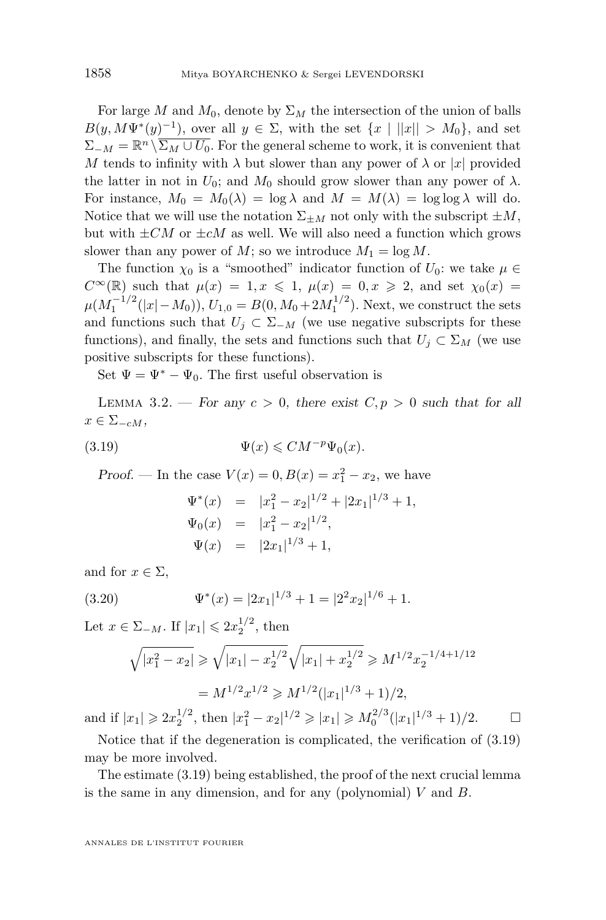For large $M$ and $M_0$, denote by $\Sigma_M$ the intersection of the union of balls $B(y, M\Psi^*(y)^{-1})$, over all $y \in \Sigma$, with the set $\{x \mid ||x|| > M_0\}$, and set $\Sigma_{-M} = \mathbb{R}^n \setminus \overline{\Sigma_M \cup U_0}$. For the general scheme to work, it is convenient that $M$ tends to infinity with $\lambda$ but slower than any power of $\lambda$ or $|x|$ provided the latter in not in $U_0$; and $M_0$ should grow slower than any power of $\lambda$. For instance, $M_0 = M_0(\lambda) = \log \lambda$ and $M = M(\lambda) = \log\log \lambda$ will do. Notice that we will use the notation $\Sigma_{\pm M}$ not only with the subscript $\pm M$, but with $\pm CM$ or $\pm cM$ as well. We will also need a function which grows slower than any power of $M$; so we introduce $M_1 = \log M$.

The function $\chi_0$ is a "smoothed" indicator function of $U_0$: we take $\mu \in C^\infty(\mathbb{R})$ such that $\mu(x) = 1, x \leqslant 1$, $\mu(x) = 0, x \geqslant 2$, and set $\chi_0(x) = \mu(M_1^{-1/2}(|x| - M_0))$, $U_{1,0} = B(0, M_0 + 2M_1^{1/2})$. Next, we construct the sets and functions such that $U_j \subset \Sigma_{-M}$ (we use negative subscripts for these functions), and finally, the sets and functions such that $U_j \subset \Sigma_M$ (we use positive subscripts for these functions).

Set $\Psi = \Psi^* - \Psi_0$. The first useful observation is

Lemma 3.2. — *For any $c > 0$, there exist $C, p > 0$ such that for all $x \in \Sigma_{-cM}$,*

$$\Psi(x) \leqslant CM^{-p}\Psi_0(x). \tag{3.19}$$

*Proof.* — In the case $V(x) = 0, B(x) = x_1^2 - x_2$, we have

$$\begin{aligned}
\Psi^*(x) &= |x_1^2 - x_2|^{1/2} + |2x_1|^{1/3} + 1,\\
\Psi_0(x) &= |x_1^2 - x_2|^{1/2},\\
\Psi(x) &= |2x_1|^{1/3} + 1,
\end{aligned}$$

and for $x \in \Sigma$,

$$\Psi^*(x) = |2x_1|^{1/3} + 1 = |2^2 x_2|^{1/6} + 1. \tag{3.20}$$

Let $x \in \Sigma_{-M}$. If $|x_1| \leqslant 2x_2^{1/2}$, then

$$\begin{aligned}
\sqrt{|x_1^2 - x_2|} &\geqslant \sqrt{|x_1| - x_2^{1/2}}\sqrt{|x_1| + x_2^{1/2}} \geqslant M^{1/2}x_2^{-1/4+1/12}\\
&= M^{1/2}x^{1/2} \geqslant M^{1/2}(|x_1|^{1/3} + 1)/2,
\end{aligned}$$

and if $|x_1| \geqslant 2x_2^{1/2}$, then $|x_1^2 - x_2|^{1/2} \geqslant |x_1| \geqslant M_0^{2/3}(|x_1|^{1/3} + 1)/2$. $\square$

Notice that if the degeneration is complicated, the verification of (3.19) may be more involved.

The estimate (3.19) being established, the proof of the next crucial lemma is the same in any dimension, and for any (polynomial) $V$ and $B$.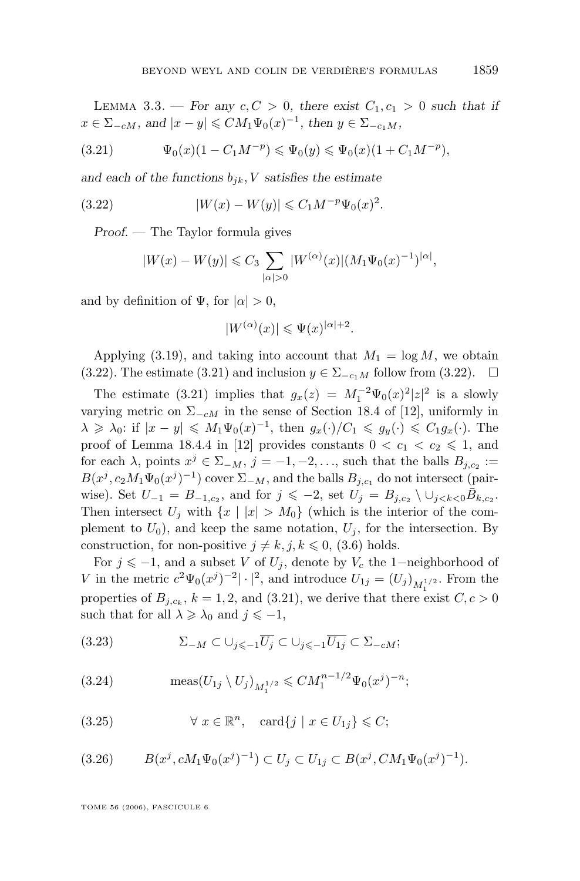Lemma 3.3. — *For any $c, C > 0$, there exist $C_1, c_1 > 0$ such that if $x \in \Sigma_{-cM}$, and $|x - y| \leqslant CM_1\Psi_0(x)^{-1}$, then $y \in \Sigma_{-c_1M}$,*

$$\Psi_0(x)(1 - C_1M^{-p}) \leqslant \Psi_0(y) \leqslant \Psi_0(x)(1 + C_1M^{-p}), \tag{3.21}$$

*and each of the functions $b_{jk}, V$ satisfies the estimate*

$$|W(x) - W(y)| \leqslant C_1M^{-p}\Psi_0(x)^2. \tag{3.22}$$

*Proof.* — The Taylor formula gives

$$|W(x) - W(y)| \leqslant C_3 \sum_{|\alpha|>0} |W^{(\alpha)}(x)|(M_1\Psi_0(x)^{-1})^{|\alpha|},$$

and by definition of $\Psi$, for $|\alpha| > 0$,

$$|W^{(\alpha)}(x)| \leqslant \Psi(x)^{|\alpha|+2}.$$

Applying (3.19), and taking into account that $M_1 = \log M$, we obtain (3.22). The estimate (3.21) and inclusion $y \in \Sigma_{-c_1M}$ follow from (3.22). $\square$

The estimate (3.21) implies that $g_x(z) = M_1^{-2}\Psi_0(x)^2|z|^2$ is a slowly varying metric on $\Sigma_{-cM}$ in the sense of Section 18.4 of [12], uniformly in $\lambda \geqslant \lambda_0$: if $|x - y| \leqslant M_1\Psi_0(x)^{-1}$, then $g_x(\cdot)/C_1 \leqslant g_y(\cdot) \leqslant C_1g_x(\cdot)$. The proof of Lemma 18.4.4 in [12] provides constants $0 < c_1 < c_2 \leqslant 1$, and for each $\lambda$, points $x^j \in \Sigma_{-M}$, $j = -1, -2, \ldots$, such that the balls $B_{j,c_2} := B(x^j, c_2M_1\Psi_0(x^j)^{-1})$ cover $\Sigma_{-M}$, and the balls $B_{j,c_1}$ do not intersect (pairwise). Set $U_{-1} = B_{-1,c_2}$, and for $j \leqslant -2$, set $U_j = B_{j,c_2} \setminus \cup_{j<k<0}\bar{B}_{k,c_2}$. Then intersect $U_j$ with $\{x \mid |x| > M_0\}$ (which is the interior of the complement to $U_0$), and keep the same notation, $U_j$, for the intersection. By construction, for non-positive $j \neq k, j, k \leqslant 0$, (3.6) holds.

For $j \leqslant -1$, and a subset $V$ of $U_j$, denote by $V_c$ the $1-$neighborhood of $V$ in the metric $c^2\Psi_0(x^j)^{-2}|\cdot|^2$, and introduce $U_{1j} = (U_j)_{M_1^{1/2}}$. From the properties of $B_{j,c_k}$, $k = 1, 2$, and (3.21), we derive that there exist $C, c > 0$ such that for all $\lambda \geqslant \lambda_0$ and $j \leqslant -1$,

$$\Sigma_{-M} \subset \cup_{j\leqslant -1}\overline{U_j} \subset \cup_{j\leqslant -1}\overline{U_{1j}} \subset \Sigma_{-cM}; \tag{3.23}$$

$$\operatorname{meas}(U_{1j} \setminus U_j)_{M_1^{1/2}} \leqslant CM_1^{n-1/2}\Psi_0(x^j)^{-n}; \tag{3.24}$$

$$\forall\ x \in \mathbb{R}^n, \quad \operatorname{card}\{j \mid x \in U_{1j}\} \leqslant C; \tag{3.25}$$

$$B(x^j, cM_1\Psi_0(x^j)^{-1}) \subset U_j \subset U_{1j} \subset B(x^j, CM_1\Psi_0(x^j)^{-1}). \tag{3.26}$$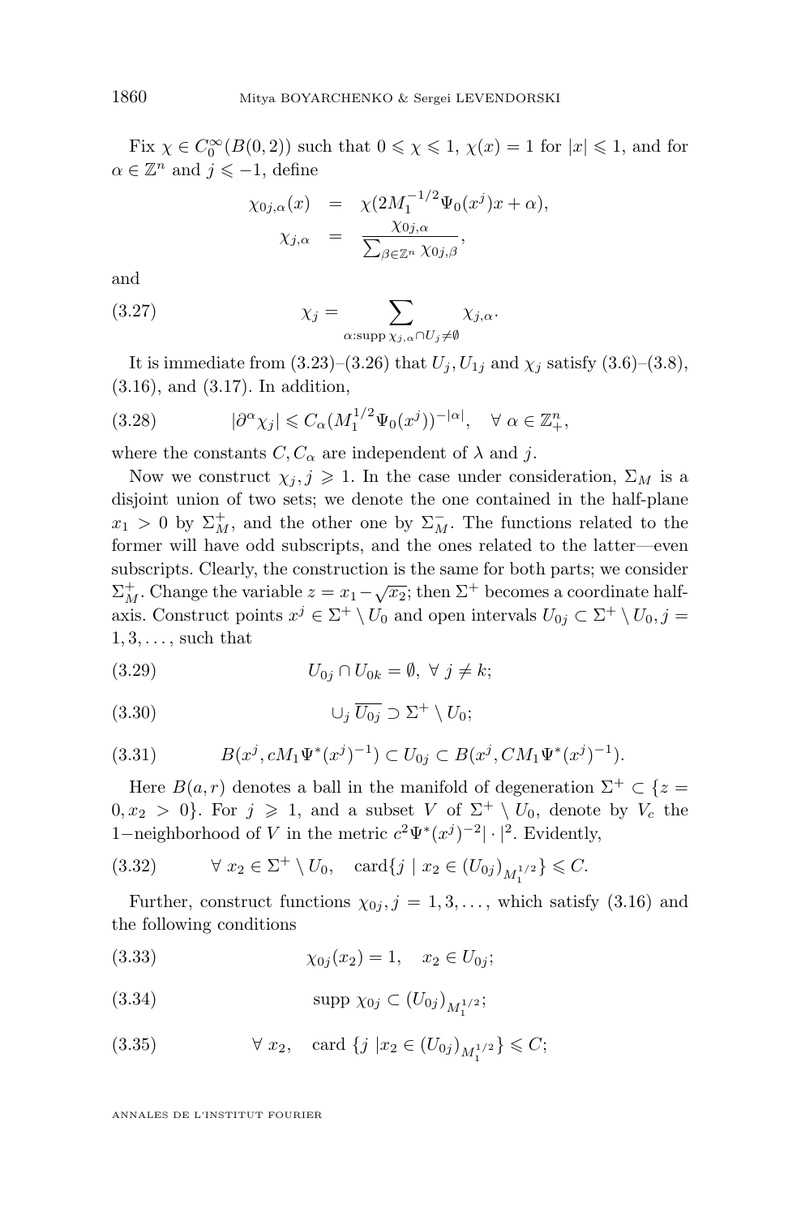Fix $\chi \in C_0^\infty(B(0,2))$ such that $0 \leqslant \chi \leqslant 1$, $\chi(x) = 1$ for $|x| \leqslant 1$, and for $\alpha \in \mathbb{Z}^n$ and $j \leqslant -1$, define

$$\begin{aligned}
\chi_{0j,\alpha}(x) &= \chi(2M_1^{-1/2}\Psi_0(x^j)x + \alpha), \\
\chi_{j,\alpha} &= \frac{\chi_{0j,\alpha}}{\sum_{\beta \in \mathbb{Z}^n} \chi_{0j,\beta}},
\end{aligned}$$

and

$$\chi_j = \sum_{\alpha : \mathrm{supp}\, \chi_{j,\alpha} \cap U_j \neq \emptyset} \chi_{j,\alpha}. \tag{3.27}$$

It is immediate from (3.23)–(3.26) that $U_j, U_{1j}$ and $\chi_j$ satisfy (3.6)–(3.8), (3.16), and (3.17). In addition,

$$|\partial^\alpha \chi_j| \leqslant C_\alpha (M_1^{1/2}\Psi_0(x^j))^{-|\alpha|}, \quad \forall\, \alpha \in \mathbb{Z}_+^n, \tag{3.28}$$

where the constants $C, C_\alpha$ are independent of $\lambda$ and $j$.

Now we construct $\chi_j, j \geqslant 1$. In the case under consideration, $\Sigma_M$ is a disjoint union of two sets; we denote the one contained in the half-plane $x_1 > 0$ by $\Sigma_M^+$, and the other one by $\Sigma_M^-$. The functions related to the former will have odd subscripts, and the ones related to the latter—even subscripts. Clearly, the construction is the same for both parts; we consider $\Sigma_M^+$. Change the variable $z = x_1 - \sqrt{x_2}$; then $\Sigma^+$ becomes a coordinate half-axis. Construct points $x^j \in \Sigma^+ \setminus U_0$ and open intervals $U_{0j} \subset \Sigma^+ \setminus U_0$, $j = 1, 3, \dots$, such that

$$U_{0j} \cap U_{0k} = \emptyset, \ \forall\ j \neq k; \tag{3.29}$$

$$\cup_j \overline{U_{0j}} \supset \Sigma^+ \setminus U_0; \tag{3.30}$$

$$B(x^j, cM_1\Psi^*(x^j)^{-1}) \subset U_{0j} \subset B(x^j, CM_1\Psi^*(x^j)^{-1}). \tag{3.31}$$

Here $B(a, r)$ denotes a ball in the manifold of degeneration $\Sigma^+ \subset \{z = 0, x_2 > 0\}$. For $j \geqslant 1$, and a subset $V$ of $\Sigma^+ \setminus U_0$, denote by $V_c$ the 1−neighborhood of $V$ in the metric $c^2\Psi^*(x^j)^{-2}|\cdot|^2$. Evidently,

$$\forall\ x_2 \in \Sigma^+ \setminus U_0, \quad \mathrm{card}\{j \mid x_2 \in (U_{0j})_{M_1^{1/2}}\} \leqslant C. \tag{3.32}$$

Further, construct functions $\chi_{0j}, j = 1, 3, \dots$, which satisfy (3.16) and the following conditions

$$\chi_{0j}(x_2) = 1, \quad x_2 \in U_{0j}; \tag{3.33}$$

$$\mathrm{supp}\ \chi_{0j} \subset (U_{0j})_{M_1^{1/2}}; \tag{3.34}$$

$$\forall\ x_2, \quad \mathrm{card}\ \{j \mid x_2 \in (U_{0j})_{M_1^{1/2}}\} \leqslant C; \tag{3.35}$$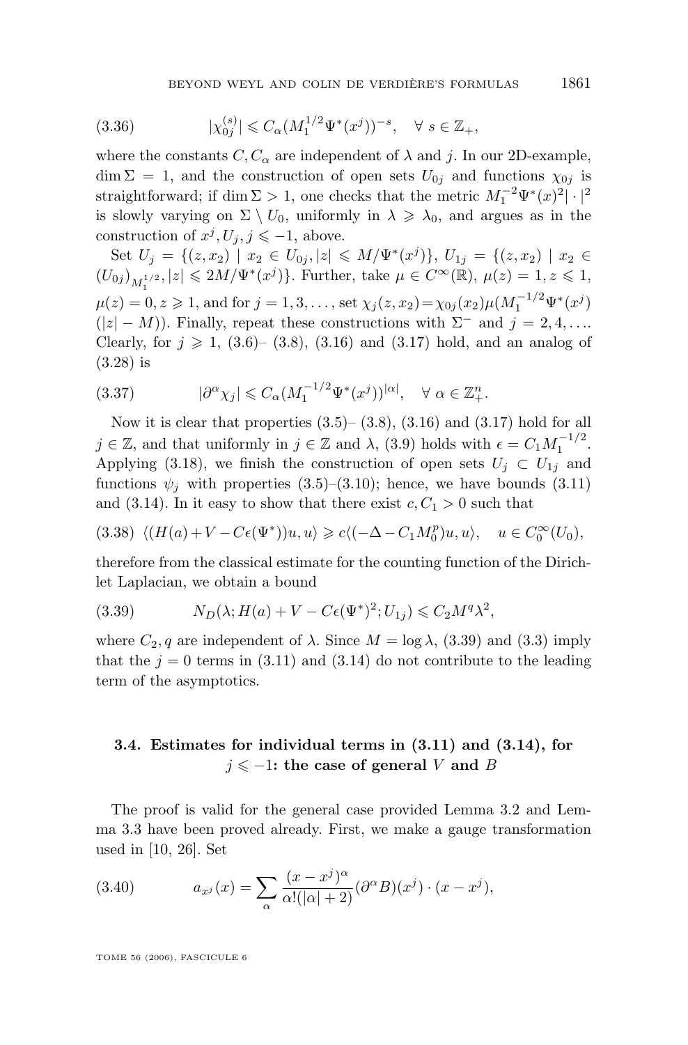$$|\chi_{0j}^{(s)}| \leqslant C_\alpha (M_1^{1/2}\Psi^*(x^j))^{-s}, \quad \forall\, s \in \mathbb{Z}_+, \tag{3.36}$$

where the constants $C, C_\alpha$ are independent of $\lambda$ and $j$. In our 2D-example, $\dim \Sigma = 1$, and the construction of open sets $U_{0j}$ and functions $\chi_{0j}$ is straightforward; if $\dim \Sigma > 1$, one checks that the metric $M_1^{-2}\Psi^*(x)^2|\cdot|^2$ is slowly varying on $\Sigma \setminus U_0$, uniformly in $\lambda \geqslant \lambda_0$, and argues as in the construction of $x^j, U_j, j \leqslant -1$, above.

Set $U_j = \{(z, x_2) \mid x_2 \in U_{0j}, |z| \leqslant M/\Psi^*(x^j)\}$, $U_{1j} = \{(z, x_2) \mid x_2 \in (U_{0j})_{M_1^{1/2}}, |z| \leqslant 2M/\Psi^*(x^j)\}$. Further, take $\mu \in C^\infty(\mathbb{R})$, $\mu(z) = 1, z \leqslant 1$, $\mu(z) = 0, z \geqslant 1$, and for $j = 1, 3, \ldots$, set $\chi_j(z, x_2) = \chi_{0j}(x_2)\mu(M_1^{-1/2}\Psi^*(x^j)$ $(|z| - M))$. Finally, repeat these constructions with $\Sigma^-$ and $j = 2, 4, \ldots$. Clearly, for $j \geqslant 1$, (3.6)– (3.8), (3.16) and (3.17) hold, and an analog of (3.28) is

$$|\partial^\alpha \chi_j| \leqslant C_\alpha (M_1^{-1/2}\Psi^*(x^j))^{|\alpha|}, \quad \forall\, \alpha \in \mathbb{Z}_+^n. \tag{3.37}$$

Now it is clear that properties (3.5)– (3.8), (3.16) and (3.17) hold for all $j \in \mathbb{Z}$, and that uniformly in $j \in \mathbb{Z}$ and $\lambda$, (3.9) holds with $\epsilon = C_1 M_1^{-1/2}$. Applying (3.18), we finish the construction of open sets $U_j \subset U_{1j}$ and functions $\psi_j$ with properties (3.5)–(3.10); hence, we have bounds (3.11) and (3.14). In it easy to show that there exist $c, C_1 > 0$ such that

$$\langle (H(a) + V - C\epsilon(\Psi^*))u, u\rangle \geqslant c\langle (-\Delta - C_1 M_0^p)u, u\rangle, \quad u \in C_0^\infty(U_0), \tag{3.38}$$

therefore from the classical estimate for the counting function of the Dirichlet Laplacian, we obtain a bound

$$N_D(\lambda; H(a) + V - C\epsilon(\Psi^*)^2; U_{1j}) \leqslant C_2 M^q \lambda^2, \tag{3.39}$$

where $C_2, q$ are independent of $\lambda$. Since $M = \log \lambda$, (3.39) and (3.3) imply that the $j = 0$ terms in (3.11) and (3.14) do not contribute to the leading term of the asymptotics.

### 3.4. Estimates for individual terms in (3.11) and (3.14), for $j \leqslant -1$: the case of general $V$ and $B$

The proof is valid for the general case provided Lemma 3.2 and Lemma 3.3 have been proved already. First, we make a gauge transformation used in [10, 26]. Set

$$a_{x^j}(x) = \sum_\alpha \frac{(x - x^j)^\alpha}{\alpha!(|\alpha| + 2)}(\partial^\alpha B)(x^j) \cdot (x - x^j), \tag{3.40}$$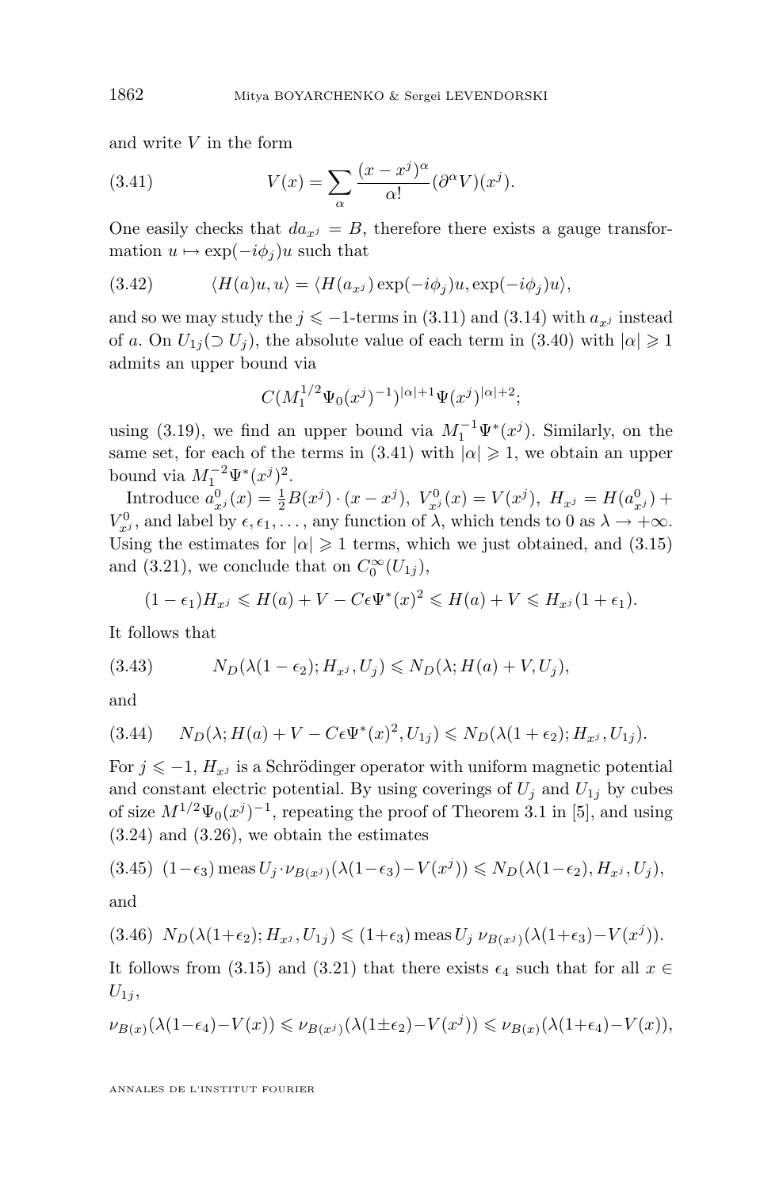and write $V$ in the form

$$V(x) = \sum_{\alpha} \frac{(x-x^j)^\alpha}{\alpha!} (\partial^\alpha V)(x^j). \tag{3.41}$$

One easily checks that $da_{x^j} = B$, therefore there exists a gauge transformation $u \mapsto \exp(-i\phi_j)u$ such that

$$\langle H(a)u, u\rangle = \langle H(a_{x^j}) \exp(-i\phi_j)u, \exp(-i\phi_j)u\rangle, \tag{3.42}$$

and so we may study the $j \leqslant -1$-terms in (3.11) and (3.14) with $a_{x^j}$ instead of $a$. On $U_{1j}(\supset U_j)$, the absolute value of each term in (3.40) with $|\alpha| \geqslant 1$ admits an upper bound via

$$C(M_1^{1/2}\Psi_0(x^j)^{-1})^{|\alpha|+1}\Psi(x^j)^{|\alpha|+2};$$

using (3.19), we find an upper bound via $M_1^{-1}\Psi^*(x^j)$. Similarly, on the same set, for each of the terms in (3.41) with $|\alpha| \geqslant 1$, we obtain an upper bound via $M_1^{-2}\Psi^*(x^j)^2$.

Introduce $a^0_{x^j}(x) = \frac{1}{2}B(x^j) \cdot (x - x^j)$, $V^0_{x^j}(x) = V(x^j)$, $H_{x^j} = H(a^0_{x^j}) + V^0_{x^j}$, and label by $\epsilon, \epsilon_1, \dots$, any function of $\lambda$, which tends to 0 as $\lambda \to +\infty$. Using the estimates for $|\alpha| \geqslant 1$ terms, which we just obtained, and (3.15) and (3.21), we conclude that on $C_0^\infty(U_{1j})$,

$$(1-\epsilon_1)H_{x^j} \leqslant H(a) + V - C\epsilon\Psi^*(x)^2 \leqslant H(a) + V \leqslant H_{x^j}(1+\epsilon_1).$$

It follows that

$$N_D(\lambda(1-\epsilon_2); H_{x^j}, U_j) \leqslant N_D(\lambda; H(a) + V, U_j), \tag{3.43}$$

and

$$N_D(\lambda; H(a) + V - C\epsilon\Psi^*(x)^2, U_{1j}) \leqslant N_D(\lambda(1+\epsilon_2); H_{x^j}, U_{1j}). \tag{3.44}$$

For $j \leqslant -1$, $H_{x^j}$ is a Schrödinger operator with uniform magnetic potential and constant electric potential. By using coverings of $U_j$ and $U_{1j}$ by cubes of size $M^{1/2}\Psi_0(x^j)^{-1}$, repeating the proof of Theorem 3.1 in [5], and using (3.24) and (3.26), we obtain the estimates

$$(1-\epsilon_3)\,\mathrm{meas}\, U_j \cdot \nu_{B(x^j)}(\lambda(1-\epsilon_3) - V(x^j)) \leqslant N_D(\lambda(1-\epsilon_2), H_{x^j}, U_j), \tag{3.45}$$

and

$$N_D(\lambda(1+\epsilon_2); H_{x^j}, U_{1j}) \leqslant (1+\epsilon_3)\,\mathrm{meas}\, U_j \; \nu_{B(x^j)}(\lambda(1+\epsilon_3) - V(x^j)). \tag{3.46}$$

It follows from (3.15) and (3.21) that there exists $\epsilon_4$ such that for all $x \in U_{1j}$,

$$\nu_{B(x)}(\lambda(1-\epsilon_4) - V(x)) \leqslant \nu_{B(x^j)}(\lambda(1\pm\epsilon_2) - V(x^j)) \leqslant \nu_{B(x)}(\lambda(1+\epsilon_4) - V(x)),$$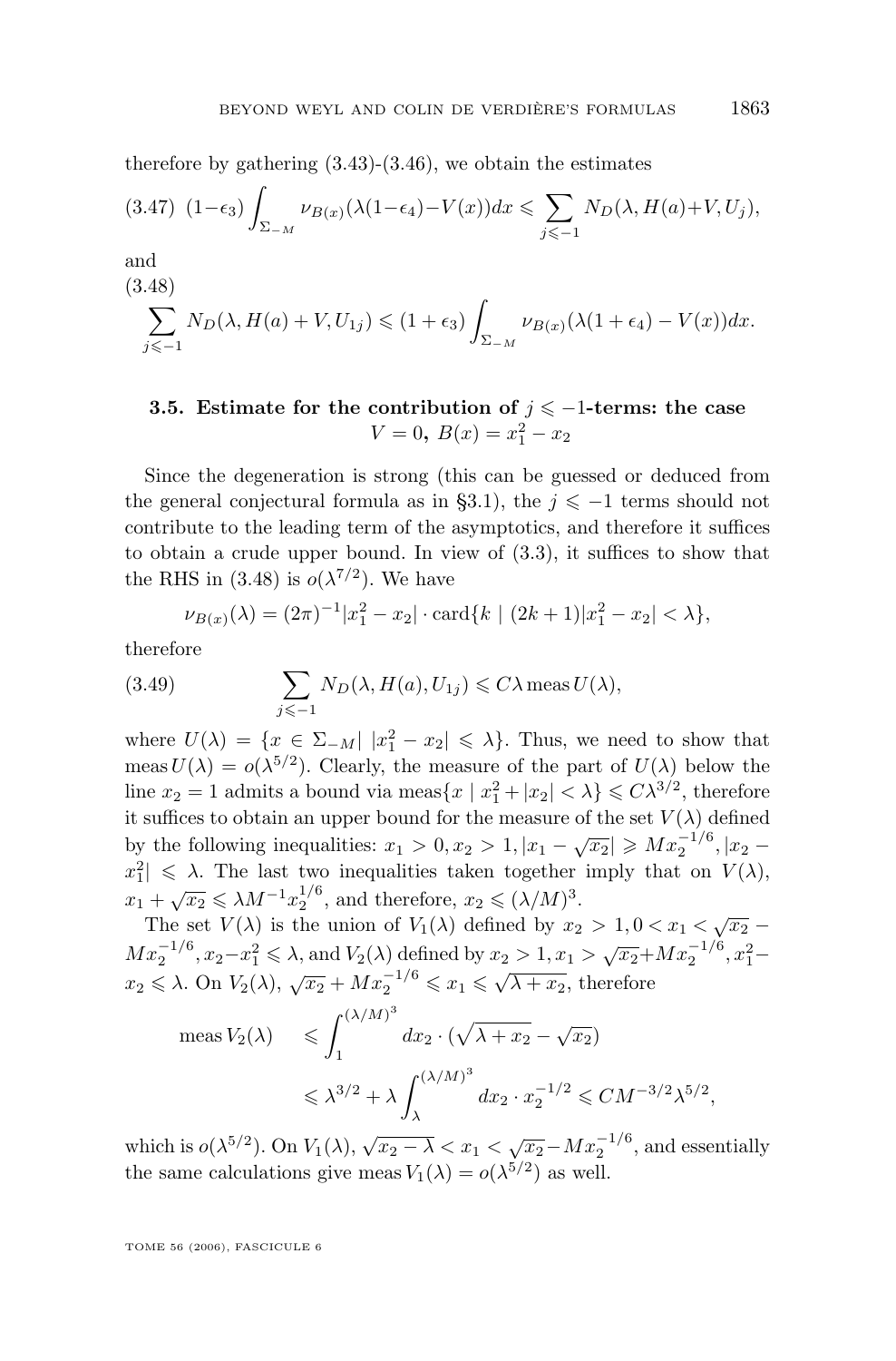therefore by gathering (3.43)-(3.46), we obtain the estimates

$$(3.47)\quad (1-\epsilon_3)\int_{\Sigma_{-M}} \nu_{B(x)}(\lambda(1-\epsilon_4)-V(x))dx \leqslant \sum_{j\leqslant -1} N_D(\lambda, H(a)+V, U_j),$$

and

(3.48)

$$\sum_{j\leqslant -1} N_D(\lambda, H(a)+V, U_{1j}) \leqslant (1+\epsilon_3)\int_{\Sigma_{-M}} \nu_{B(x)}(\lambda(1+\epsilon_4)-V(x))dx.$$

### 3.5. Estimate for the contribution of $j \leqslant -1$-terms: the case $V=0$, $B(x)=x_1^2-x_2$

Since the degeneration is strong (this can be guessed or deduced from the general conjectural formula as in §3.1), the $j\leqslant -1$ terms should not contribute to the leading term of the asymptotics, and therefore it suffices to obtain a crude upper bound. In view of (3.3), it suffices to show that the RHS in (3.48) is $o(\lambda^{7/2})$. We have

$$\nu_{B(x)}(\lambda) = (2\pi)^{-1}|x_1^2-x_2|\cdot \mathrm{card}\{k \mid (2k+1)|x_1^2-x_2|<\lambda\},$$

therefore

$$(3.49)\qquad \sum_{j\leqslant -1} N_D(\lambda, H(a), U_{1j}) \leqslant C\lambda\, \mathrm{meas}\, U(\lambda),$$

where $U(\lambda)=\{x\in\Sigma_{-M}\mid |x_1^2-x_2|\leqslant\lambda\}$. Thus, we need to show that $\mathrm{meas}\, U(\lambda)=o(\lambda^{5/2})$. Clearly, the measure of the part of $U(\lambda)$ below the line $x_2=1$ admits a bound via $\mathrm{meas}\{x\mid x_1^2+|x_2|<\lambda\}\leqslant C\lambda^{3/2}$, therefore it suffices to obtain an upper bound for the measure of the set $V(\lambda)$ defined by the following inequalities: $x_1>0, x_2>1, |x_1-\sqrt{x_2}|\geqslant Mx_2^{-1/6}, |x_2-x_1^2|\leqslant\lambda$. The last two inequalities taken together imply that on $V(\lambda)$, $x_1+\sqrt{x_2}\leqslant \lambda M^{-1}x_2^{1/6}$, and therefore, $x_2\leqslant(\lambda/M)^3$.

The set $V(\lambda)$ is the union of $V_1(\lambda)$ defined by $x_2>1, 0<x_1<\sqrt{x_2}-Mx_2^{-1/6}, x_2-x_1^2\leqslant\lambda$, and $V_2(\lambda)$ defined by $x_2>1, x_1>\sqrt{x_2}+Mx_2^{-1/6}, x_1^2-x_2\leqslant\lambda$. On $V_2(\lambda)$, $\sqrt{x_2}+Mx_2^{-1/6}\leqslant x_1\leqslant\sqrt{\lambda+x_2}$, therefore

$$\begin{aligned}
\mathrm{meas}\, V_2(\lambda) \quad &\leqslant \int_1^{(\lambda/M)^3} dx_2\cdot(\sqrt{\lambda+x_2}-\sqrt{x_2})\\
&\leqslant \lambda^{3/2}+\lambda\int_\lambda^{(\lambda/M)^3} dx_2\cdot x_2^{-1/2}\leqslant CM^{-3/2}\lambda^{5/2},
\end{aligned}$$

which is $o(\lambda^{5/2})$. On $V_1(\lambda)$, $\sqrt{x_2-\lambda}<x_1<\sqrt{x_2}-Mx_2^{-1/6}$, and essentially the same calculations give $\mathrm{meas}\, V_1(\lambda)=o(\lambda^{5/2})$ as well.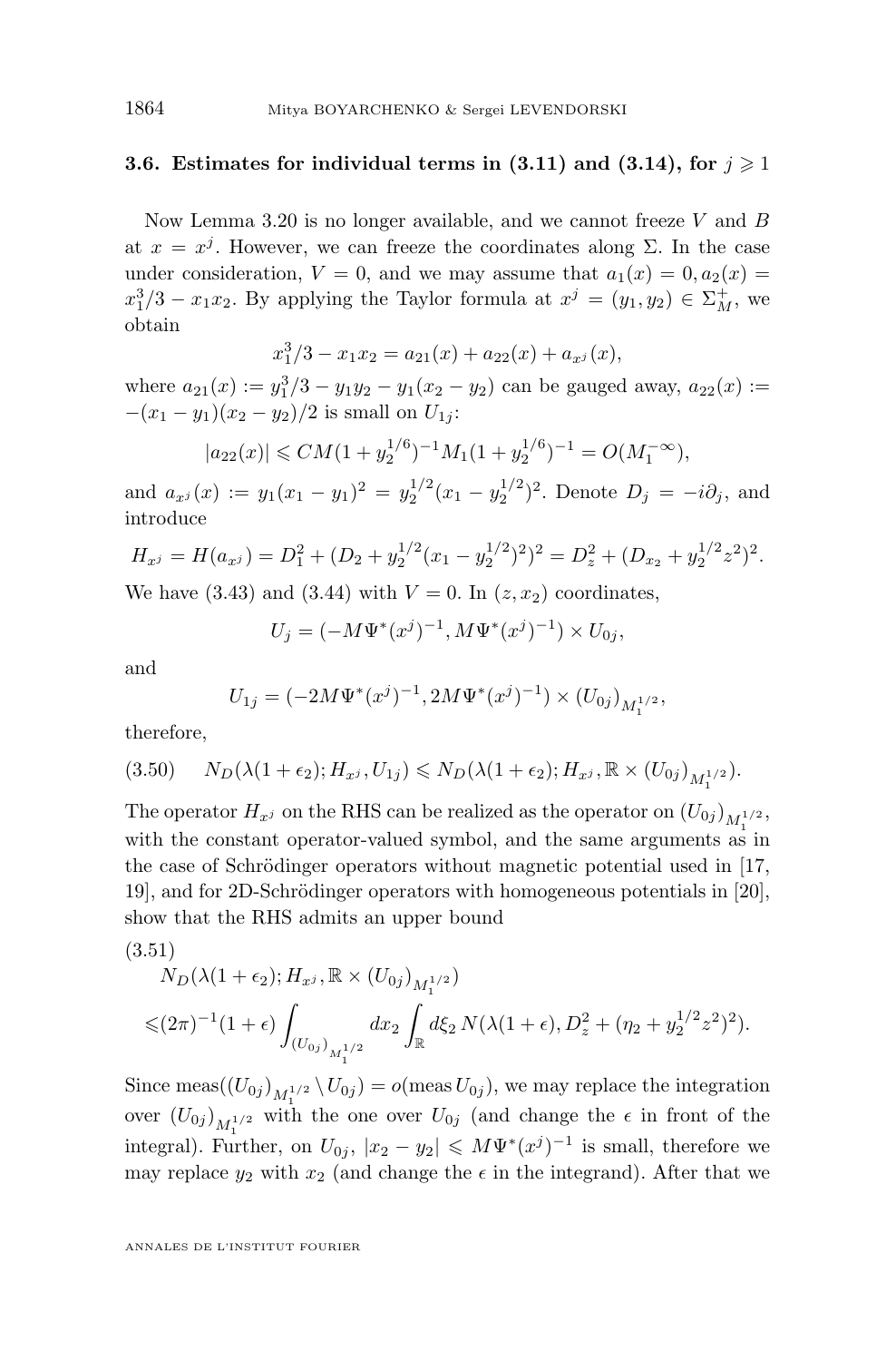### 3.6. Estimates for individual terms in (3.11) and (3.14), for $j \geqslant 1$

Now Lemma 3.20 is no longer available, and we cannot freeze $V$ and $B$ at $x = x^j$. However, we can freeze the coordinates along $\Sigma$. In the case under consideration, $V = 0$, and we may assume that $a_1(x) = 0, a_2(x) = x_1^3/3 - x_1x_2$. By applying the Taylor formula at $x^j = (y_1, y_2) \in \Sigma_M^+$, we obtain

$$x_1^3/3 - x_1x_2 = a_{21}(x) + a_{22}(x) + a_{x^j}(x),$$

where $a_{21}(x) := y_1^3/3 - y_1y_2 - y_1(x_2 - y_2)$ can be gauged away, $a_{22}(x) := -(x_1 - y_1)(x_2 - y_2)/2$ is small on $U_{1j}$:

$$|a_{22}(x)| \leqslant CM(1 + y_2^{1/6})^{-1}M_1(1 + y_2^{1/6})^{-1} = O(M_1^{-\infty}),$$

and $a_{x^j}(x) := y_1(x_1 - y_1)^2 = y_2^{1/2}(x_1 - y_2^{1/2})^2$. Denote $D_j = -i\partial_j$, and introduce

$$H_{x^j} = H(a_{x^j}) = D_1^2 + (D_2 + y_2^{1/2}(x_1 - y_2^{1/2})^2)^2 = D_z^2 + (D_{x_2} + y_2^{1/2}z^2)^2.$$

We have (3.43) and (3.44) with $V = 0$. In $(z, x_2)$ coordinates,

$$U_j = (-M\Psi^*(x^j)^{-1}, M\Psi^*(x^j)^{-1}) \times U_{0j},$$

and

$$U_{1j} = (-2M\Psi^*(x^j)^{-1}, 2M\Psi^*(x^j)^{-1}) \times (U_{0j})_{M_1^{1/2}},$$

therefore,

$$N_D(\lambda(1 + \epsilon_2); H_{x^j}, U_{1j}) \leqslant N_D(\lambda(1 + \epsilon_2); H_{x^j}, \mathbb{R} \times (U_{0j})_{M_1^{1/2}}). \tag{3.50}$$

The operator $H_{x^j}$ on the RHS can be realized as the operator on $(U_{0j})_{M_1^{1/2}}$, with the constant operator-valued symbol, and the same arguments as in the case of Schrödinger operators without magnetic potential used in [17, 19], and for 2D-Schrödinger operators with homogeneous potentials in [20], show that the RHS admits an upper bound

$$\begin{aligned} &N_D(\lambda(1 + \epsilon_2); H_{x^j}, \mathbb{R} \times (U_{0j})_{M_1^{1/2}}) \\ &\leqslant (2\pi)^{-1}(1 + \epsilon)\int_{(U_{0j})_{M_1^{1/2}}} dx_2 \int_{\mathbb{R}} d\xi_2\, N(\lambda(1 + \epsilon), D_z^2 + (\eta_2 + y_2^{1/2}z^2)^2). \end{aligned} \tag{3.51}$$

Since $\mathrm{meas}((U_{0j})_{M_1^{1/2}} \setminus U_{0j}) = o(\mathrm{meas}\, U_{0j})$, we may replace the integration over $(U_{0j})_{M_1^{1/2}}$ with the one over $U_{0j}$ (and change the $\epsilon$ in front of the integral). Further, on $U_{0j}$, $|x_2 - y_2| \leqslant M\Psi^*(x^j)^{-1}$ is small, therefore we may replace $y_2$ with $x_2$ (and change the $\epsilon$ in the integrand). After that we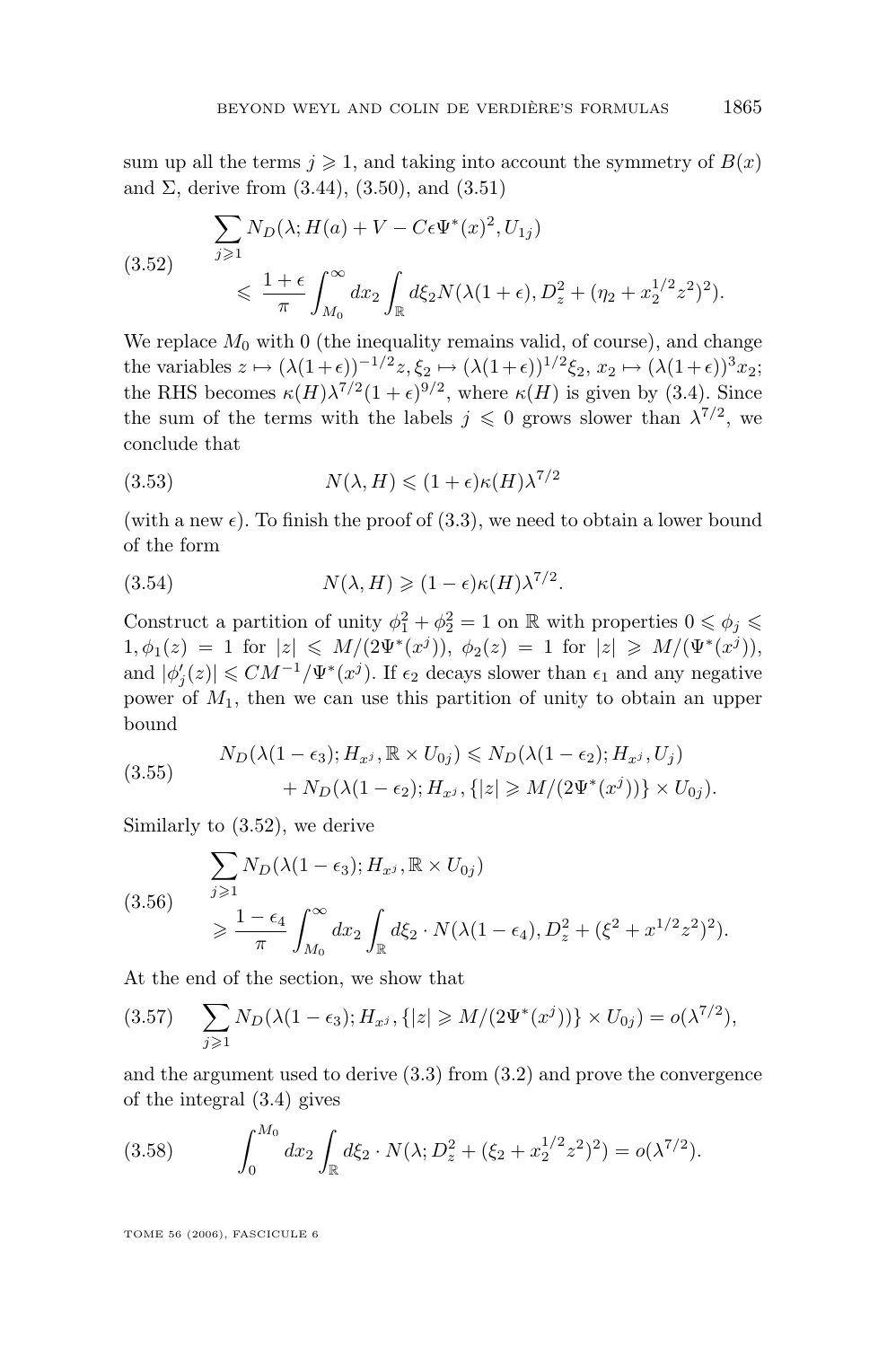sum up all the terms $j \geqslant 1$, and taking into account the symmetry of $B(x)$ and $\Sigma$, derive from (3.44), (3.50), and (3.51)

$$
\begin{aligned}
&\sum_{j\geqslant 1} N_D(\lambda; H(a) + V - C\epsilon\Psi^*(x)^2, U_{1j}) \\
&\qquad \leqslant \frac{1+\epsilon}{\pi}\int_{M_0}^{\infty} dx_2 \int_{\mathbb{R}} d\xi_2 N(\lambda(1+\epsilon), D_z^2 + (\eta_2 + x_2^{1/2}z^2)^2).
\end{aligned}
\tag{3.52}
$$

We replace $M_0$ with 0 (the inequality remains valid, of course), and change the variables $z \mapsto (\lambda(1+\epsilon))^{-1/2}z$, $\xi_2 \mapsto (\lambda(1+\epsilon))^{1/2}\xi_2$, $x_2 \mapsto (\lambda(1+\epsilon))^3 x_2$; the RHS becomes $\kappa(H)\lambda^{7/2}(1+\epsilon)^{9/2}$, where $\kappa(H)$ is given by (3.4). Since the sum of the terms with the labels $j \leqslant 0$ grows slower than $\lambda^{7/2}$, we conclude that

$$
N(\lambda, H) \leqslant (1+\epsilon)\kappa(H)\lambda^{7/2}
\tag{3.53}
$$

(with a new $\epsilon$). To finish the proof of (3.3), we need to obtain a lower bound of the form

$$
N(\lambda, H) \geqslant (1-\epsilon)\kappa(H)\lambda^{7/2}.
\tag{3.54}
$$

Construct a partition of unity $\phi_1^2 + \phi_2^2 = 1$ on $\mathbb{R}$ with properties $0 \leqslant \phi_j \leqslant 1, \phi_1(z) = 1$ for $|z| \leqslant M/(2\Psi^*(x^j))$, $\phi_2(z) = 1$ for $|z| \geqslant M/(\Psi^*(x^j))$, and $|\phi_j'(z)| \leqslant CM^{-1}/\Psi^*(x^j)$. If $\epsilon_2$ decays slower than $\epsilon_1$ and any negative power of $M_1$, then we can use this partition of unity to obtain an upper bound

$$
\begin{aligned}
N_D(\lambda(1-\epsilon_3); H_{x^j}, \mathbb{R}\times U_{0j}) &\leqslant N_D(\lambda(1-\epsilon_2); H_{x^j}, U_j) \\
&\quad + N_D(\lambda(1-\epsilon_2); H_{x^j}, \{|z| \geqslant M/(2\Psi^*(x^j))\}\times U_{0j}).
\end{aligned}
\tag{3.55}
$$

Similarly to (3.52), we derive

$$
\begin{aligned}
&\sum_{j\geqslant 1} N_D(\lambda(1-\epsilon_3); H_{x^j}, \mathbb{R}\times U_{0j}) \\
&\qquad \geqslant \frac{1-\epsilon_4}{\pi}\int_{M_0}^{\infty} dx_2 \int_{\mathbb{R}} d\xi_2 \cdot N(\lambda(1-\epsilon_4), D_z^2 + (\xi^2 + x^{1/2}z^2)^2).
\end{aligned}
\tag{3.56}
$$

At the end of the section, we show that

$$
\sum_{j\geqslant 1} N_D(\lambda(1-\epsilon_3); H_{x^j}, \{|z| \geqslant M/(2\Psi^*(x^j))\}\times U_{0j}) = o(\lambda^{7/2}),
\tag{3.57}
$$

and the argument used to derive (3.3) from (3.2) and prove the convergence of the integral (3.4) gives

$$
\int_0^{M_0} dx_2 \int_{\mathbb{R}} d\xi_2 \cdot N(\lambda; D_z^2 + (\xi_2 + x_2^{1/2}z^2)^2) = o(\lambda^{7/2}).
\tag{3.58}
$$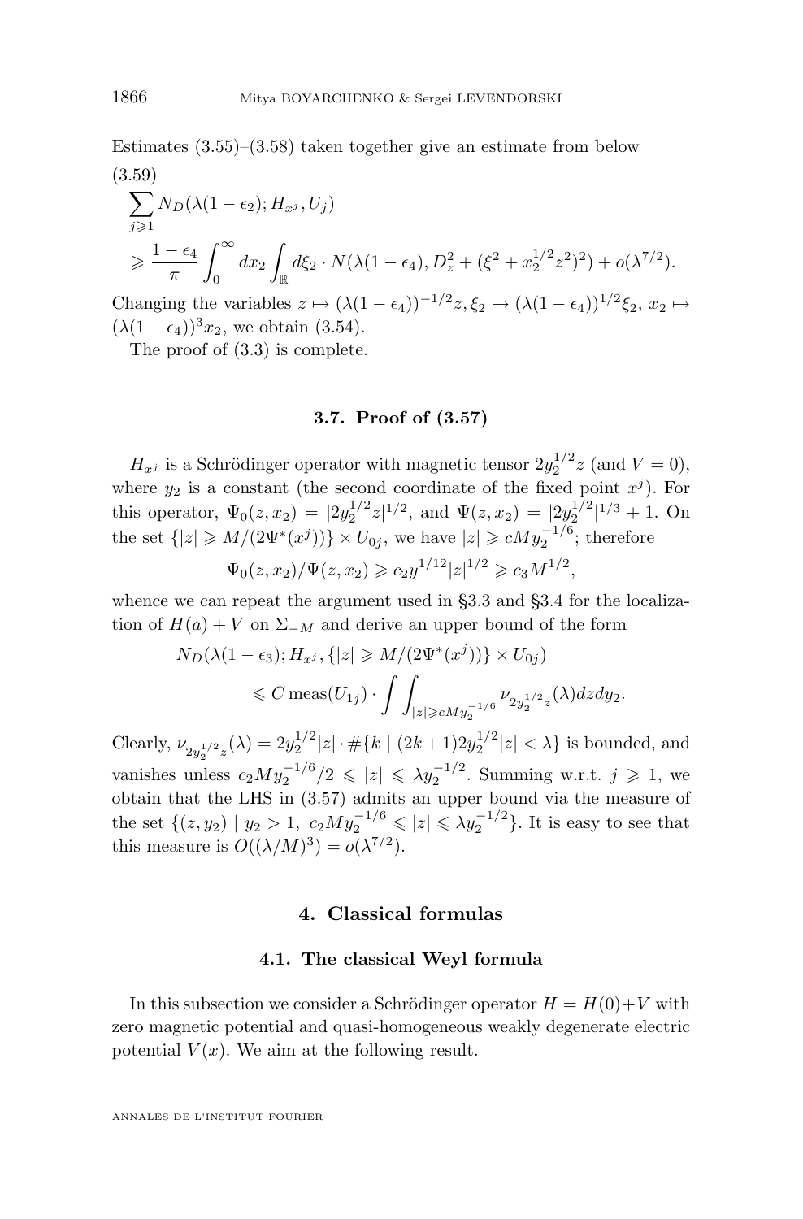Estimates (3.55)–(3.58) taken together give an estimate from below

(3.59)
$$\sum_{j\geqslant 1} N_D(\lambda(1-\epsilon_2); H_{x^j}, U_j)$$
$$\geqslant \frac{1-\epsilon_4}{\pi}\int_0^\infty dx_2 \int_{\mathbb{R}} d\xi_2 \cdot N(\lambda(1-\epsilon_4), D_z^2 + (\xi^2 + x_2^{1/2}z^2)^2) + o(\lambda^{7/2}).$$

Changing the variables $z \mapsto (\lambda(1-\epsilon_4))^{-1/2}z, \xi_2 \mapsto (\lambda(1-\epsilon_4))^{1/2}\xi_2$, $x_2 \mapsto (\lambda(1-\epsilon_4))^3 x_2$, we obtain (3.54).

The proof of (3.3) is complete.

### 3.7. Proof of (3.57)

$H_{x^j}$ is a Schrödinger operator with magnetic tensor $2y_2^{1/2}z$ (and $V = 0$), where $y_2$ is a constant (the second coordinate of the fixed point $x^j$). For this operator, $\Psi_0(z, x_2) = |2y_2^{1/2}z|^{1/2}$, and $\Psi(z, x_2) = |2y_2^{1/2}|^{1/3} + 1$. On the set $\{|z| \geqslant M/(2\Psi^*(x^j))\} \times U_{0j}$, we have $|z| \geqslant cMy_2^{-1/6}$; therefore

$$\Psi_0(z, x_2)/\Psi(z, x_2) \geqslant c_2 y^{1/12}|z|^{1/2} \geqslant c_3 M^{1/2},$$

whence we can repeat the argument used in §3.3 and §3.4 for the localization of $H(a) + V$ on $\Sigma_{-M}$ and derive an upper bound of the form

$$N_D(\lambda(1-\epsilon_3); H_{x^j}, \{|z| \geqslant M/(2\Psi^*(x^j))\} \times U_{0j})$$
$$\leqslant C\,\mathrm{meas}(U_{1j}) \cdot \int\int_{|z|\geqslant cMy_2^{-1/6}} \nu_{2y_2^{1/2}z}(\lambda) dz dy_2.$$

Clearly, $\nu_{2y_2^{1/2}z}(\lambda) = 2y_2^{1/2}|z| \cdot \#\{k \mid (2k+1)2y_2^{1/2}|z| < \lambda\}$ is bounded, and vanishes unless $c_2 M y_2^{-1/6}/2 \leqslant |z| \leqslant \lambda y_2^{-1/2}$. Summing w.r.t. $j \geqslant 1$, we obtain that the LHS in (3.57) admits an upper bound via the measure of the set $\{(z, y_2) \mid y_2 > 1,\ c_2 M y_2^{-1/6} \leqslant |z| \leqslant \lambda y_2^{-1/2}\}$. It is easy to see that this measure is $O((\lambda/M)^3) = o(\lambda^{7/2})$.

## 4. Classical formulas

### 4.1. The classical Weyl formula

In this subsection we consider a Schrödinger operator $H = H(0)+V$ with zero magnetic potential and quasi-homogeneous weakly degenerate electric potential $V(x)$. We aim at the following result.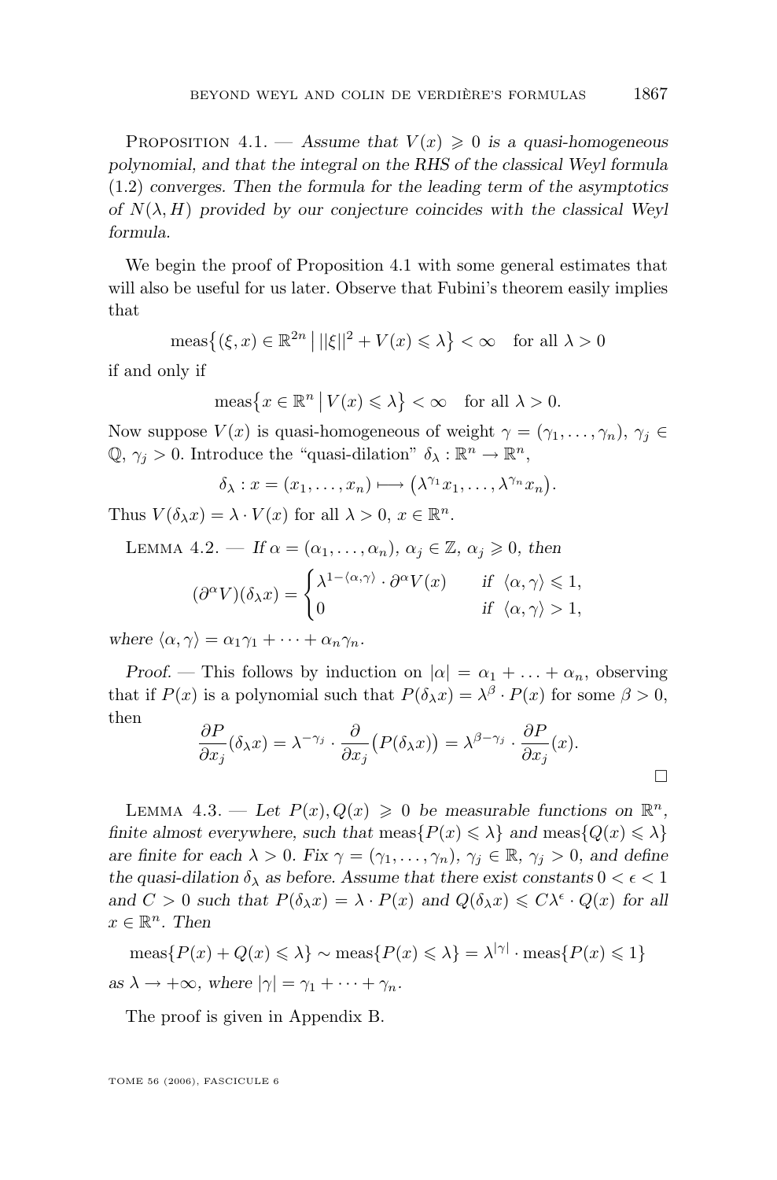Proposition 4.1. — *Assume that $V(x) \geqslant 0$ is a quasi-homogeneous polynomial, and that the integral on the RHS of the classical Weyl formula* (1.2) *converges. Then the formula for the leading term of the asymptotics of $N(\lambda, H)$ provided by our conjecture coincides with the classical Weyl formula.*

We begin the proof of Proposition 4.1 with some general estimates that will also be useful for us later. Observe that Fubini's theorem easily implies that

$$\operatorname{meas}\big\{(\xi, x) \in \mathbb{R}^{2n} \,\big|\, ||\xi||^2 + V(x) \leqslant \lambda\big\} < \infty \quad \text{for all } \lambda > 0$$

if and only if

$$\operatorname{meas}\big\{x \in \mathbb{R}^n \,\big|\, V(x) \leqslant \lambda\big\} < \infty \quad \text{for all } \lambda > 0.$$

Now suppose $V(x)$ is quasi-homogeneous of weight $\gamma = (\gamma_1, \ldots, \gamma_n)$, $\gamma_j \in \mathbb{Q}$, $\gamma_j > 0$. Introduce the "quasi-dilation" $\delta_\lambda : \mathbb{R}^n \to \mathbb{R}^n$,

$$\delta_\lambda : x = (x_1, \ldots, x_n) \longmapsto \big(\lambda^{\gamma_1} x_1, \ldots, \lambda^{\gamma_n} x_n\big).$$

Thus $V(\delta_\lambda x) = \lambda \cdot V(x)$ for all $\lambda > 0$, $x \in \mathbb{R}^n$.

Lemma 4.2. — *If $\alpha = (\alpha_1, \ldots, \alpha_n)$, $\alpha_j \in \mathbb{Z}$, $\alpha_j \geqslant 0$, then*

$$(\partial^\alpha V)(\delta_\lambda x) = \begin{cases} \lambda^{1 - \langle \alpha, \gamma \rangle} \cdot \partial^\alpha V(x) & \text{if } \langle \alpha, \gamma \rangle \leqslant 1, \\ 0 & \text{if } \langle \alpha, \gamma \rangle > 1, \end{cases}$$

*where $\langle \alpha, \gamma \rangle = \alpha_1 \gamma_1 + \cdots + \alpha_n \gamma_n$.*

*Proof.* — This follows by induction on $|\alpha| = \alpha_1 + \ldots + \alpha_n$, observing that if $P(x)$ is a polynomial such that $P(\delta_\lambda x) = \lambda^\beta \cdot P(x)$ for some $\beta > 0$, then

$$\frac{\partial P}{\partial x_j}(\delta_\lambda x) = \lambda^{-\gamma_j} \cdot \frac{\partial}{\partial x_j}\big(P(\delta_\lambda x)\big) = \lambda^{\beta - \gamma_j} \cdot \frac{\partial P}{\partial x_j}(x).$$

$\square$

Lemma 4.3. — *Let $P(x), Q(x) \geqslant 0$ be measurable functions on $\mathbb{R}^n$, finite almost everywhere, such that $\operatorname{meas}\{P(x) \leqslant \lambda\}$ and $\operatorname{meas}\{Q(x) \leqslant \lambda\}$ are finite for each $\lambda > 0$. Fix $\gamma = (\gamma_1, \ldots, \gamma_n)$, $\gamma_j \in \mathbb{R}$, $\gamma_j > 0$, and define the quasi-dilation $\delta_\lambda$ as before. Assume that there exist constants $0 < \epsilon < 1$ and $C > 0$ such that $P(\delta_\lambda x) = \lambda \cdot P(x)$ and $Q(\delta_\lambda x) \leqslant C\lambda^\epsilon \cdot Q(x)$ for all $x \in \mathbb{R}^n$. Then*

$$\operatorname{meas}\{P(x) + Q(x) \leqslant \lambda\} \sim \operatorname{meas}\{P(x) \leqslant \lambda\} = \lambda^{|\gamma|} \cdot \operatorname{meas}\{P(x) \leqslant 1\}$$

*as $\lambda \to +\infty$, where $|\gamma| = \gamma_1 + \cdots + \gamma_n$.*

The proof is given in Appendix B.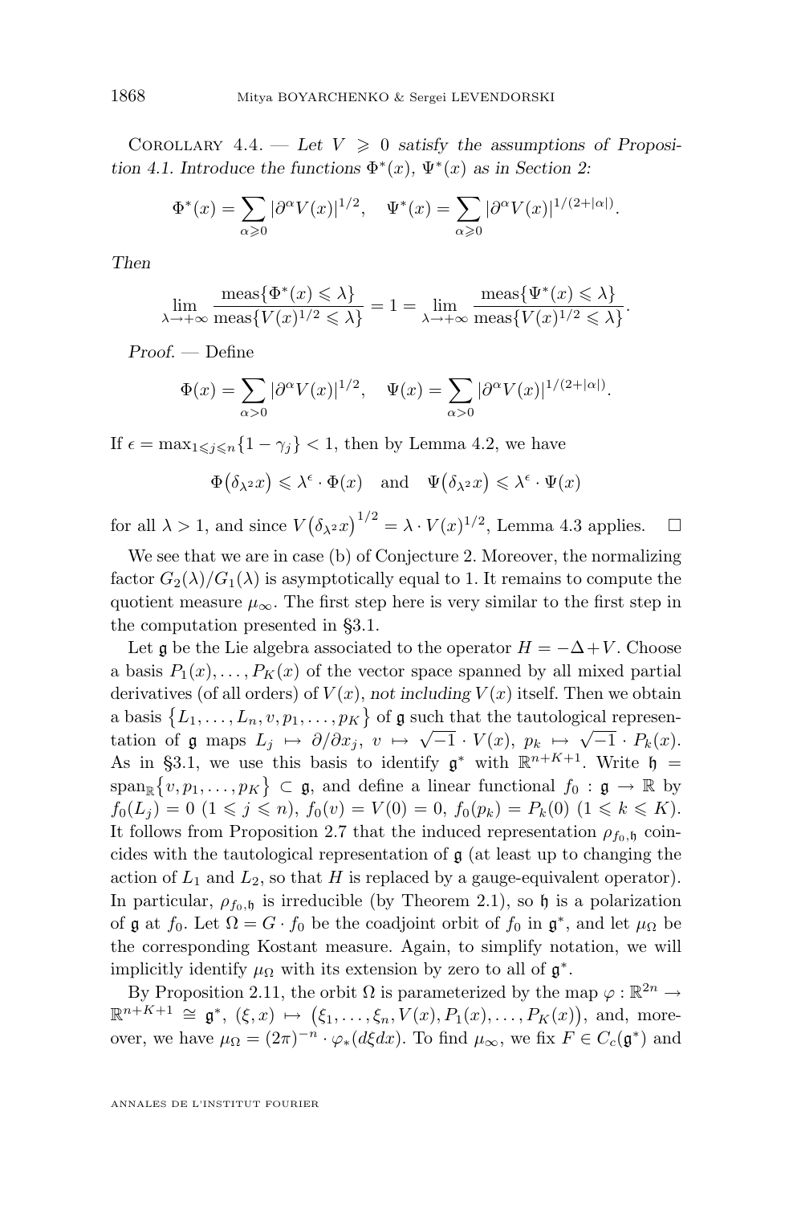COROLLARY 4.4. — *Let $V \geqslant 0$ satisfy the assumptions of Proposition 4.1. Introduce the functions $\Phi^*(x)$, $\Psi^*(x)$ as in Section 2:*

$$\Phi^*(x) = \sum_{\alpha \geqslant 0} |\partial^\alpha V(x)|^{1/2}, \quad \Psi^*(x) = \sum_{\alpha \geqslant 0} |\partial^\alpha V(x)|^{1/(2+|\alpha|)}.$$

*Then*

$$\lim_{\lambda \to +\infty} \frac{\operatorname{meas}\{\Phi^*(x) \leqslant \lambda\}}{\operatorname{meas}\{V(x)^{1/2} \leqslant \lambda\}} = 1 = \lim_{\lambda \to +\infty} \frac{\operatorname{meas}\{\Psi^*(x) \leqslant \lambda\}}{\operatorname{meas}\{V(x)^{1/2} \leqslant \lambda\}}.$$

*Proof.* — Define

$$\Phi(x) = \sum_{\alpha > 0} |\partial^\alpha V(x)|^{1/2}, \quad \Psi(x) = \sum_{\alpha > 0} |\partial^\alpha V(x)|^{1/(2+|\alpha|)}.$$

If $\epsilon = \max_{1 \leqslant j \leqslant n}\{1 - \gamma_j\} < 1$, then by Lemma 4.2, we have

$$\Phi\big(\delta_{\lambda^2} x\big) \leqslant \lambda^\epsilon \cdot \Phi(x) \quad \text{and} \quad \Psi\big(\delta_{\lambda^2} x\big) \leqslant \lambda^\epsilon \cdot \Psi(x)$$

for all $\lambda > 1$, and since $V\big(\delta_{\lambda^2} x\big)^{1/2} = \lambda \cdot V(x)^{1/2}$, Lemma 4.3 applies. □

We see that we are in case (b) of Conjecture 2. Moreover, the normalizing factor $G_2(\lambda)/G_1(\lambda)$ is asymptotically equal to 1. It remains to compute the quotient measure $\mu_\infty$. The first step here is very similar to the first step in the computation presented in §3.1.

Let $\mathfrak{g}$ be the Lie algebra associated to the operator $H = -\Delta + V$. Choose a basis $P_1(x), \ldots, P_K(x)$ of the vector space spanned by all mixed partial derivatives (of all orders) of $V(x)$, *not including* $V(x)$ itself. Then we obtain a basis $\{L_1, \ldots, L_n, v, p_1, \ldots, p_K\}$ of $\mathfrak{g}$ such that the tautological representation of $\mathfrak{g}$ maps $L_j \mapsto \partial/\partial x_j$, $v \mapsto \sqrt{-1} \cdot V(x)$, $p_k \mapsto \sqrt{-1} \cdot P_k(x)$. As in §3.1, we use this basis to identify $\mathfrak{g}^*$ with $\mathbb{R}^{n+K+1}$. Write $\mathfrak{h} = \operatorname{span}_{\mathbb{R}}\{v, p_1, \ldots, p_K\} \subset \mathfrak{g}$, and define a linear functional $f_0 : \mathfrak{g} \to \mathbb{R}$ by $f_0(L_j) = 0$ $(1 \leqslant j \leqslant n)$, $f_0(v) = V(0) = 0$, $f_0(p_k) = P_k(0)$ $(1 \leqslant k \leqslant K)$. It follows from Proposition 2.7 that the induced representation $\rho_{f_0,\mathfrak{h}}$ coincides with the tautological representation of $\mathfrak{g}$ (at least up to changing the action of $L_1$ and $L_2$, so that $H$ is replaced by a gauge-equivalent operator). In particular, $\rho_{f_0,\mathfrak{h}}$ is irreducible (by Theorem 2.1), so $\mathfrak{h}$ is a polarization of $\mathfrak{g}$ at $f_0$. Let $\Omega = G \cdot f_0$ be the coadjoint orbit of $f_0$ in $\mathfrak{g}^*$, and let $\mu_\Omega$ be the corresponding Kostant measure. Again, to simplify notation, we will implicitly identify $\mu_\Omega$ with its extension by zero to all of $\mathfrak{g}^*$.

By Proposition 2.11, the orbit $\Omega$ is parameterized by the map $\varphi : \mathbb{R}^{2n} \to \mathbb{R}^{n+K+1} \cong \mathfrak{g}^*$, $(\xi, x) \mapsto \big(\xi_1, \ldots, \xi_n, V(x), P_1(x), \ldots, P_K(x)\big)$, and, moreover, we have $\mu_\Omega = (2\pi)^{-n} \cdot \varphi_*(d\xi dx)$. To find $\mu_\infty$, we fix $F \in C_c(\mathfrak{g}^*)$ and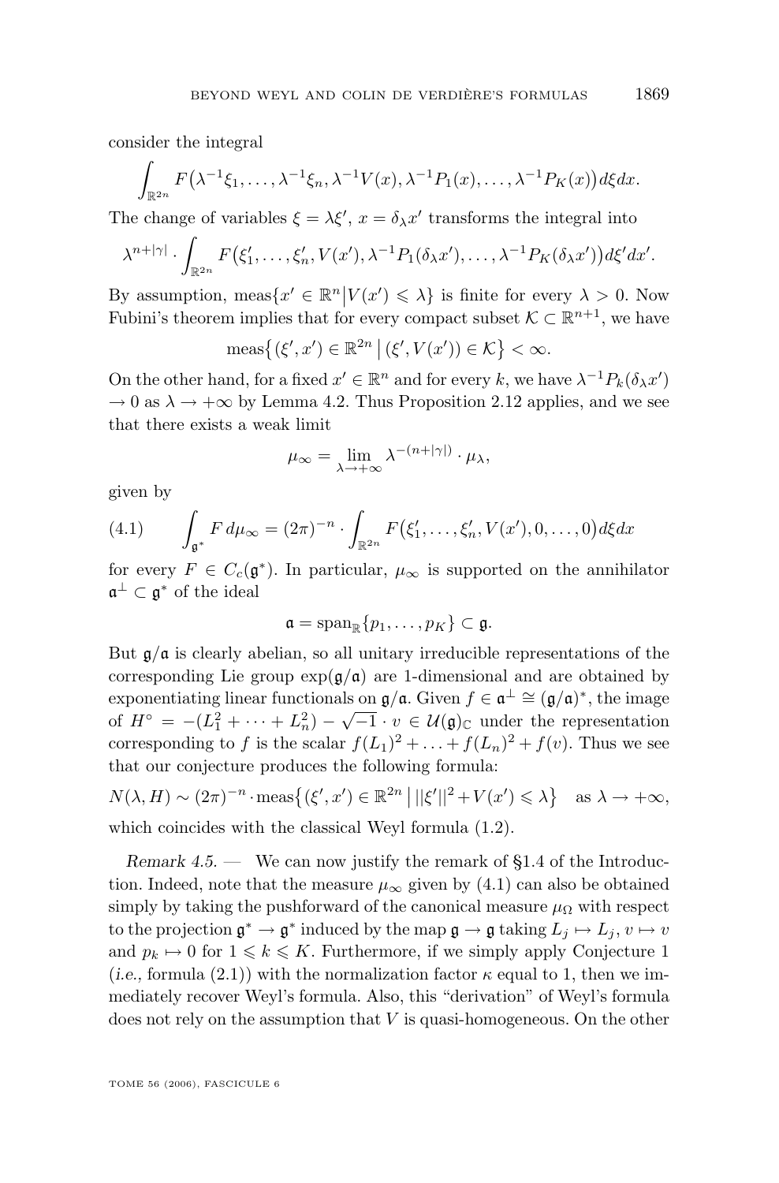consider the integral

$$\int_{\mathbb{R}^{2n}} F\big(\lambda^{-1}\xi_1,\ldots,\lambda^{-1}\xi_n,\lambda^{-1}V(x),\lambda^{-1}P_1(x),\ldots,\lambda^{-1}P_K(x)\big)d\xi dx.$$

The change of variables $\xi=\lambda\xi'$, $x=\delta_\lambda x'$ transforms the integral into

$$\lambda^{n+|\gamma|}\cdot\int_{\mathbb{R}^{2n}} F\big(\xi_1',\ldots,\xi_n',V(x'),\lambda^{-1}P_1(\delta_\lambda x'),\ldots,\lambda^{-1}P_K(\delta_\lambda x')\big)d\xi' dx'.$$

By assumption, $\operatorname{meas}\{x'\in\mathbb{R}^n \,|\, V(x')\leqslant\lambda\}$ is finite for every $\lambda>0$. Now Fubini's theorem implies that for every compact subset $\mathcal{K}\subset\mathbb{R}^{n+1}$, we have

$$\operatorname{meas}\big\{(\xi',x')\in\mathbb{R}^{2n}\,\big|\,(\xi',V(x'))\in\mathcal{K}\big\}<\infty.$$

On the other hand, for a fixed $x'\in\mathbb{R}^n$ and for every $k$, we have $\lambda^{-1}P_k(\delta_\lambda x')\to 0$ as $\lambda\to+\infty$ by Lemma 4.2. Thus Proposition 2.12 applies, and we see that there exists a weak limit

$$\mu_\infty=\lim_{\lambda\to+\infty}\lambda^{-(n+|\gamma|)}\cdot\mu_\lambda,$$

given by

$$\int_{\mathfrak{g}^*} F\,d\mu_\infty=(2\pi)^{-n}\cdot\int_{\mathbb{R}^{2n}} F\big(\xi_1',\ldots,\xi_n',V(x'),0,\ldots,0\big)d\xi dx \tag{4.1}$$

for every $F\in C_c(\mathfrak{g}^*)$. In particular, $\mu_\infty$ is supported on the annihilator $\mathfrak{a}^\perp\subset\mathfrak{g}^*$ of the ideal

$$\mathfrak{a}=\operatorname{span}_{\mathbb{R}}\{p_1,\ldots,p_K\}\subset\mathfrak{g}.$$

But $\mathfrak{g}/\mathfrak{a}$ is clearly abelian, so all unitary irreducible representations of the corresponding Lie group $\exp(\mathfrak{g}/\mathfrak{a})$ are 1-dimensional and are obtained by exponentiating linear functionals on $\mathfrak{g}/\mathfrak{a}$. Given $f\in\mathfrak{a}^\perp\cong(\mathfrak{g}/\mathfrak{a})^*$, the image of $H^\circ=-(L_1^2+\cdots+L_n^2)-\sqrt{-1}\cdot v\in\mathcal{U}(\mathfrak{g})_{\mathbb{C}}$ under the representation corresponding to $f$ is the scalar $f(L_1)^2+\ldots+f(L_n)^2+f(v)$. Thus we see that our conjecture produces the following formula:

$$N(\lambda,H)\sim(2\pi)^{-n}\cdot\operatorname{meas}\big\{(\xi',x')\in\mathbb{R}^{2n}\,\big|\,||\xi'||^2+V(x')\leqslant\lambda\big\}\quad\text{as }\lambda\to+\infty,$$

which coincides with the classical Weyl formula (1.2).

*Remark 4.5.* — We can now justify the remark of §1.4 of the Introduction. Indeed, note that the measure $\mu_\infty$ given by (4.1) can also be obtained simply by taking the pushforward of the canonical measure $\mu_\Omega$ with respect to the projection $\mathfrak{g}^*\to\mathfrak{g}^*$ induced by the map $\mathfrak{g}\to\mathfrak{g}$ taking $L_j\mapsto L_j$, $v\mapsto v$ and $p_k\mapsto 0$ for $1\leqslant k\leqslant K$. Furthermore, if we simply apply Conjecture 1 (*i.e.*, formula (2.1)) with the normalization factor $\kappa$ equal to 1, then we immediately recover Weyl's formula. Also, this "derivation" of Weyl's formula does not rely on the assumption that $V$ is quasi-homogeneous. On the other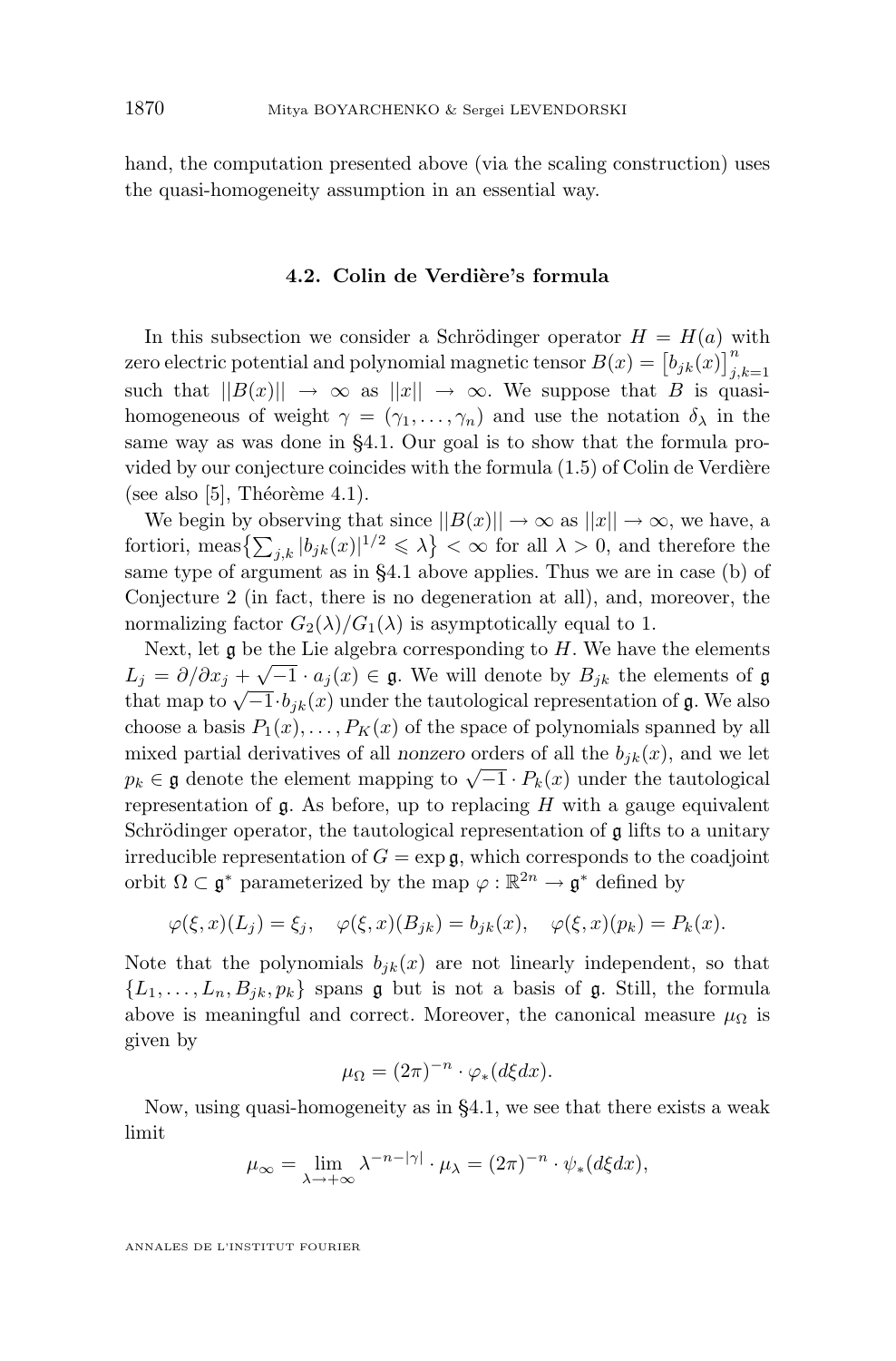hand, the computation presented above (via the scaling construction) uses the quasi-homogeneity assumption in an essential way.

### 4.2. Colin de Verdière's formula

In this subsection we consider a Schrödinger operator $H = H(a)$ with zero electric potential and polynomial magnetic tensor $B(x) = \left[b_{jk}(x)\right]_{j,k=1}^{n}$ such that $||B(x)|| \to \infty$ as $||x|| \to \infty$. We suppose that $B$ is quasi-homogeneous of weight $\gamma = (\gamma_1, \ldots, \gamma_n)$ and use the notation $\delta_\lambda$ in the same way as was done in §4.1. Our goal is to show that the formula provided by our conjecture coincides with the formula (1.5) of Colin de Verdière (see also [5], Théorème 4.1).

We begin by observing that since $||B(x)|| \to \infty$ as $||x|| \to \infty$, we have, a fortiori, $\operatorname{meas}\left\{\sum_{j,k} |b_{jk}(x)|^{1/2} \leqslant \lambda\right\} < \infty$ for all $\lambda > 0$, and therefore the same type of argument as in §4.1 above applies. Thus we are in case (b) of Conjecture 2 (in fact, there is no degeneration at all), and, moreover, the normalizing factor $G_2(\lambda)/G_1(\lambda)$ is asymptotically equal to 1.

Next, let $\mathfrak{g}$ be the Lie algebra corresponding to $H$. We have the elements $L_j = \partial/\partial x_j + \sqrt{-1} \cdot a_j(x) \in \mathfrak{g}$. We will denote by $B_{jk}$ the elements of $\mathfrak{g}$ that map to $\sqrt{-1} \cdot b_{jk}(x)$ under the tautological representation of $\mathfrak{g}$. We also choose a basis $P_1(x), \ldots, P_K(x)$ of the space of polynomials spanned by all mixed partial derivatives of all *nonzero* orders of all the $b_{jk}(x)$, and we let $p_k \in \mathfrak{g}$ denote the element mapping to $\sqrt{-1} \cdot P_k(x)$ under the tautological representation of $\mathfrak{g}$. As before, up to replacing $H$ with a gauge equivalent Schrödinger operator, the tautological representation of $\mathfrak{g}$ lifts to a unitary irreducible representation of $G = \exp \mathfrak{g}$, which corresponds to the coadjoint orbit $\Omega \subset \mathfrak{g}^*$ parameterized by the map $\varphi : \mathbb{R}^{2n} \to \mathfrak{g}^*$ defined by

$$\varphi(\xi, x)(L_j) = \xi_j, \quad \varphi(\xi, x)(B_{jk}) = b_{jk}(x), \quad \varphi(\xi, x)(p_k) = P_k(x).$$

Note that the polynomials $b_{jk}(x)$ are not linearly independent, so that $\{L_1, \ldots, L_n, B_{jk}, p_k\}$ spans $\mathfrak{g}$ but is not a basis of $\mathfrak{g}$. Still, the formula above is meaningful and correct. Moreover, the canonical measure $\mu_\Omega$ is given by

$$\mu_\Omega = (2\pi)^{-n} \cdot \varphi_*(d\xi dx).$$

Now, using quasi-homogeneity as in §4.1, we see that there exists a weak limit

$$\mu_\infty = \lim_{\lambda \to +\infty} \lambda^{-n-|\gamma|} \cdot \mu_\lambda = (2\pi)^{-n} \cdot \psi_*(d\xi dx),$$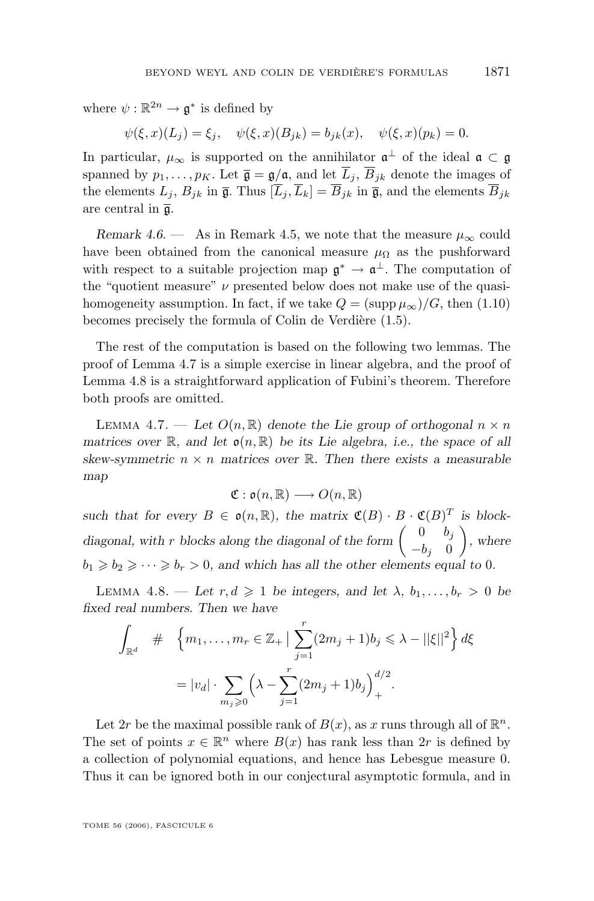where $\psi : \mathbb{R}^{2n} \to \mathfrak{g}^*$ is defined by

$$\psi(\xi, x)(L_j) = \xi_j, \quad \psi(\xi, x)(B_{jk}) = b_{jk}(x), \quad \psi(\xi, x)(p_k) = 0.$$

In particular, $\mu_\infty$ is supported on the annihilator $\mathfrak{a}^\perp$ of the ideal $\mathfrak{a} \subset \mathfrak{g}$ spanned by $p_1, \ldots, p_K$. Let $\overline{\mathfrak{g}} = \mathfrak{g}/\mathfrak{a}$, and let $\overline{L}_j$, $\overline{B}_{jk}$ denote the images of the elements $L_j$, $B_{jk}$ in $\overline{\mathfrak{g}}$. Thus $[\overline{L}_j, \overline{L}_k] = \overline{B}_{jk}$ in $\overline{\mathfrak{g}}$, and the elements $\overline{B}_{jk}$ are central in $\overline{\mathfrak{g}}$.

*Remark 4.6.* — As in Remark 4.5, we note that the measure $\mu_\infty$ could have been obtained from the canonical measure $\mu_\Omega$ as the pushforward with respect to a suitable projection map $\mathfrak{g}^* \to \mathfrak{a}^\perp$. The computation of the "quotient measure" $\nu$ presented below does not make use of the quasi-homogeneity assumption. In fact, if we take $Q = (\operatorname{supp} \mu_\infty)/G$, then (1.10) becomes precisely the formula of Colin de Verdière (1.5).

The rest of the computation is based on the following two lemmas. The proof of Lemma 4.7 is a simple exercise in linear algebra, and the proof of Lemma 4.8 is a straightforward application of Fubini's theorem. Therefore both proofs are omitted.

Lemma 4.7. — *Let $O(n, \mathbb{R})$ denote the Lie group of orthogonal $n \times n$ matrices over $\mathbb{R}$, and let $\mathfrak{o}(n, \mathbb{R})$ be its Lie algebra, i.e., the space of all skew-symmetric $n \times n$ matrices over $\mathbb{R}$. Then there exists a measurable map*

$$\mathfrak{C} : \mathfrak{o}(n, \mathbb{R}) \longrightarrow O(n, \mathbb{R})$$

*such that for every $B \in \mathfrak{o}(n, \mathbb{R})$, the matrix $\mathfrak{C}(B) \cdot B \cdot \mathfrak{C}(B)^T$ is block-diagonal, with $r$ blocks along the diagonal of the form $\begin{pmatrix} 0 & b_j \\ -b_j & 0 \end{pmatrix}$, where $b_1 \geqslant b_2 \geqslant \cdots \geqslant b_r > 0$, and which has all the other elements equal to 0.*

Lemma 4.8. — *Let $r, d \geqslant 1$ be integers, and let $\lambda$, $b_1, \ldots, b_r > 0$ be fixed real numbers. Then we have*

$$\int_{\mathbb{R}^d} \# \Big\{ m_1, \ldots, m_r \in \mathbb{Z}_+ \,\big|\, \sum_{j=1}^{r} (2m_j + 1) b_j \leqslant \lambda - ||\xi||^2 \Big\} \, d\xi$$
$$= |v_d| \cdot \sum_{m_j \geqslant 0} \Big( \lambda - \sum_{j=1}^{r} (2m_j + 1) b_j \Big)_+^{d/2}.$$

Let $2r$ be the maximal possible rank of $B(x)$, as $x$ runs through all of $\mathbb{R}^n$. The set of points $x \in \mathbb{R}^n$ where $B(x)$ has rank less than $2r$ is defined by a collection of polynomial equations, and hence has Lebesgue measure 0. Thus it can be ignored both in our conjectural asymptotic formula, and in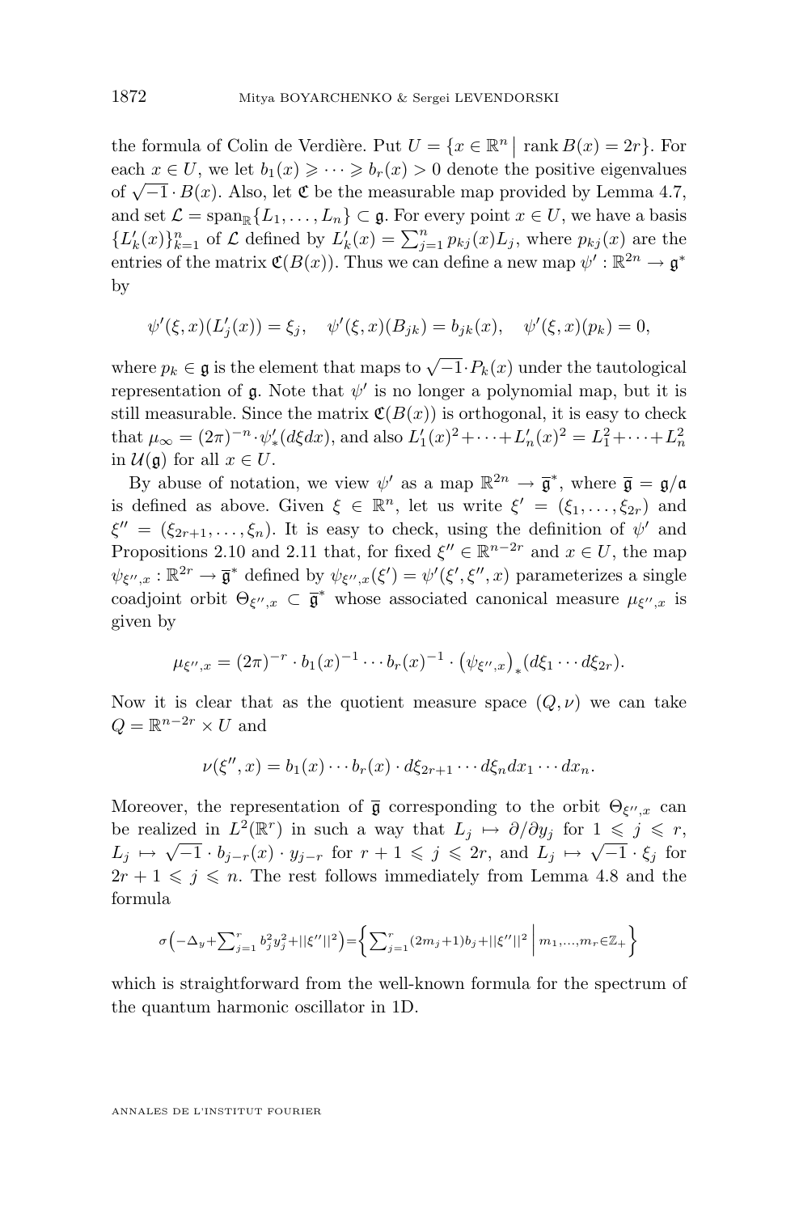the formula of Colin de Verdière. Put $U = \{x \in \mathbb{R}^n \mid \operatorname{rank} B(x) = 2r\}$. For each $x \in U$, we let $b_1(x) \geqslant \cdots \geqslant b_r(x) > 0$ denote the positive eigenvalues of $\sqrt{-1} \cdot B(x)$. Also, let $\mathfrak{C}$ be the measurable map provided by Lemma 4.7, and set $\mathcal{L} = \operatorname{span}_{\mathbb{R}}\{L_1, \ldots, L_n\} \subset \mathfrak{g}$. For every point $x \in U$, we have a basis $\{L'_k(x)\}_{k=1}^n$ of $\mathcal{L}$ defined by $L'_k(x) = \sum_{j=1}^n p_{kj}(x) L_j$, where $p_{kj}(x)$ are the entries of the matrix $\mathfrak{C}(B(x))$. Thus we can define a new map $\psi' : \mathbb{R}^{2n} \to \mathfrak{g}^*$ by

$$\psi'(\xi, x)(L'_j(x)) = \xi_j, \quad \psi'(\xi, x)(B_{jk}) = b_{jk}(x), \quad \psi'(\xi, x)(p_k) = 0,$$

where $p_k \in \mathfrak{g}$ is the element that maps to $\sqrt{-1} \cdot P_k(x)$ under the tautological representation of $\mathfrak{g}$. Note that $\psi'$ is no longer a polynomial map, but it is still measurable. Since the matrix $\mathfrak{C}(B(x))$ is orthogonal, it is easy to check that $\mu_\infty = (2\pi)^{-n} \cdot \psi'_*(d\xi dx)$, and also $L'_1(x)^2 + \cdots + L'_n(x)^2 = L_1^2 + \cdots + L_n^2$ in $\mathcal{U}(\mathfrak{g})$ for all $x \in U$.

By abuse of notation, we view $\psi'$ as a map $\mathbb{R}^{2n} \to \overline{\mathfrak{g}}^*$, where $\overline{\mathfrak{g}} = \mathfrak{g}/\mathfrak{a}$ is defined as above. Given $\xi \in \mathbb{R}^n$, let us write $\xi' = (\xi_1, \ldots, \xi_{2r})$ and $\xi'' = (\xi_{2r+1}, \ldots, \xi_n)$. It is easy to check, using the definition of $\psi'$ and Propositions 2.10 and 2.11 that, for fixed $\xi'' \in \mathbb{R}^{n-2r}$ and $x \in U$, the map $\psi_{\xi'', x} : \mathbb{R}^{2r} \to \overline{\mathfrak{g}}^*$ defined by $\psi_{\xi'', x}(\xi') = \psi'(\xi', \xi'', x)$ parameterizes a single coadjoint orbit $\Theta_{\xi'', x} \subset \overline{\mathfrak{g}}^*$ whose associated canonical measure $\mu_{\xi'', x}$ is given by

$$\mu_{\xi'', x} = (2\pi)^{-r} \cdot b_1(x)^{-1} \cdots b_r(x)^{-1} \cdot \left(\psi_{\xi'', x}\right)_*(d\xi_1 \cdots d\xi_{2r}).$$

Now it is clear that as the quotient measure space $(Q, \nu)$ we can take $Q = \mathbb{R}^{n-2r} \times U$ and

$$\nu(\xi'', x) = b_1(x) \cdots b_r(x) \cdot d\xi_{2r+1} \cdots d\xi_n dx_1 \cdots dx_n.$$

Moreover, the representation of $\overline{\mathfrak{g}}$ corresponding to the orbit $\Theta_{\xi'', x}$ can be realized in $L^2(\mathbb{R}^r)$ in such a way that $L_j \mapsto \partial/\partial y_j$ for $1 \leqslant j \leqslant r$, $L_j \mapsto \sqrt{-1} \cdot b_{j-r}(x) \cdot y_{j-r}$ for $r+1 \leqslant j \leqslant 2r$, and $L_j \mapsto \sqrt{-1} \cdot \xi_j$ for $2r+1 \leqslant j \leqslant n$. The rest follows immediately from Lemma 4.8 and the formula

$$\sigma\Big(-\Delta_y + \textstyle\sum_{j=1}^r b_j^2 y_j^2 + ||\xi''||^2\Big) = \Big\{ \textstyle\sum_{j=1}^r (2m_j+1) b_j + ||\xi''||^2 \;\Big|\; m_1, \ldots, m_r \in \mathbb{Z}_+ \Big\}$$

which is straightforward from the well-known formula for the spectrum of the quantum harmonic oscillator in 1D.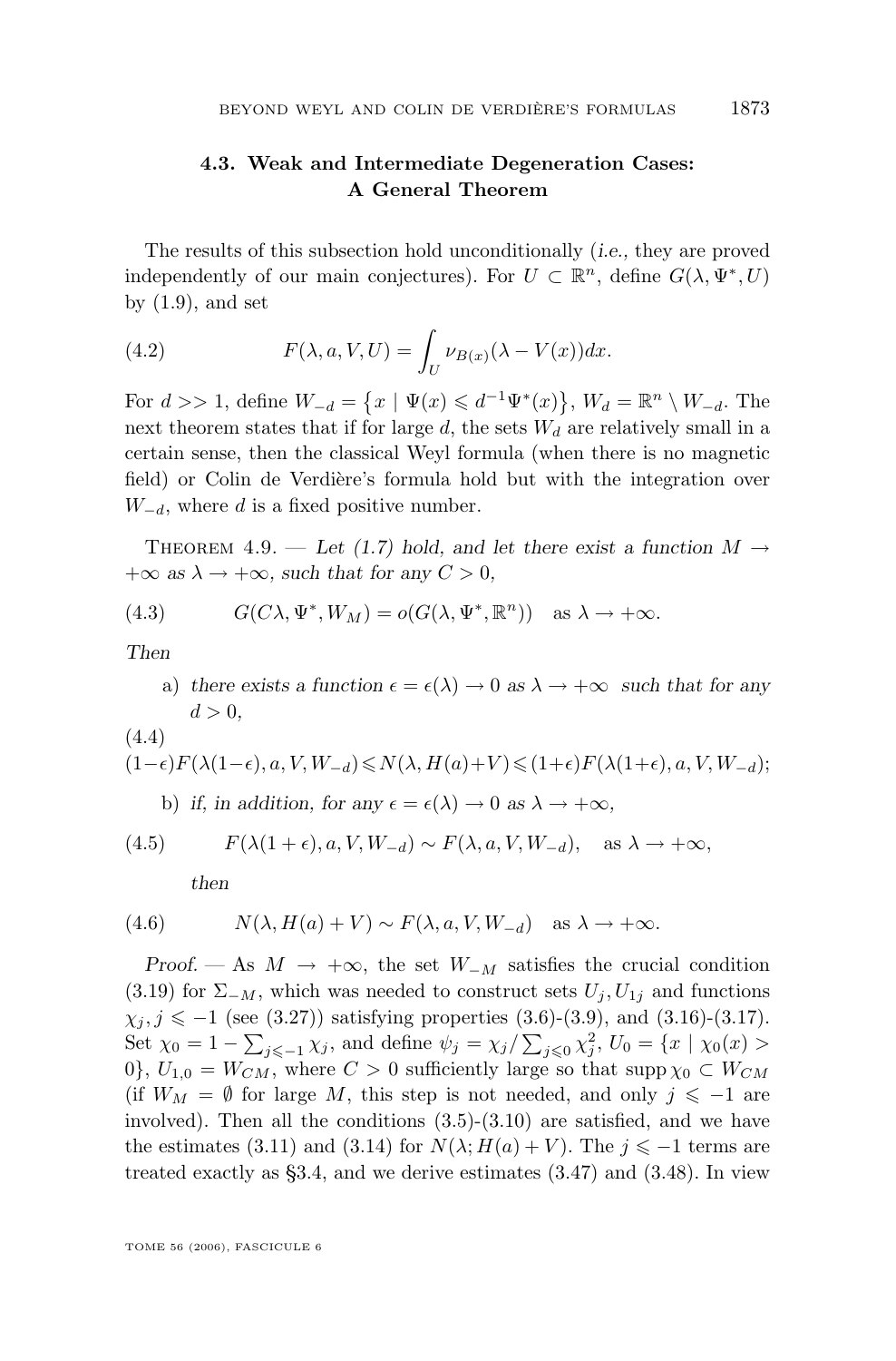### 4.3. Weak and Intermediate Degeneration Cases: A General Theorem

The results of this subsection hold unconditionally (*i.e.,* they are proved independently of our main conjectures). For $U \subset \mathbb{R}^n$, define $G(\lambda, \Psi^*, U)$ by (1.9), and set

$$F(\lambda, a, V, U) = \int_U \nu_{B(x)}(\lambda - V(x))dx. \tag{4.2}$$

For $d >> 1$, define $W_{-d} = \{x \mid \Psi(x) \leqslant d^{-1}\Psi^*(x)\}$, $W_d = \mathbb{R}^n \setminus W_{-d}$. The next theorem states that if for large $d$, the sets $W_d$ are relatively small in a certain sense, then the classical Weyl formula (when there is no magnetic field) or Colin de Verdière's formula hold but with the integration over $W_{-d}$, where $d$ is a fixed positive number.

Theorem 4.9. — *Let (1.7) hold, and let there exist a function $M \to +\infty$ as $\lambda \to +\infty$, such that for any $C > 0$,*

$$G(C\lambda, \Psi^*, W_M) = o(G(\lambda, \Psi^*, \mathbb{R}^n)) \quad \text{as } \lambda \to +\infty. \tag{4.3}$$

*Then*

a) *there exists a function $\epsilon = \epsilon(\lambda) \to 0$ as $\lambda \to +\infty$ such that for any $d > 0$,*

$$(1-\epsilon)F(\lambda(1-\epsilon), a, V, W_{-d}) \leqslant N(\lambda, H(a)+V) \leqslant (1+\epsilon)F(\lambda(1+\epsilon), a, V, W_{-d}); \tag{4.4}$$

b) *if, in addition, for any $\epsilon = \epsilon(\lambda) \to 0$ as $\lambda \to +\infty$,*

$$F(\lambda(1+\epsilon), a, V, W_{-d}) \sim F(\lambda, a, V, W_{-d}), \quad \text{as } \lambda \to +\infty, \tag{4.5}$$

*then*

$$N(\lambda, H(a) + V) \sim F(\lambda, a, V, W_{-d}) \quad \text{as } \lambda \to +\infty. \tag{4.6}$$

*Proof.* — As $M \to +\infty$, the set $W_{-M}$ satisfies the crucial condition (3.19) for $\Sigma_{-M}$, which was needed to construct sets $U_j, U_{1j}$ and functions $\chi_j, j \leqslant -1$ (see (3.27)) satisfying properties (3.6)-(3.9), and (3.16)-(3.17). Set $\chi_0 = 1 - \sum_{j\leqslant -1} \chi_j$, and define $\psi_j = \chi_j / \sum_{j \leqslant 0} \chi_j^2$, $U_0 = \{x \mid \chi_0(x) > 0\}$, $U_{1,0} = W_{CM}$, where $C > 0$ sufficiently large so that $\operatorname{supp} \chi_0 \subset W_{CM}$ (if $W_M = \emptyset$ for large $M$, this step is not needed, and only $j \leqslant -1$ are involved). Then all the conditions (3.5)-(3.10) are satisfied, and we have the estimates (3.11) and (3.14) for $N(\lambda; H(a) + V)$. The $j \leqslant -1$ terms are treated exactly as §3.4, and we derive estimates (3.47) and (3.48). In view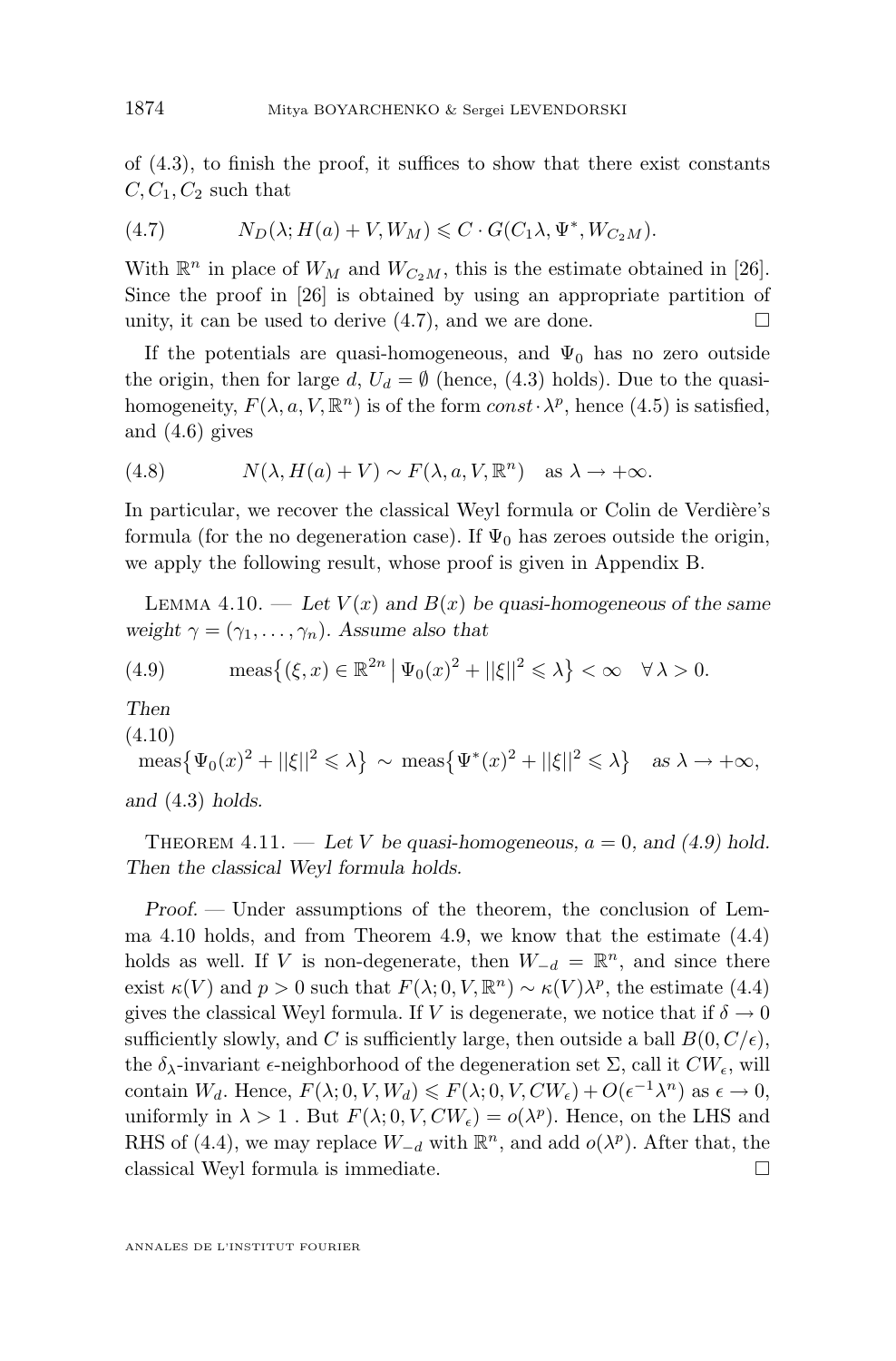of (4.3), to finish the proof, it suffices to show that there exist constants $C, C_1, C_2$ such that

$$N_D(\lambda; H(a)+V, W_M) \leqslant C \cdot G(C_1\lambda, \Psi^*, W_{C_2 M}). \tag{4.7}$$

With $\mathbb{R}^n$ in place of $W_M$ and $W_{C_2M}$, this is the estimate obtained in [26]. Since the proof in [26] is obtained by using an appropriate partition of unity, it can be used to derive (4.7), and we are done. □

If the potentials are quasi-homogeneous, and $\Psi_0$ has no zero outside the origin, then for large $d$, $U_d = \emptyset$ (hence, (4.3) holds). Due to the quasi-homogeneity, $F(\lambda, a, V, \mathbb{R}^n)$ is of the form $const \cdot \lambda^p$, hence (4.5) is satisfied, and (4.6) gives

$$N(\lambda, H(a)+V) \sim F(\lambda, a, V, \mathbb{R}^n) \quad \text{as } \lambda \to +\infty. \tag{4.8}$$

In particular, we recover the classical Weyl formula or Colin de Verdière's formula (for the no degeneration case). If $\Psi_0$ has zeroes outside the origin, we apply the following result, whose proof is given in Appendix B.

Lemma 4.10. — *Let $V(x)$ and $B(x)$ be quasi-homogeneous of the same weight $\gamma = (\gamma_1, \dots, \gamma_n)$. Assume also that*

$$\operatorname{meas}\big\{(\xi, x) \in \mathbb{R}^{2n} \;\big|\; \Psi_0(x)^2 + ||\xi||^2 \leqslant \lambda\big\} < \infty \quad \forall\, \lambda > 0. \tag{4.9}$$

*Then*

$$\operatorname{meas}\big\{\Psi_0(x)^2 + ||\xi||^2 \leqslant \lambda\big\} \sim \operatorname{meas}\big\{\Psi^*(x)^2 + ||\xi||^2 \leqslant \lambda\big\} \quad \text{as } \lambda \to +\infty, \tag{4.10}$$

*and* (4.3) *holds.*

Theorem 4.11. — *Let $V$ be quasi-homogeneous, $a = 0$, and (4.9) hold. Then the classical Weyl formula holds.*

*Proof.* — Under assumptions of the theorem, the conclusion of Lemma 4.10 holds, and from Theorem 4.9, we know that the estimate (4.4) holds as well. If $V$ is non-degenerate, then $W_{-d} = \mathbb{R}^n$, and since there exist $\kappa(V)$ and $p > 0$ such that $F(\lambda; 0, V, \mathbb{R}^n) \sim \kappa(V)\lambda^p$, the estimate (4.4) gives the classical Weyl formula. If $V$ is degenerate, we notice that if $\delta \to 0$ sufficiently slowly, and $C$ is sufficiently large, then outside a ball $B(0, C/\epsilon)$, the $\delta_\lambda$-invariant $\epsilon$-neighborhood of the degeneration set $\Sigma$, call it $CW_\epsilon$, will contain $W_d$. Hence, $F(\lambda; 0, V, W_d) \leqslant F(\lambda; 0, V, CW_\epsilon) + O(\epsilon^{-1}\lambda^n)$ as $\epsilon \to 0$, uniformly in $\lambda > 1$ . But $F(\lambda; 0, V, CW_\epsilon) = o(\lambda^p)$. Hence, on the LHS and RHS of (4.4), we may replace $W_{-d}$ with $\mathbb{R}^n$, and add $o(\lambda^p)$. After that, the classical Weyl formula is immediate. □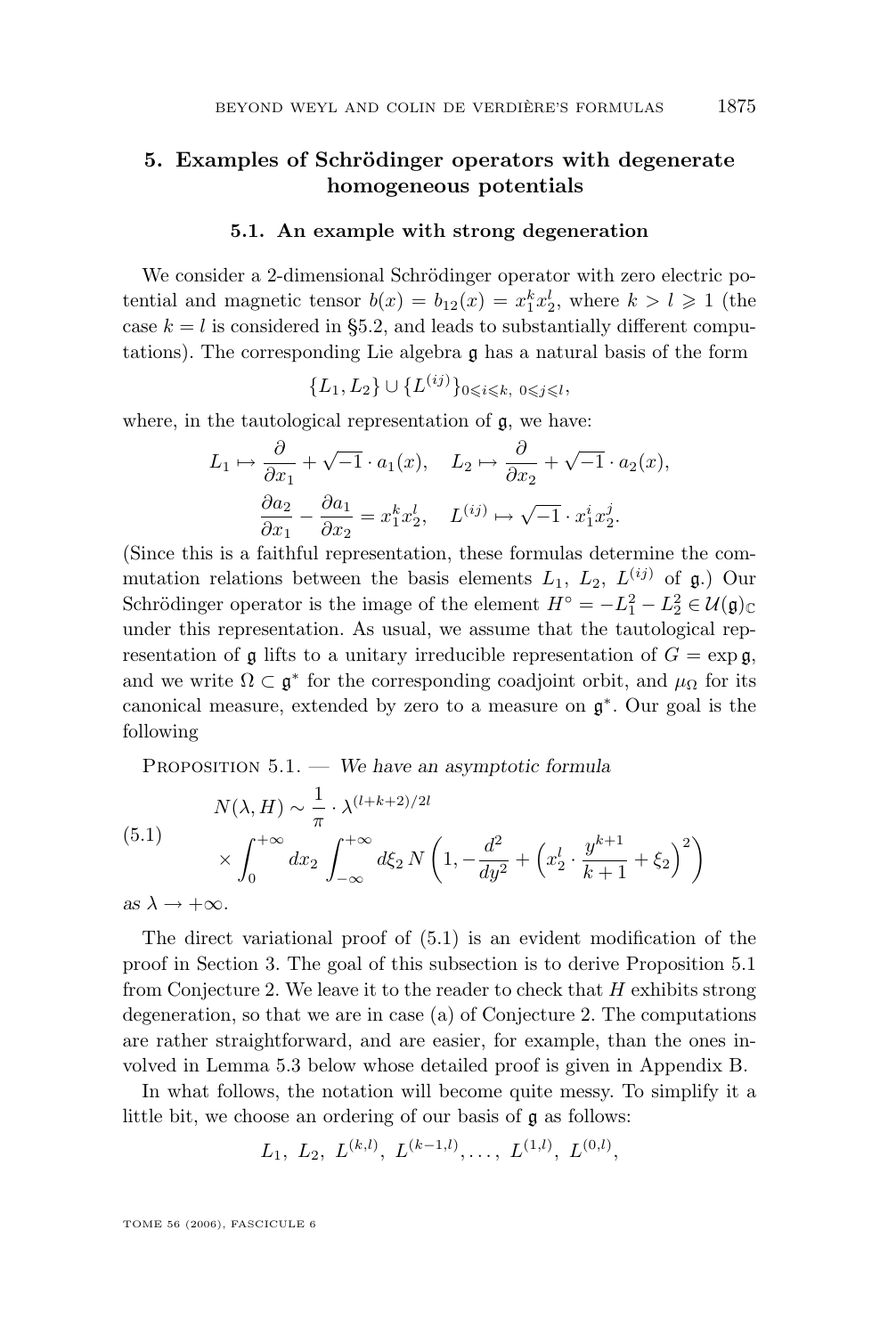## 5. Examples of Schrödinger operators with degenerate homogeneous potentials

### 5.1. An example with strong degeneration

We consider a 2-dimensional Schrödinger operator with zero electric potential and magnetic tensor $b(x) = b_{12}(x) = x_1^k x_2^l$, where $k > l \geqslant 1$ (the case $k = l$ is considered in §5.2, and leads to substantially different computations). The corresponding Lie algebra $\mathfrak{g}$ has a natural basis of the form

$$\{L_1, L_2\} \cup \{L^{(ij)}\}_{0\leqslant i\leqslant k,\ 0\leqslant j\leqslant l},$$

where, in the tautological representation of $\mathfrak{g}$, we have:

$$L_1 \mapsto \frac{\partial}{\partial x_1} + \sqrt{-1}\cdot a_1(x), \quad L_2 \mapsto \frac{\partial}{\partial x_2} + \sqrt{-1}\cdot a_2(x),$$

$$\frac{\partial a_2}{\partial x_1} - \frac{\partial a_1}{\partial x_2} = x_1^k x_2^l, \quad L^{(ij)} \mapsto \sqrt{-1}\cdot x_1^i x_2^j.$$

(Since this is a faithful representation, these formulas determine the commutation relations between the basis elements $L_1$, $L_2$, $L^{(ij)}$ of $\mathfrak{g}$.) Our Schrödinger operator is the image of the element $H^\circ = -L_1^2 - L_2^2 \in \mathcal{U}(\mathfrak{g})_{\mathbb{C}}$ under this representation. As usual, we assume that the tautological representation of $\mathfrak{g}$ lifts to a unitary irreducible representation of $G = \exp\mathfrak{g}$, and we write $\Omega \subset \mathfrak{g}^*$ for the corresponding coadjoint orbit, and $\mu_\Omega$ for its canonical measure, extended by zero to a measure on $\mathfrak{g}^*$. Our goal is the following

Proposition 5.1. — *We have an asymptotic formula*

$$N(\lambda, H) \sim \frac{1}{\pi}\cdot\lambda^{(l+k+2)/2l} \times \int_0^{+\infty} dx_2 \int_{-\infty}^{+\infty} d\xi_2\, N\left(1, -\frac{d^2}{dy^2} + \left(x_2^l\cdot\frac{y^{k+1}}{k+1} + \xi_2\right)^2\right) \tag{5.1}$$

*as* $\lambda \to +\infty$.

The direct variational proof of (5.1) is an evident modification of the proof in Section 3. The goal of this subsection is to derive Proposition 5.1 from Conjecture 2. We leave it to the reader to check that $H$ exhibits strong degeneration, so that we are in case (a) of Conjecture 2. The computations are rather straightforward, and are easier, for example, than the ones involved in Lemma 5.3 below whose detailed proof is given in Appendix B.

In what follows, the notation will become quite messy. To simplify it a little bit, we choose an ordering of our basis of $\mathfrak{g}$ as follows:

$$L_1,\ L_2,\ L^{(k,l)},\ L^{(k-1,l)}, \ldots,\ L^{(1,l)},\ L^{(0,l)},$$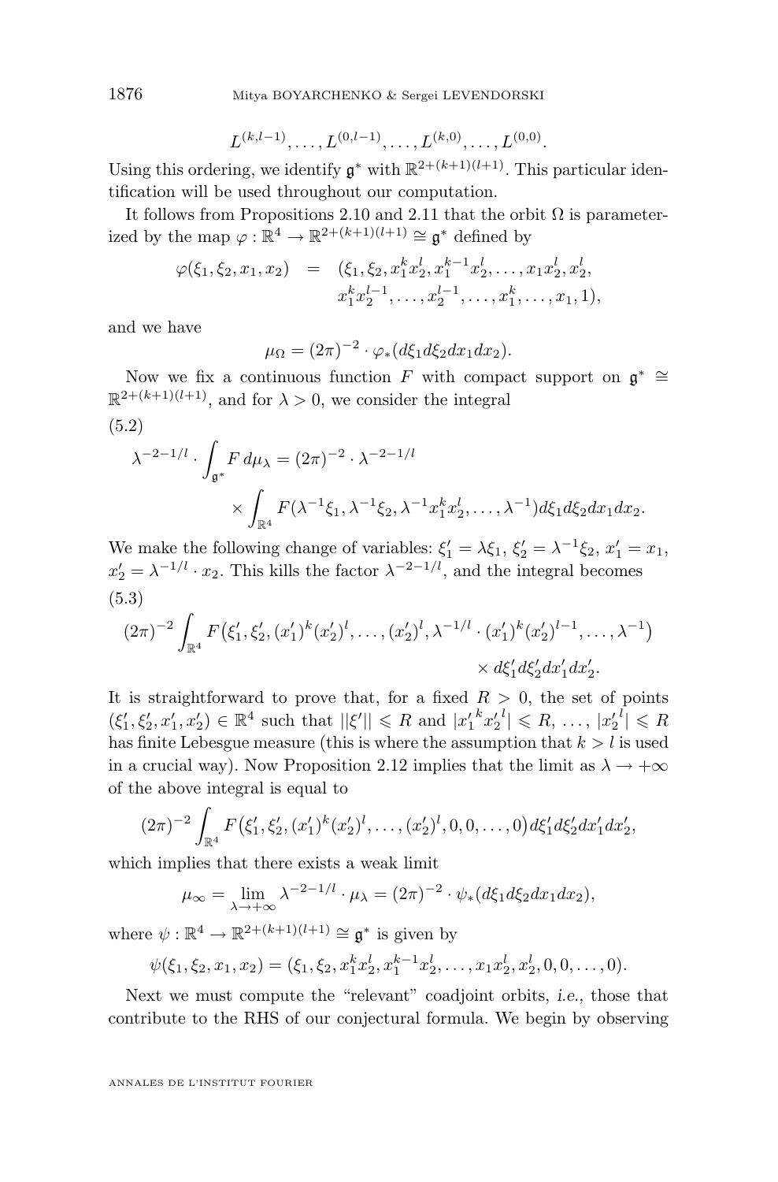$$L^{(k,l-1)}, \ldots, L^{(0,l-1)}, \ldots, L^{(k,0)}, \ldots, L^{(0,0)}.$$

Using this ordering, we identify $\mathfrak{g}^*$ with $\mathbb{R}^{2+(k+1)(l+1)}$. This particular identification will be used throughout our computation.

It follows from Propositions 2.10 and 2.11 that the orbit $\Omega$ is parameterized by the map $\varphi : \mathbb{R}^4 \to \mathbb{R}^{2+(k+1)(l+1)} \cong \mathfrak{g}^*$ defined by

$$\begin{aligned}\varphi(\xi_1, \xi_2, x_1, x_2) \quad &= \quad (\xi_1, \xi_2, x_1^k x_2^l, x_1^{k-1} x_2^l, \ldots, x_1 x_2^l, x_2^l, \\ &\qquad x_1^k x_2^{l-1}, \ldots, x_2^{l-1}, \ldots, x_1^k, \ldots, x_1, 1),\end{aligned}$$

and we have

$$\mu_\Omega = (2\pi)^{-2} \cdot \varphi_*(d\xi_1 d\xi_2 dx_1 dx_2).$$

Now we fix a continuous function $F$ with compact support on $\mathfrak{g}^* \cong \mathbb{R}^{2+(k+1)(l+1)}$, and for $\lambda > 0$, we consider the integral

(5.2)

$$\begin{aligned}\lambda^{-2-1/l} \cdot \int_{\mathfrak{g}^*} F \, d\mu_\lambda &= (2\pi)^{-2} \cdot \lambda^{-2-1/l} \\ &\quad \times \int_{\mathbb{R}^4} F(\lambda^{-1}\xi_1, \lambda^{-1}\xi_2, \lambda^{-1} x_1^k x_2^l, \ldots, \lambda^{-1}) d\xi_1 d\xi_2 dx_1 dx_2.\end{aligned}$$

We make the following change of variables: $\xi_1' = \lambda \xi_1$, $\xi_2' = \lambda^{-1}\xi_2$, $x_1' = x_1$, $x_2' = \lambda^{-1/l} \cdot x_2$. This kills the factor $\lambda^{-2-1/l}$, and the integral becomes

(5.3)

$$\begin{aligned}(2\pi)^{-2} \int_{\mathbb{R}^4} F\big(\xi_1', \xi_2', (x_1')^k (x_2')^l, \ldots, (x_2')^l, \lambda^{-1/l} \cdot (x_1')^k (x_2')^{l-1}, \ldots, \lambda^{-1}\big) \\ \times \, d\xi_1' d\xi_2' dx_1' dx_2'.\end{aligned}$$

It is straightforward to prove that, for a fixed $R > 0$, the set of points $(\xi_1', \xi_2', x_1', x_2') \in \mathbb{R}^4$ such that $||\xi'|| \leqslant R$ and $|{x_1'}^k {x_2'}^l| \leqslant R$, $\ldots$, $|{x_2'}^l| \leqslant R$ has finite Lebesgue measure (this is where the assumption that $k > l$ is used in a crucial way). Now Proposition 2.12 implies that the limit as $\lambda \to +\infty$ of the above integral is equal to

$$(2\pi)^{-2} \int_{\mathbb{R}^4} F\big(\xi_1', \xi_2', (x_1')^k (x_2')^l, \ldots, (x_2')^l, 0, 0, \ldots, 0\big) d\xi_1' d\xi_2' dx_1' dx_2',$$

which implies that there exists a weak limit

$$\mu_\infty = \lim_{\lambda \to +\infty} \lambda^{-2-1/l} \cdot \mu_\lambda = (2\pi)^{-2} \cdot \psi_*(d\xi_1 d\xi_2 dx_1 dx_2),$$

where $\psi : \mathbb{R}^4 \to \mathbb{R}^{2+(k+1)(l+1)} \cong \mathfrak{g}^*$ is given by

$$\psi(\xi_1, \xi_2, x_1, x_2) = (\xi_1, \xi_2, x_1^k x_2^l, x_1^{k-1} x_2^l, \ldots, x_1 x_2^l, x_2^l, 0, 0, \ldots, 0).$$

Next we must compute the "relevant" coadjoint orbits, *i.e.*, those that contribute to the RHS of our conjectural formula. We begin by observing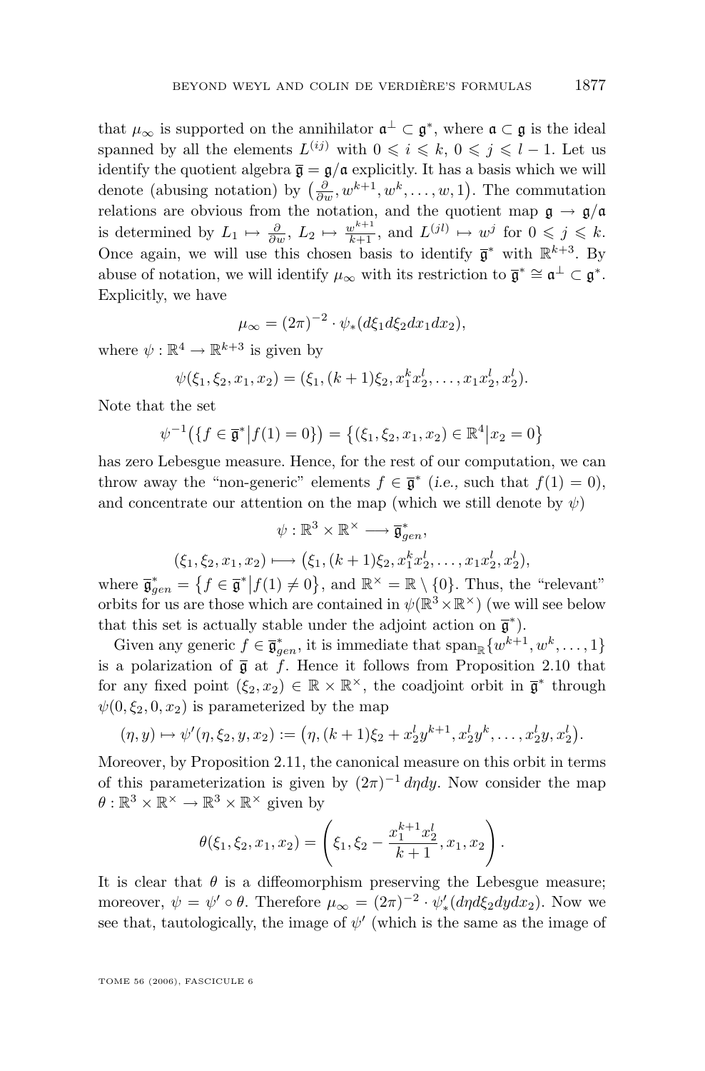that $\mu_\infty$ is supported on the annihilator $\mathfrak{a}^\perp \subset \mathfrak{g}^*$, where $\mathfrak{a} \subset \mathfrak{g}$ is the ideal spanned by all the elements $L^{(ij)}$ with $0 \leqslant i \leqslant k$, $0 \leqslant j \leqslant l-1$. Let us identify the quotient algebra $\overline{\mathfrak{g}} = \mathfrak{g}/\mathfrak{a}$ explicitly. It has a basis which we will denote (abusing notation) by $\left(\frac{\partial}{\partial w}, w^{k+1}, w^k, \ldots, w, 1\right)$. The commutation relations are obvious from the notation, and the quotient map $\mathfrak{g} \to \mathfrak{g}/\mathfrak{a}$ is determined by $L_1 \mapsto \frac{\partial}{\partial w}$, $L_2 \mapsto \frac{w^{k+1}}{k+1}$, and $L^{(jl)} \mapsto w^j$ for $0 \leqslant j \leqslant k$. Once again, we will use this chosen basis to identify $\overline{\mathfrak{g}}^*$ with $\mathbb{R}^{k+3}$. By abuse of notation, we will identify $\mu_\infty$ with its restriction to $\overline{\mathfrak{g}}^* \cong \mathfrak{a}^\perp \subset \mathfrak{g}^*$. Explicitly, we have

$$\mu_\infty = (2\pi)^{-2} \cdot \psi_*(d\xi_1 d\xi_2 dx_1 dx_2),$$

where $\psi : \mathbb{R}^4 \to \mathbb{R}^{k+3}$ is given by

$$\psi(\xi_1, \xi_2, x_1, x_2) = (\xi_1, (k+1)\xi_2, x_1^k x_2^l, \ldots, x_1 x_2^l, x_2^l).$$

Note that the set

$$\psi^{-1}\big(\{f \in \overline{\mathfrak{g}}^* \big| f(1) = 0\}\big) = \big\{(\xi_1, \xi_2, x_1, x_2) \in \mathbb{R}^4 \big| x_2 = 0\big\}$$

has zero Lebesgue measure. Hence, for the rest of our computation, we can throw away the "non-generic" elements $f \in \overline{\mathfrak{g}}^*$ (*i.e.*, such that $f(1) = 0$), and concentrate our attention on the map (which we still denote by $\psi$)

$$\psi : \mathbb{R}^3 \times \mathbb{R}^\times \longrightarrow \overline{\mathfrak{g}}^*_{gen},$$

$$(\xi_1, \xi_2, x_1, x_2) \longmapsto \big(\xi_1, (k+1)\xi_2, x_1^k x_2^l, \ldots, x_1 x_2^l, x_2^l\big),$$

where $\overline{\mathfrak{g}}^*_{gen} = \big\{f \in \overline{\mathfrak{g}}^* \big| f(1) \neq 0\big\}$, and $\mathbb{R}^\times = \mathbb{R} \setminus \{0\}$. Thus, the "relevant" orbits for us are those which are contained in $\psi(\mathbb{R}^3 \times \mathbb{R}^\times)$ (we will see below that this set is actually stable under the adjoint action on $\overline{\mathfrak{g}}^*$).

Given any generic $f \in \overline{\mathfrak{g}}^*_{gen}$, it is immediate that $\operatorname{span}_\mathbb{R}\{w^{k+1}, w^k, \ldots, 1\}$ is a polarization of $\overline{\mathfrak{g}}$ at $f$. Hence it follows from Proposition 2.10 that for any fixed point $(\xi_2, x_2) \in \mathbb{R} \times \mathbb{R}^\times$, the coadjoint orbit in $\overline{\mathfrak{g}}^*$ through $\psi(0, \xi_2, 0, x_2)$ is parameterized by the map

$$(\eta, y) \mapsto \psi'(\eta, \xi_2, y, x_2) := \big(\eta, (k+1)\xi_2 + x_2^l y^{k+1}, x_2^l y^k, \ldots, x_2^l y, x_2^l\big).$$

Moreover, by Proposition 2.11, the canonical measure on this orbit in terms of this parameterization is given by $(2\pi)^{-1}\, d\eta dy$. Now consider the map $\theta : \mathbb{R}^3 \times \mathbb{R}^\times \to \mathbb{R}^3 \times \mathbb{R}^\times$ given by

$$\theta(\xi_1, \xi_2, x_1, x_2) = \left(\xi_1, \xi_2 - \frac{x_1^{k+1} x_2^l}{k+1}, x_1, x_2\right).$$

It is clear that $\theta$ is a diffeomorphism preserving the Lebesgue measure; moreover, $\psi = \psi' \circ \theta$. Therefore $\mu_\infty = (2\pi)^{-2} \cdot \psi'_*(d\eta d\xi_2 dy dx_2)$. Now we see that, tautologically, the image of $\psi'$ (which is the same as the image of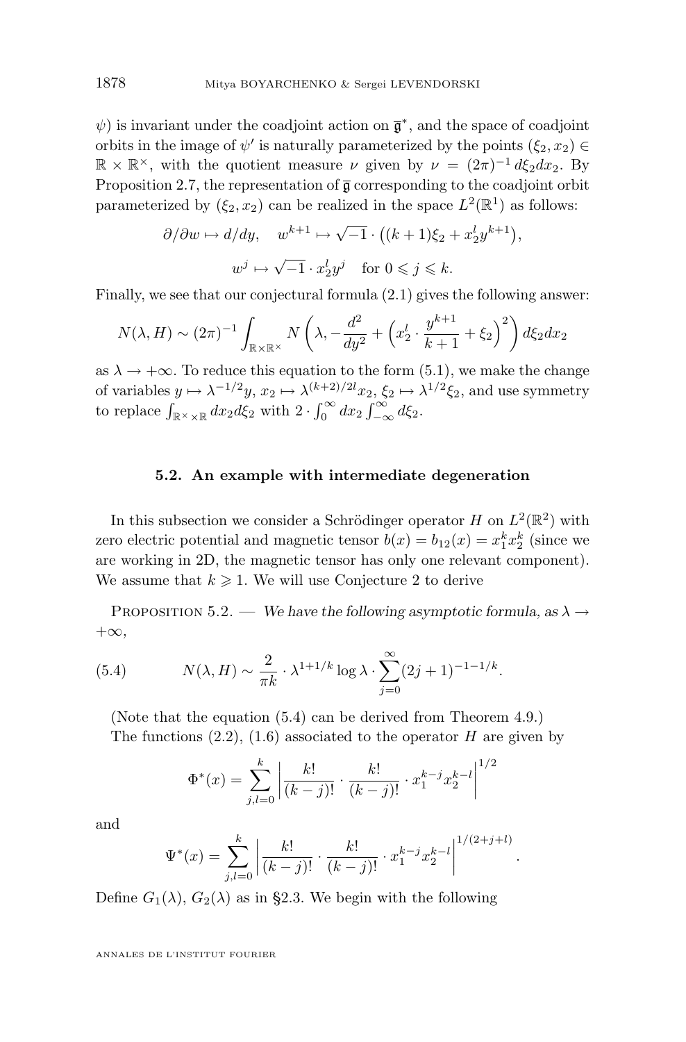$\psi$) is invariant under the coadjoint action on $\overline{\mathfrak{g}}^*$, and the space of coadjoint orbits in the image of $\psi'$ is naturally parameterized by the points $(\xi_2, x_2) \in \mathbb{R} \times \mathbb{R}^\times$, with the quotient measure $\nu$ given by $\nu = (2\pi)^{-1} d\xi_2 dx_2$. By Proposition 2.7, the representation of $\overline{\mathfrak{g}}$ corresponding to the coadjoint orbit parameterized by $(\xi_2, x_2)$ can be realized in the space $L^2(\mathbb{R}^1)$ as follows:

$$\partial/\partial w \mapsto d/dy, \quad w^{k+1} \mapsto \sqrt{-1} \cdot \left((k+1)\xi_2 + x_2^l y^{k+1}\right),$$

$$w^j \mapsto \sqrt{-1} \cdot x_2^l y^j \quad \text{for } 0 \leqslant j \leqslant k.$$

Finally, we see that our conjectural formula (2.1) gives the following answer:

$$N(\lambda, H) \sim (2\pi)^{-1} \int_{\mathbb{R}\times\mathbb{R}^\times} N\left(\lambda, -\frac{d^2}{dy^2} + \left(x_2^l \cdot \frac{y^{k+1}}{k+1} + \xi_2\right)^2\right) d\xi_2 dx_2$$

as $\lambda \to +\infty$. To reduce this equation to the form (5.1), we make the change of variables $y \mapsto \lambda^{-1/2} y$, $x_2 \mapsto \lambda^{(k+2)/2l} x_2$, $\xi_2 \mapsto \lambda^{1/2}\xi_2$, and use symmetry to replace $\int_{\mathbb{R}^\times\times\mathbb{R}} dx_2 d\xi_2$ with $2 \cdot \int_0^\infty dx_2 \int_{-\infty}^\infty d\xi_2$.

### 5.2. An example with intermediate degeneration

In this subsection we consider a Schrödinger operator $H$ on $L^2(\mathbb{R}^2)$ with zero electric potential and magnetic tensor $b(x) = b_{12}(x) = x_1^k x_2^k$ (since we are working in 2D, the magnetic tensor has only one relevant component). We assume that $k \geqslant 1$. We will use Conjecture 2 to derive

Proposition 5.2. — *We have the following asymptotic formula, as $\lambda \to +\infty$,*

$$N(\lambda, H) \sim \frac{2}{\pi k} \cdot \lambda^{1+1/k} \log \lambda \cdot \sum_{j=0}^{\infty} (2j+1)^{-1-1/k}. \tag{5.4}$$

(Note that the equation (5.4) can be derived from Theorem 4.9.)

The functions (2.2), (1.6) associated to the operator $H$ are given by

$$\Phi^*(x) = \sum_{j,l=0}^{k} \left| \frac{k!}{(k-j)!} \cdot \frac{k!}{(k-j)!} \cdot x_1^{k-j} x_2^{k-l} \right|^{1/2}$$

and

$$\Psi^*(x) = \sum_{j,l=0}^{k} \left| \frac{k!}{(k-j)!} \cdot \frac{k!}{(k-j)!} \cdot x_1^{k-j} x_2^{k-l} \right|^{1/(2+j+l)}.$$

Define $G_1(\lambda)$, $G_2(\lambda)$ as in §2.3. We begin with the following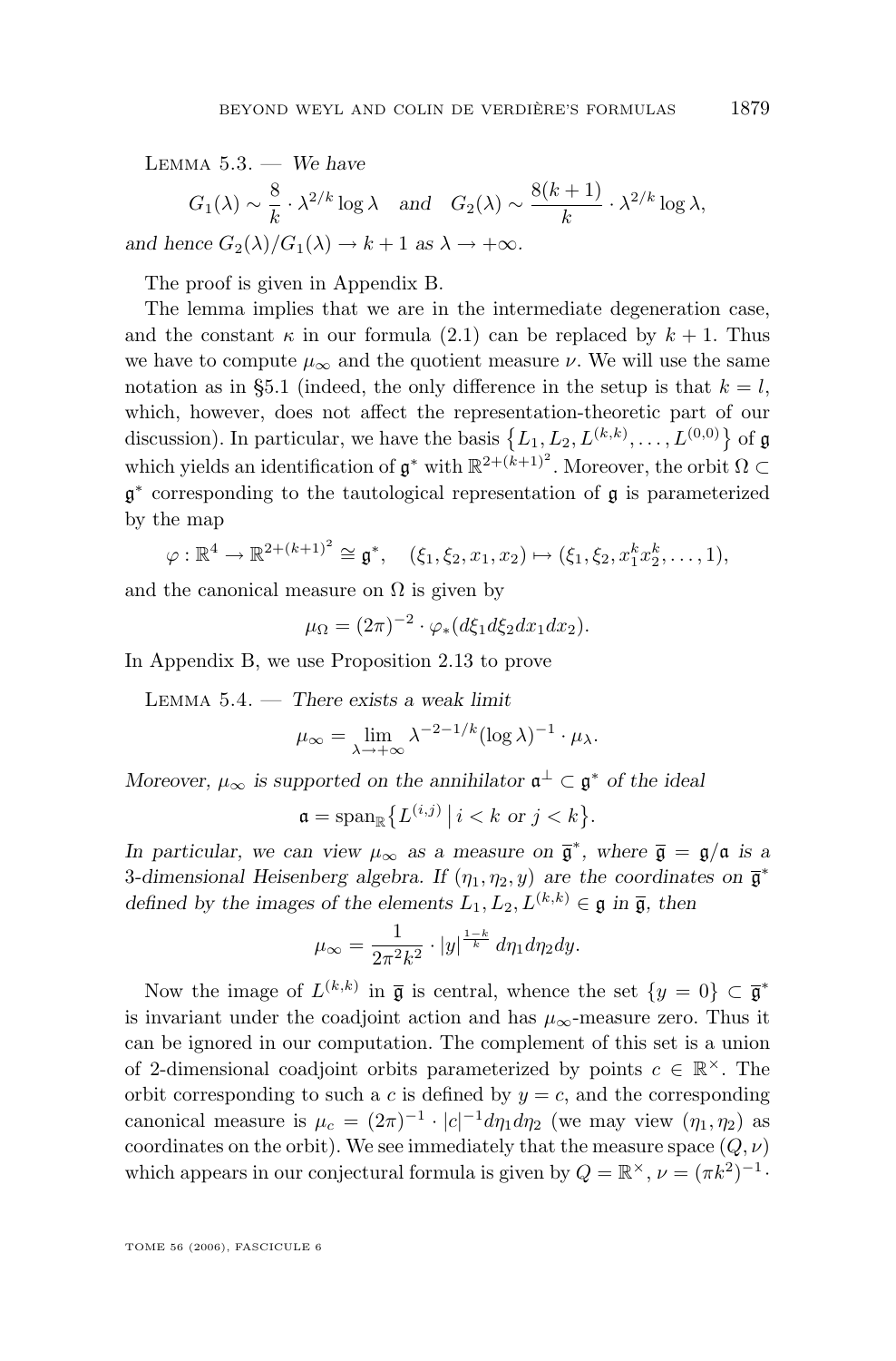Lemma 5.3. — *We have*

$$G_1(\lambda) \sim \frac{8}{k} \cdot \lambda^{2/k} \log \lambda \quad \textit{and} \quad G_2(\lambda) \sim \frac{8(k+1)}{k} \cdot \lambda^{2/k} \log \lambda,$$

*and hence* $G_2(\lambda)/G_1(\lambda) \to k+1$ *as* $\lambda \to +\infty$.

The proof is given in Appendix B.

The lemma implies that we are in the intermediate degeneration case, and the constant $\kappa$ in our formula (2.1) can be replaced by $k+1$. Thus we have to compute $\mu_\infty$ and the quotient measure $\nu$. We will use the same notation as in §5.1 (indeed, the only difference in the setup is that $k = l$, which, however, does not affect the representation-theoretic part of our discussion). In particular, we have the basis $\{L_1, L_2, L^{(k,k)}, \dots, L^{(0,0)}\}$ of $\mathfrak{g}$ which yields an identification of $\mathfrak{g}^*$ with $\mathbb{R}^{2+(k+1)^2}$. Moreover, the orbit $\Omega \subset \mathfrak{g}^*$ corresponding to the tautological representation of $\mathfrak{g}$ is parameterized by the map

$$\varphi : \mathbb{R}^4 \to \mathbb{R}^{2+(k+1)^2} \cong \mathfrak{g}^*, \quad (\xi_1, \xi_2, x_1, x_2) \mapsto (\xi_1, \xi_2, x_1^k x_2^k, \dots, 1),$$

and the canonical measure on $\Omega$ is given by

$$\mu_\Omega = (2\pi)^{-2} \cdot \varphi_*(d\xi_1 d\xi_2 dx_1 dx_2).$$

In Appendix B, we use Proposition 2.13 to prove

Lemma 5.4. — *There exists a weak limit*

$$\mu_\infty = \lim_{\lambda \to +\infty} \lambda^{-2-1/k} (\log \lambda)^{-1} \cdot \mu_\lambda.$$

*Moreover,* $\mu_\infty$ *is supported on the annihilator* $\mathfrak{a}^\perp \subset \mathfrak{g}^*$ *of the ideal*

$$\mathfrak{a} = \operatorname{span}_{\mathbb{R}} \{ L^{(i,j)} \mid i < k \text{ or } j < k \}.$$

*In particular, we can view* $\mu_\infty$ *as a measure on* $\overline{\mathfrak{g}}^*$*, where* $\overline{\mathfrak{g}} = \mathfrak{g}/\mathfrak{a}$ *is a 3-dimensional Heisenberg algebra. If* $(\eta_1, \eta_2, y)$ *are the coordinates on* $\overline{\mathfrak{g}}^*$ *defined by the images of the elements* $L_1, L_2, L^{(k,k)} \in \mathfrak{g}$ *in* $\overline{\mathfrak{g}}$*, then*

$$\mu_\infty = \frac{1}{2\pi^2 k^2} \cdot |y|^{\frac{1-k}{k}} \, d\eta_1 d\eta_2 dy.$$

Now the image of $L^{(k,k)}$ in $\overline{\mathfrak{g}}$ is central, whence the set $\{y = 0\} \subset \overline{\mathfrak{g}}^*$ is invariant under the coadjoint action and has $\mu_\infty$-measure zero. Thus it can be ignored in our computation. The complement of this set is a union of 2-dimensional coadjoint orbits parameterized by points $c \in \mathbb{R}^\times$. The orbit corresponding to such a $c$ is defined by $y = c$, and the corresponding canonical measure is $\mu_c = (2\pi)^{-1} \cdot |c|^{-1} d\eta_1 d\eta_2$ (we may view $(\eta_1, \eta_2)$ as coordinates on the orbit). We see immediately that the measure space $(Q, \nu)$ which appears in our conjectural formula is given by $Q = \mathbb{R}^\times$, $\nu = (\pi k^2)^{-1} \cdot$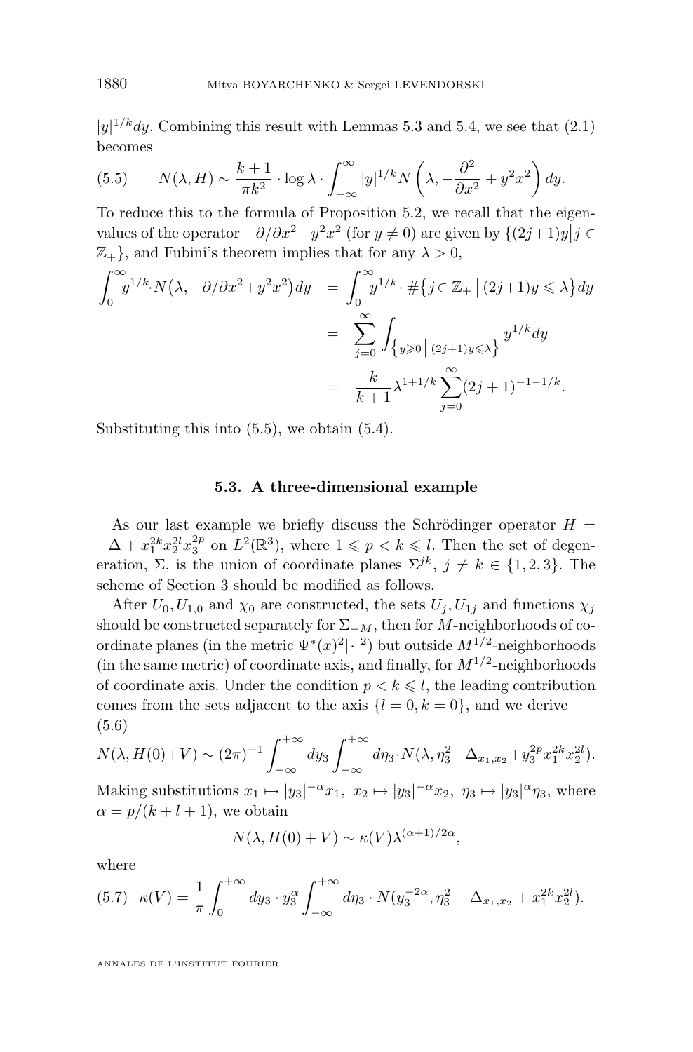$|y|^{1/k} dy$. Combining this result with Lemmas 5.3 and 5.4, we see that (2.1) becomes

$$N(\lambda, H) \sim \frac{k+1}{\pi k^2} \cdot \log \lambda \cdot \int_{-\infty}^{\infty} |y|^{1/k} N\left(\lambda, -\frac{\partial^2}{\partial x^2} + y^2 x^2\right) dy. \tag{5.5}$$

To reduce this to the formula of Proposition 5.2, we recall that the eigenvalues of the operator $-\partial/\partial x^2 + y^2 x^2$ (for $y \neq 0$) are given by $\{(2j+1)y \,|\, j \in \mathbb{Z}_+\}$, and Fubini's theorem implies that for any $\lambda > 0$,

$$\begin{aligned}
\int_0^{\infty} y^{1/k} \cdot N\big(\lambda, -\partial/\partial x^2 + y^2 x^2\big) dy &= \int_0^{\infty} y^{1/k} \cdot \#\big\{ j \in \mathbb{Z}_+ \,\big|\, (2j+1) y \leqslant \lambda \big\} dy \\
&= \sum_{j=0}^{\infty} \int_{\left\{ y \geqslant 0 \,\middle|\, (2j+1) y \leqslant \lambda \right\}} y^{1/k} dy \\
&= \frac{k}{k+1} \lambda^{1+1/k} \sum_{j=0}^{\infty} (2j+1)^{-1-1/k}.
\end{aligned}$$

Substituting this into (5.5), we obtain (5.4).

### 5.3. A three-dimensional example

As our last example we briefly discuss the Schrödinger operator $H = -\Delta + x_1^{2k} x_2^{2l} x_3^{2p}$ on $L^2(\mathbb{R}^3)$, where $1 \leqslant p < k \leqslant l$. Then the set of degeneration, $\Sigma$, is the union of coordinate planes $\Sigma^{jk}$, $j \neq k \in \{1, 2, 3\}$. The scheme of Section 3 should be modified as follows.

After $U_0, U_{1,0}$ and $\chi_0$ are constructed, the sets $U_j, U_{1j}$ and functions $\chi_j$ should be constructed separately for $\Sigma_{-M}$, then for $M$-neighborhoods of coordinate planes (in the metric $\Psi^*(x)^2 |\cdot|^2$) but outside $M^{1/2}$-neighborhoods (in the same metric) of coordinate axis, and finally, for $M^{1/2}$-neighborhoods of coordinate axis. Under the condition $p < k \leqslant l$, the leading contribution comes from the sets adjacent to the axis $\{l = 0, k = 0\}$, and we derive

$$N(\lambda, H(0) + V) \sim (2\pi)^{-1} \int_{-\infty}^{+\infty} dy_3 \int_{-\infty}^{+\infty} d\eta_3 \cdot N(\lambda, \eta_3^2 - \Delta_{x_1, x_2} + y_3^{2p} x_1^{2k} x_2^{2l}). \tag{5.6}$$

Making substitutions $x_1 \mapsto |y_3|^{-\alpha} x_1$, $x_2 \mapsto |y_3|^{-\alpha} x_2$, $\eta_3 \mapsto |y_3|^{\alpha} \eta_3$, where $\alpha = p/(k+l+1)$, we obtain

$$N(\lambda, H(0) + V) \sim \kappa(V) \lambda^{(\alpha+1)/2\alpha},$$

where

$$\kappa(V) = \frac{1}{\pi} \int_0^{+\infty} dy_3 \cdot y_3^{\alpha} \int_{-\infty}^{+\infty} d\eta_3 \cdot N(y_3^{-2\alpha}, \eta_3^2 - \Delta_{x_1, x_2} + x_1^{2k} x_2^{2l}). \tag{5.7}$$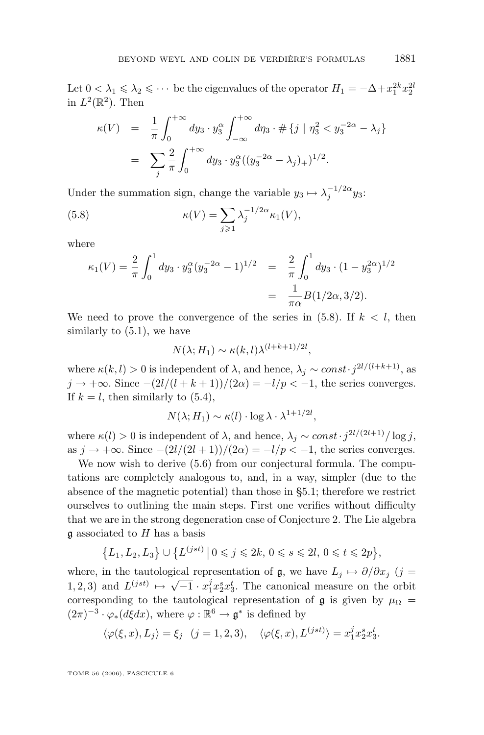Let $0 < \lambda_1 \leqslant \lambda_2 \leqslant \cdots$ be the eigenvalues of the operator $H_1 = -\Delta + x_1^{2k} x_2^{2l}$ in $L^2(\mathbb{R}^2)$. Then

$$
\begin{aligned}
\kappa(V) &= \frac{1}{\pi} \int_0^{+\infty} dy_3 \cdot y_3^{\alpha} \int_{-\infty}^{+\infty} d\eta_3 \cdot \# \{ j \mid \eta_3^2 < y_3^{-2\alpha} - \lambda_j \} \\
&= \sum_j \frac{2}{\pi} \int_0^{+\infty} dy_3 \cdot y_3^{\alpha} ((y_3^{-2\alpha} - \lambda_j)_+)^{1/2}.
\end{aligned}
$$

Under the summation sign, change the variable $y_3 \mapsto \lambda_j^{-1/2\alpha} y_3$:

$$
\kappa(V) = \sum_{j \geqslant 1} \lambda_j^{-1/2\alpha} \kappa_1(V), \tag{5.8}
$$

where

$$
\begin{aligned}
\kappa_1(V) = \frac{2}{\pi} \int_0^1 dy_3 \cdot y_3^{\alpha} (y_3^{-2\alpha} - 1)^{1/2} &= \frac{2}{\pi} \int_0^1 dy_3 \cdot (1 - y_3^{2\alpha})^{1/2} \\
&= \frac{1}{\pi\alpha} B(1/2\alpha, 3/2).
\end{aligned}
$$

We need to prove the convergence of the series in (5.8). If $k < l$, then similarly to (5.1), we have

$$
N(\lambda; H_1) \sim \kappa(k,l) \lambda^{(l+k+1)/2l},
$$

where $\kappa(k,l) > 0$ is independent of $\lambda$, and hence, $\lambda_j \sim const \cdot j^{2l/(l+k+1)}$, as $j \to +\infty$. Since $-(2l/(l+k+1))/(2\alpha) = -l/p < -1$, the series converges. If $k = l$, then similarly to (5.4),

$$
N(\lambda; H_1) \sim \kappa(l) \cdot \log \lambda \cdot \lambda^{1+1/2l},
$$

where $\kappa(l) > 0$ is independent of $\lambda$, and hence, $\lambda_j \sim const \cdot j^{2l/(2l+1)} / \log j$, as $j \to +\infty$. Since $-(2l/(2l+1))/(2\alpha) = -l/p < -1$, the series converges.

We now wish to derive (5.6) from our conjectural formula. The computations are completely analogous to, and, in a way, simpler (due to the absence of the magnetic potential) than those in §5.1; therefore we restrict ourselves to outlining the main steps. First one verifies without difficulty that we are in the strong degeneration case of Conjecture 2. The Lie algebra $\mathfrak{g}$ associated to $H$ has a basis

$$
\{L_1, L_2, L_3\} \cup \{L^{(jst)} \mid 0 \leqslant j \leqslant 2k,\, 0 \leqslant s \leqslant 2l,\, 0 \leqslant t \leqslant 2p\},
$$

where, in the tautological representation of $\mathfrak{g}$, we have $L_j \mapsto \partial/\partial x_j$ ($j = 1, 2, 3$) and $L^{(jst)} \mapsto \sqrt{-1} \cdot x_1^j x_2^s x_3^t$. The canonical measure on the orbit corresponding to the tautological representation of $\mathfrak{g}$ is given by $\mu_\Omega = (2\pi)^{-3} \cdot \varphi_*(d\xi dx)$, where $\varphi : \mathbb{R}^6 \to \mathfrak{g}^*$ is defined by

$$
\langle \varphi(\xi, x), L_j \rangle = \xi_j \quad (j = 1, 2, 3), \quad \langle \varphi(\xi, x), L^{(jst)} \rangle = x_1^j x_2^s x_3^t.
$$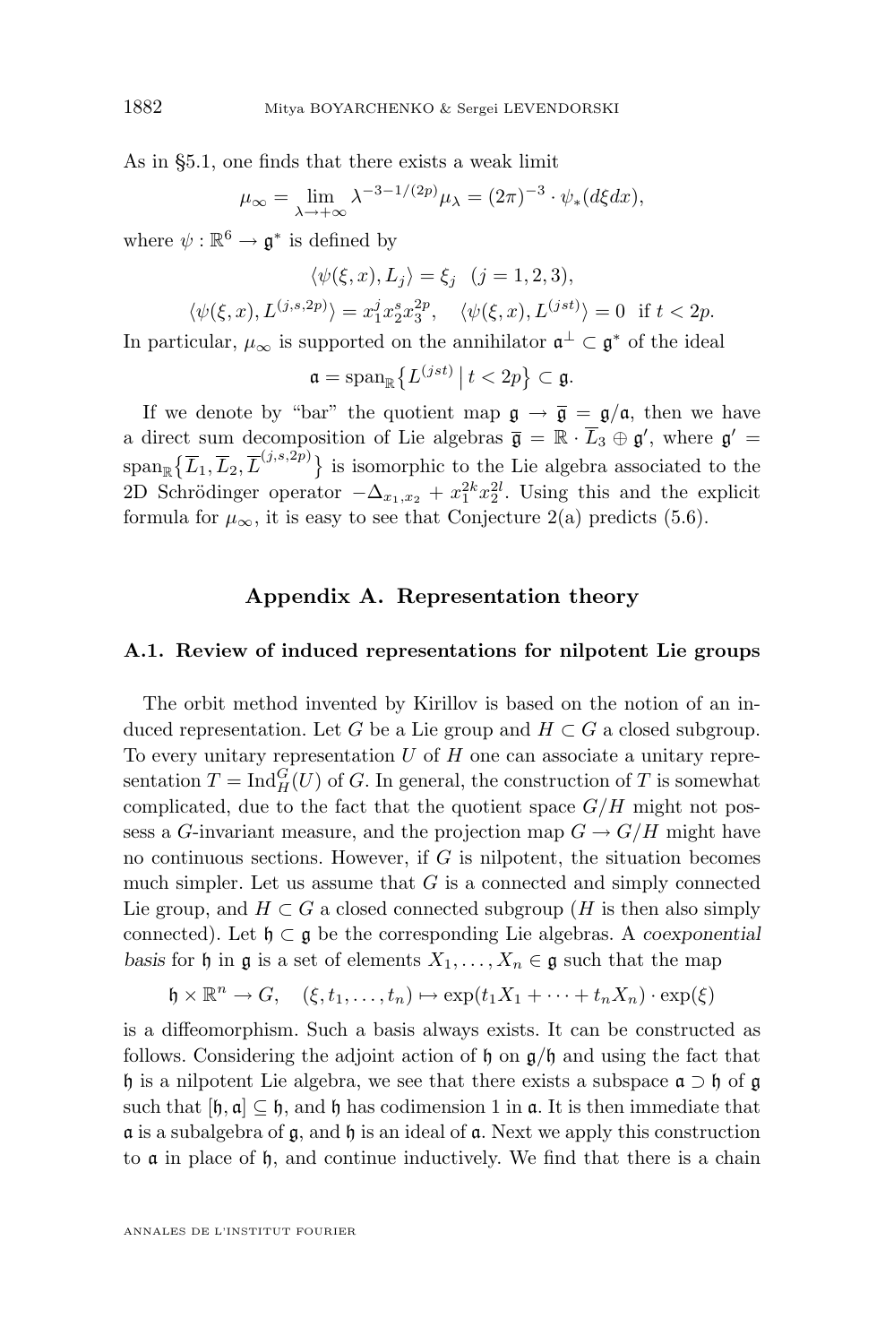As in §5.1, one finds that there exists a weak limit

$$\mu_\infty = \lim_{\lambda\to+\infty} \lambda^{-3-1/(2p)}\mu_\lambda = (2\pi)^{-3}\cdot \psi_*(d\xi dx),$$

where $\psi : \mathbb{R}^6 \to \mathfrak{g}^*$ is defined by

$$\langle \psi(\xi,x), L_j\rangle = \xi_j \quad (j=1,2,3),$$

$$\langle \psi(\xi,x), L^{(j,s,2p)}\rangle = x_1^j x_2^s x_3^{2p}, \quad \langle \psi(\xi,x), L^{(jst)}\rangle = 0 \text{ if } t<2p.$$

In particular, $\mu_\infty$ is supported on the annihilator $\mathfrak{a}^\perp \subset \mathfrak{g}^*$ of the ideal

$$\mathfrak{a} = \operatorname{span}_{\mathbb{R}}\{L^{(jst)} \mid t<2p\} \subset \mathfrak{g}.$$

If we denote by "bar" the quotient map $\mathfrak{g}\to\overline{\mathfrak{g}} = \mathfrak{g}/\mathfrak{a}$, then we have a direct sum decomposition of Lie algebras $\overline{\mathfrak{g}} = \mathbb{R}\cdot\overline{L}_3 \oplus \mathfrak{g}'$, where $\mathfrak{g}' = \operatorname{span}_{\mathbb{R}}\{\overline{L}_1, \overline{L}_2, \overline{L}^{(j,s,2p)}\}$ is isomorphic to the Lie algebra associated to the 2D Schrödinger operator $-\Delta_{x_1,x_2} + x_1^{2k}x_2^{2l}$. Using this and the explicit formula for $\mu_\infty$, it is easy to see that Conjecture 2(a) predicts (5.6).

## Appendix A. Representation theory

### A.1. Review of induced representations for nilpotent Lie groups

The orbit method invented by Kirillov is based on the notion of an induced representation. Let $G$ be a Lie group and $H\subset G$ a closed subgroup. To every unitary representation $U$ of $H$ one can associate a unitary representation $T = \operatorname{Ind}_H^G(U)$ of $G$. In general, the construction of $T$ is somewhat complicated, due to the fact that the quotient space $G/H$ might not possess a $G$-invariant measure, and the projection map $G\to G/H$ might have no continuous sections. However, if $G$ is nilpotent, the situation becomes much simpler. Let us assume that $G$ is a connected and simply connected Lie group, and $H\subset G$ a closed connected subgroup ($H$ is then also simply connected). Let $\mathfrak{h}\subset\mathfrak{g}$ be the corresponding Lie algebras. A *coexponential basis* for $\mathfrak{h}$ in $\mathfrak{g}$ is a set of elements $X_1,\dots,X_n\in\mathfrak{g}$ such that the map

$$\mathfrak{h}\times\mathbb{R}^n \to G, \quad (\xi,t_1,\dots,t_n)\mapsto \exp(t_1X_1+\dots+t_nX_n)\cdot\exp(\xi)$$

is a diffeomorphism. Such a basis always exists. It can be constructed as follows. Considering the adjoint action of $\mathfrak{h}$ on $\mathfrak{g}/\mathfrak{h}$ and using the fact that $\mathfrak{h}$ is a nilpotent Lie algebra, we see that there exists a subspace $\mathfrak{a}\supset\mathfrak{h}$ of $\mathfrak{g}$ such that $[\mathfrak{h},\mathfrak{a}]\subseteq\mathfrak{h}$, and $\mathfrak{h}$ has codimension 1 in $\mathfrak{a}$. It is then immediate that $\mathfrak{a}$ is a subalgebra of $\mathfrak{g}$, and $\mathfrak{h}$ is an ideal of $\mathfrak{a}$. Next we apply this construction to $\mathfrak{a}$ in place of $\mathfrak{h}$, and continue inductively. We find that there is a chain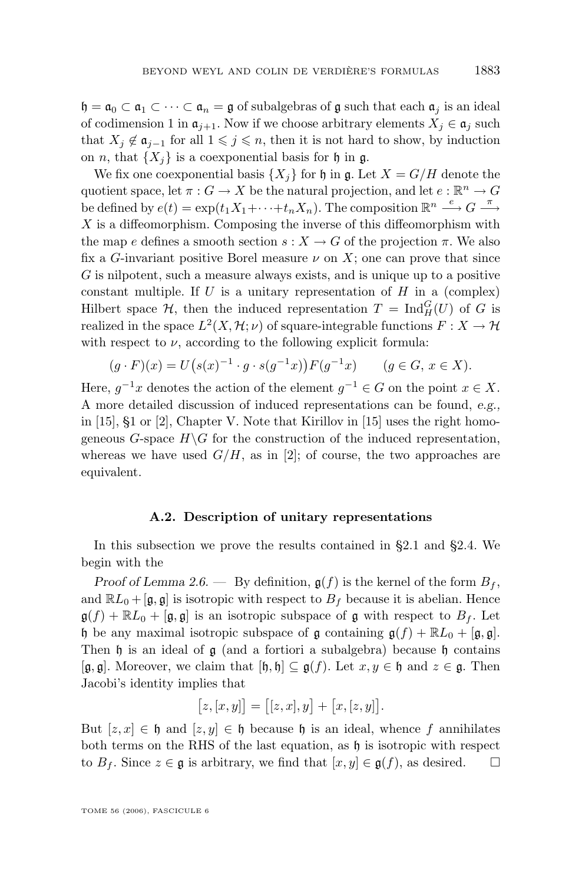$\mathfrak{h} = \mathfrak{a}_0 \subset \mathfrak{a}_1 \subset \cdots \subset \mathfrak{a}_n = \mathfrak{g}$ of subalgebras of $\mathfrak{g}$ such that each $\mathfrak{a}_j$ is an ideal of codimension 1 in $\mathfrak{a}_{j+1}$. Now if we choose arbitrary elements $X_j \in \mathfrak{a}_j$ such that $X_j \notin \mathfrak{a}_{j-1}$ for all $1 \leqslant j \leqslant n$, then it is not hard to show, by induction on $n$, that $\{X_j\}$ is a coexponential basis for $\mathfrak{h}$ in $\mathfrak{g}$.

We fix one coexponential basis $\{X_j\}$ for $\mathfrak{h}$ in $\mathfrak{g}$. Let $X = G/H$ denote the quotient space, let $\pi : G \to X$ be the natural projection, and let $e : \mathbb{R}^n \to G$ be defined by $e(t) = \exp(t_1 X_1 + \cdots + t_n X_n)$. The composition $\mathbb{R}^n \xrightarrow{e} G \xrightarrow{\pi} X$ is a diffeomorphism. Composing the inverse of this diffeomorphism with the map $e$ defines a smooth section $s : X \to G$ of the projection $\pi$. We also fix a $G$-invariant positive Borel measure $\nu$ on $X$; one can prove that since $G$ is nilpotent, such a measure always exists, and is unique up to a positive constant multiple. If $U$ is a unitary representation of $H$ in a (complex) Hilbert space $\mathcal{H}$, then the induced representation $T = \operatorname{Ind}_H^G(U)$ of $G$ is realized in the space $L^2(X, \mathcal{H}; \nu)$ of square-integrable functions $F : X \to \mathcal{H}$ with respect to $\nu$, according to the following explicit formula:

$$(g \cdot F)(x) = U\big(s(x)^{-1} \cdot g \cdot s(g^{-1}x)\big) F(g^{-1}x) \qquad (g \in G,\ x \in X).$$

Here, $g^{-1}x$ denotes the action of the element $g^{-1} \in G$ on the point $x \in X$. A more detailed discussion of induced representations can be found, *e.g.*, in [15], §1 or [2], Chapter V. Note that Kirillov in [15] uses the right homogeneous $G$-space $H\backslash G$ for the construction of the induced representation, whereas we have used $G/H$, as in [2]; of course, the two approaches are equivalent.

### A.2. Description of unitary representations

In this subsection we prove the results contained in §2.1 and §2.4. We begin with the

*Proof of Lemma 2.6.* — By definition, $\mathfrak{g}(f)$ is the kernel of the form $B_f$, and $\mathbb{R}L_0 + [\mathfrak{g}, \mathfrak{g}]$ is isotropic with respect to $B_f$ because it is abelian. Hence $\mathfrak{g}(f) + \mathbb{R}L_0 + [\mathfrak{g}, \mathfrak{g}]$ is an isotropic subspace of $\mathfrak{g}$ with respect to $B_f$. Let $\mathfrak{h}$ be any maximal isotropic subspace of $\mathfrak{g}$ containing $\mathfrak{g}(f) + \mathbb{R}L_0 + [\mathfrak{g}, \mathfrak{g}]$. Then $\mathfrak{h}$ is an ideal of $\mathfrak{g}$ (and a fortiori a subalgebra) because $\mathfrak{h}$ contains $[\mathfrak{g}, \mathfrak{g}]$. Moreover, we claim that $[\mathfrak{h}, \mathfrak{h}] \subseteq \mathfrak{g}(f)$. Let $x, y \in \mathfrak{h}$ and $z \in \mathfrak{g}$. Then Jacobi's identity implies that

$$\big[z, [x, y]\big] = \big[[z, x], y\big] + \big[x, [z, y]\big].$$

But $[z, x] \in \mathfrak{h}$ and $[z, y] \in \mathfrak{h}$ because $\mathfrak{h}$ is an ideal, whence $f$ annihilates both terms on the RHS of the last equation, as $\mathfrak{h}$ is isotropic with respect to $B_f$. Since $z \in \mathfrak{g}$ is arbitrary, we find that $[x, y] \in \mathfrak{g}(f)$, as desired. $\square$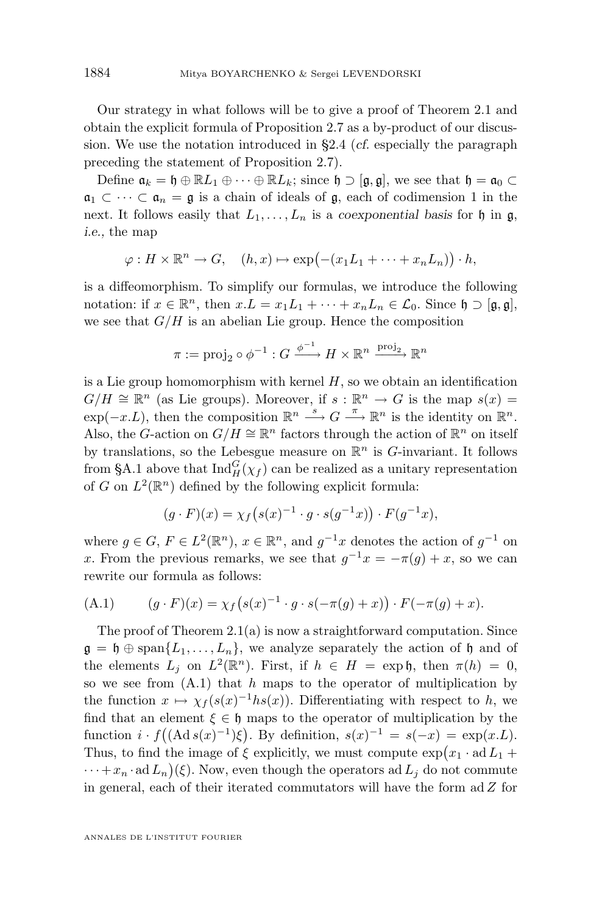Our strategy in what follows will be to give a proof of Theorem 2.1 and obtain the explicit formula of Proposition 2.7 as a by-product of our discussion. We use the notation introduced in §2.4 (*cf.* especially the paragraph preceding the statement of Proposition 2.7).

Define $\mathfrak{a}_k = \mathfrak{h} \oplus \mathbb{R}L_1 \oplus \cdots \oplus \mathbb{R}L_k$; since $\mathfrak{h} \supset [\mathfrak{g}, \mathfrak{g}]$, we see that $\mathfrak{h} = \mathfrak{a}_0 \subset \mathfrak{a}_1 \subset \cdots \subset \mathfrak{a}_n = \mathfrak{g}$ is a chain of ideals of $\mathfrak{g}$, each of codimension 1 in the next. It follows easily that $L_1, \dots, L_n$ is a *coexponential basis* for $\mathfrak{h}$ in $\mathfrak{g}$, *i.e.*, the map

$$\varphi : H \times \mathbb{R}^n \to G, \quad (h, x) \mapsto \exp\bigl(-(x_1 L_1 + \cdots + x_n L_n)\bigr) \cdot h,$$

is a diffeomorphism. To simplify our formulas, we introduce the following notation: if $x \in \mathbb{R}^n$, then $x.L = x_1 L_1 + \cdots + x_n L_n \in \mathcal{L}_0$. Since $\mathfrak{h} \supset [\mathfrak{g}, \mathfrak{g}]$, we see that $G/H$ is an abelian Lie group. Hence the composition

$$\pi := \operatorname{proj}_2 \circ \phi^{-1} : G \xrightarrow{\phi^{-1}} H \times \mathbb{R}^n \xrightarrow{\operatorname{proj}_2} \mathbb{R}^n$$

is a Lie group homomorphism with kernel $H$, so we obtain an identification $G/H \cong \mathbb{R}^n$ (as Lie groups). Moreover, if $s : \mathbb{R}^n \to G$ is the map $s(x) = \exp(-x.L)$, then the composition $\mathbb{R}^n \xrightarrow{s} G \xrightarrow{\pi} \mathbb{R}^n$ is the identity on $\mathbb{R}^n$. Also, the $G$-action on $G/H \cong \mathbb{R}^n$ factors through the action of $\mathbb{R}^n$ on itself by translations, so the Lebesgue measure on $\mathbb{R}^n$ is $G$-invariant. It follows from §A.1 above that $\operatorname{Ind}_H^G(\chi_f)$ can be realized as a unitary representation of $G$ on $L^2(\mathbb{R}^n)$ defined by the following explicit formula:

$$(g \cdot F)(x) = \chi_f\bigl(s(x)^{-1} \cdot g \cdot s(g^{-1}x)\bigr) \cdot F(g^{-1}x),$$

where $g \in G$, $F \in L^2(\mathbb{R}^n)$, $x \in \mathbb{R}^n$, and $g^{-1}x$ denotes the action of $g^{-1}$ on $x$. From the previous remarks, we see that $g^{-1}x = -\pi(g) + x$, so we can rewrite our formula as follows:

$$(g \cdot F)(x) = \chi_f\bigl(s(x)^{-1} \cdot g \cdot s(-\pi(g) + x)\bigr) \cdot F(-\pi(g) + x). \tag{A.1}$$

The proof of Theorem 2.1(a) is now a straightforward computation. Since $\mathfrak{g} = \mathfrak{h} \oplus \operatorname{span}\{L_1, \dots, L_n\}$, we analyze separately the action of $\mathfrak{h}$ and of the elements $L_j$ on $L^2(\mathbb{R}^n)$. First, if $h \in H = \exp \mathfrak{h}$, then $\pi(h) = 0$, so we see from (A.1) that $h$ maps to the operator of multiplication by the function $x \mapsto \chi_f(s(x)^{-1} h s(x))$. Differentiating with respect to $h$, we find that an element $\xi \in \mathfrak{h}$ maps to the operator of multiplication by the function $i \cdot f\bigl((\operatorname{Ad} s(x)^{-1})\xi\bigr)$. By definition, $s(x)^{-1} = s(-x) = \exp(x.L)$. Thus, to find the image of $\xi$ explicitly, we must compute $\exp\bigl(x_1 \cdot \operatorname{ad} L_1 + \cdots + x_n \cdot \operatorname{ad} L_n\bigr)(\xi)$. Now, even though the operators $\operatorname{ad} L_j$ do not commute in general, each of their iterated commutators will have the form $\operatorname{ad} Z$ for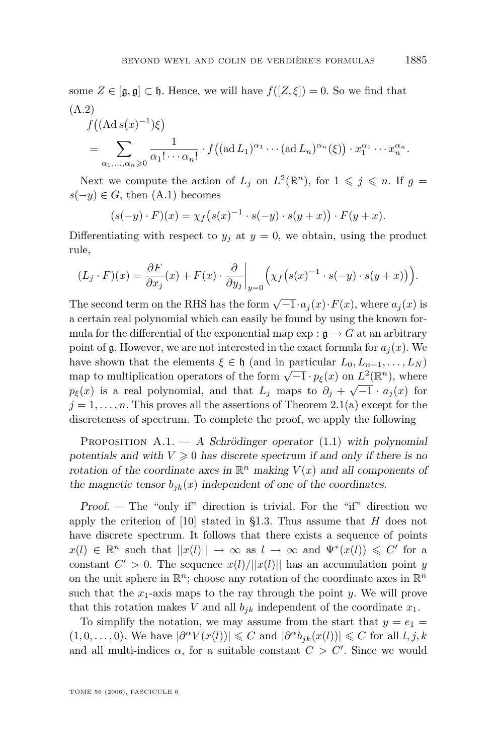some $Z \in [\mathfrak{g}, \mathfrak{g}] \subset \mathfrak{h}$. Hence, we will have $f([Z, \xi]) = 0$. So we find that

(A.2)

$$f\big((\operatorname{Ad} s(x)^{-1})\xi\big) = \sum_{\alpha_1, \ldots, \alpha_n \geqslant 0} \frac{1}{\alpha_1! \cdots \alpha_n!} \cdot f\big((\operatorname{ad} L_1)^{\alpha_1} \cdots (\operatorname{ad} L_n)^{\alpha_n}(\xi)\big) \cdot x_1^{\alpha_1} \cdots x_n^{\alpha_n}.$$

Next we compute the action of $L_j$ on $L^2(\mathbb{R}^n)$, for $1 \leqslant j \leqslant n$. If $g = s(-y) \in G$, then (A.1) becomes

$$(s(-y) \cdot F)(x) = \chi_f\big(s(x)^{-1} \cdot s(-y) \cdot s(y+x)\big) \cdot F(y+x).$$

Differentiating with respect to $y_j$ at $y = 0$, we obtain, using the product rule,

$$(L_j \cdot F)(x) = \frac{\partial F}{\partial x_j}(x) + F(x) \cdot \frac{\partial}{\partial y_j}\bigg|_{y=0} \Big(\chi_f\big(s(x)^{-1} \cdot s(-y) \cdot s(y+x)\big)\Big).$$

The second term on the RHS has the form $\sqrt{-1} \cdot a_j(x) \cdot F(x)$, where $a_j(x)$ is a certain real polynomial which can easily be found by using the known formula for the differential of the exponential map $\exp : \mathfrak{g} \to G$ at an arbitrary point of $\mathfrak{g}$. However, we are not interested in the exact formula for $a_j(x)$. We have shown that the elements $\xi \in \mathfrak{h}$ (and in particular $L_0, L_{n+1}, \ldots, L_N$) map to multiplication operators of the form $\sqrt{-1} \cdot p_\xi(x)$ on $L^2(\mathbb{R}^n)$, where $p_\xi(x)$ is a real polynomial, and that $L_j$ maps to $\partial_j + \sqrt{-1} \cdot a_j(x)$ for $j = 1, \ldots, n$. This proves all the assertions of Theorem 2.1(a) except for the discreteness of spectrum. To complete the proof, we apply the following

Proposition A.1. — *A Schrödinger operator* (1.1) *with polynomial potentials and with $V \geqslant 0$ has discrete spectrum if and only if there is no rotation of the coordinate axes in $\mathbb{R}^n$ making $V(x)$ and all components of the magnetic tensor $b_{jk}(x)$ independent of one of the coordinates.*

*Proof.* — The "only if" direction is trivial. For the "if" direction we apply the criterion of [10] stated in §1.3. Thus assume that $H$ does not have discrete spectrum. It follows that there exists a sequence of points $x(l) \in \mathbb{R}^n$ such that $||x(l)|| \to \infty$ as $l \to \infty$ and $\Psi^*(x(l)) \leqslant C'$ for a constant $C' > 0$. The sequence $x(l)/||x(l)||$ has an accumulation point $y$ on the unit sphere in $\mathbb{R}^n$; choose any rotation of the coordinate axes in $\mathbb{R}^n$ such that the $x_1$-axis maps to the ray through the point $y$. We will prove that this rotation makes $V$ and all $b_{jk}$ independent of the coordinate $x_1$.

To simplify the notation, we may assume from the start that $y = e_1 = (1, 0, \ldots, 0)$. We have $|\partial^\alpha V(x(l))| \leqslant C$ and $|\partial^\alpha b_{jk}(x(l))| \leqslant C$ for all $l, j, k$ and all multi-indices $\alpha$, for a suitable constant $C > C'$. Since we would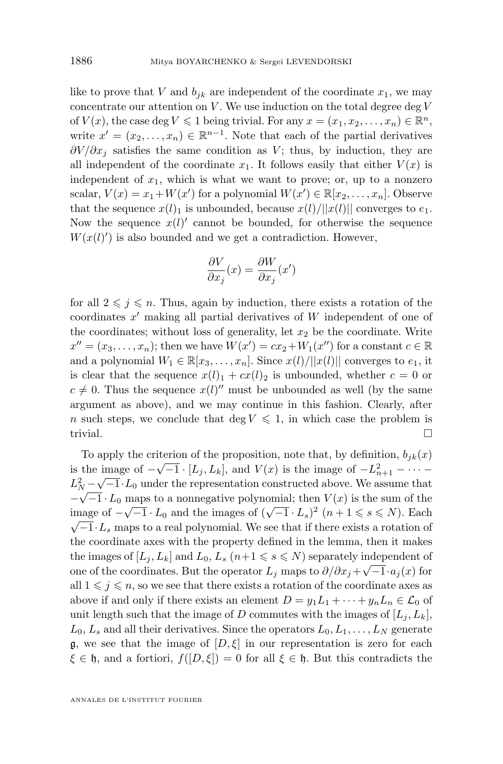like to prove that $V$ and $b_{jk}$ are independent of the coordinate $x_1$, we may concentrate our attention on $V$. We use induction on the total degree $\deg V$ of $V(x)$, the case $\deg V \leqslant 1$ being trivial. For any $x = (x_1, x_2, \ldots, x_n) \in \mathbb{R}^n$, write $x' = (x_2, \ldots, x_n) \in \mathbb{R}^{n-1}$. Note that each of the partial derivatives $\partial V / \partial x_j$ satisfies the same condition as $V$; thus, by induction, they are all independent of the coordinate $x_1$. It follows easily that either $V(x)$ is independent of $x_1$, which is what we want to prove; or, up to a nonzero scalar, $V(x) = x_1 + W(x')$ for a polynomial $W(x') \in \mathbb{R}[x_2, \ldots, x_n]$. Observe that the sequence $x(l)_1$ is unbounded, because $x(l)/||x(l)||$ converges to $e_1$. Now the sequence $x(l)'$ cannot be bounded, for otherwise the sequence $W(x(l)')$ is also bounded and we get a contradiction. However,

$$\frac{\partial V}{\partial x_j}(x) = \frac{\partial W}{\partial x_j}(x')$$

for all $2 \leqslant j \leqslant n$. Thus, again by induction, there exists a rotation of the coordinates $x'$ making all partial derivatives of $W$ independent of one of the coordinates; without loss of generality, let $x_2$ be the coordinate. Write $x'' = (x_3, \ldots, x_n)$; then we have $W(x') = cx_2 + W_1(x'')$ for a constant $c \in \mathbb{R}$ and a polynomial $W_1 \in \mathbb{R}[x_3, \ldots, x_n]$. Since $x(l)/||x(l)||$ converges to $e_1$, it is clear that the sequence $x(l)_1 + cx(l)_2$ is unbounded, whether $c = 0$ or $c \neq 0$. Thus the sequence $x(l)''$ must be unbounded as well (by the same argument as above), and we may continue in this fashion. Clearly, after $n$ such steps, we conclude that $\deg V \leqslant 1$, in which case the problem is trivial. □

To apply the criterion of the proposition, note that, by definition, $b_{jk}(x)$ is the image of $-\sqrt{-1} \cdot [L_j, L_k]$, and $V(x)$ is the image of $-L_{n+1}^2 - \cdots - L_N^2 - \sqrt{-1} \cdot L_0$ under the representation constructed above. We assume that $-\sqrt{-1} \cdot L_0$ maps to a nonnegative polynomial; then $V(x)$ is the sum of the image of $-\sqrt{-1} \cdot L_0$ and the images of $(\sqrt{-1} \cdot L_s)^2$ $(n+1 \leqslant s \leqslant N)$. Each $\sqrt{-1} \cdot L_s$ maps to a real polynomial. We see that if there exists a rotation of the coordinate axes with the property defined in the lemma, then it makes the images of $[L_j, L_k]$ and $L_0$, $L_s$ $(n+1 \leqslant s \leqslant N)$ separately independent of one of the coordinates. But the operator $L_j$ maps to $\partial / \partial x_j + \sqrt{-1} \cdot a_j(x)$ for all $1 \leqslant j \leqslant n$, so we see that there exists a rotation of the coordinate axes as above if and only if there exists an element $D = y_1 L_1 + \cdots + y_n L_n \in \mathcal{L}_0$ of unit length such that the image of $D$ commutes with the images of $[L_j, L_k]$, $L_0$, $L_s$ and all their derivatives. Since the operators $L_0, L_1, \ldots, L_N$ generate $\mathfrak{g}$, we see that the image of $[D, \xi]$ in our representation is zero for each $\xi \in \mathfrak{h}$, and a fortiori, $f([D, \xi]) = 0$ for all $\xi \in \mathfrak{h}$. But this contradicts the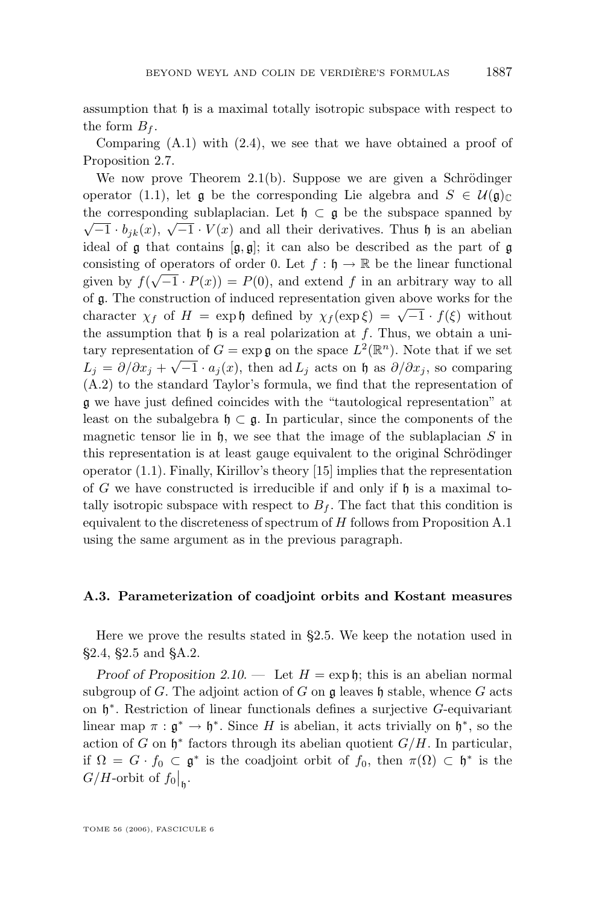assumption that $\mathfrak{h}$ is a maximal totally isotropic subspace with respect to the form $B_f$.

Comparing (A.1) with (2.4), we see that we have obtained a proof of Proposition 2.7.

We now prove Theorem 2.1(b). Suppose we are given a Schrödinger operator (1.1), let $\mathfrak{g}$ be the corresponding Lie algebra and $S \in \mathcal{U}(\mathfrak{g})_{\mathbb{C}}$ the corresponding sublaplacian. Let $\mathfrak{h} \subset \mathfrak{g}$ be the subspace spanned by $\sqrt{-1} \cdot b_{jk}(x)$, $\sqrt{-1} \cdot V(x)$ and all their derivatives. Thus $\mathfrak{h}$ is an abelian ideal of $\mathfrak{g}$ that contains $[\mathfrak{g}, \mathfrak{g}]$; it can also be described as the part of $\mathfrak{g}$ consisting of operators of order 0. Let $f : \mathfrak{h} \to \mathbb{R}$ be the linear functional given by $f(\sqrt{-1} \cdot P(x)) = P(0)$, and extend $f$ in an arbitrary way to all of $\mathfrak{g}$. The construction of induced representation given above works for the character $\chi_f$ of $H = \exp \mathfrak{h}$ defined by $\chi_f(\exp \xi) = \sqrt{-1} \cdot f(\xi)$ without the assumption that $\mathfrak{h}$ is a real polarization at $f$. Thus, we obtain a unitary representation of $G = \exp \mathfrak{g}$ on the space $L^2(\mathbb{R}^n)$. Note that if we set $L_j = \partial/\partial x_j + \sqrt{-1} \cdot a_j(x)$, then $\operatorname{ad} L_j$ acts on $\mathfrak{h}$ as $\partial/\partial x_j$, so comparing (A.2) to the standard Taylor's formula, we find that the representation of $\mathfrak{g}$ we have just defined coincides with the "tautological representation" at least on the subalgebra $\mathfrak{h} \subset \mathfrak{g}$. In particular, since the components of the magnetic tensor lie in $\mathfrak{h}$, we see that the image of the sublaplacian $S$ in this representation is at least gauge equivalent to the original Schrödinger operator (1.1). Finally, Kirillov's theory [15] implies that the representation of $G$ we have constructed is irreducible if and only if $\mathfrak{h}$ is a maximal totally isotropic subspace with respect to $B_f$. The fact that this condition is equivalent to the discreteness of spectrum of $H$ follows from Proposition A.1 using the same argument as in the previous paragraph.

### A.3. Parameterization of coadjoint orbits and Kostant measures

Here we prove the results stated in §2.5. We keep the notation used in §2.4, §2.5 and §A.2.

*Proof of Proposition 2.10.* — Let $H = \exp \mathfrak{h}$; this is an abelian normal subgroup of $G$. The adjoint action of $G$ on $\mathfrak{g}$ leaves $\mathfrak{h}$ stable, whence $G$ acts on $\mathfrak{h}^*$. Restriction of linear functionals defines a surjective $G$-equivariant linear map $\pi : \mathfrak{g}^* \to \mathfrak{h}^*$. Since $H$ is abelian, it acts trivially on $\mathfrak{h}^*$, so the action of $G$ on $\mathfrak{h}^*$ factors through its abelian quotient $G/H$. In particular, if $\Omega = G \cdot f_0 \subset \mathfrak{g}^*$ is the coadjoint orbit of $f_0$, then $\pi(\Omega) \subset \mathfrak{h}^*$ is the $G/H$-orbit of $f_0\big|_{\mathfrak{h}}$.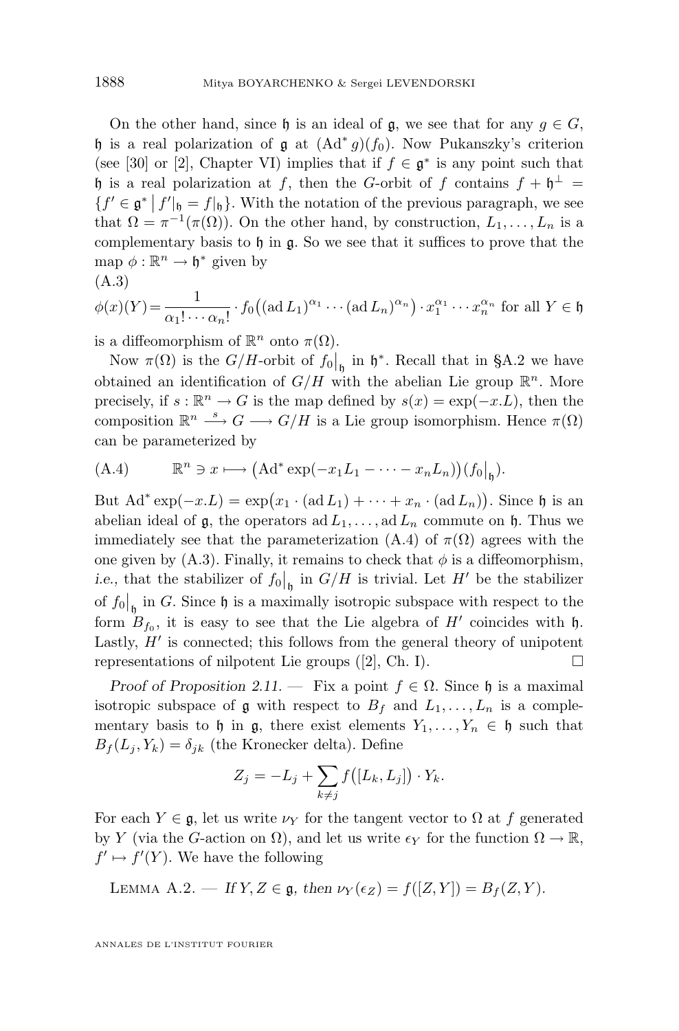On the other hand, since $\mathfrak{h}$ is an ideal of $\mathfrak{g}$, we see that for any $g \in G$, $\mathfrak{h}$ is a real polarization of $\mathfrak{g}$ at $(\mathrm{Ad}^* g)(f_0)$. Now Pukanszky's criterion (see [30] or [2], Chapter VI) implies that if $f \in \mathfrak{g}^*$ is any point such that $\mathfrak{h}$ is a real polarization at $f$, then the $G$-orbit of $f$ contains $f + \mathfrak{h}^\perp = \{f' \in \mathfrak{g}^* \bigm| f'|_{\mathfrak{h}} = f|_{\mathfrak{h}}\}$. With the notation of the previous paragraph, we see that $\Omega = \pi^{-1}(\pi(\Omega))$. On the other hand, by construction, $L_1, \dots, L_n$ is a complementary basis to $\mathfrak{h}$ in $\mathfrak{g}$. So we see that it suffices to prove that the map $\phi : \mathbb{R}^n \to \mathfrak{h}^*$ given by

(A.3)
$$\phi(x)(Y) = \frac{1}{\alpha_1! \cdots \alpha_n!} \cdot f_0\big((\mathrm{ad}\, L_1)^{\alpha_1} \cdots (\mathrm{ad}\, L_n)^{\alpha_n}\big) \cdot x_1^{\alpha_1} \cdots x_n^{\alpha_n} \text{ for all } Y \in \mathfrak{h}$$

is a diffeomorphism of $\mathbb{R}^n$ onto $\pi(\Omega)$.

Now $\pi(\Omega)$ is the $G/H$-orbit of $f_0\big|_{\mathfrak{h}}$ in $\mathfrak{h}^*$. Recall that in §A.2 we have obtained an identification of $G/H$ with the abelian Lie group $\mathbb{R}^n$. More precisely, if $s : \mathbb{R}^n \to G$ is the map defined by $s(x) = \exp(-x.L)$, then the composition $\mathbb{R}^n \xrightarrow{s} G \longrightarrow G/H$ is a Lie group isomorphism. Hence $\pi(\Omega)$ can be parameterized by

$$\text{(A.4)} \qquad \mathbb{R}^n \ni x \longmapsto \big(\mathrm{Ad}^* \exp(-x_1 L_1 - \cdots - x_n L_n)\big)(f_0\big|_{\mathfrak{h}}).$$

But $\mathrm{Ad}^* \exp(-x.L) = \exp\big(x_1 \cdot (\mathrm{ad}\, L_1) + \cdots + x_n \cdot (\mathrm{ad}\, L_n)\big)$. Since $\mathfrak{h}$ is an abelian ideal of $\mathfrak{g}$, the operators $\mathrm{ad}\, L_1, \dots, \mathrm{ad}\, L_n$ commute on $\mathfrak{h}$. Thus we immediately see that the parameterization (A.4) of $\pi(\Omega)$ agrees with the one given by (A.3). Finally, it remains to check that $\phi$ is a diffeomorphism, *i.e.,* that the stabilizer of $f_0\big|_{\mathfrak{h}}$ in $G/H$ is trivial. Let $H'$ be the stabilizer of $f_0\big|_{\mathfrak{h}}$ in $G$. Since $\mathfrak{h}$ is a maximally isotropic subspace with respect to the form $B_{f_0}$, it is easy to see that the Lie algebra of $H'$ coincides with $\mathfrak{h}$. Lastly, $H'$ is connected; this follows from the general theory of unipotent representations of nilpotent Lie groups ([2], Ch. I). $\square$

*Proof of Proposition 2.11.* — Fix a point $f \in \Omega$. Since $\mathfrak{h}$ is a maximal isotropic subspace of $\mathfrak{g}$ with respect to $B_f$ and $L_1, \dots, L_n$ is a complementary basis to $\mathfrak{h}$ in $\mathfrak{g}$, there exist elements $Y_1, \dots, Y_n \in \mathfrak{h}$ such that $B_f(L_j, Y_k) = \delta_{jk}$ (the Kronecker delta). Define

$$Z_j = -L_j + \sum_{k \neq j} f\big([L_k, L_j]\big) \cdot Y_k.$$

For each $Y \in \mathfrak{g}$, let us write $\nu_Y$ for the tangent vector to $\Omega$ at $f$ generated by $Y$ (via the $G$-action on $\Omega$), and let us write $\epsilon_Y$ for the function $\Omega \to \mathbb{R}$, $f' \mapsto f'(Y)$. We have the following

Lemma A.2. — *If $Y, Z \in \mathfrak{g}$, then $\nu_Y(\epsilon_Z) = f([Z, Y]) = B_f(Z, Y)$.*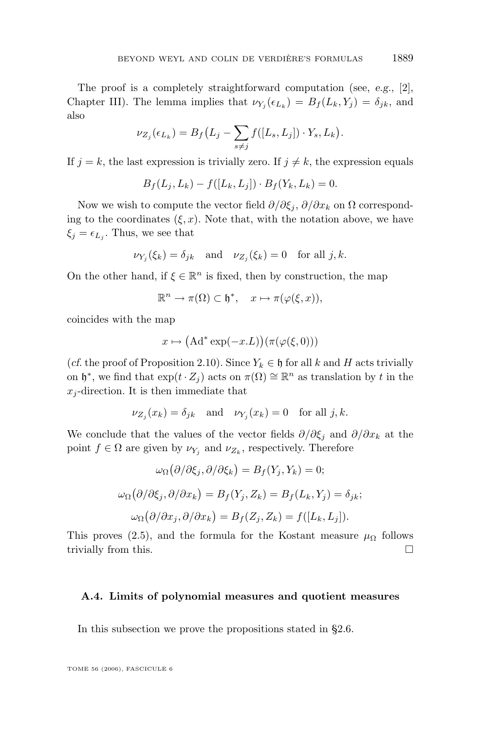The proof is a completely straightforward computation (see, *e.g.*, [2], Chapter III). The lemma implies that $\nu_{Y_j}(\epsilon_{L_k}) = B_f(L_k, Y_j) = \delta_{jk}$, and also

$$\nu_{Z_j}(\epsilon_{L_k}) = B_f\big(L_j - \sum_{s\neq j} f([L_s, L_j]) \cdot Y_s, L_k\big).$$

If $j = k$, the last expression is trivially zero. If $j \neq k$, the expression equals

$$B_f(L_j, L_k) - f([L_k, L_j]) \cdot B_f(Y_k, L_k) = 0.$$

Now we wish to compute the vector field $\partial/\partial\xi_j$, $\partial/\partial x_k$ on $\Omega$ corresponding to the coordinates $(\xi, x)$. Note that, with the notation above, we have $\xi_j = \epsilon_{L_j}$. Thus, we see that

$$\nu_{Y_j}(\xi_k) = \delta_{jk} \quad \text{and} \quad \nu_{Z_j}(\xi_k) = 0 \quad \text{for all } j, k.$$

On the other hand, if $\xi \in \mathbb{R}^n$ is fixed, then by construction, the map

$$\mathbb{R}^n \to \pi(\Omega) \subset \mathfrak{h}^*, \quad x \mapsto \pi(\varphi(\xi, x)),$$

coincides with the map

$$x \mapsto \big(\mathrm{Ad}^* \exp(-x.L)\big)(\pi(\varphi(\xi, 0)))$$

(*cf.* the proof of Proposition 2.10). Since $Y_k \in \mathfrak{h}$ for all $k$ and $H$ acts trivially on $\mathfrak{h}^*$, we find that $\exp(t \cdot Z_j)$ acts on $\pi(\Omega) \cong \mathbb{R}^n$ as translation by $t$ in the $x_j$-direction. It is then immediate that

$$\nu_{Z_j}(x_k) = \delta_{jk} \quad \text{and} \quad \nu_{Y_j}(x_k) = 0 \quad \text{for all } j, k.$$

We conclude that the values of the vector fields $\partial/\partial\xi_j$ and $\partial/\partial x_k$ at the point $f \in \Omega$ are given by $\nu_{Y_j}$ and $\nu_{Z_k}$, respectively. Therefore

$$\omega_\Omega\big(\partial/\partial\xi_j, \partial/\partial\xi_k\big) = B_f(Y_j, Y_k) = 0;$$

$$\omega_\Omega\big(\partial/\partial\xi_j, \partial/\partial x_k\big) = B_f(Y_j, Z_k) = B_f(L_k, Y_j) = \delta_{jk};$$

$$\omega_\Omega\big(\partial/\partial x_j, \partial/\partial x_k\big) = B_f(Z_j, Z_k) = f([L_k, L_j]).$$

This proves (2.5), and the formula for the Kostant measure $\mu_\Omega$ follows trivially from this. □

### A.4. Limits of polynomial measures and quotient measures

In this subsection we prove the propositions stated in §2.6.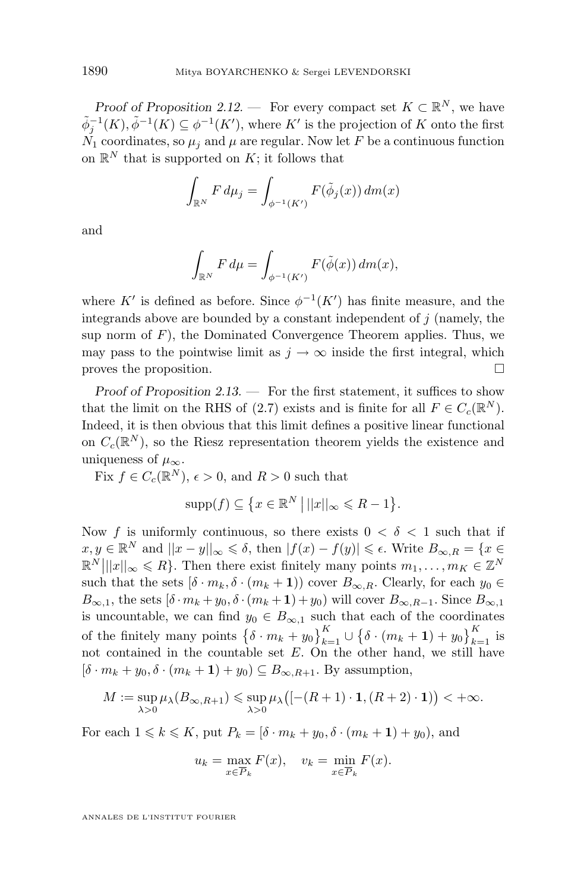*Proof of Proposition 2.12.* — For every compact set $K \subset \mathbb{R}^N$, we have $\tilde{\phi}_j^{-1}(K), \tilde{\phi}^{-1}(K) \subseteq \phi^{-1}(K')$, where $K'$ is the projection of $K$ onto the first $N_1$ coordinates, so $\mu_j$ and $\mu$ are regular. Now let $F$ be a continuous function on $\mathbb{R}^N$ that is supported on $K$; it follows that

$$\int_{\mathbb{R}^N} F\, d\mu_j = \int_{\phi^{-1}(K')} F(\tilde{\phi}_j(x))\, dm(x)$$

and

$$\int_{\mathbb{R}^N} F\, d\mu = \int_{\phi^{-1}(K')} F(\tilde{\phi}(x))\, dm(x),$$

where $K'$ is defined as before. Since $\phi^{-1}(K')$ has finite measure, and the integrands above are bounded by a constant independent of $j$ (namely, the sup norm of $F$), the Dominated Convergence Theorem applies. Thus, we may pass to the pointwise limit as $j \to \infty$ inside the first integral, which proves the proposition. □

*Proof of Proposition 2.13.* — For the first statement, it suffices to show that the limit on the RHS of (2.7) exists and is finite for all $F \in C_c(\mathbb{R}^N)$. Indeed, it is then obvious that this limit defines a positive linear functional on $C_c(\mathbb{R}^N)$, so the Riesz representation theorem yields the existence and uniqueness of $\mu_\infty$.

Fix $f \in C_c(\mathbb{R}^N)$, $\epsilon > 0$, and $R > 0$ such that

$$\operatorname{supp}(f) \subseteq \left\{x \in \mathbb{R}^N \,\middle|\, ||x||_\infty \leqslant R - 1\right\}.$$

Now $f$ is uniformly continuous, so there exists $0 < \delta < 1$ such that if $x, y \in \mathbb{R}^N$ and $||x - y||_\infty \leqslant \delta$, then $|f(x) - f(y)| \leqslant \epsilon$. Write $B_{\infty,R} = \{x \in \mathbb{R}^N \big| ||x||_\infty \leqslant R\}$. Then there exist finitely many points $m_1, \ldots, m_K \in \mathbb{Z}^N$ such that the sets $[\delta \cdot m_k, \delta \cdot (m_k + \mathbf{1}))$ cover $B_{\infty,R}$. Clearly, for each $y_0 \in B_{\infty,1}$, the sets $[\delta \cdot m_k + y_0, \delta \cdot (m_k + \mathbf{1}) + y_0)$ will cover $B_{\infty,R-1}$. Since $B_{\infty,1}$ is uncountable, we can find $y_0 \in B_{\infty,1}$ such that each of the coordinates of the finitely many points $\left\{\delta \cdot m_k + y_0\right\}_{k=1}^K \cup \left\{\delta \cdot (m_k + \mathbf{1}) + y_0\right\}_{k=1}^K$ is not contained in the countable set $E$. On the other hand, we still have $[\delta \cdot m_k + y_0, \delta \cdot (m_k + \mathbf{1}) + y_0) \subseteq B_{\infty,R+1}$. By assumption,

$$M := \sup_{\lambda > 0} \mu_\lambda(B_{\infty,R+1}) \leqslant \sup_{\lambda > 0} \mu_\lambda\big([-(R+1) \cdot \mathbf{1}, (R+2) \cdot \mathbf{1})\big) < +\infty.$$

For each $1 \leqslant k \leqslant K$, put $P_k = [\delta \cdot m_k + y_0, \delta \cdot (m_k + \mathbf{1}) + y_0)$, and

$$u_k = \max_{x \in \overline{P}_k} F(x), \quad v_k = \min_{x \in \overline{P}_k} F(x).$$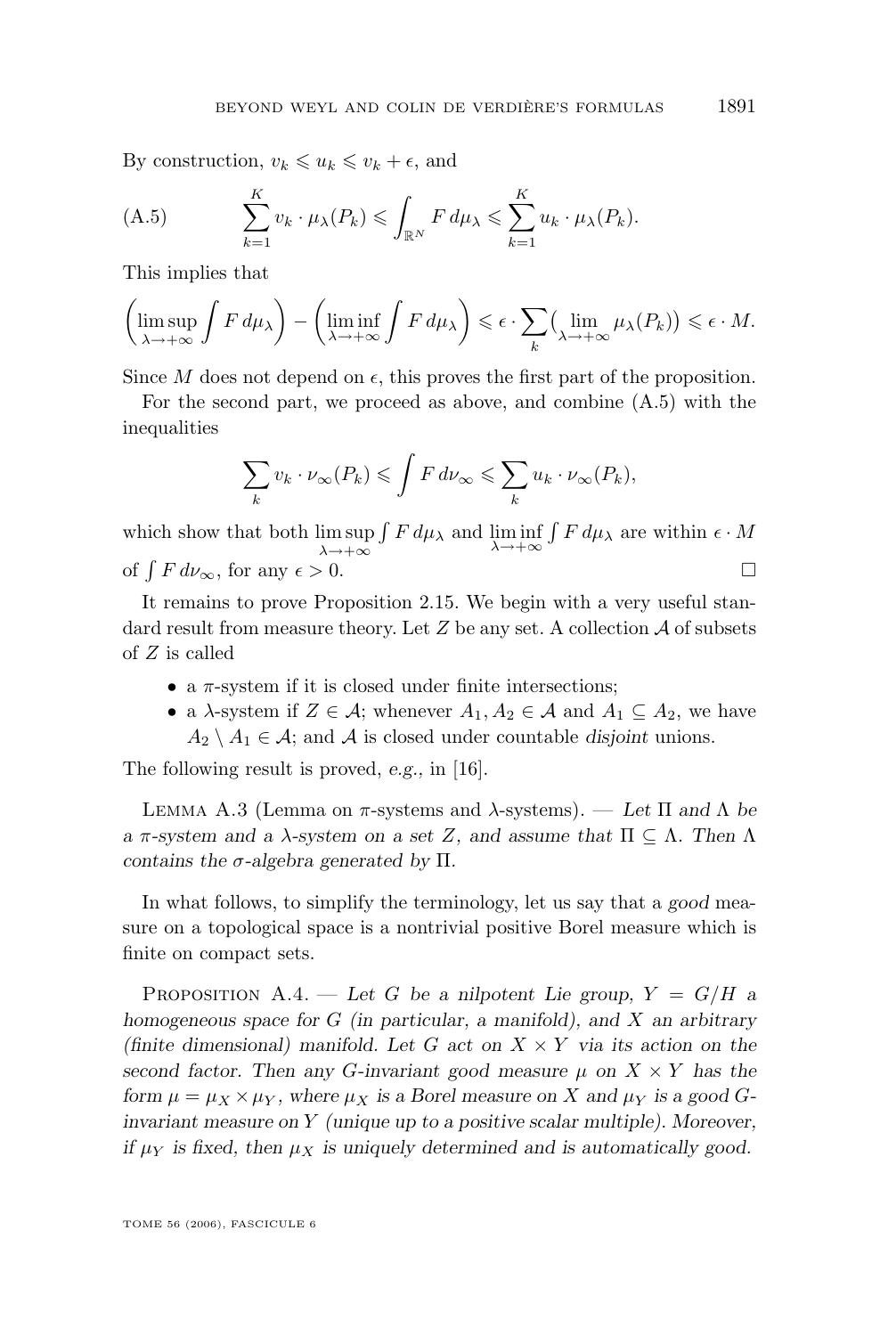By construction, $v_k \leqslant u_k \leqslant v_k + \epsilon$, and

$$\sum_{k=1}^{K} v_k \cdot \mu_\lambda(P_k) \leqslant \int_{\mathbb{R}^N} F \, d\mu_\lambda \leqslant \sum_{k=1}^{K} u_k \cdot \mu_\lambda(P_k). \tag{A.5}$$

This implies that

$$\left(\limsup_{\lambda\to+\infty} \int F \, d\mu_\lambda\right) - \left(\liminf_{\lambda\to+\infty} \int F \, d\mu_\lambda\right) \leqslant \epsilon \cdot \sum_k \big(\lim_{\lambda\to+\infty} \mu_\lambda(P_k)\big) \leqslant \epsilon \cdot M.$$

Since $M$ does not depend on $\epsilon$, this proves the first part of the proposition.

For the second part, we proceed as above, and combine (A.5) with the inequalities

$$\sum_k v_k \cdot \nu_\infty(P_k) \leqslant \int F \, d\nu_\infty \leqslant \sum_k u_k \cdot \nu_\infty(P_k),$$

which show that both $\limsup_{\lambda\to+\infty} \int F \, d\mu_\lambda$ and $\liminf_{\lambda\to+\infty} \int F \, d\mu_\lambda$ are within $\epsilon \cdot M$ of $\int F \, d\nu_\infty$, for any $\epsilon > 0$. □

It remains to prove Proposition 2.15. We begin with a very useful standard result from measure theory. Let $Z$ be any set. A collection $\mathcal{A}$ of subsets of $Z$ is called

- a $\pi$-system if it is closed under finite intersections;
- a $\lambda$-system if $Z \in \mathcal{A}$; whenever $A_1, A_2 \in \mathcal{A}$ and $A_1 \subseteq A_2$, we have $A_2 \setminus A_1 \in \mathcal{A}$; and $\mathcal{A}$ is closed under countable *disjoint* unions.

The following result is proved, *e.g.*, in [16].

Lemma A.3 (Lemma on $\pi$-systems and $\lambda$-systems). — *Let $\Pi$ and $\Lambda$ be a $\pi$-system and a $\lambda$-system on a set $Z$, and assume that $\Pi \subseteq \Lambda$. Then $\Lambda$ contains the $\sigma$-algebra generated by $\Pi$.*

In what follows, to simplify the terminology, let us say that a *good* measure on a topological space is a nontrivial positive Borel measure which is finite on compact sets.

Proposition A.4. — *Let $G$ be a nilpotent Lie group, $Y = G/H$ a homogeneous space for $G$ (in particular, a manifold), and $X$ an arbitrary (finite dimensional) manifold. Let $G$ act on $X \times Y$ via its action on the second factor. Then any $G$-invariant good measure $\mu$ on $X \times Y$ has the form $\mu = \mu_X \times \mu_Y$, where $\mu_X$ is a Borel measure on $X$ and $\mu_Y$ is a good $G$-invariant measure on $Y$ (unique up to a positive scalar multiple). Moreover, if $\mu_Y$ is fixed, then $\mu_X$ is uniquely determined and is automatically good.*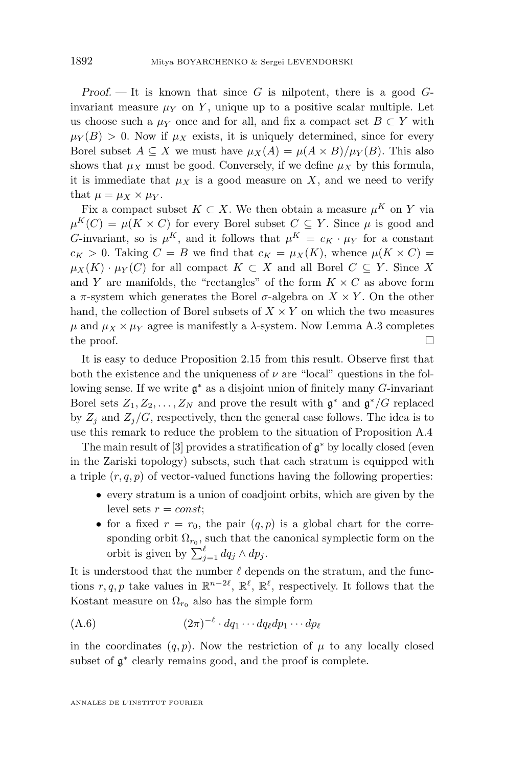*Proof.* — It is known that since $G$ is nilpotent, there is a good $G$-invariant measure $\mu_Y$ on $Y$, unique up to a positive scalar multiple. Let us choose such a $\mu_Y$ once and for all, and fix a compact set $B \subset Y$ with $\mu_Y(B) > 0$. Now if $\mu_X$ exists, it is uniquely determined, since for every Borel subset $A \subseteq X$ we must have $\mu_X(A) = \mu(A \times B)/\mu_Y(B)$. This also shows that $\mu_X$ must be good. Conversely, if we define $\mu_X$ by this formula, it is immediate that $\mu_X$ is a good measure on $X$, and we need to verify that $\mu = \mu_X \times \mu_Y$.

Fix a compact subset $K \subset X$. We then obtain a measure $\mu^K$ on $Y$ via $\mu^K(C) = \mu(K \times C)$ for every Borel subset $C \subseteq Y$. Since $\mu$ is good and $G$-invariant, so is $\mu^K$, and it follows that $\mu^K = c_K \cdot \mu_Y$ for a constant $c_K > 0$. Taking $C = B$ we find that $c_K = \mu_X(K)$, whence $\mu(K \times C) = \mu_X(K) \cdot \mu_Y(C)$ for all compact $K \subset X$ and all Borel $C \subseteq Y$. Since $X$ and $Y$ are manifolds, the "rectangles" of the form $K \times C$ as above form a $\pi$-system which generates the Borel $\sigma$-algebra on $X \times Y$. On the other hand, the collection of Borel subsets of $X \times Y$ on which the two measures $\mu$ and $\mu_X \times \mu_Y$ agree is manifestly a $\lambda$-system. Now Lemma A.3 completes the proof. □

It is easy to deduce Proposition 2.15 from this result. Observe first that both the existence and the uniqueness of $\nu$ are "local" questions in the following sense. If we write $\mathfrak{g}^*$ as a disjoint union of finitely many $G$-invariant Borel sets $Z_1, Z_2, \ldots, Z_N$ and prove the result with $\mathfrak{g}^*$ and $\mathfrak{g}^*/G$ replaced by $Z_j$ and $Z_j/G$, respectively, then the general case follows. The idea is to use this remark to reduce the problem to the situation of Proposition A.4

The main result of [3] provides a stratification of $\mathfrak{g}^*$ by locally closed (even in the Zariski topology) subsets, such that each stratum is equipped with a triple $(r, q, p)$ of vector-valued functions having the following properties:

- every stratum is a union of coadjoint orbits, which are given by the level sets $r = const$;
- for a fixed $r = r_0$, the pair $(q, p)$ is a global chart for the corresponding orbit $\Omega_{r_0}$, such that the canonical symplectic form on the orbit is given by $\sum_{j=1}^{\ell} dq_j \wedge dp_j$.

It is understood that the number $\ell$ depends on the stratum, and the functions $r, q, p$ take values in $\mathbb{R}^{n-2\ell}$, $\mathbb{R}^{\ell}$, $\mathbb{R}^{\ell}$, respectively. It follows that the Kostant measure on $\Omega_{r_0}$ also has the simple form

$$(2\pi)^{-\ell} \cdot dq_1 \cdots dq_\ell dp_1 \cdots dp_\ell \tag{A.6}$$

in the coordinates $(q, p)$. Now the restriction of $\mu$ to any locally closed subset of $\mathfrak{g}^*$ clearly remains good, and the proof is complete.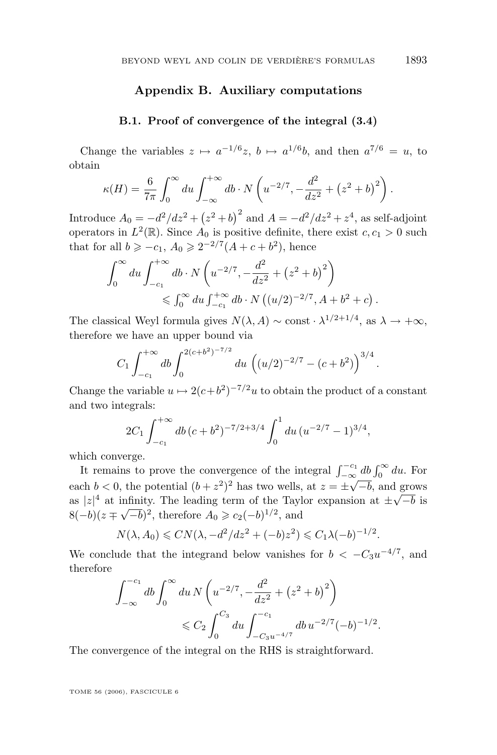## Appendix B. Auxiliary computations

### B.1. Proof of convergence of the integral (3.4)

Change the variables $z \mapsto a^{-1/6}z$, $b \mapsto a^{1/6}b$, and then $a^{7/6} = u$, to obtain

$$\kappa(H) = \frac{6}{7\pi}\int_0^\infty du \int_{-\infty}^{+\infty} db \cdot N\left(u^{-2/7}, -\frac{d^2}{dz^2} + \left(z^2+b\right)^2\right).$$

Introduce $A_0 = -d^2/dz^2 + \left(z^2+b\right)^2$ and $A = -d^2/dz^2 + z^4$, as self-adjoint operators in $L^2(\mathbb{R})$. Since $A_0$ is positive definite, there exist $c, c_1 > 0$ such that for all $b \geqslant -c_1$, $A_0 \geqslant 2^{-2/7}(A + c + b^2)$, hence

$$\int_0^\infty du \int_{-c_1}^{+\infty} db \cdot N\left(u^{-2/7}, -\frac{d^2}{dz^2} + \left(z^2+b\right)^2\right) \leqslant \int_0^\infty du \int_{-c_1}^{+\infty} db \cdot N\left((u/2)^{-2/7}, A + b^2 + c\right).$$

The classical Weyl formula gives $N(\lambda, A) \sim \text{const} \cdot \lambda^{1/2+1/4}$, as $\lambda \to +\infty$, therefore we have an upper bound via

$$C_1 \int_{-c_1}^{+\infty} db \int_0^{2(c+b^2)^{-7/2}} du \left((u/2)^{-2/7} - (c+b^2)\right)^{3/4}.$$

Change the variable $u \mapsto 2(c+b^2)^{-7/2}u$ to obtain the product of a constant and two integrals:

$$2C_1 \int_{-c_1}^{+\infty} db\,(c+b^2)^{-7/2+3/4} \int_0^1 du\,(u^{-2/7}-1)^{3/4},$$

which converge.

It remains to prove the convergence of the integral $\int_{-\infty}^{-c_1} db \int_0^\infty du$. For each $b < 0$, the potential $(b+z^2)^2$ has two wells, at $z = \pm\sqrt{-b}$, and grows as $|z|^4$ at infinity. The leading term of the Taylor expansion at $\pm\sqrt{-b}$ is $8(-b)(z \mp \sqrt{-b})^2$, therefore $A_0 \geqslant c_2(-b)^{1/2}$, and

$$N(\lambda, A_0) \leqslant CN(\lambda, -d^2/dz^2 + (-b)z^2) \leqslant C_1\lambda(-b)^{-1/2}.$$

We conclude that the integrand below vanishes for $b < -C_3u^{-4/7}$, and therefore

$$\int_{-\infty}^{-c_1} db \int_0^\infty du\, N\left(u^{-2/7}, -\frac{d^2}{dz^2} + \left(z^2+b\right)^2\right) \leqslant C_2 \int_0^{C_3} du \int_{-C_3u^{-4/7}}^{-c_1} db\, u^{-2/7}(-b)^{-1/2}.$$

The convergence of the integral on the RHS is straightforward.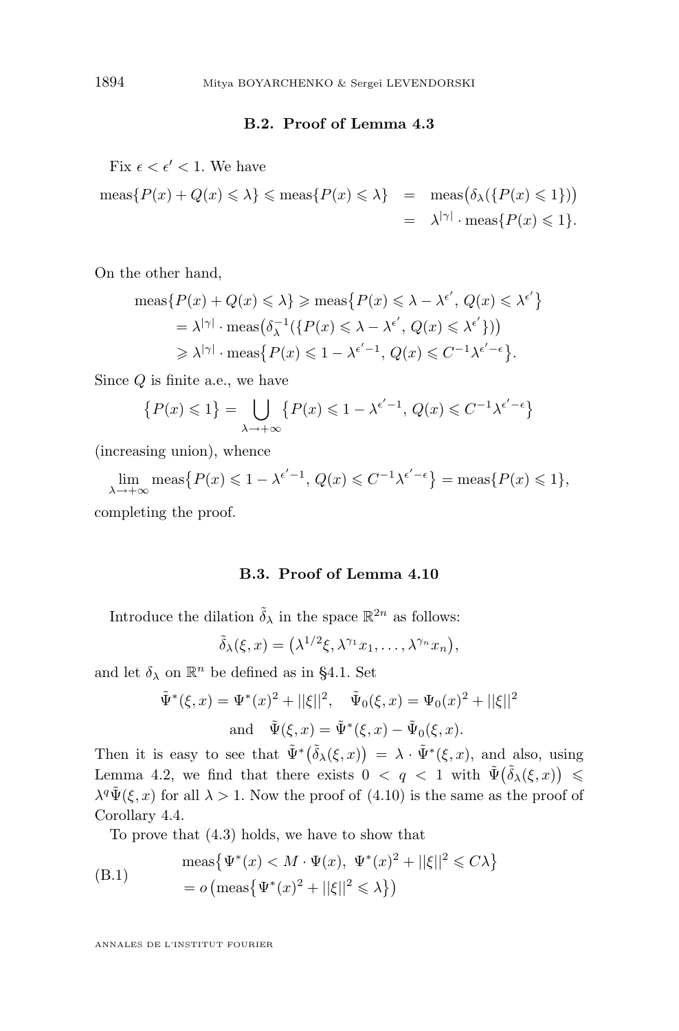### B.2. Proof of Lemma 4.3

Fix $\epsilon < \epsilon' < 1$. We have

$$\begin{aligned}\operatorname{meas}\{P(x)+Q(x)\leqslant\lambda\}\leqslant\operatorname{meas}\{P(x)\leqslant\lambda\} &= \operatorname{meas}\big(\delta_\lambda(\{P(x)\leqslant 1\})\big)\\ &= \lambda^{|\gamma|}\cdot\operatorname{meas}\{P(x)\leqslant 1\}.\end{aligned}$$

On the other hand,

$$\begin{aligned}\operatorname{meas}\{P(x)+Q(x)\leqslant\lambda\} &\geqslant \operatorname{meas}\big\{P(x)\leqslant\lambda-\lambda^{\epsilon'},\,Q(x)\leqslant\lambda^{\epsilon'}\big\}\\ &= \lambda^{|\gamma|}\cdot\operatorname{meas}\big(\delta_\lambda^{-1}(\{P(x)\leqslant\lambda-\lambda^{\epsilon'},\,Q(x)\leqslant\lambda^{\epsilon'}\})\big)\\ &\geqslant \lambda^{|\gamma|}\cdot\operatorname{meas}\big\{P(x)\leqslant 1-\lambda^{\epsilon'-1},\,Q(x)\leqslant C^{-1}\lambda^{\epsilon'-\epsilon}\big\}.\end{aligned}$$

Since $Q$ is finite a.e., we have

$$\big\{P(x)\leqslant 1\big\}=\bigcup_{\lambda\to+\infty}\big\{P(x)\leqslant 1-\lambda^{\epsilon'-1},\,Q(x)\leqslant C^{-1}\lambda^{\epsilon'-\epsilon}\big\}$$

(increasing union), whence

$$\lim_{\lambda\to+\infty}\operatorname{meas}\big\{P(x)\leqslant 1-\lambda^{\epsilon'-1},\,Q(x)\leqslant C^{-1}\lambda^{\epsilon'-\epsilon}\big\}=\operatorname{meas}\{P(x)\leqslant 1\},$$

completing the proof.

### B.3. Proof of Lemma 4.10

Introduce the dilation $\tilde\delta_\lambda$ in the space $\mathbb{R}^{2n}$ as follows:

$$\tilde\delta_\lambda(\xi,x)=\big(\lambda^{1/2}\xi,\lambda^{\gamma_1}x_1,\dots,\lambda^{\gamma_n}x_n\big),$$

and let $\delta_\lambda$ on $\mathbb{R}^n$ be defined as in §4.1. Set

$$\tilde\Psi^*(\xi,x)=\Psi^*(x)^2+||\xi||^2,\quad \tilde\Psi_0(\xi,x)=\Psi_0(x)^2+||\xi||^2$$
$$\text{and}\quad \tilde\Psi(\xi,x)=\tilde\Psi^*(\xi,x)-\tilde\Psi_0(\xi,x).$$

Then it is easy to see that $\tilde\Psi^*\big(\tilde\delta_\lambda(\xi,x)\big)=\lambda\cdot\tilde\Psi^*(\xi,x)$, and also, using Lemma 4.2, we find that there exists $0<q<1$ with $\tilde\Psi\big(\tilde\delta_\lambda(\xi,x)\big)\leqslant\lambda^q\tilde\Psi(\xi,x)$ for all $\lambda>1$. Now the proof of (4.10) is the same as the proof of Corollary 4.4.

To prove that (4.3) holds, we have to show that

$$\begin{aligned}&\operatorname{meas}\big\{\Psi^*(x)<M\cdot\Psi(x),\ \Psi^*(x)^2+||\xi||^2\leqslant C\lambda\big\}\\ &\quad=o\big(\operatorname{meas}\big\{\Psi^*(x)^2+||\xi||^2\leqslant\lambda\big\}\big)\end{aligned}\tag{B.1}$$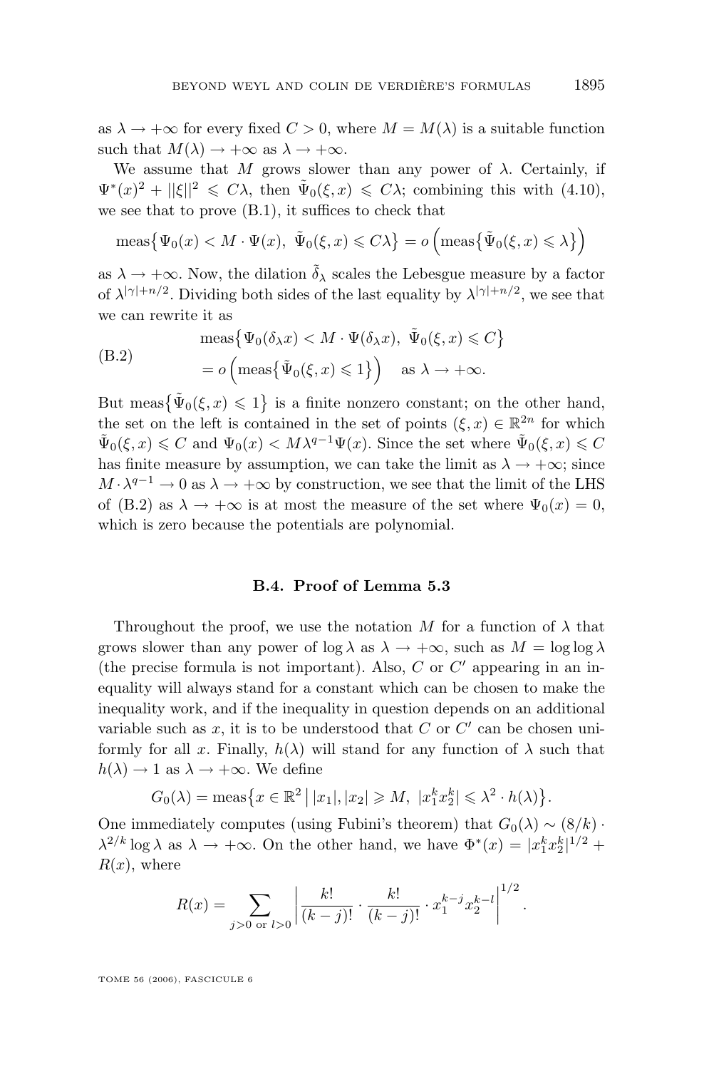as $\lambda \to +\infty$ for every fixed $C > 0$, where $M = M(\lambda)$ is a suitable function such that $M(\lambda) \to +\infty$ as $\lambda \to +\infty$.

We assume that $M$ grows slower than any power of $\lambda$. Certainly, if $\Psi^*(x)^2 + ||\xi||^2 \leqslant C\lambda$, then $\tilde{\Psi}_0(\xi, x) \leqslant C\lambda$; combining this with (4.10), we see that to prove (B.1), it suffices to check that

$$\operatorname{meas}\big\{\Psi_0(x) < M \cdot \Psi(x),\ \tilde{\Psi}_0(\xi, x) \leqslant C\lambda\big\} = o\Big(\operatorname{meas}\big\{\tilde{\Psi}_0(\xi, x) \leqslant \lambda\big\}\Big)$$

as $\lambda \to +\infty$. Now, the dilation $\tilde{\delta}_\lambda$ scales the Lebesgue measure by a factor of $\lambda^{|\gamma|+n/2}$. Dividing both sides of the last equality by $\lambda^{|\gamma|+n/2}$, we see that we can rewrite it as

$$\begin{aligned}(\text{B.2}) \qquad &\operatorname{meas}\big\{\Psi_0(\delta_\lambda x) < M \cdot \Psi(\delta_\lambda x),\ \tilde{\Psi}_0(\xi, x) \leqslant C\big\} \\ &= o\Big(\operatorname{meas}\big\{\tilde{\Psi}_0(\xi, x) \leqslant 1\big\}\Big) \quad \text{as } \lambda \to +\infty.\end{aligned}$$

But $\operatorname{meas}\big\{\tilde{\Psi}_0(\xi, x) \leqslant 1\big\}$ is a finite nonzero constant; on the other hand, the set on the left is contained in the set of points $(\xi, x) \in \mathbb{R}^{2n}$ for which $\tilde{\Psi}_0(\xi, x) \leqslant C$ and $\Psi_0(x) < M\lambda^{q-1}\Psi(x)$. Since the set where $\tilde{\Psi}_0(\xi, x) \leqslant C$ has finite measure by assumption, we can take the limit as $\lambda \to +\infty$; since $M \cdot \lambda^{q-1} \to 0$ as $\lambda \to +\infty$ by construction, we see that the limit of the LHS of (B.2) as $\lambda \to +\infty$ is at most the measure of the set where $\Psi_0(x) = 0$, which is zero because the potentials are polynomial.

### B.4. Proof of Lemma 5.3

Throughout the proof, we use the notation $M$ for a function of $\lambda$ that grows slower than any power of $\log \lambda$ as $\lambda \to +\infty$, such as $M = \log\log \lambda$ (the precise formula is not important). Also, $C$ or $C'$ appearing in an inequality will always stand for a constant which can be chosen to make the inequality work, and if the inequality in question depends on an additional variable such as $x$, it is to be understood that $C$ or $C'$ can be chosen uniformly for all $x$. Finally, $h(\lambda)$ will stand for any function of $\lambda$ such that $h(\lambda) \to 1$ as $\lambda \to +\infty$. We define

$$G_0(\lambda) = \operatorname{meas}\big\{x \in \mathbb{R}^2 \,\big|\, |x_1|, |x_2| \geqslant M,\ |x_1^k x_2^k| \leqslant \lambda^2 \cdot h(\lambda)\big\}.$$

One immediately computes (using Fubini's theorem) that $G_0(\lambda) \sim (8/k) \cdot \lambda^{2/k} \log \lambda$ as $\lambda \to +\infty$. On the other hand, we have $\Phi^*(x) = |x_1^k x_2^k|^{1/2} + R(x)$, where

$$R(x) = \sum_{j>0 \text{ or } l>0} \left| \frac{k!}{(k-j)!} \cdot \frac{k!}{(k-j)!} \cdot x_1^{k-j} x_2^{k-l} \right|^{1/2}.$$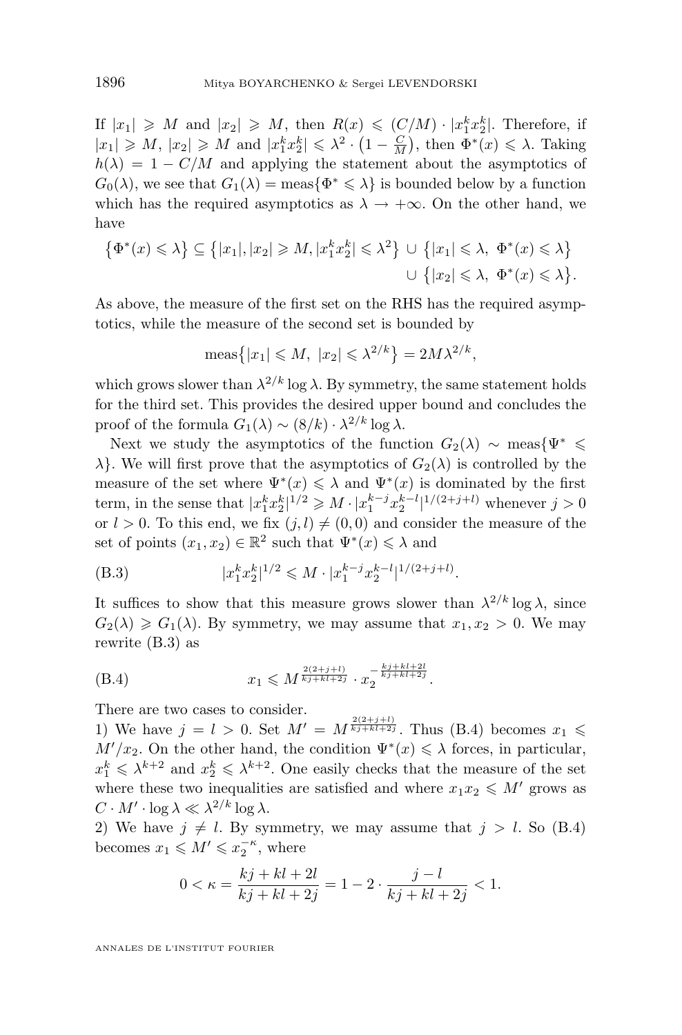If $|x_1| \geqslant M$ and $|x_2| \geqslant M$, then $R(x) \leqslant (C/M) \cdot |x_1^k x_2^k|$. Therefore, if $|x_1| \geqslant M$, $|x_2| \geqslant M$ and $|x_1^k x_2^k| \leqslant \lambda^2 \cdot \left(1 - \frac{C}{M}\right)$, then $\Phi^*(x) \leqslant \lambda$. Taking $h(\lambda) = 1 - C/M$ and applying the statement about the asymptotics of $G_0(\lambda)$, we see that $G_1(\lambda) = \text{meas}\{\Phi^* \leqslant \lambda\}$ is bounded below by a function which has the required asymptotics as $\lambda \to +\infty$. On the other hand, we have

$$\left\{\Phi^*(x) \leqslant \lambda\right\} \subseteq \left\{|x_1|, |x_2| \geqslant M, |x_1^k x_2^k| \leqslant \lambda^2\right\} \cup \left\{|x_1| \leqslant \lambda,\ \Phi^*(x) \leqslant \lambda\right\} \cup \left\{|x_2| \leqslant \lambda,\ \Phi^*(x) \leqslant \lambda\right\}.$$

As above, the measure of the first set on the RHS has the required asymptotics, while the measure of the second set is bounded by

$$\text{meas}\left\{|x_1| \leqslant M,\ |x_2| \leqslant \lambda^{2/k}\right\} = 2M\lambda^{2/k},$$

which grows slower than $\lambda^{2/k} \log \lambda$. By symmetry, the same statement holds for the third set. This provides the desired upper bound and concludes the proof of the formula $G_1(\lambda) \sim (8/k) \cdot \lambda^{2/k} \log \lambda$.

Next we study the asymptotics of the function $G_2(\lambda) \sim \text{meas}\{\Psi^* \leqslant \lambda\}$. We will first prove that the asymptotics of $G_2(\lambda)$ is controlled by the measure of the set where $\Psi^*(x) \leqslant \lambda$ and $\Psi^*(x)$ is dominated by the first term, in the sense that $|x_1^k x_2^k|^{1/2} \geqslant M \cdot |x_1^{k-j} x_2^{k-l}|^{1/(2+j+l)}$ whenever $j > 0$ or $l > 0$. To this end, we fix $(j, l) \neq (0, 0)$ and consider the measure of the set of points $(x_1, x_2) \in \mathbb{R}^2$ such that $\Psi^*(x) \leqslant \lambda$ and

$$|x_1^k x_2^k|^{1/2} \leqslant M \cdot |x_1^{k-j} x_2^{k-l}|^{1/(2+j+l)}. \tag{B.3}$$

It suffices to show that this measure grows slower than $\lambda^{2/k} \log \lambda$, since $G_2(\lambda) \geqslant G_1(\lambda)$. By symmetry, we may assume that $x_1, x_2 > 0$. We may rewrite (B.3) as

$$x_1 \leqslant M^{\frac{2(2+j+l)}{kj+kl+2j}} \cdot x_2^{-\frac{kj+kl+2l}{kj+kl+2j}}. \tag{B.4}$$

There are two cases to consider.

1) We have $j = l > 0$. Set $M' = M^{\frac{2(2+j+l)}{kj+kl+2j}}$. Thus (B.4) becomes $x_1 \leqslant M'/x_2$. On the other hand, the condition $\Psi^*(x) \leqslant \lambda$ forces, in particular, $x_1^k \leqslant \lambda^{k+2}$ and $x_2^k \leqslant \lambda^{k+2}$. One easily checks that the measure of the set where these two inequalities are satisfied and where $x_1 x_2 \leqslant M'$ grows as $C \cdot M' \cdot \log \lambda \ll \lambda^{2/k} \log \lambda$.

2) We have $j \neq l$. By symmetry, we may assume that $j > l$. So (B.4) becomes $x_1 \leqslant M' \leqslant x_2^{-\kappa}$, where

$$0 < \kappa = \frac{kj + kl + 2l}{kj + kl + 2j} = 1 - 2 \cdot \frac{j - l}{kj + kl + 2j} < 1.$$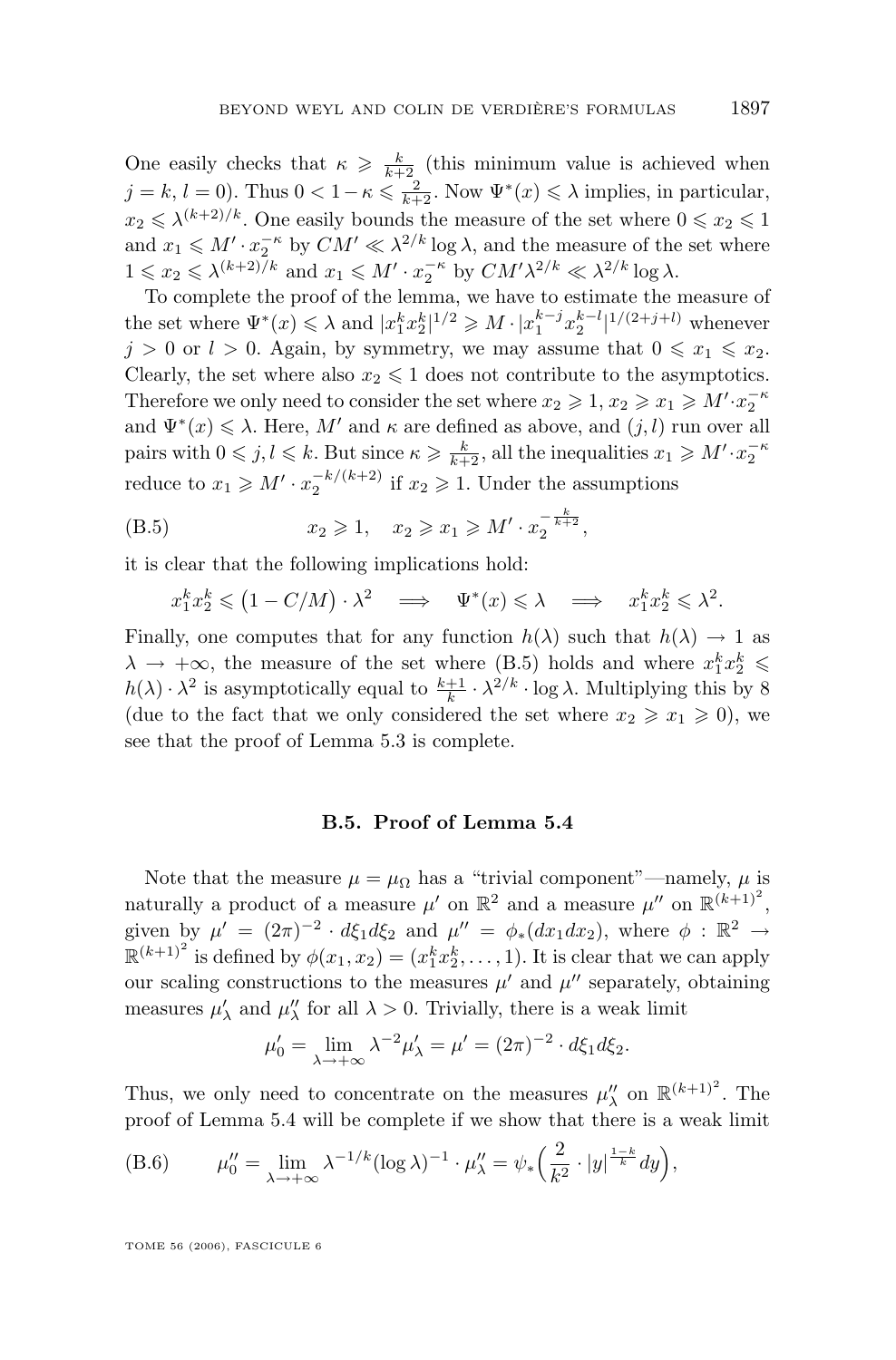One easily checks that $\kappa \geqslant \frac{k}{k+2}$ (this minimum value is achieved when $j = k$, $l = 0$). Thus $0 < 1 - \kappa \leqslant \frac{2}{k+2}$. Now $\Psi^*(x) \leqslant \lambda$ implies, in particular, $x_2 \leqslant \lambda^{(k+2)/k}$. One easily bounds the measure of the set where $0 \leqslant x_2 \leqslant 1$ and $x_1 \leqslant M' \cdot x_2^{-\kappa}$ by $CM' \ll \lambda^{2/k} \log \lambda$, and the measure of the set where $1 \leqslant x_2 \leqslant \lambda^{(k+2)/k}$ and $x_1 \leqslant M' \cdot x_2^{-\kappa}$ by $CM' \lambda^{2/k} \ll \lambda^{2/k} \log \lambda$.

To complete the proof of the lemma, we have to estimate the measure of the set where $\Psi^*(x) \leqslant \lambda$ and $|x_1^k x_2^k|^{1/2} \geqslant M \cdot |x_1^{k-j} x_2^{k-l}|^{1/(2+j+l)}$ whenever $j > 0$ or $l > 0$. Again, by symmetry, we may assume that $0 \leqslant x_1 \leqslant x_2$. Clearly, the set where also $x_2 \leqslant 1$ does not contribute to the asymptotics. Therefore we only need to consider the set where $x_2 \geqslant 1$, $x_2 \geqslant x_1 \geqslant M' \cdot x_2^{-\kappa}$ and $\Psi^*(x) \leqslant \lambda$. Here, $M'$ and $\kappa$ are defined as above, and $(j, l)$ run over all pairs with $0 \leqslant j, l \leqslant k$. But since $\kappa \geqslant \frac{k}{k+2}$, all the inequalities $x_1 \geqslant M' \cdot x_2^{-\kappa}$ reduce to $x_1 \geqslant M' \cdot x_2^{-k/(k+2)}$ if $x_2 \geqslant 1$. Under the assumptions

$$x_2 \geqslant 1, \quad x_2 \geqslant x_1 \geqslant M' \cdot x_2^{-\frac{k}{k+2}}, \tag{B.5}$$

it is clear that the following implications hold:

$$x_1^k x_2^k \leqslant \big(1 - C/M\big) \cdot \lambda^2 \implies \Psi^*(x) \leqslant \lambda \implies x_1^k x_2^k \leqslant \lambda^2.$$

Finally, one computes that for any function $h(\lambda)$ such that $h(\lambda) \to 1$ as $\lambda \to +\infty$, the measure of the set where (B.5) holds and where $x_1^k x_2^k \leqslant h(\lambda) \cdot \lambda^2$ is asymptotically equal to $\frac{k+1}{k} \cdot \lambda^{2/k} \cdot \log \lambda$. Multiplying this by 8 (due to the fact that we only considered the set where $x_2 \geqslant x_1 \geqslant 0$), we see that the proof of Lemma 5.3 is complete.

### B.5. Proof of Lemma 5.4

Note that the measure $\mu = \mu_\Omega$ has a "trivial component"—namely, $\mu$ is naturally a product of a measure $\mu'$ on $\mathbb{R}^2$ and a measure $\mu''$ on $\mathbb{R}^{(k+1)^2}$, given by $\mu' = (2\pi)^{-2} \cdot d\xi_1 d\xi_2$ and $\mu'' = \phi_*(dx_1 dx_2)$, where $\phi : \mathbb{R}^2 \to \mathbb{R}^{(k+1)^2}$ is defined by $\phi(x_1, x_2) = (x_1^k x_2^k, \dots, 1)$. It is clear that we can apply our scaling constructions to the measures $\mu'$ and $\mu''$ separately, obtaining measures $\mu'_\lambda$ and $\mu''_\lambda$ for all $\lambda > 0$. Trivially, there is a weak limit

$$\mu'_0 = \lim_{\lambda \to +\infty} \lambda^{-2} \mu'_\lambda = \mu' = (2\pi)^{-2} \cdot d\xi_1 d\xi_2.$$

Thus, we only need to concentrate on the measures $\mu''_\lambda$ on $\mathbb{R}^{(k+1)^2}$. The proof of Lemma 5.4 will be complete if we show that there is a weak limit

$$\mu''_0 = \lim_{\lambda \to +\infty} \lambda^{-1/k} (\log \lambda)^{-1} \cdot \mu''_\lambda = \psi_*\Big(\frac{2}{k^2} \cdot |y|^{\frac{1-k}{k}} dy\Big), \tag{B.6}$$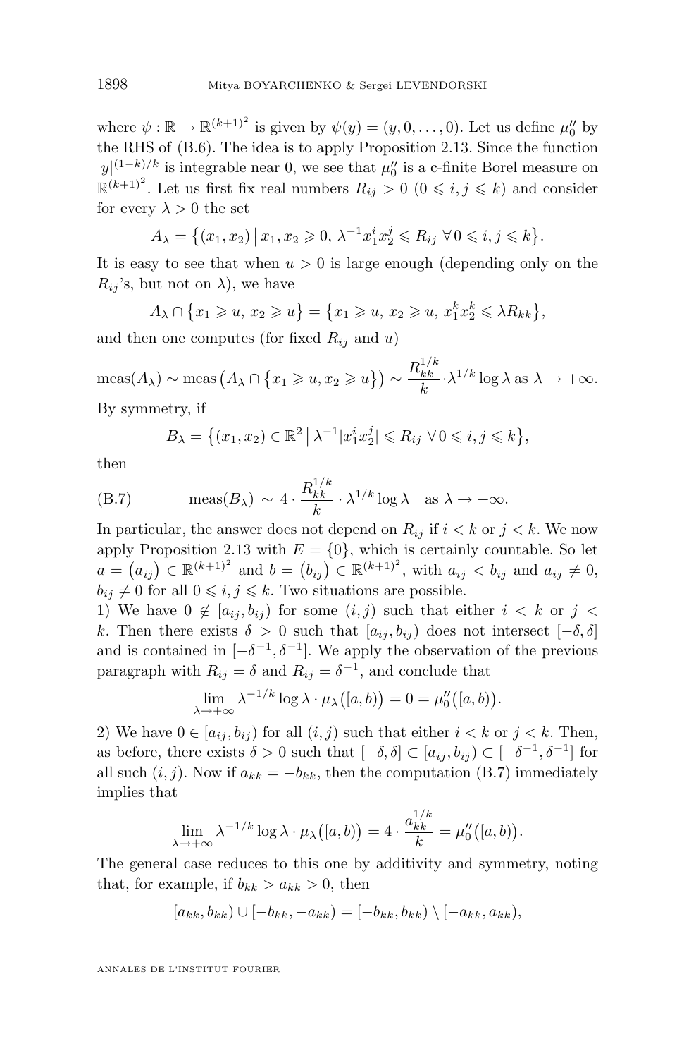where $\psi : \mathbb{R} \to \mathbb{R}^{(k+1)^2}$ is given by $\psi(y) = (y, 0, \dots, 0)$. Let us define $\mu_0''$ by the RHS of (B.6). The idea is to apply Proposition 2.13. Since the function $|y|^{(1-k)/k}$ is integrable near 0, we see that $\mu_0''$ is a c-finite Borel measure on $\mathbb{R}^{(k+1)^2}$. Let us first fix real numbers $R_{ij} > 0$ $(0 \leqslant i, j \leqslant k)$ and consider for every $\lambda > 0$ the set

$$A_\lambda = \big\{(x_1, x_2) \,\big|\, x_1, x_2 \geqslant 0,\ \lambda^{-1} x_1^i x_2^j \leqslant R_{ij}\ \forall\, 0 \leqslant i, j \leqslant k\big\}.$$

It is easy to see that when $u > 0$ is large enough (depending only on the $R_{ij}$'s, but not on $\lambda$), we have

$$A_\lambda \cap \big\{x_1 \geqslant u,\, x_2 \geqslant u\big\} = \big\{x_1 \geqslant u,\, x_2 \geqslant u,\, x_1^k x_2^k \leqslant \lambda R_{kk}\big\},$$

and then one computes (for fixed $R_{ij}$ and $u$)

$$\mathrm{meas}(A_\lambda) \sim \mathrm{meas}\big(A_\lambda \cap \big\{x_1 \geqslant u, x_2 \geqslant u\big\}\big) \sim \frac{R_{kk}^{1/k}}{k} \cdot \lambda^{1/k} \log \lambda \text{ as } \lambda \to +\infty.$$

By symmetry, if

$$B_\lambda = \big\{(x_1, x_2) \in \mathbb{R}^2 \,\big|\, \lambda^{-1} |x_1^i x_2^j| \leqslant R_{ij}\ \forall\, 0 \leqslant i, j \leqslant k\big\},$$

then

$$\mathrm{meas}(B_\lambda) \sim 4 \cdot \frac{R_{kk}^{1/k}}{k} \cdot \lambda^{1/k} \log \lambda \quad \text{as } \lambda \to +\infty. \tag{B.7}$$

In particular, the answer does not depend on $R_{ij}$ if $i < k$ or $j < k$. We now apply Proposition 2.13 with $E = \{0\}$, which is certainly countable. So let $a = (a_{ij}) \in \mathbb{R}^{(k+1)^2}$ and $b = (b_{ij}) \in \mathbb{R}^{(k+1)^2}$, with $a_{ij} < b_{ij}$ and $a_{ij} \neq 0$, $b_{ij} \neq 0$ for all $0 \leqslant i, j \leqslant k$. Two situations are possible.

1) We have $0 \notin [a_{ij}, b_{ij})$ for some $(i, j)$ such that either $i < k$ or $j < k$. Then there exists $\delta > 0$ such that $[a_{ij}, b_{ij})$ does not intersect $[-\delta, \delta]$ and is contained in $[-\delta^{-1}, \delta^{-1}]$. We apply the observation of the previous paragraph with $R_{ij} = \delta$ and $R_{ij} = \delta^{-1}$, and conclude that

$$\lim_{\lambda \to +\infty} \lambda^{-1/k} \log \lambda \cdot \mu_\lambda\big([a, b)\big) = 0 = \mu_0''\big([a, b)\big).$$

2) We have $0 \in [a_{ij}, b_{ij})$ for all $(i, j)$ such that either $i < k$ or $j < k$. Then, as before, there exists $\delta > 0$ such that $[-\delta, \delta] \subset [a_{ij}, b_{ij}) \subset [-\delta^{-1}, \delta^{-1}]$ for all such $(i, j)$. Now if $a_{kk} = -b_{kk}$, then the computation (B.7) immediately implies that

$$\lim_{\lambda \to +\infty} \lambda^{-1/k} \log \lambda \cdot \mu_\lambda\big([a, b)\big) = 4 \cdot \frac{a_{kk}^{1/k}}{k} = \mu_0''\big([a, b)\big).$$

The general case reduces to this one by additivity and symmetry, noting that, for example, if $b_{kk} > a_{kk} > 0$, then

$$[a_{kk}, b_{kk}) \cup [-b_{kk}, -a_{kk}) = [-b_{kk}, b_{kk}) \setminus [-a_{kk}, a_{kk}),$$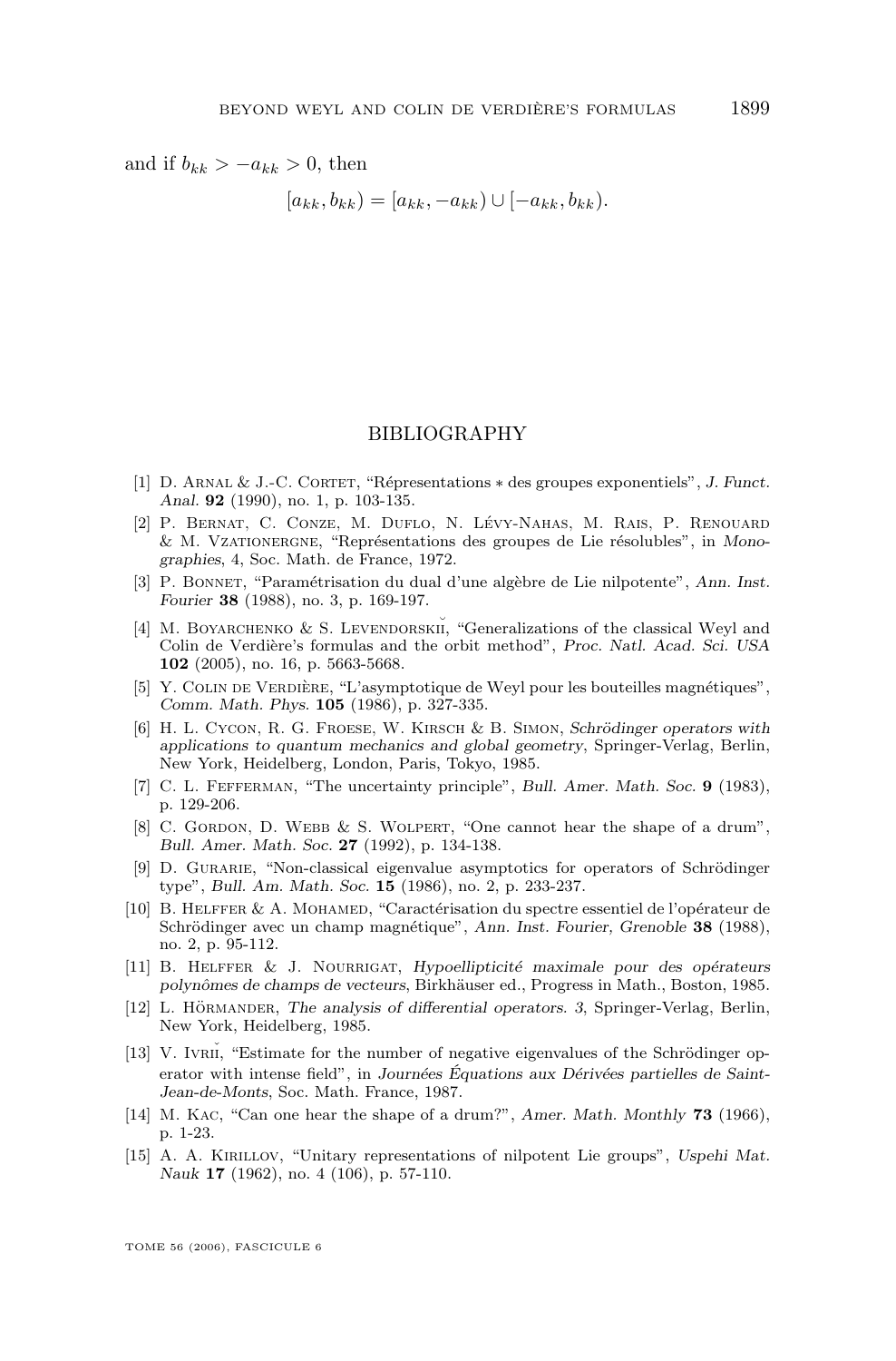and if $b_{kk} > -a_{kk} > 0$, then

$$[a_{kk}, b_{kk}) = [a_{kk}, -a_{kk}) \cup [-a_{kk}, b_{kk}).$$

## BIBLIOGRAPHY

[1] D. Arnal & J.-C. Cortet, "Répresentations ∗ des groupes exponentiels", *J. Funct. Anal.* **92** (1990), no. 1, p. 103-135.

[2] P. Bernat, C. Conze, M. Duflo, N. Lévy-Nahas, M. Rais, P. Renouard & M. Vzationergne, "Représentations des groupes de Lie résolubles", in *Monographies*, 4, Soc. Math. de France, 1972.

[3] P. Bonnet, "Paramétrisation du dual d'une algèbre de Lie nilpotente", *Ann. Inst. Fourier* **38** (1988), no. 3, p. 169-197.

[4] M. Boyarchenko & S. Levendorskiĭ, "Generalizations of the classical Weyl and Colin de Verdière's formulas and the orbit method", *Proc. Natl. Acad. Sci. USA* **102** (2005), no. 16, p. 5663-5668.

[5] Y. Colin de Verdière, "L'asymptotique de Weyl pour les bouteilles magnétiques", *Comm. Math. Phys.* **105** (1986), p. 327-335.

[6] H. L. Cycon, R. G. Froese, W. Kirsch & B. Simon, *Schrödinger operators with applications to quantum mechanics and global geometry*, Springer-Verlag, Berlin, New York, Heidelberg, London, Paris, Tokyo, 1985.

[7] C. L. Fefferman, "The uncertainty principle", *Bull. Amer. Math. Soc.* **9** (1983), p. 129-206.

[8] C. Gordon, D. Webb & S. Wolpert, "One cannot hear the shape of a drum", *Bull. Amer. Math. Soc.* **27** (1992), p. 134-138.

[9] D. Gurarie, "Non-classical eigenvalue asymptotics for operators of Schrödinger type", *Bull. Am. Math. Soc.* **15** (1986), no. 2, p. 233-237.

[10] B. Helffer & A. Mohamed, "Caractérisation du spectre essentiel de l'opérateur de Schrödinger avec un champ magnétique", *Ann. Inst. Fourier, Grenoble* **38** (1988), no. 2, p. 95-112.

[11] B. Helffer & J. Nourrigat, *Hypoellipticité maximale pour des opérateurs polynômes de champs de vecteurs*, Birkhäuser ed., Progress in Math., Boston, 1985.

[12] L. Hörmander, *The analysis of differential operators. 3*, Springer-Verlag, Berlin, New York, Heidelberg, 1985.

[13] V. Ivriĭ, "Estimate for the number of negative eigenvalues of the Schrödinger operator with intense field", in *Journées Équations aux Dérivées partielles de Saint-Jean-de-Monts*, Soc. Math. France, 1987.

[14] M. Kac, "Can one hear the shape of a drum?", *Amer. Math. Monthly* **73** (1966), p. 1-23.

[15] A. A. Kirillov, "Unitary representations of nilpotent Lie groups", *Uspehi Mat. Nauk* **17** (1962), no. 4 (106), p. 57-110.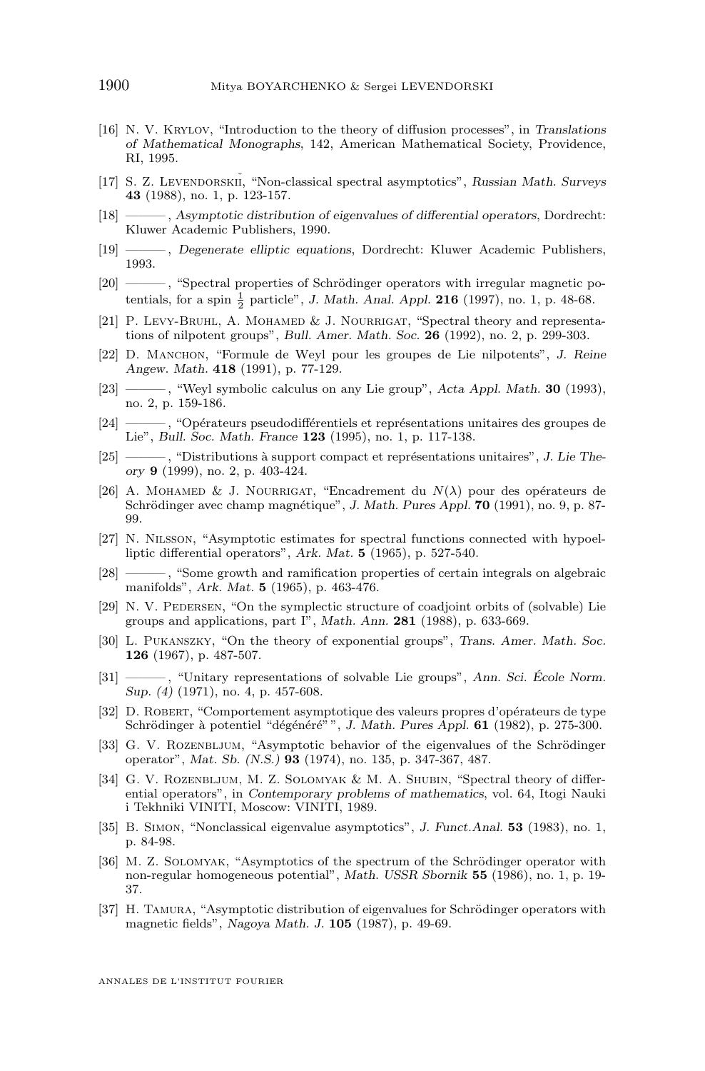[16] N. V. Krylov, "Introduction to the theory of diffusion processes", in *Translations of Mathematical Monographs*, 142, American Mathematical Society, Providence, RI, 1995.

[17] S. Z. Levendorskiĭ, "Non-classical spectral asymptotics", *Russian Math. Surveys* **43** (1988), no. 1, p. 123-157.

[18] ———, *Asymptotic distribution of eigenvalues of differential operators*, Dordrecht: Kluwer Academic Publishers, 1990.

[19] ———, *Degenerate elliptic equations*, Dordrecht: Kluwer Academic Publishers, 1993.

[20] ———, "Spectral properties of Schrödinger operators with irregular magnetic potentials, for a spin $\frac{1}{2}$ particle", *J. Math. Anal. Appl.* **216** (1997), no. 1, p. 48-68.

[21] P. Levy-Bruhl, A. Mohamed & J. Nourrigat, "Spectral theory and representations of nilpotent groups", *Bull. Amer. Math. Soc.* **26** (1992), no. 2, p. 299-303.

[22] D. Manchon, "Formule de Weyl pour les groupes de Lie nilpotents", *J. Reine Angew. Math.* **418** (1991), p. 77-129.

[23] ———, "Weyl symbolic calculus on any Lie group", *Acta Appl. Math.* **30** (1993), no. 2, p. 159-186.

[24] ———, "Opérateurs pseudodifférentiels et représentations unitaires des groupes de Lie", *Bull. Soc. Math. France* **123** (1995), no. 1, p. 117-138.

[25] ———, "Distributions à support compact et représentations unitaires", *J. Lie Theory* **9** (1999), no. 2, p. 403-424.

[26] A. Mohamed & J. Nourrigat, "Encadrement du $N(\lambda)$ pour des opérateurs de Schrödinger avec champ magnétique", *J. Math. Pures Appl.* **70** (1991), no. 9, p. 87-99.

[27] N. Nilsson, "Asymptotic estimates for spectral functions connected with hypoelliptic differential operators", *Ark. Mat.* **5** (1965), p. 527-540.

[28] ———, "Some growth and ramification properties of certain integrals on algebraic manifolds", *Ark. Mat.* **5** (1965), p. 463-476.

[29] N. V. Pedersen, "On the symplectic structure of coadjoint orbits of (solvable) Lie groups and applications, part I", *Math. Ann.* **281** (1988), p. 633-669.

[30] L. Pukanszky, "On the theory of exponential groups", *Trans. Amer. Math. Soc.* **126** (1967), p. 487-507.

[31] ———, "Unitary representations of solvable Lie groups", *Ann. Sci. École Norm. Sup. (4)* (1971), no. 4, p. 457-608.

[32] D. Robert, "Comportement asymptotique des valeurs propres d'opérateurs de type Schrödinger à potentiel "dégénéré"", *J. Math. Pures Appl.* **61** (1982), p. 275-300.

[33] G. V. Rozenbljum, "Asymptotic behavior of the eigenvalues of the Schrödinger operator", *Mat. Sb. (N.S.)* **93** (1974), no. 135, p. 347-367, 487.

[34] G. V. Rozenbljum, M. Z. Solomyak & M. A. Shubin, "Spectral theory of differential operators", in *Contemporary problems of mathematics*, vol. 64, Itogi Nauki i Tekhniki VINITI, Moscow: VINITI, 1989.

[35] B. Simon, "Nonclassical eigenvalue asymptotics", *J. Funct.Anal.* **53** (1983), no. 1, p. 84-98.

[36] M. Z. Solomyak, "Asymptotics of the spectrum of the Schrödinger operator with non-regular homogeneous potential", *Math. USSR Sbornik* **55** (1986), no. 1, p. 19-37.

[37] H. Tamura, "Asymptotic distribution of eigenvalues for Schrödinger operators with magnetic fields", *Nagoya Math. J.* **105** (1987), p. 49-69.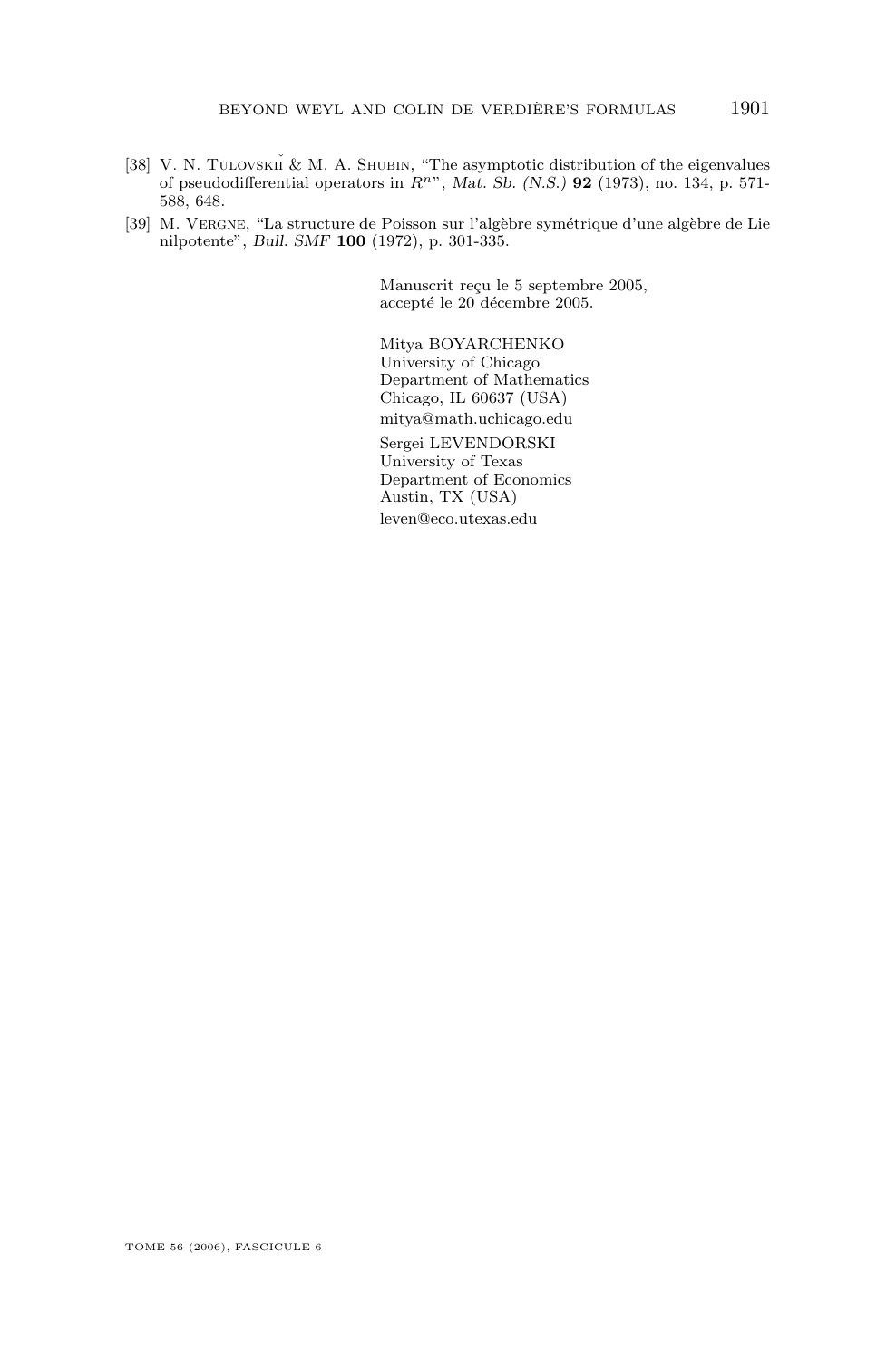[38] V. N. Tulovskiĭ & M. A. Shubin, "The asymptotic distribution of the eigenvalues of pseudodifferential operators in $R^n$", *Mat. Sb. (N.S.)* **92** (1973), no. 134, p. 571-588, 648.

[39] M. Vergne, "La structure de Poisson sur l'algèbre symétrique d'une algèbre de Lie nilpotente", *Bull. SMF* **100** (1972), p. 301-335.

Manuscrit reçu le 5 septembre 2005,
accepté le 20 décembre 2005.

Mitya BOYARCHENKO
University of Chicago
Department of Mathematics
Chicago, IL 60637 (USA)
mitya@math.uchicago.edu

Sergei LEVENDORSKI
University of Texas
Department of Economics
Austin, TX (USA)
leven@eco.utexas.edu